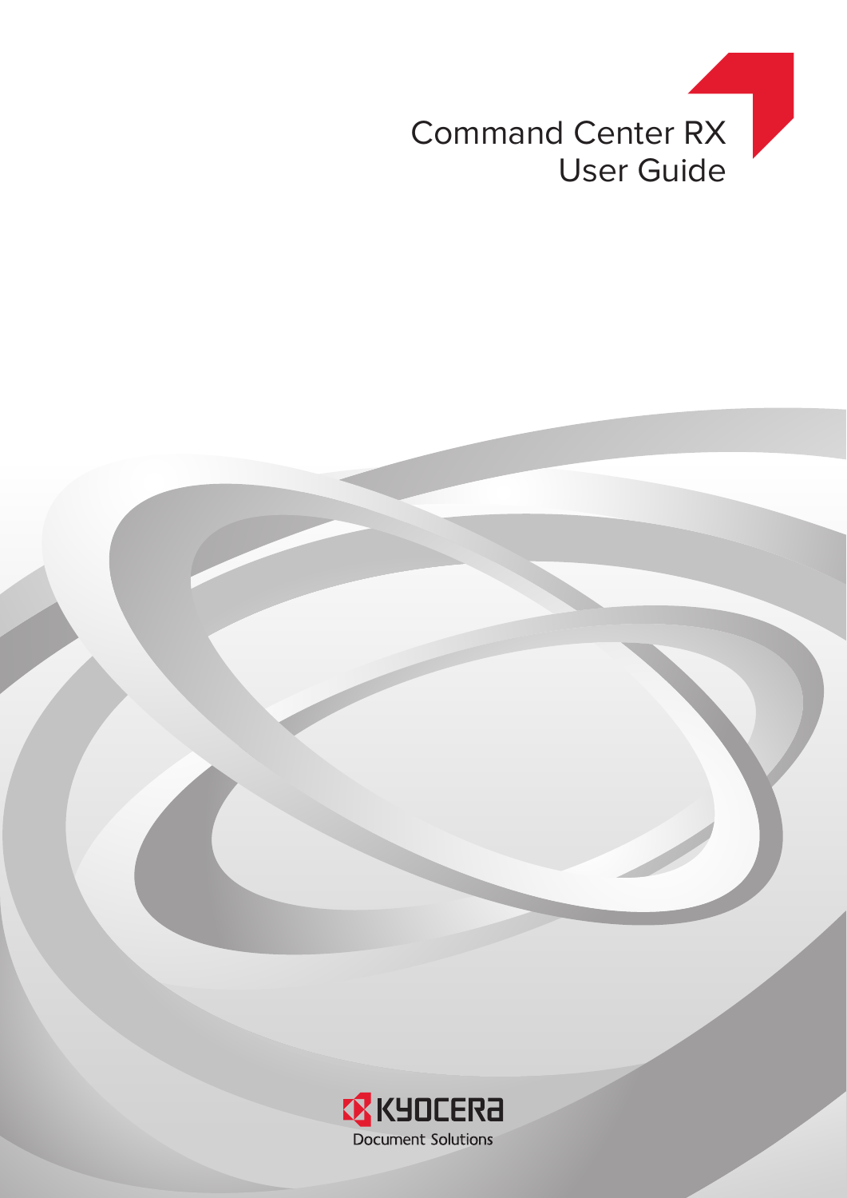# Command Center RX
# User Guide

KYOCERA Document Solutions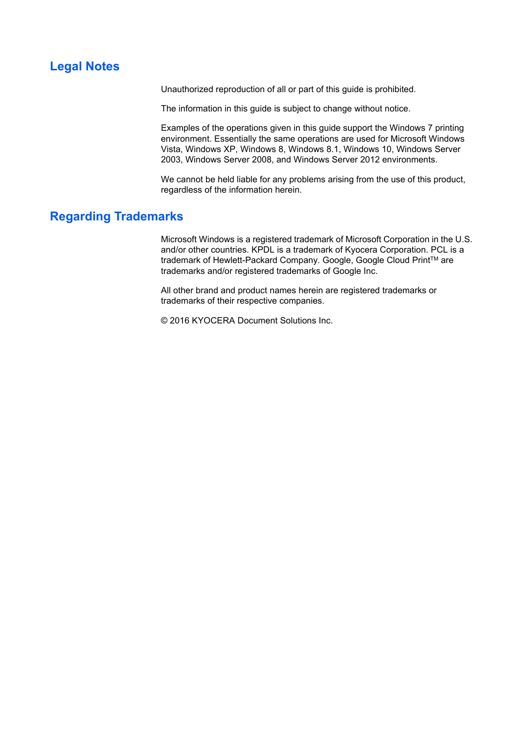## Legal Notes

Unauthorized reproduction of all or part of this guide is prohibited.

The information in this guide is subject to change without notice.

Examples of the operations given in this guide support the Windows 7 printing environment. Essentially the same operations are used for Microsoft Windows Vista, Windows XP, Windows 8, Windows 8.1, Windows 10, Windows Server 2003, Windows Server 2008, and Windows Server 2012 environments.

We cannot be held liable for any problems arising from the use of this product, regardless of the information herein.

## Regarding Trademarks

Microsoft Windows is a registered trademark of Microsoft Corporation in the U.S. and/or other countries. KPDL is a trademark of Kyocera Corporation. PCL is a trademark of Hewlett-Packard Company. Google, Google Cloud Print™ are trademarks and/or registered trademarks of Google Inc.

All other brand and product names herein are registered trademarks or trademarks of their respective companies.

© 2016 KYOCERA Document Solutions Inc.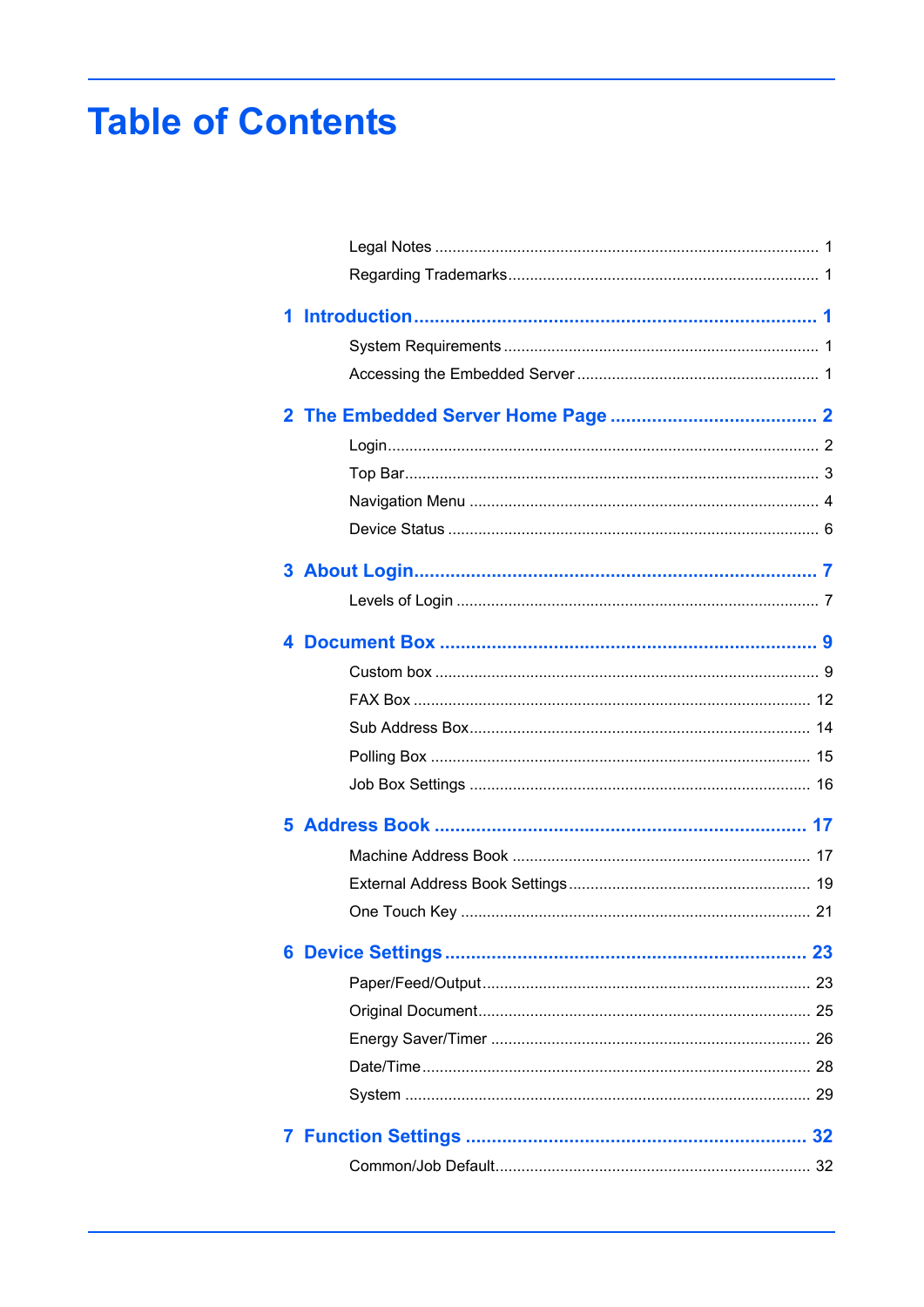# Table of Contents

Legal Notes ........................................................................................ 1
Regarding Trademarks....................................................................... 1

**1 Introduction............................................................................ 1**

System Requirements ........................................................................ 1
Accessing the Embedded Server ....................................................... 1

**2 The Embedded Server Home Page ....................................... 2**

Login................................................................................................... 2
Top Bar............................................................................................... 3
Navigation Menu ................................................................................ 4
Device Status ..................................................................................... 6

**3 About Login............................................................................ 7**

Levels of Login ................................................................................... 7

**4 Document Box ........................................................................ 9**

Custom box ........................................................................................ 9
FAX Box ........................................................................................... 12
Sub Address Box.............................................................................. 14
Polling Box ....................................................................................... 15
Job Box Settings .............................................................................. 16

**5 Address Book ....................................................................... 17**

Machine Address Book .................................................................... 17
External Address Book Settings....................................................... 19
One Touch Key ................................................................................ 21

**6 Device Settings .................................................................... 23**

Paper/Feed/Output........................................................................... 23
Original Document............................................................................ 25
Energy Saver/Timer ......................................................................... 26
Date/Time......................................................................................... 28
System ............................................................................................. 29

**7 Function Settings ................................................................. 32**

Common/Job Default........................................................................ 32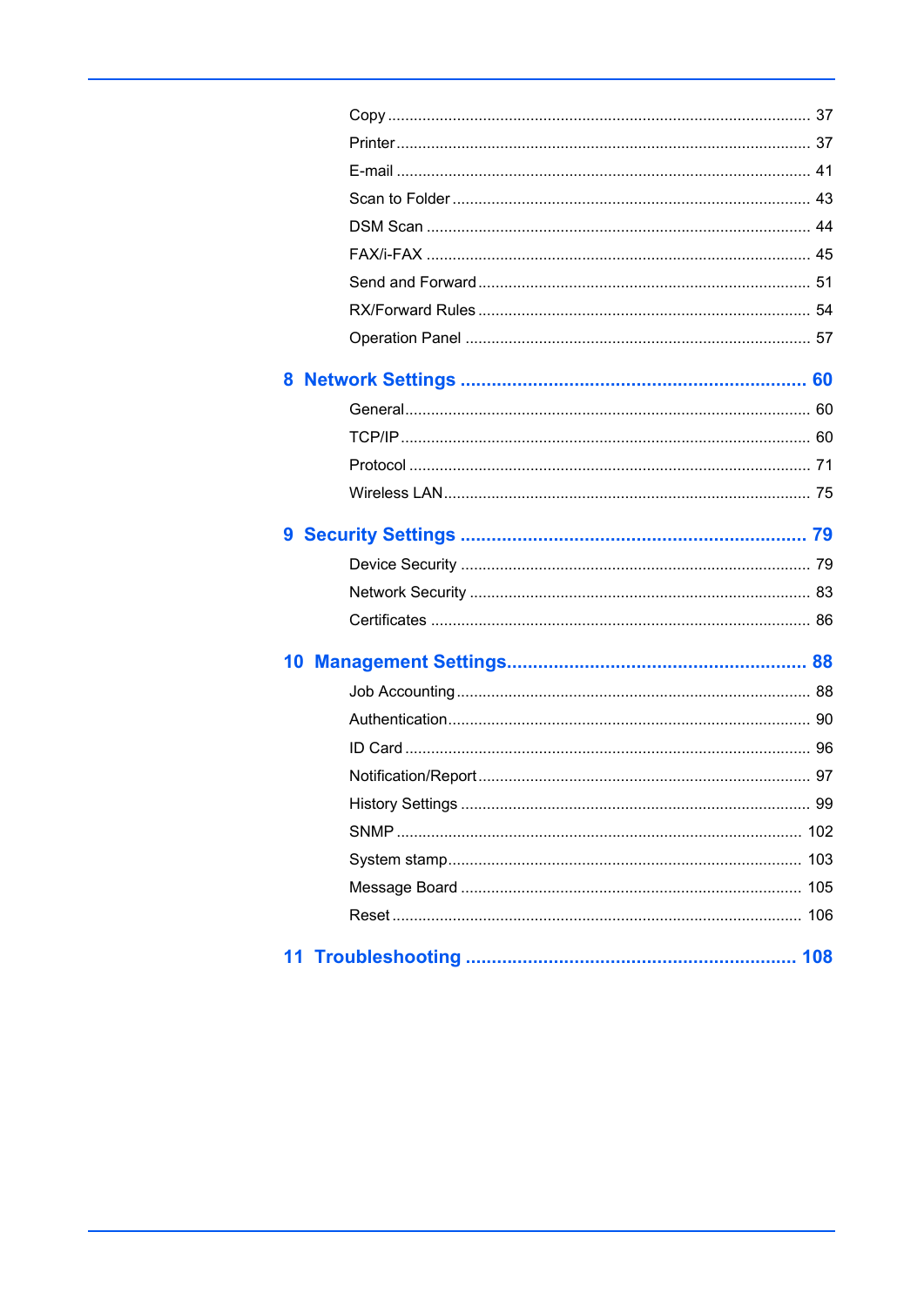Copy ..... 37
Printer ..... 37
E-mail ..... 41
Scan to Folder ..... 43
DSM Scan ..... 44
FAX/i-FAX ..... 45
Send and Forward ..... 51
RX/Forward Rules ..... 54
Operation Panel ..... 57

**8 Network Settings ..... 60**

General ..... 60
TCP/IP ..... 60
Protocol ..... 71
Wireless LAN ..... 75

**9 Security Settings ..... 79**

Device Security ..... 79
Network Security ..... 83
Certificates ..... 86

**10 Management Settings ..... 88**

Job Accounting ..... 88
Authentication ..... 90
ID Card ..... 96
Notification/Report ..... 97
History Settings ..... 99
SNMP ..... 102
System stamp ..... 103
Message Board ..... 105
Reset ..... 106

**11 Troubleshooting ..... 108**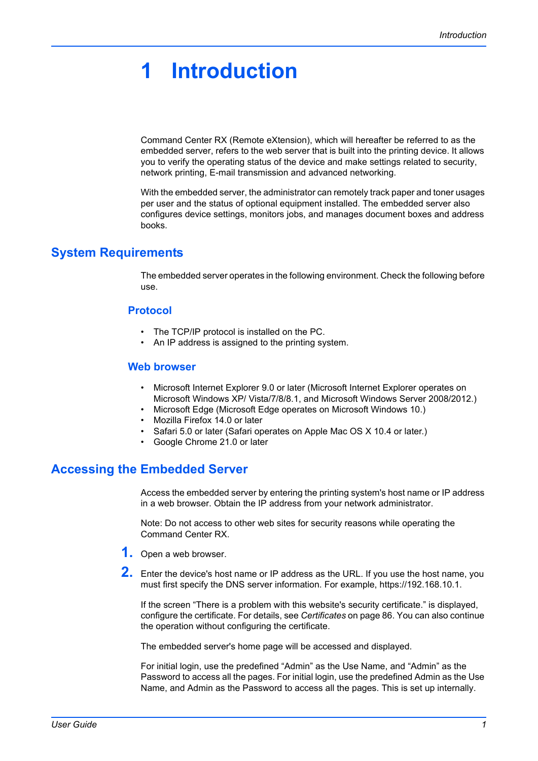# 1 Introduction

Command Center RX (Remote eXtension), which will hereafter be referred to as the embedded server, refers to the web server that is built into the printing device. It allows you to verify the operating status of the device and make settings related to security, network printing, E-mail transmission and advanced networking.

With the embedded server, the administrator can remotely track paper and toner usages per user and the status of optional equipment installed. The embedded server also configures device settings, monitors jobs, and manages document boxes and address books.

## System Requirements

The embedded server operates in the following environment. Check the following before use.

### Protocol

- The TCP/IP protocol is installed on the PC.
- An IP address is assigned to the printing system.

### Web browser

- Microsoft Internet Explorer 9.0 or later (Microsoft Internet Explorer operates on Microsoft Windows XP/ Vista/7/8/8.1, and Microsoft Windows Server 2008/2012.)
- Microsoft Edge (Microsoft Edge operates on Microsoft Windows 10.)
- Mozilla Firefox 14.0 or later
- Safari 5.0 or later (Safari operates on Apple Mac OS X 10.4 or later.)
- Google Chrome 21.0 or later

## Accessing the Embedded Server

Access the embedded server by entering the printing system's host name or IP address in a web browser. Obtain the IP address from your network administrator.

Note: Do not access to other web sites for security reasons while operating the Command Center RX.

1. Open a web browser.
2. Enter the device's host name or IP address as the URL. If you use the host name, you must first specify the DNS server information. For example, https://192.168.10.1.

   If the screen “There is a problem with this website's security certificate.” is displayed, configure the certificate. For details, see *Certificates* on page 86. You can also continue the operation without configuring the certificate.

   The embedded server's home page will be accessed and displayed.

   For initial login, use the predefined “Admin” as the Use Name, and “Admin” as the Password to access all the pages. For initial login, use the predefined Admin as the Use Name, and Admin as the Password to access all the pages. This is set up internally.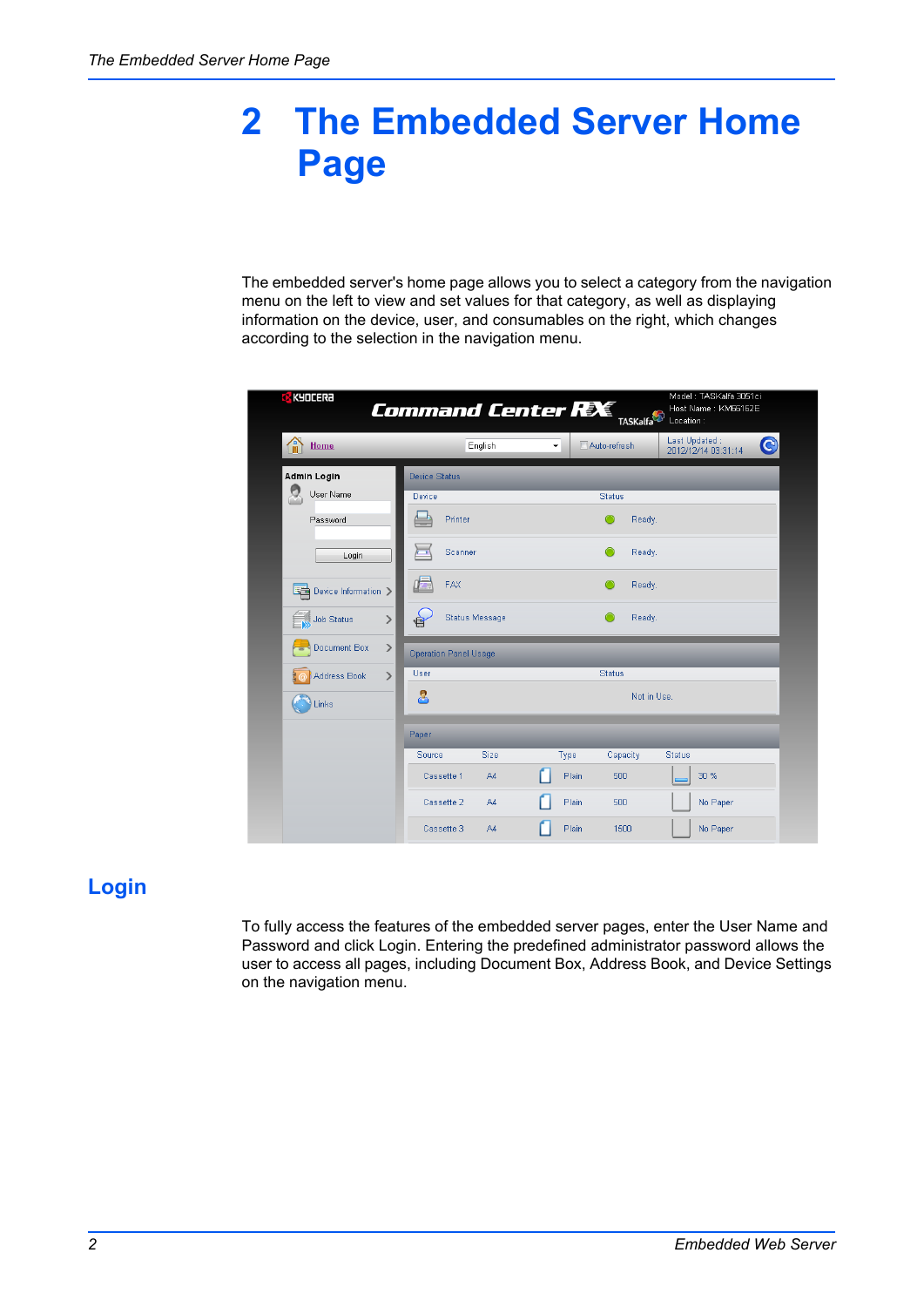# 2 The Embedded Server Home Page

The embedded server's home page allows you to select a category from the navigation menu on the left to view and set values for that category, as well as displaying information on the device, user, and consumables on the right, which changes according to the selection in the navigation menu.

## Login

To fully access the features of the embedded server pages, enter the User Name and Password and click Login. Entering the predefined administrator password allows the user to access all pages, including Document Box, Address Book, and Device Settings on the navigation menu.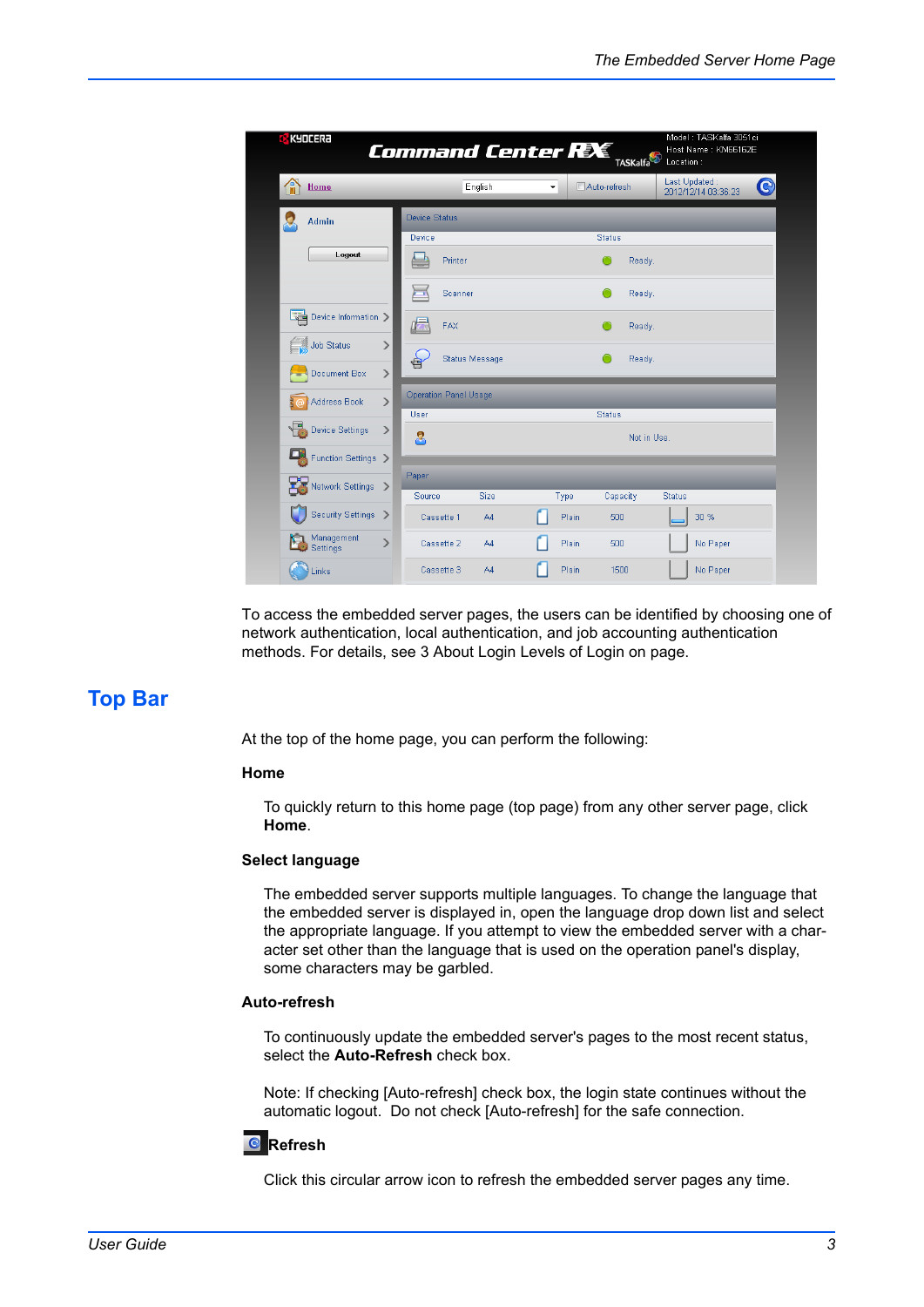To access the embedded server pages, the users can be identified by choosing one of network authentication, local authentication, and job accounting authentication methods. For details, see 3 About Login Levels of Login on page.

## Top Bar

At the top of the home page, you can perform the following:

**Home**

To quickly return to this home page (top page) from any other server page, click **Home**.

**Select language**

The embedded server supports multiple languages. To change the language that the embedded server is displayed in, open the language drop down list and select the appropriate language. If you attempt to view the embedded server with a character set other than the language that is used on the operation panel's display, some characters may be garbled.

**Auto-refresh**

To continuously update the embedded server's pages to the most recent status, select the **Auto-Refresh** check box.

Note: If checking [Auto-refresh] check box, the login state continues without the automatic logout. Do not check [Auto-refresh] for the safe connection.

**Refresh**

Click this circular arrow icon to refresh the embedded server pages any time.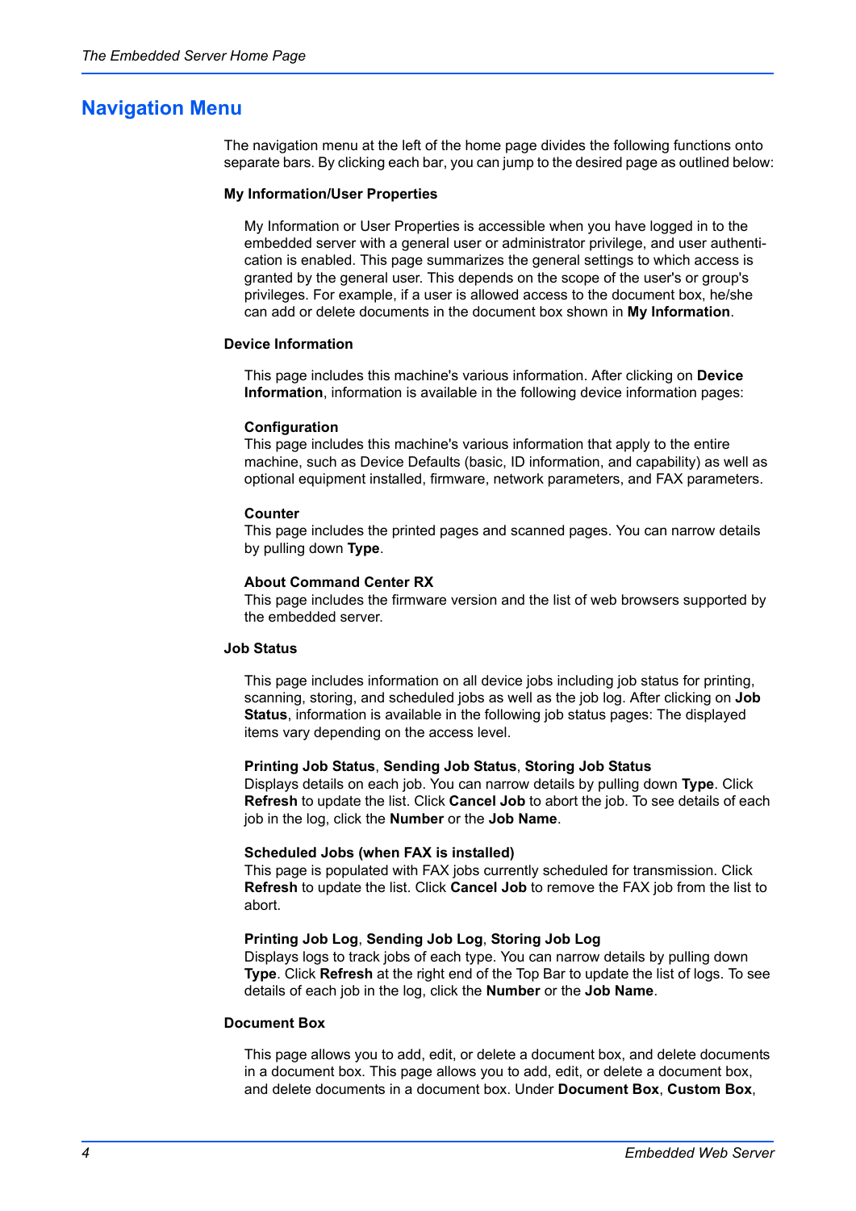## Navigation Menu

The navigation menu at the left of the home page divides the following functions onto separate bars. By clicking each bar, you can jump to the desired page as outlined below:

**My Information/User Properties**

My Information or User Properties is accessible when you have logged in to the embedded server with a general user or administrator privilege, and user authentication is enabled. This page summarizes the general settings to which access is granted by the general user. This depends on the scope of the user's or group's privileges. For example, if a user is allowed access to the document box, he/she can add or delete documents in the document box shown in **My Information**.

**Device Information**

This page includes this machine's various information. After clicking on **Device Information**, information is available in the following device information pages:

**Configuration**
This page includes this machine's various information that apply to the entire machine, such as Device Defaults (basic, ID information, and capability) as well as optional equipment installed, firmware, network parameters, and FAX parameters.

**Counter**
This page includes the printed pages and scanned pages. You can narrow details by pulling down **Type**.

**About Command Center RX**
This page includes the firmware version and the list of web browsers supported by the embedded server.

**Job Status**

This page includes information on all device jobs including job status for printing, scanning, storing, and scheduled jobs as well as the job log. After clicking on **Job Status**, information is available in the following job status pages: The displayed items vary depending on the access level.

**Printing Job Status**, **Sending Job Status**, **Storing Job Status**
Displays details on each job. You can narrow details by pulling down **Type**. Click **Refresh** to update the list. Click **Cancel Job** to abort the job. To see details of each job in the log, click the **Number** or the **Job Name**.

**Scheduled Jobs (when FAX is installed)**
This page is populated with FAX jobs currently scheduled for transmission. Click **Refresh** to update the list. Click **Cancel Job** to remove the FAX job from the list to abort.

**Printing Job Log**, **Sending Job Log**, **Storing Job Log**
Displays logs to track jobs of each type. You can narrow details by pulling down **Type**. Click **Refresh** at the right end of the Top Bar to update the list of logs. To see details of each job in the log, click the **Number** or the **Job Name**.

**Document Box**

This page allows you to add, edit, or delete a document box, and delete documents in a document box. This page allows you to add, edit, or delete a document box, and delete documents in a document box. Under **Document Box**, **Custom Box**,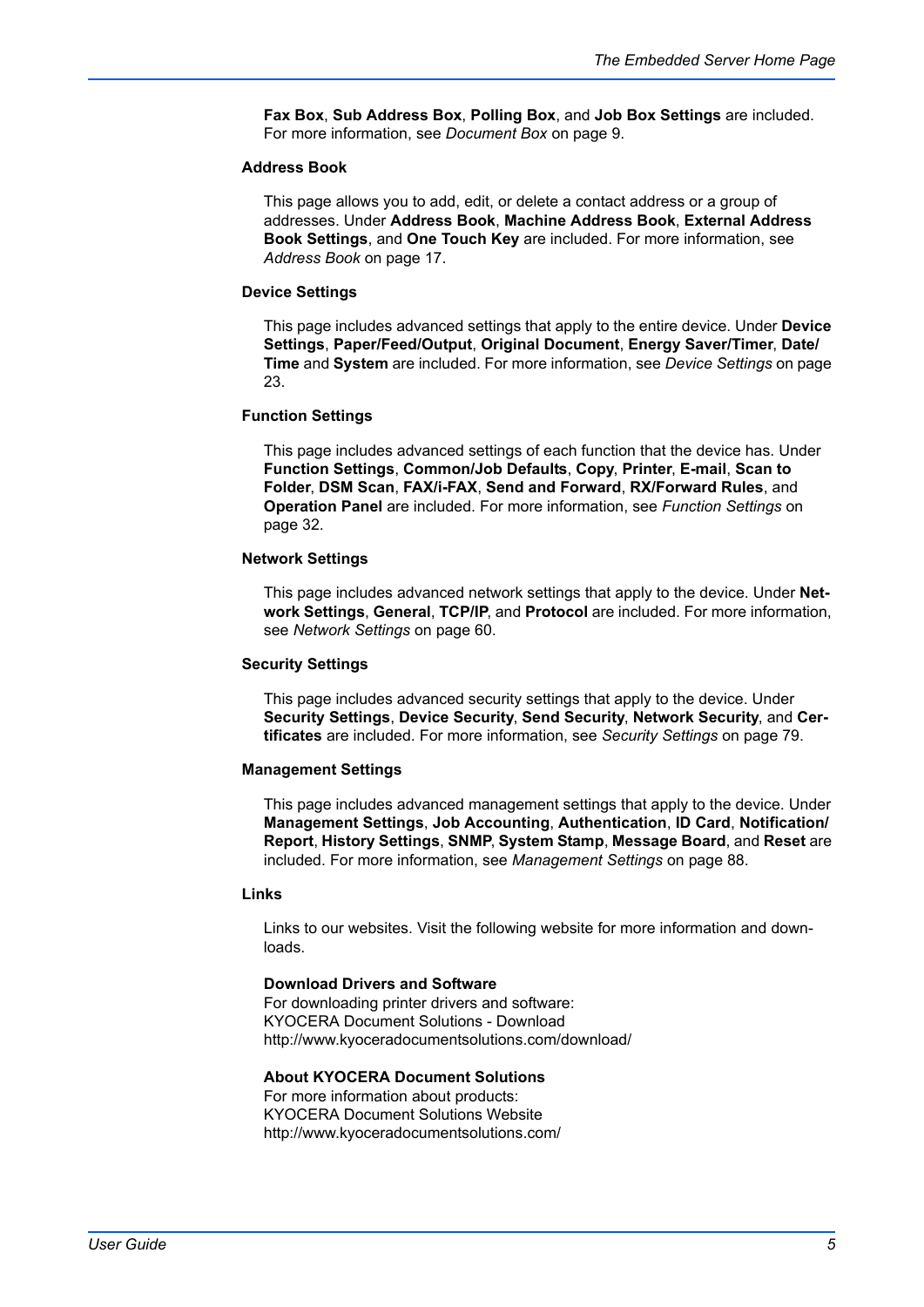**Fax Box**, **Sub Address Box**, **Polling Box**, and **Job Box Settings** are included. For more information, see *Document Box* on page 9.

### Address Book

This page allows you to add, edit, or delete a contact address or a group of addresses. Under **Address Book**, **Machine Address Book**, **External Address Book Settings**, and **One Touch Key** are included. For more information, see *Address Book* on page 17.

### Device Settings

This page includes advanced settings that apply to the entire device. Under **Device Settings**, **Paper/Feed/Output**, **Original Document**, **Energy Saver/Timer**, **Date/Time** and **System** are included. For more information, see *Device Settings* on page 23.

### Function Settings

This page includes advanced settings of each function that the device has. Under **Function Settings**, **Common/Job Defaults**, **Copy**, **Printer**, **E-mail**, **Scan to Folder**, **DSM Scan**, **FAX/i-FAX**, **Send and Forward**, **RX/Forward Rules**, and **Operation Panel** are included. For more information, see *Function Settings* on page 32.

### Network Settings

This page includes advanced network settings that apply to the device. Under **Network Settings**, **General**, **TCP/IP**, and **Protocol** are included. For more information, see *Network Settings* on page 60.

### Security Settings

This page includes advanced security settings that apply to the device. Under **Security Settings**, **Device Security**, **Send Security**, **Network Security**, and **Certificates** are included. For more information, see *Security Settings* on page 79.

### Management Settings

This page includes advanced management settings that apply to the device. Under **Management Settings**, **Job Accounting**, **Authentication**, **ID Card**, **Notification/Report**, **History Settings**, **SNMP**, **System Stamp**, **Message Board**, and **Reset** are included. For more information, see *Management Settings* on page 88.

### Links

Links to our websites. Visit the following website for more information and downloads.

**Download Drivers and Software**
For downloading printer drivers and software:
KYOCERA Document Solutions - Download
http://www.kyoceradocumentsolutions.com/download/

**About KYOCERA Document Solutions**
For more information about products:
KYOCERA Document Solutions Website
http://www.kyoceradocumentsolutions.com/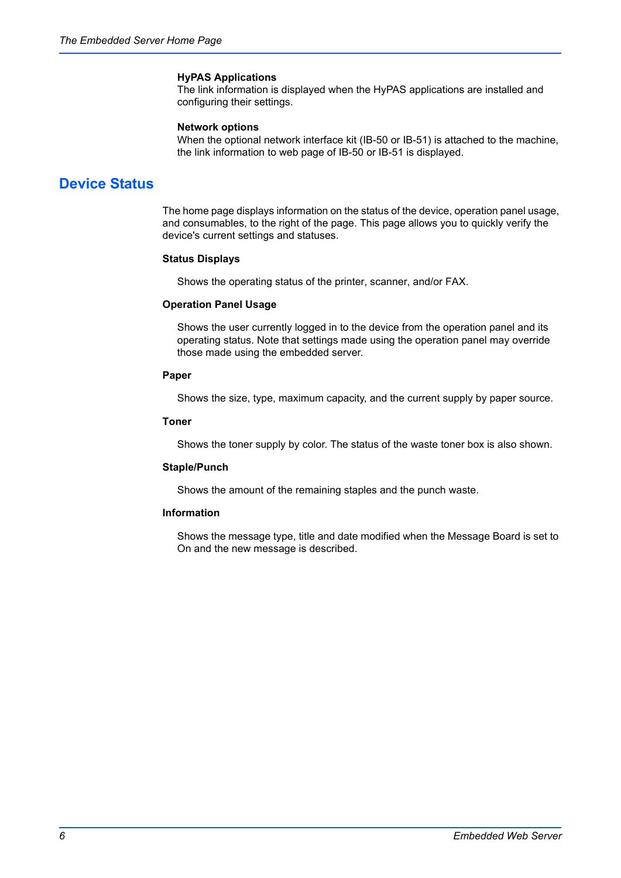**HyPAS Applications**
The link information is displayed when the HyPAS applications are installed and configuring their settings.

**Network options**
When the optional network interface kit (IB-50 or IB-51) is attached to the machine, the link information to web page of IB-50 or IB-51 is displayed.

## Device Status

The home page displays information on the status of the device, operation panel usage, and consumables, to the right of the page. This page allows you to quickly verify the device's current settings and statuses.

**Status Displays**

Shows the operating status of the printer, scanner, and/or FAX.

**Operation Panel Usage**

Shows the user currently logged in to the device from the operation panel and its operating status. Note that settings made using the operation panel may override those made using the embedded server.

**Paper**

Shows the size, type, maximum capacity, and the current supply by paper source.

**Toner**

Shows the toner supply by color. The status of the waste toner box is also shown.

**Staple/Punch**

Shows the amount of the remaining staples and the punch waste.

**Information**

Shows the message type, title and date modified when the Message Board is set to On and the new message is described.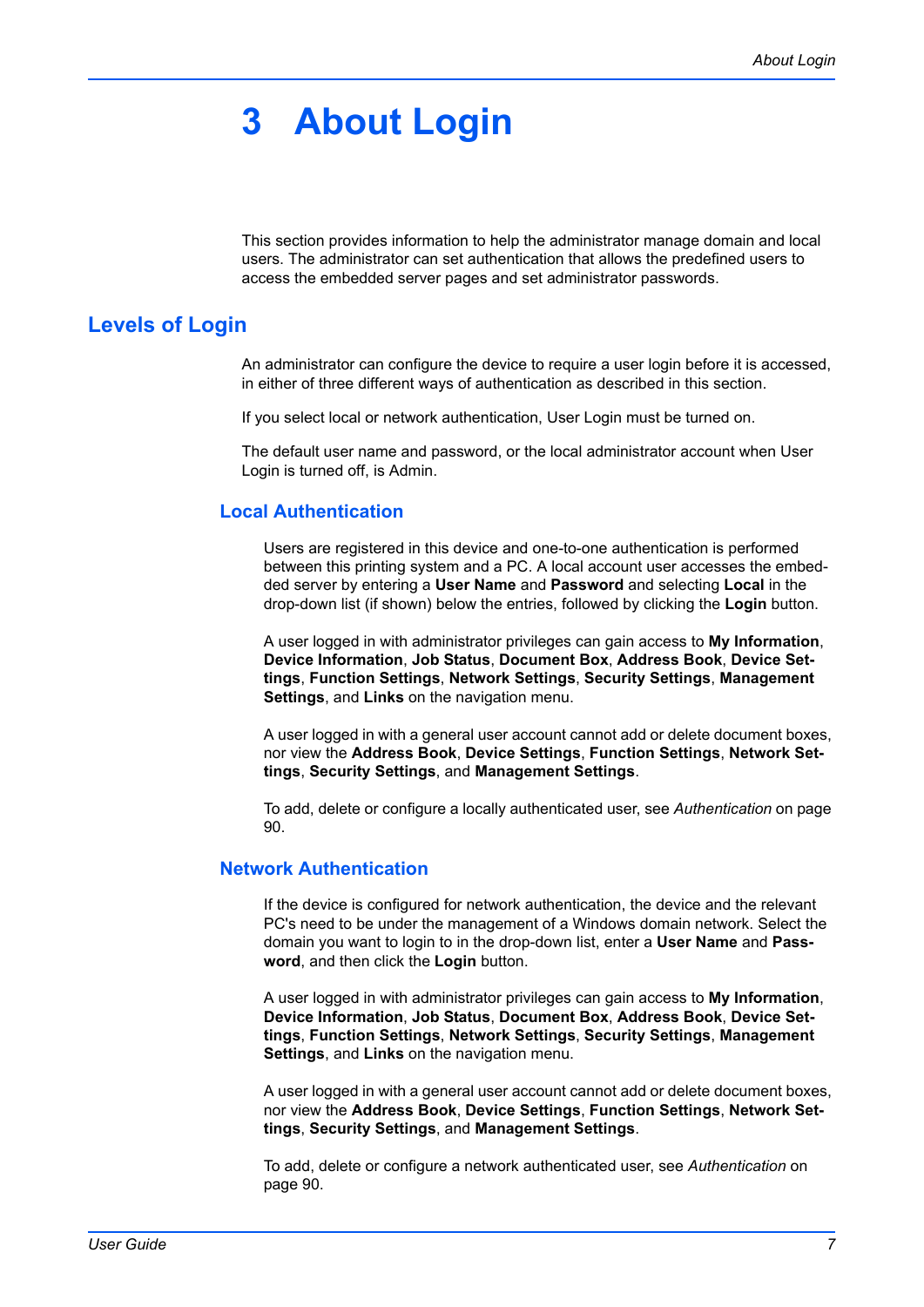# 3 About Login

This section provides information to help the administrator manage domain and local users. The administrator can set authentication that allows the predefined users to access the embedded server pages and set administrator passwords.

## Levels of Login

An administrator can configure the device to require a user login before it is accessed, in either of three different ways of authentication as described in this section.

If you select local or network authentication, User Login must be turned on.

The default user name and password, or the local administrator account when User Login is turned off, is Admin.

### Local Authentication

Users are registered in this device and one-to-one authentication is performed between this printing system and a PC. A local account user accesses the embedded server by entering a **User Name** and **Password** and selecting **Local** in the drop-down list (if shown) below the entries, followed by clicking the **Login** button.

A user logged in with administrator privileges can gain access to **My Information**, **Device Information**, **Job Status**, **Document Box**, **Address Book**, **Device Settings**, **Function Settings**, **Network Settings**, **Security Settings**, **Management Settings**, and **Links** on the navigation menu.

A user logged in with a general user account cannot add or delete document boxes, nor view the **Address Book**, **Device Settings**, **Function Settings**, **Network Settings**, **Security Settings**, and **Management Settings**.

To add, delete or configure a locally authenticated user, see *Authentication* on page 90.

### Network Authentication

If the device is configured for network authentication, the device and the relevant PC's need to be under the management of a Windows domain network. Select the domain you want to login to in the drop-down list, enter a **User Name** and **Password**, and then click the **Login** button.

A user logged in with administrator privileges can gain access to **My Information**, **Device Information**, **Job Status**, **Document Box**, **Address Book**, **Device Settings**, **Function Settings**, **Network Settings**, **Security Settings**, **Management Settings**, and **Links** on the navigation menu.

A user logged in with a general user account cannot add or delete document boxes, nor view the **Address Book**, **Device Settings**, **Function Settings**, **Network Settings**, **Security Settings**, and **Management Settings**.

To add, delete or configure a network authenticated user, see *Authentication* on page 90.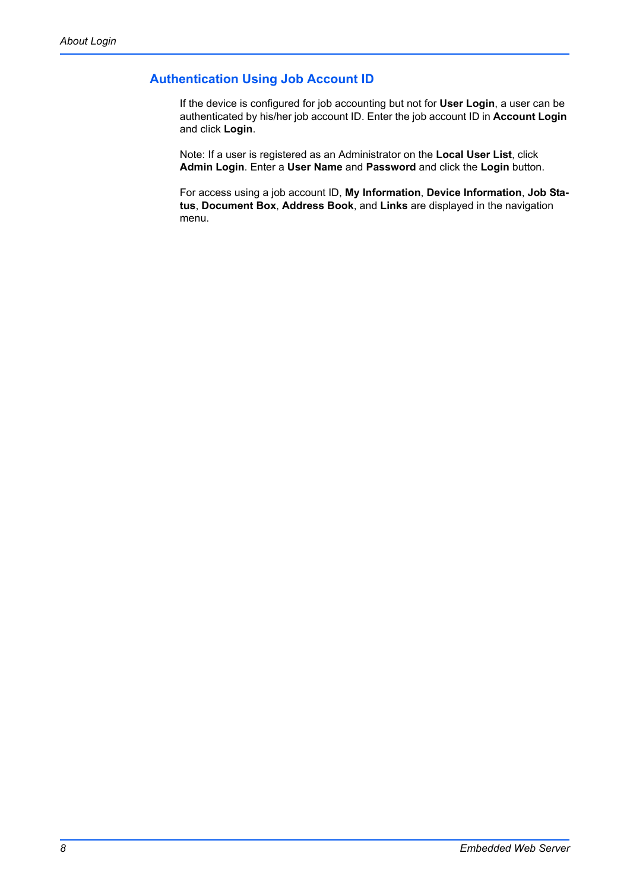## Authentication Using Job Account ID

If the device is configured for job accounting but not for **User Login**, a user can be authenticated by his/her job account ID. Enter the job account ID in **Account Login** and click **Login**.

Note: If a user is registered as an Administrator on the **Local User List**, click **Admin Login**. Enter a **User Name** and **Password** and click the **Login** button.

For access using a job account ID, **My Information**, **Device Information**, **Job Status**, **Document Box**, **Address Book**, and **Links** are displayed in the navigation menu.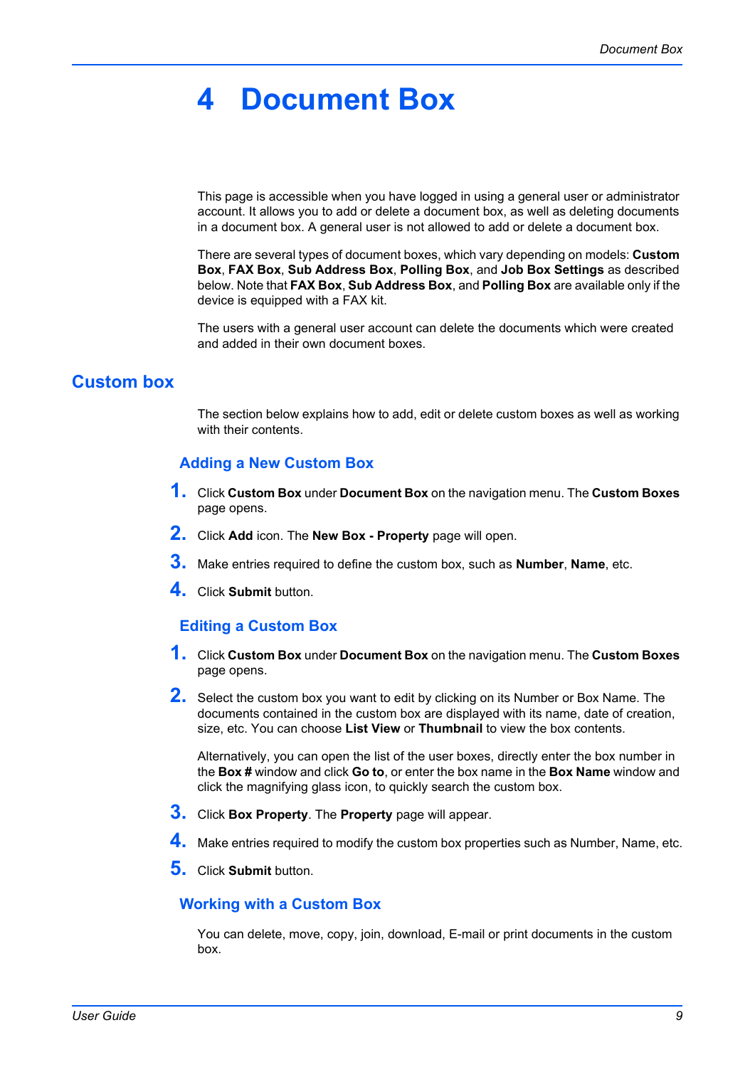# 4 Document Box

This page is accessible when you have logged in using a general user or administrator account. It allows you to add or delete a document box, as well as deleting documents in a document box. A general user is not allowed to add or delete a document box.

There are several types of document boxes, which vary depending on models: **Custom Box**, **FAX Box**, **Sub Address Box**, **Polling Box**, and **Job Box Settings** as described below. Note that **FAX Box**, **Sub Address Box**, and **Polling Box** are available only if the device is equipped with a FAX kit.

The users with a general user account can delete the documents which were created and added in their own document boxes.

## Custom box

The section below explains how to add, edit or delete custom boxes as well as working with their contents.

### Adding a New Custom Box

1. Click **Custom Box** under **Document Box** on the navigation menu. The **Custom Boxes** page opens.
2. Click **Add** icon. The **New Box - Property** page will open.
3. Make entries required to define the custom box, such as **Number**, **Name**, etc.
4. Click **Submit** button.

### Editing a Custom Box

1. Click **Custom Box** under **Document Box** on the navigation menu. The **Custom Boxes** page opens.
2. Select the custom box you want to edit by clicking on its Number or Box Name. The documents contained in the custom box are displayed with its name, date of creation, size, etc. You can choose **List View** or **Thumbnail** to view the box contents.

   Alternatively, you can open the list of the user boxes, directly enter the box number in the **Box #** window and click **Go to**, or enter the box name in the **Box Name** window and click the magnifying glass icon, to quickly search the custom box.
3. Click **Box Property**. The **Property** page will appear.
4. Make entries required to modify the custom box properties such as Number, Name, etc.
5. Click **Submit** button.

### Working with a Custom Box

You can delete, move, copy, join, download, E-mail or print documents in the custom box.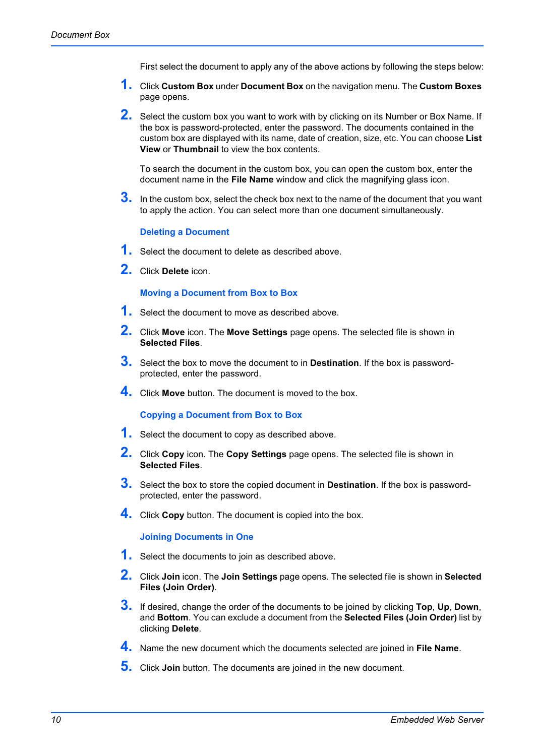First select the document to apply any of the above actions by following the steps below:

1. Click **Custom Box** under **Document Box** on the navigation menu. The **Custom Boxes** page opens.
2. Select the custom box you want to work with by clicking on its Number or Box Name. If the box is password-protected, enter the password. The documents contained in the custom box are displayed with its name, date of creation, size, etc. You can choose **List View** or **Thumbnail** to view the box contents.

   To search the document in the custom box, you can open the custom box, enter the document name in the **File Name** window and click the magnifying glass icon.
3. In the custom box, select the check box next to the name of the document that you want to apply the action. You can select more than one document simultaneously.

### Deleting a Document

1. Select the document to delete as described above.
2. Click **Delete** icon.

### Moving a Document from Box to Box

1. Select the document to move as described above.
2. Click **Move** icon. The **Move Settings** page opens. The selected file is shown in **Selected Files**.
3. Select the box to move the document to in **Destination**. If the box is password-protected, enter the password.
4. Click **Move** button. The document is moved to the box.

### Copying a Document from Box to Box

1. Select the document to copy as described above.
2. Click **Copy** icon. The **Copy Settings** page opens. The selected file is shown in **Selected Files**.
3. Select the box to store the copied document in **Destination**. If the box is password-protected, enter the password.
4. Click **Copy** button. The document is copied into the box.

### Joining Documents in One

1. Select the documents to join as described above.
2. Click **Join** icon. The **Join Settings** page opens. The selected file is shown in **Selected Files (Join Order)**.
3. If desired, change the order of the documents to be joined by clicking **Top**, **Up**, **Down**, and **Bottom**. You can exclude a document from the **Selected Files (Join Order)** list by clicking **Delete**.
4. Name the new document which the documents selected are joined in **File Name**.
5. Click **Join** button. The documents are joined in the new document.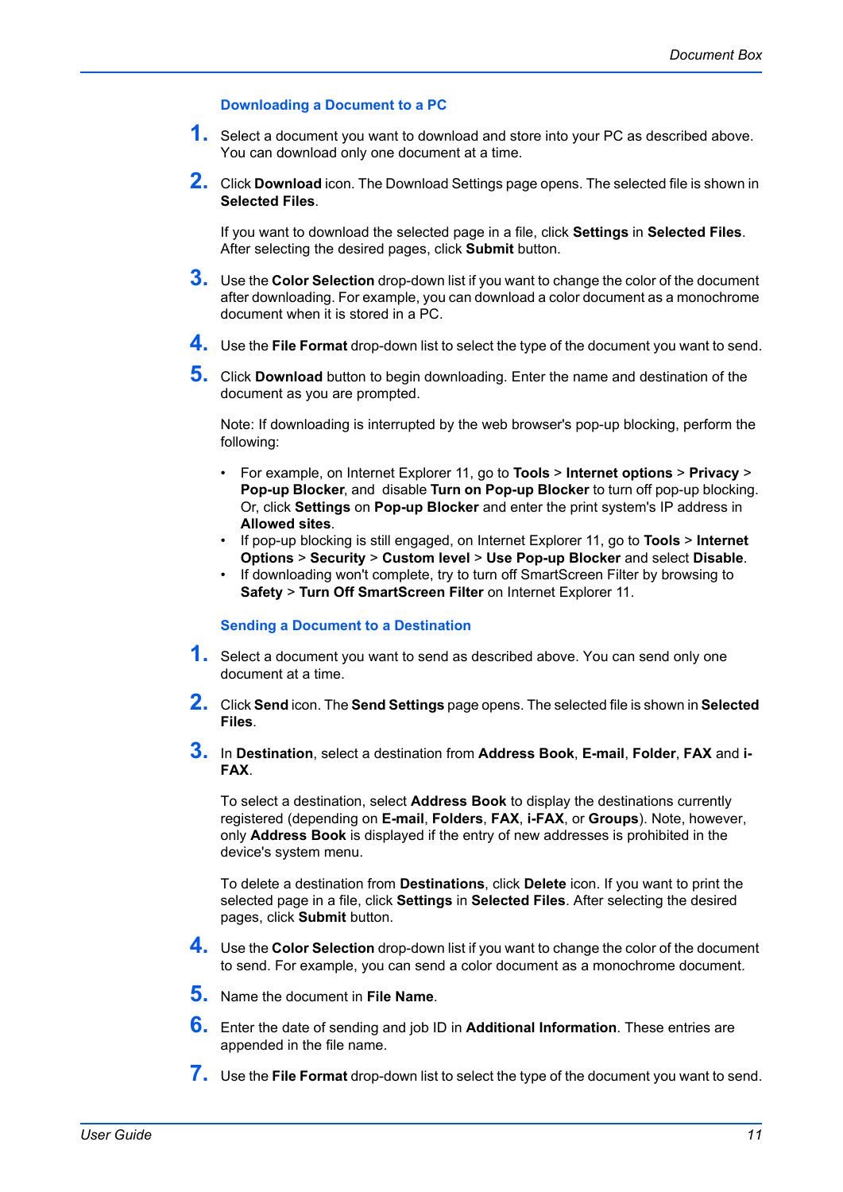### Downloading a Document to a PC

1. Select a document you want to download and store into your PC as described above. You can download only one document at a time.

2. Click **Download** icon. The Download Settings page opens. The selected file is shown in **Selected Files**.

   If you want to download the selected page in a file, click **Settings** in **Selected Files**. After selecting the desired pages, click **Submit** button.

3. Use the **Color Selection** drop-down list if you want to change the color of the document after downloading. For example, you can download a color document as a monochrome document when it is stored in a PC.

4. Use the **File Format** drop-down list to select the type of the document you want to send.

5. Click **Download** button to begin downloading. Enter the name and destination of the document as you are prompted.

   Note: If downloading is interrupted by the web browser's pop-up blocking, perform the following:

   - For example, on Internet Explorer 11, go to **Tools** > **Internet options** > **Privacy** > **Pop-up Blocker**, and disable **Turn on Pop-up Blocker** to turn off pop-up blocking. Or, click **Settings** on **Pop-up Blocker** and enter the print system's IP address in **Allowed sites**.
   - If pop-up blocking is still engaged, on Internet Explorer 11, go to **Tools** > **Internet Options** > **Security** > **Custom level** > **Use Pop-up Blocker** and select **Disable**.
   - If downloading won't complete, try to turn off SmartScreen Filter by browsing to **Safety** > **Turn Off SmartScreen Filter** on Internet Explorer 11.

### Sending a Document to a Destination

1. Select a document you want to send as described above. You can send only one document at a time.

2. Click **Send** icon. The **Send Settings** page opens. The selected file is shown in **Selected Files**.

3. In **Destination**, select a destination from **Address Book**, **E-mail**, **Folder**, **FAX** and **i-FAX**.

   To select a destination, select **Address Book** to display the destinations currently registered (depending on **E-mail**, **Folders**, **FAX**, **i-FAX**, or **Groups**). Note, however, only **Address Book** is displayed if the entry of new addresses is prohibited in the device's system menu.

   To delete a destination from **Destinations**, click **Delete** icon. If you want to print the selected page in a file, click **Settings** in **Selected Files**. After selecting the desired pages, click **Submit** button.

4. Use the **Color Selection** drop-down list if you want to change the color of the document to send. For example, you can send a color document as a monochrome document.

5. Name the document in **File Name**.

6. Enter the date of sending and job ID in **Additional Information**. These entries are appended in the file name.

7. Use the **File Format** drop-down list to select the type of the document you want to send.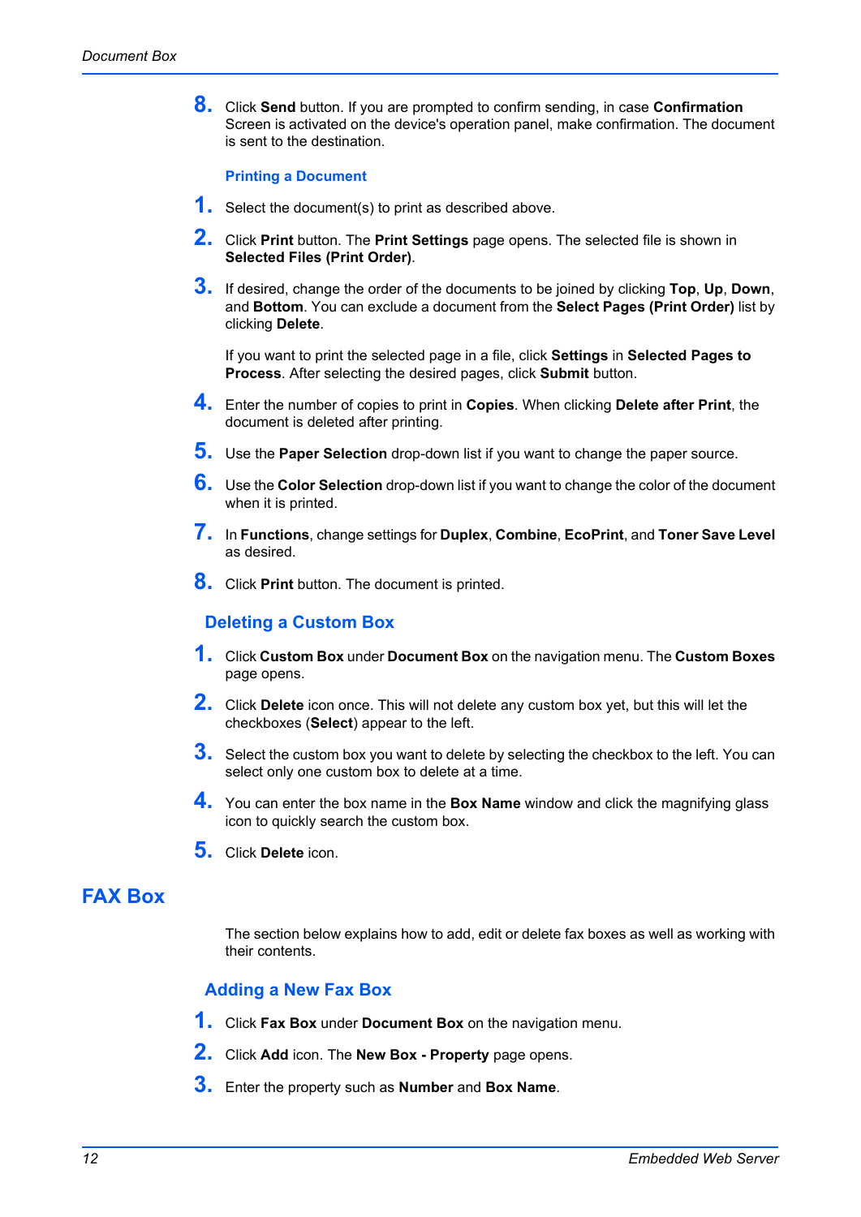8. Click **Send** button. If you are prompted to confirm sending, in case **Confirmation** Screen is activated on the device's operation panel, make confirmation. The document is sent to the destination.

#### Printing a Document

1. Select the document(s) to print as described above.
2. Click **Print** button. The **Print Settings** page opens. The selected file is shown in **Selected Files (Print Order)**.
3. If desired, change the order of the documents to be joined by clicking **Top**, **Up**, **Down**, and **Bottom**. You can exclude a document from the **Select Pages (Print Order)** list by clicking **Delete**.

   If you want to print the selected page in a file, click **Settings** in **Selected Pages to Process**. After selecting the desired pages, click **Submit** button.
4. Enter the number of copies to print in **Copies**. When clicking **Delete after Print**, the document is deleted after printing.
5. Use the **Paper Selection** drop-down list if you want to change the paper source.
6. Use the **Color Selection** drop-down list if you want to change the color of the document when it is printed.
7. In **Functions**, change settings for **Duplex**, **Combine**, **EcoPrint**, and **Toner Save Level** as desired.
8. Click **Print** button. The document is printed.

### Deleting a Custom Box

1. Click **Custom Box** under **Document Box** on the navigation menu. The **Custom Boxes** page opens.
2. Click **Delete** icon once. This will not delete any custom box yet, but this will let the checkboxes (**Select**) appear to the left.
3. Select the custom box you want to delete by selecting the checkbox to the left. You can select only one custom box to delete at a time.
4. You can enter the box name in the **Box Name** window and click the magnifying glass icon to quickly search the custom box.
5. Click **Delete** icon.

## FAX Box

The section below explains how to add, edit or delete fax boxes as well as working with their contents.

### Adding a New Fax Box

1. Click **Fax Box** under **Document Box** on the navigation menu.
2. Click **Add** icon. The **New Box - Property** page opens.
3. Enter the property such as **Number** and **Box Name**.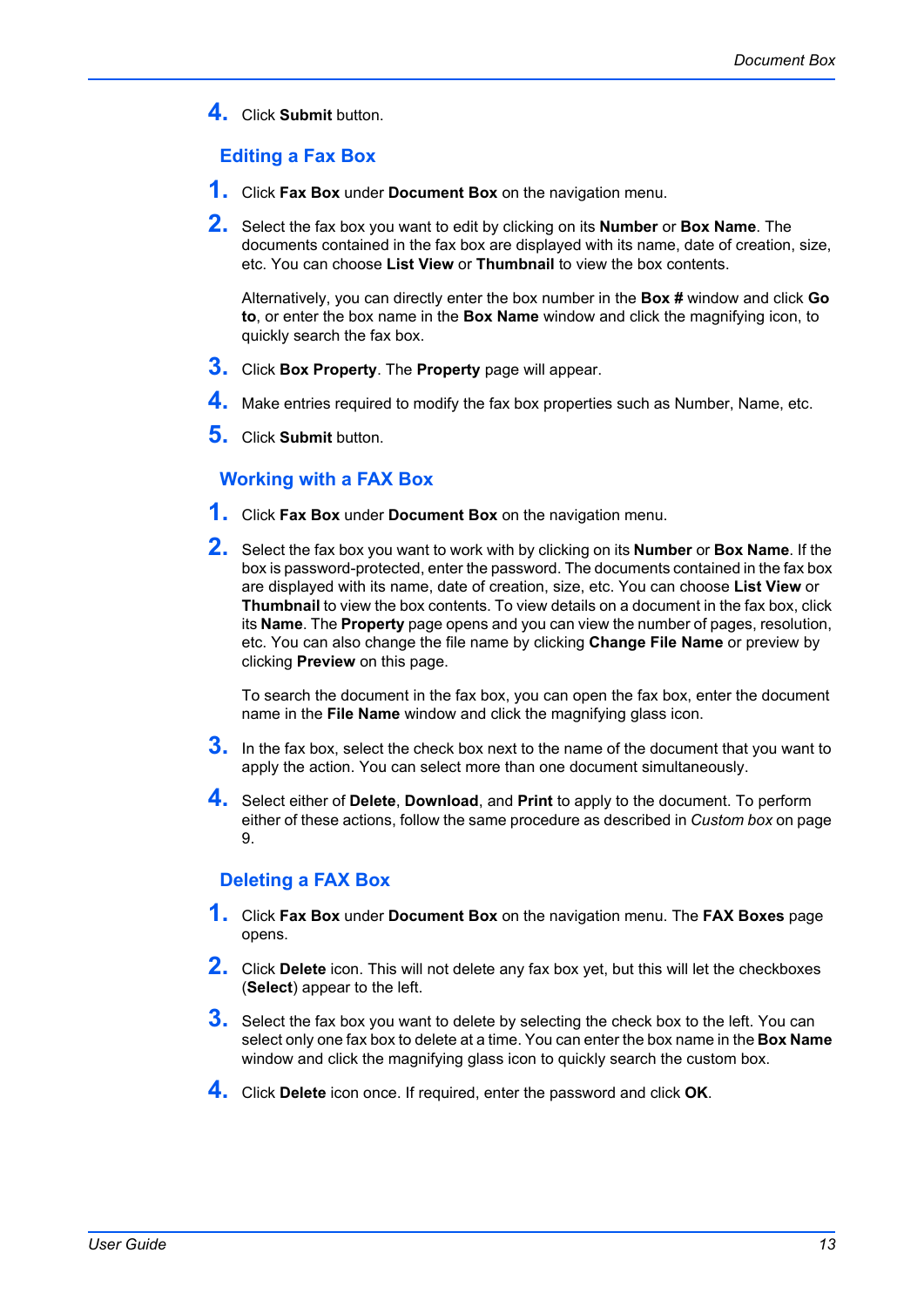4. Click **Submit** button.

## Editing a Fax Box

1. Click **Fax Box** under **Document Box** on the navigation menu.

2. Select the fax box you want to edit by clicking on its **Number** or **Box Name**. The documents contained in the fax box are displayed with its name, date of creation, size, etc. You can choose **List View** or **Thumbnail** to view the box contents.

   Alternatively, you can directly enter the box number in the **Box #** window and click **Go to**, or enter the box name in the **Box Name** window and click the magnifying icon, to quickly search the fax box.

3. Click **Box Property**. The **Property** page will appear.

4. Make entries required to modify the fax box properties such as Number, Name, etc.

5. Click **Submit** button.

## Working with a FAX Box

1. Click **Fax Box** under **Document Box** on the navigation menu.

2. Select the fax box you want to work with by clicking on its **Number** or **Box Name**. If the box is password-protected, enter the password. The documents contained in the fax box are displayed with its name, date of creation, size, etc. You can choose **List View** or **Thumbnail** to view the box contents. To view details on a document in the fax box, click its **Name**. The **Property** page opens and you can view the number of pages, resolution, etc. You can also change the file name by clicking **Change File Name** or preview by clicking **Preview** on this page.

   To search the document in the fax box, you can open the fax box, enter the document name in the **File Name** window and click the magnifying glass icon.

3. In the fax box, select the check box next to the name of the document that you want to apply the action. You can select more than one document simultaneously.

4. Select either of **Delete**, **Download**, and **Print** to apply to the document. To perform either of these actions, follow the same procedure as described in *Custom box* on page 9.

## Deleting a FAX Box

1. Click **Fax Box** under **Document Box** on the navigation menu. The **FAX Boxes** page opens.

2. Click **Delete** icon. This will not delete any fax box yet, but this will let the checkboxes (**Select**) appear to the left.

3. Select the fax box you want to delete by selecting the check box to the left. You can select only one fax box to delete at a time. You can enter the box name in the **Box Name** window and click the magnifying glass icon to quickly search the custom box.

4. Click **Delete** icon once. If required, enter the password and click **OK**.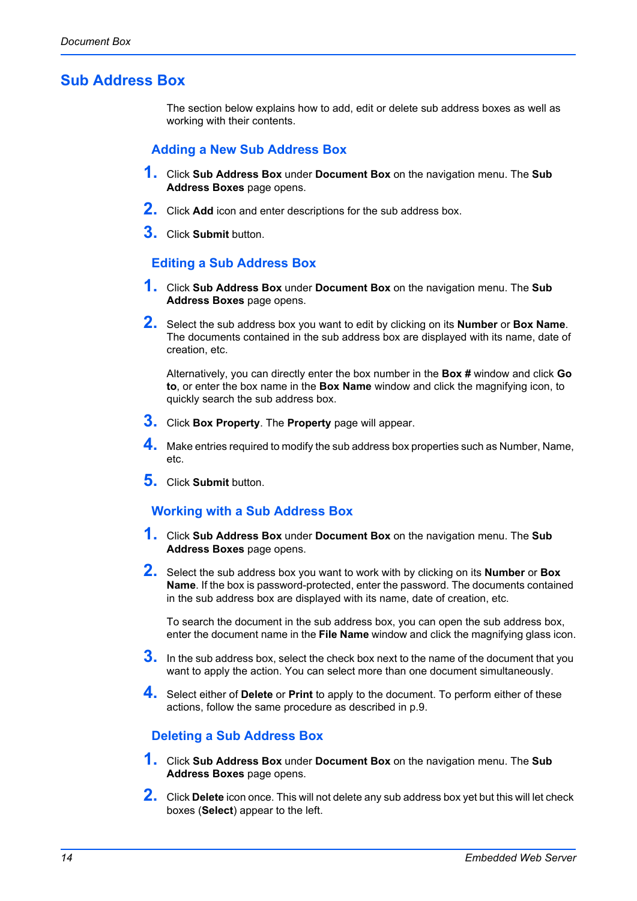## Sub Address Box

The section below explains how to add, edit or delete sub address boxes as well as working with their contents.

### Adding a New Sub Address Box

1. Click **Sub Address Box** under **Document Box** on the navigation menu. The **Sub Address Boxes** page opens.
2. Click **Add** icon and enter descriptions for the sub address box.
3. Click **Submit** button.

### Editing a Sub Address Box

1. Click **Sub Address Box** under **Document Box** on the navigation menu. The **Sub Address Boxes** page opens.
2. Select the sub address box you want to edit by clicking on its **Number** or **Box Name**. The documents contained in the sub address box are displayed with its name, date of creation, etc.

   Alternatively, you can directly enter the box number in the **Box #** window and click **Go to**, or enter the box name in the **Box Name** window and click the magnifying icon, to quickly search the sub address box.
3. Click **Box Property**. The **Property** page will appear.
4. Make entries required to modify the sub address box properties such as Number, Name, etc.
5. Click **Submit** button.

### Working with a Sub Address Box

1. Click **Sub Address Box** under **Document Box** on the navigation menu. The **Sub Address Boxes** page opens.
2. Select the sub address box you want to work with by clicking on its **Number** or **Box Name**. If the box is password-protected, enter the password. The documents contained in the sub address box are displayed with its name, date of creation, etc.

   To search the document in the sub address box, you can open the sub address box, enter the document name in the **File Name** window and click the magnifying glass icon.
3. In the sub address box, select the check box next to the name of the document that you want to apply the action. You can select more than one document simultaneously.
4. Select either of **Delete** or **Print** to apply to the document. To perform either of these actions, follow the same procedure as described in p.9.

### Deleting a Sub Address Box

1. Click **Sub Address Box** under **Document Box** on the navigation menu. The **Sub Address Boxes** page opens.
2. Click **Delete** icon once. This will not delete any sub address box yet but this will let check boxes (**Select**) appear to the left.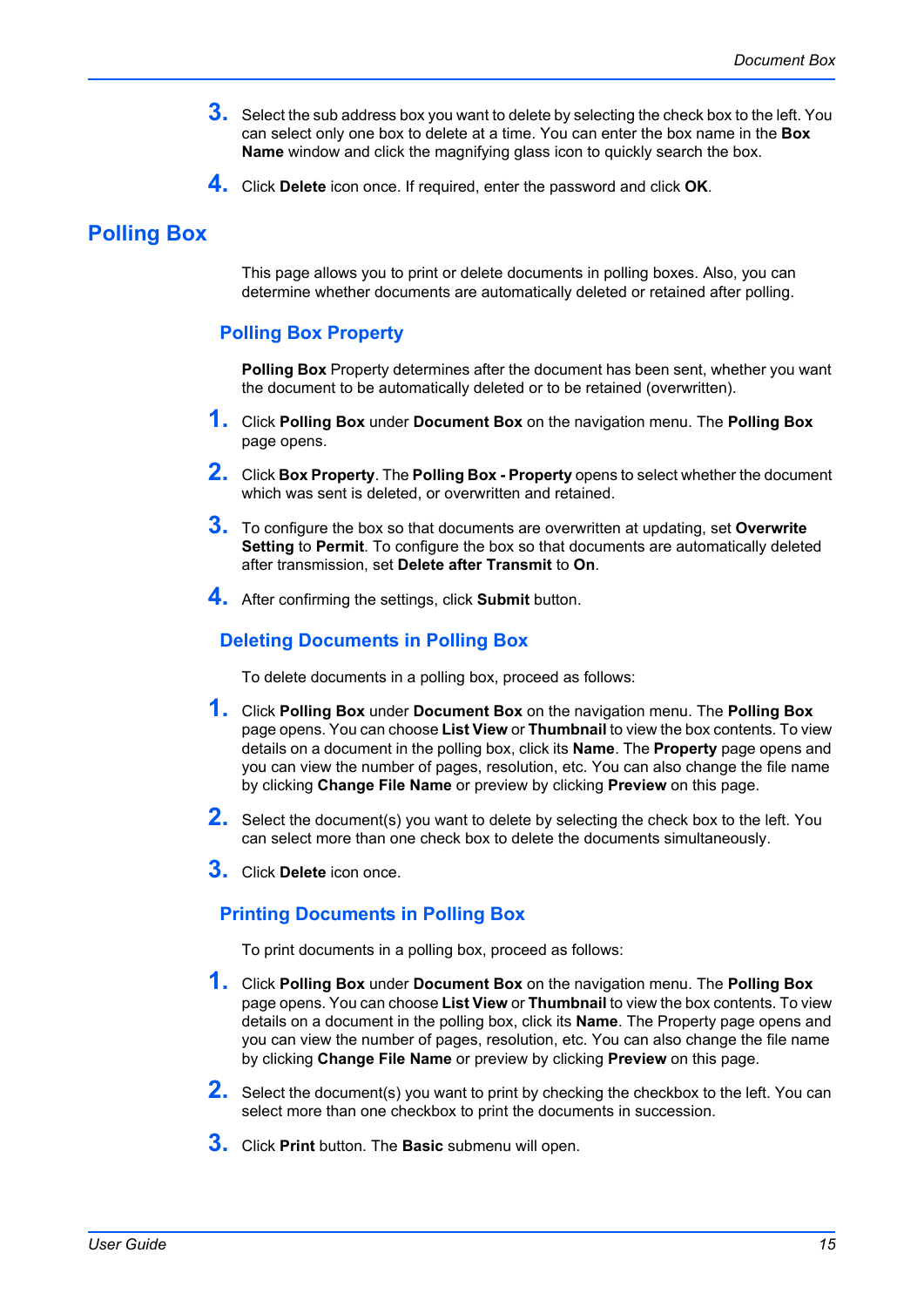3. Select the sub address box you want to delete by selecting the check box to the left. You can select only one box to delete at a time. You can enter the box name in the **Box Name** window and click the magnifying glass icon to quickly search the box.

4. Click **Delete** icon once. If required, enter the password and click **OK**.

## Polling Box

This page allows you to print or delete documents in polling boxes. Also, you can determine whether documents are automatically deleted or retained after polling.

### Polling Box Property

**Polling Box** Property determines after the document has been sent, whether you want the document to be automatically deleted or to be retained (overwritten).

1. Click **Polling Box** under **Document Box** on the navigation menu. The **Polling Box** page opens.

2. Click **Box Property**. The **Polling Box - Property** opens to select whether the document which was sent is deleted, or overwritten and retained.

3. To configure the box so that documents are overwritten at updating, set **Overwrite Setting** to **Permit**. To configure the box so that documents are automatically deleted after transmission, set **Delete after Transmit** to **On**.

4. After confirming the settings, click **Submit** button.

### Deleting Documents in Polling Box

To delete documents in a polling box, proceed as follows:

1. Click **Polling Box** under **Document Box** on the navigation menu. The **Polling Box** page opens. You can choose **List View** or **Thumbnail** to view the box contents. To view details on a document in the polling box, click its **Name**. The **Property** page opens and you can view the number of pages, resolution, etc. You can also change the file name by clicking **Change File Name** or preview by clicking **Preview** on this page.

2. Select the document(s) you want to delete by selecting the check box to the left. You can select more than one check box to delete the documents simultaneously.

3. Click **Delete** icon once.

### Printing Documents in Polling Box

To print documents in a polling box, proceed as follows:

1. Click **Polling Box** under **Document Box** on the navigation menu. The **Polling Box** page opens. You can choose **List View** or **Thumbnail** to view the box contents. To view details on a document in the polling box, click its **Name**. The Property page opens and you can view the number of pages, resolution, etc. You can also change the file name by clicking **Change File Name** or preview by clicking **Preview** on this page.

2. Select the document(s) you want to print by checking the checkbox to the left. You can select more than one checkbox to print the documents in succession.

3. Click **Print** button. The **Basic** submenu will open.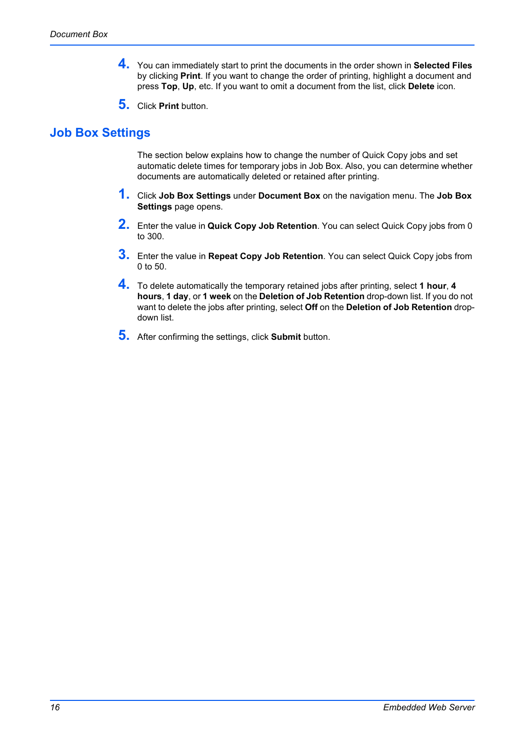4. You can immediately start to print the documents in the order shown in **Selected Files** by clicking **Print**. If you want to change the order of printing, highlight a document and press **Top**, **Up**, etc. If you want to omit a document from the list, click **Delete** icon.

5. Click **Print** button.

## Job Box Settings

The section below explains how to change the number of Quick Copy jobs and set automatic delete times for temporary jobs in Job Box. Also, you can determine whether documents are automatically deleted or retained after printing.

1. Click **Job Box Settings** under **Document Box** on the navigation menu. The **Job Box Settings** page opens.

2. Enter the value in **Quick Copy Job Retention**. You can select Quick Copy jobs from 0 to 300.

3. Enter the value in **Repeat Copy Job Retention**. You can select Quick Copy jobs from 0 to 50.

4. To delete automatically the temporary retained jobs after printing, select **1 hour**, **4 hours**, **1 day**, or **1 week** on the **Deletion of Job Retention** drop-down list. If you do not want to delete the jobs after printing, select **Off** on the **Deletion of Job Retention** drop-down list.

5. After confirming the settings, click **Submit** button.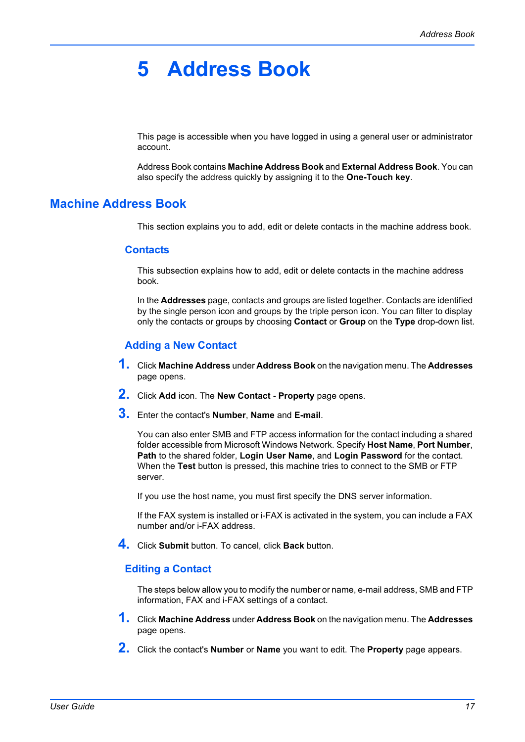# 5 Address Book

This page is accessible when you have logged in using a general user or administrator account.

Address Book contains **Machine Address Book** and **External Address Book**. You can also specify the address quickly by assigning it to the **One-Touch key**.

## Machine Address Book

This section explains you to add, edit or delete contacts in the machine address book.

### Contacts

This subsection explains how to add, edit or delete contacts in the machine address book.

In the **Addresses** page, contacts and groups are listed together. Contacts are identified by the single person icon and groups by the triple person icon. You can filter to display only the contacts or groups by choosing **Contact** or **Group** on the **Type** drop-down list.

### Adding a New Contact

1. Click **Machine Address** under **Address Book** on the navigation menu. The **Addresses** page opens.
2. Click **Add** icon. The **New Contact - Property** page opens.
3. Enter the contact's **Number**, **Name** and **E-mail**.

   You can also enter SMB and FTP access information for the contact including a shared folder accessible from Microsoft Windows Network. Specify **Host Name**, **Port Number**, **Path** to the shared folder, **Login User Name**, and **Login Password** for the contact. When the **Test** button is pressed, this machine tries to connect to the SMB or FTP server.

   If you use the host name, you must first specify the DNS server information.

   If the FAX system is installed or i-FAX is activated in the system, you can include a FAX number and/or i-FAX address.
4. Click **Submit** button. To cancel, click **Back** button.

### Editing a Contact

The steps below allow you to modify the number or name, e-mail address, SMB and FTP information, FAX and i-FAX settings of a contact.

1. Click **Machine Address** under **Address Book** on the navigation menu. The **Addresses** page opens.
2. Click the contact's **Number** or **Name** you want to edit. The **Property** page appears.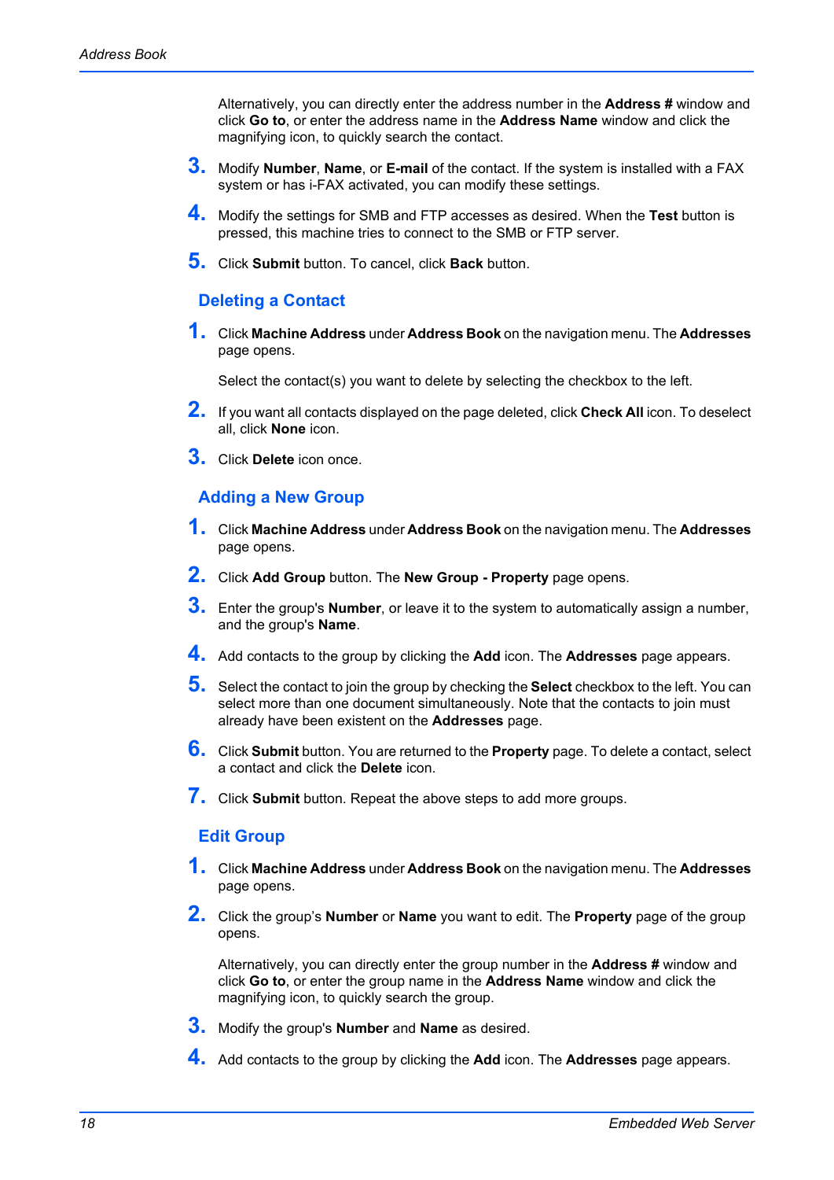Alternatively, you can directly enter the address number in the **Address #** window and click **Go to**, or enter the address name in the **Address Name** window and click the magnifying icon, to quickly search the contact.

3. Modify **Number**, **Name**, or **E-mail** of the contact. If the system is installed with a FAX system or has i-FAX activated, you can modify these settings.
4. Modify the settings for SMB and FTP accesses as desired. When the **Test** button is pressed, this machine tries to connect to the SMB or FTP server.
5. Click **Submit** button. To cancel, click **Back** button.

## Deleting a Contact

1. Click **Machine Address** under **Address Book** on the navigation menu. The **Addresses** page opens.

   Select the contact(s) you want to delete by selecting the checkbox to the left.

2. If you want all contacts displayed on the page deleted, click **Check All** icon. To deselect all, click **None** icon.
3. Click **Delete** icon once.

## Adding a New Group

1. Click **Machine Address** under **Address Book** on the navigation menu. The **Addresses** page opens.
2. Click **Add Group** button. The **New Group - Property** page opens.
3. Enter the group's **Number**, or leave it to the system to automatically assign a number, and the group's **Name**.
4. Add contacts to the group by clicking the **Add** icon. The **Addresses** page appears.
5. Select the contact to join the group by checking the **Select** checkbox to the left. You can select more than one document simultaneously. Note that the contacts to join must already have been existent on the **Addresses** page.
6. Click **Submit** button. You are returned to the **Property** page. To delete a contact, select a contact and click the **Delete** icon.
7. Click **Submit** button. Repeat the above steps to add more groups.

## Edit Group

1. Click **Machine Address** under **Address Book** on the navigation menu. The **Addresses** page opens.
2. Click the group's **Number** or **Name** you want to edit. The **Property** page of the group opens.

   Alternatively, you can directly enter the group number in the **Address #** window and click **Go to**, or enter the group name in the **Address Name** window and click the magnifying icon, to quickly search the group.

3. Modify the group's **Number** and **Name** as desired.
4. Add contacts to the group by clicking the **Add** icon. The **Addresses** page appears.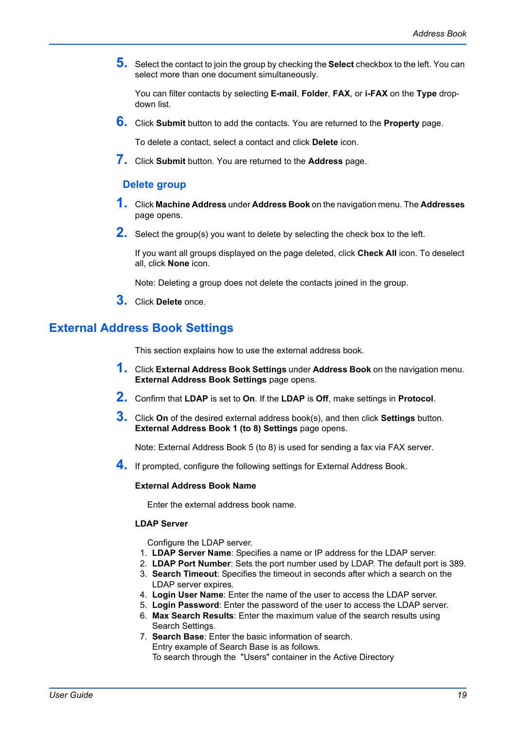5. Select the contact to join the group by checking the **Select** checkbox to the left. You can select more than one document simultaneously.

   You can filter contacts by selecting **E-mail**, **Folder**, **FAX**, or **i-FAX** on the **Type** drop-down list.

6. Click **Submit** button to add the contacts. You are returned to the **Property** page.

   To delete a contact, select a contact and click **Delete** icon.

7. Click **Submit** button. You are returned to the **Address** page.

### Delete group

1. Click **Machine Address** under **Address Book** on the navigation menu. The **Addresses** page opens.

2. Select the group(s) you want to delete by selecting the check box to the left.

   If you want all groups displayed on the page deleted, click **Check All** icon. To deselect all, click **None** icon.

   Note: Deleting a group does not delete the contacts joined in the group.

3. Click **Delete** once.

## External Address Book Settings

This section explains how to use the external address book.

1. Click **External Address Book Settings** under **Address Book** on the navigation menu. **External Address Book Settings** page opens.

2. Confirm that **LDAP** is set to **On**. If the **LDAP** is **Off**, make settings in **Protocol**.

3. Click **On** of the desired external address book(s), and then click **Settings** button. **External Address Book 1 (to 8) Settings** page opens.

   Note: External Address Book 5 (to 8) is used for sending a fax via FAX server.

4. If prompted, configure the following settings for External Address Book.

   **External Address Book Name**

   Enter the external address book name.

   **LDAP Server**

   Configure the LDAP server.

   1. **LDAP Server Name**: Specifies a name or IP address for the LDAP server.
   2. **LDAP Port Number**: Sets the port number used by LDAP. The default port is 389.
   3. **Search Timeout**: Specifies the timeout in seconds after which a search on the LDAP server expires.
   4. **Login User Name**: Enter the name of the user to access the LDAP server.
   5. **Login Password**: Enter the password of the user to access the LDAP server.
   6. **Max Search Results**: Enter the maximum value of the search results using Search Settings.
   7. **Search Base**: Enter the basic information of search.
      Entry example of Search Base is as follows.
      To search through the "Users" container in the Active Directory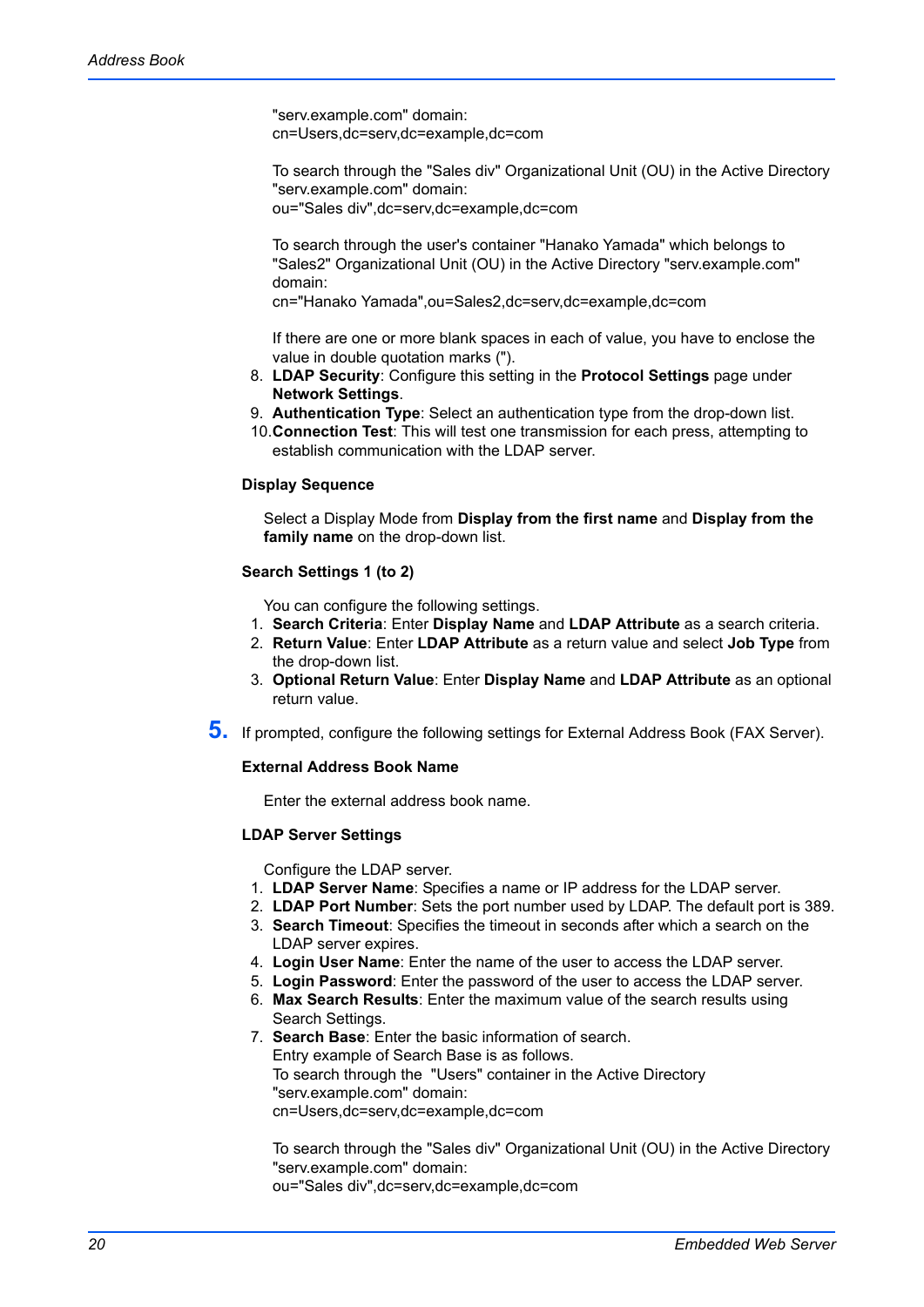"serv.example.com" domain:
cn=Users,dc=serv,dc=example,dc=com

To search through the "Sales div" Organizational Unit (OU) in the Active Directory "serv.example.com" domain:
ou="Sales div",dc=serv,dc=example,dc=com

To search through the user's container "Hanako Yamada" which belongs to "Sales2" Organizational Unit (OU) in the Active Directory "serv.example.com" domain:
cn="Hanako Yamada",ou=Sales2,dc=serv,dc=example,dc=com

If there are one or more blank spaces in each of value, you have to enclose the value in double quotation marks (").

8. **LDAP Security**: Configure this setting in the **Protocol Settings** page under **Network Settings**.
9. **Authentication Type**: Select an authentication type from the drop-down list.
10. **Connection Test**: This will test one transmission for each press, attempting to establish communication with the LDAP server.

**Display Sequence**

Select a Display Mode from **Display from the first name** and **Display from the family name** on the drop-down list.

**Search Settings 1 (to 2)**

You can configure the following settings.

1. **Search Criteria**: Enter **Display Name** and **LDAP Attribute** as a search criteria.
2. **Return Value**: Enter **LDAP Attribute** as a return value and select **Job Type** from the drop-down list.
3. **Optional Return Value**: Enter **Display Name** and **LDAP Attribute** as an optional return value.

**5.** If prompted, configure the following settings for External Address Book (FAX Server).

**External Address Book Name**

Enter the external address book name.

**LDAP Server Settings**

Configure the LDAP server.

1. **LDAP Server Name**: Specifies a name or IP address for the LDAP server.
2. **LDAP Port Number**: Sets the port number used by LDAP. The default port is 389.
3. **Search Timeout**: Specifies the timeout in seconds after which a search on the LDAP server expires.
4. **Login User Name**: Enter the name of the user to access the LDAP server.
5. **Login Password**: Enter the password of the user to access the LDAP server.
6. **Max Search Results**: Enter the maximum value of the search results using Search Settings.
7. **Search Base**: Enter the basic information of search.
   Entry example of Search Base is as follows.
   To search through the "Users" container in the Active Directory "serv.example.com" domain:
   cn=Users,dc=serv,dc=example,dc=com

   To search through the "Sales div" Organizational Unit (OU) in the Active Directory "serv.example.com" domain:
   ou="Sales div",dc=serv,dc=example,dc=com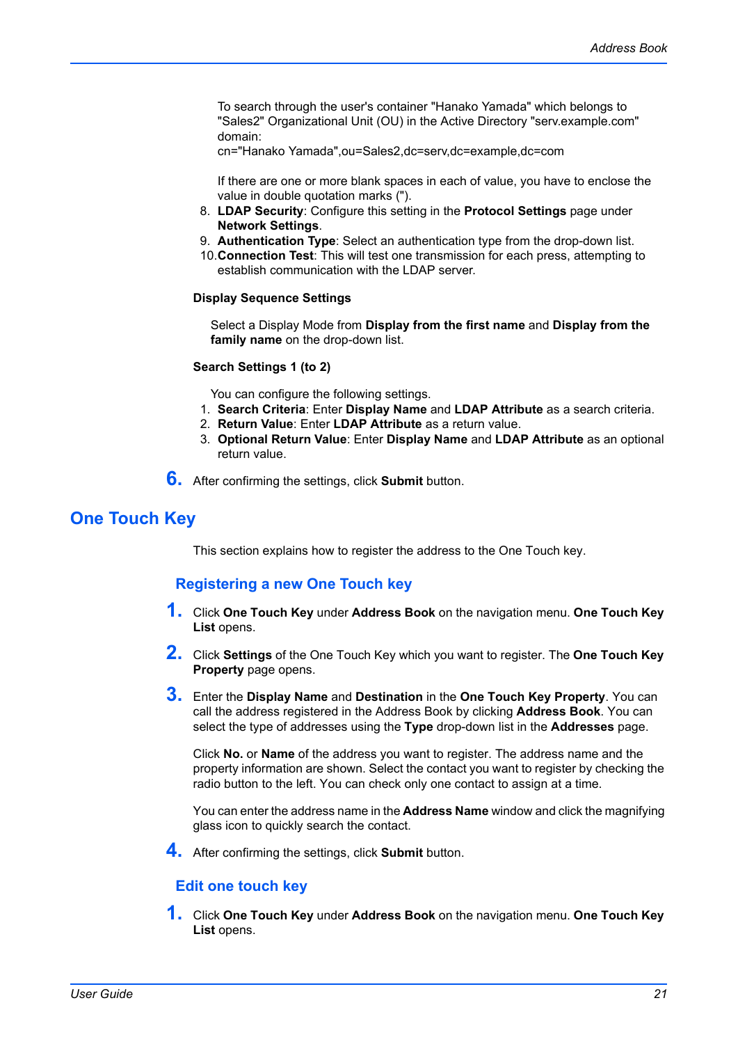To search through the user's container "Hanako Yamada" which belongs to "Sales2" Organizational Unit (OU) in the Active Directory "serv.example.com" domain:
cn="Hanako Yamada",ou=Sales2,dc=serv,dc=example,dc=com

If there are one or more blank spaces in each of value, you have to enclose the value in double quotation marks (").

8. **LDAP Security**: Configure this setting in the **Protocol Settings** page under **Network Settings**.
9. **Authentication Type**: Select an authentication type from the drop-down list.
10. **Connection Test**: This will test one transmission for each press, attempting to establish communication with the LDAP server.

**Display Sequence Settings**

Select a Display Mode from **Display from the first name** and **Display from the family name** on the drop-down list.

**Search Settings 1 (to 2)**

You can configure the following settings.

1. **Search Criteria**: Enter **Display Name** and **LDAP Attribute** as a search criteria.
2. **Return Value**: Enter **LDAP Attribute** as a return value.
3. **Optional Return Value**: Enter **Display Name** and **LDAP Attribute** as an optional return value.

6. After confirming the settings, click **Submit** button.

## One Touch Key

This section explains how to register the address to the One Touch key.

### Registering a new One Touch key

1. Click **One Touch Key** under **Address Book** on the navigation menu. **One Touch Key List** opens.

2. Click **Settings** of the One Touch Key which you want to register. The **One Touch Key Property** page opens.

3. Enter the **Display Name** and **Destination** in the **One Touch Key Property**. You can call the address registered in the Address Book by clicking **Address Book**. You can select the type of addresses using the **Type** drop-down list in the **Addresses** page.

   Click **No.** or **Name** of the address you want to register. The address name and the property information are shown. Select the contact you want to register by checking the radio button to the left. You can check only one contact to assign at a time.

   You can enter the address name in the **Address Name** window and click the magnifying glass icon to quickly search the contact.

4. After confirming the settings, click **Submit** button.

### Edit one touch key

1. Click **One Touch Key** under **Address Book** on the navigation menu. **One Touch Key List** opens.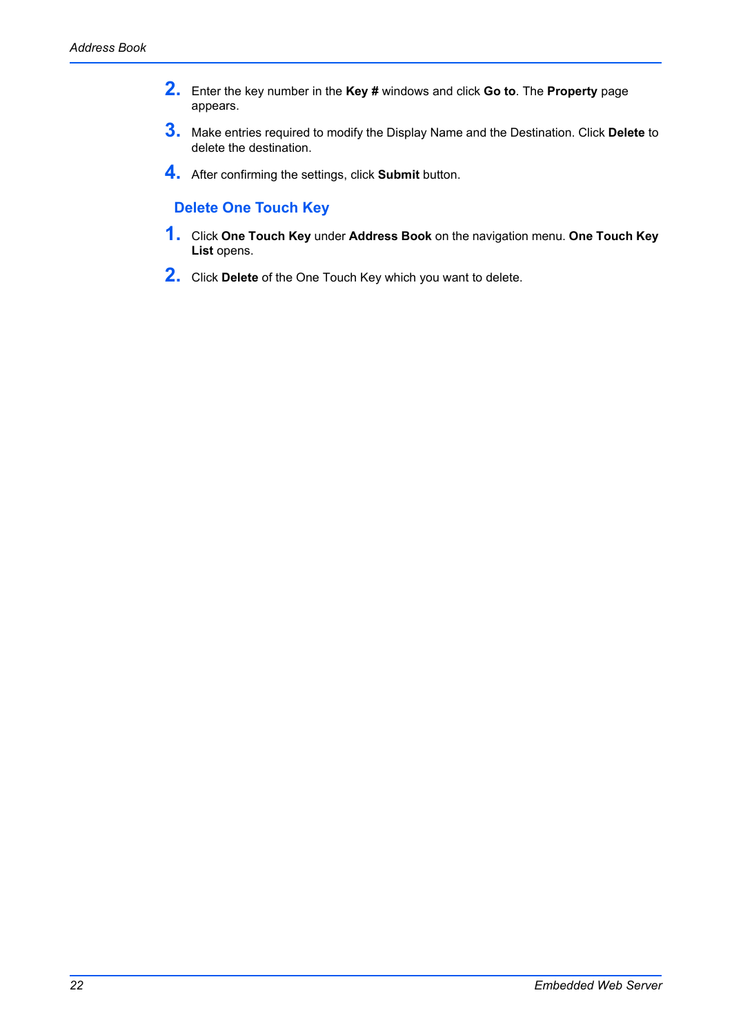2. Enter the key number in the **Key #** windows and click **Go to**. The **Property** page appears.

3. Make entries required to modify the Display Name and the Destination. Click **Delete** to delete the destination.

4. After confirming the settings, click **Submit** button.

### Delete One Touch Key

1. Click **One Touch Key** under **Address Book** on the navigation menu. **One Touch Key List** opens.

2. Click **Delete** of the One Touch Key which you want to delete.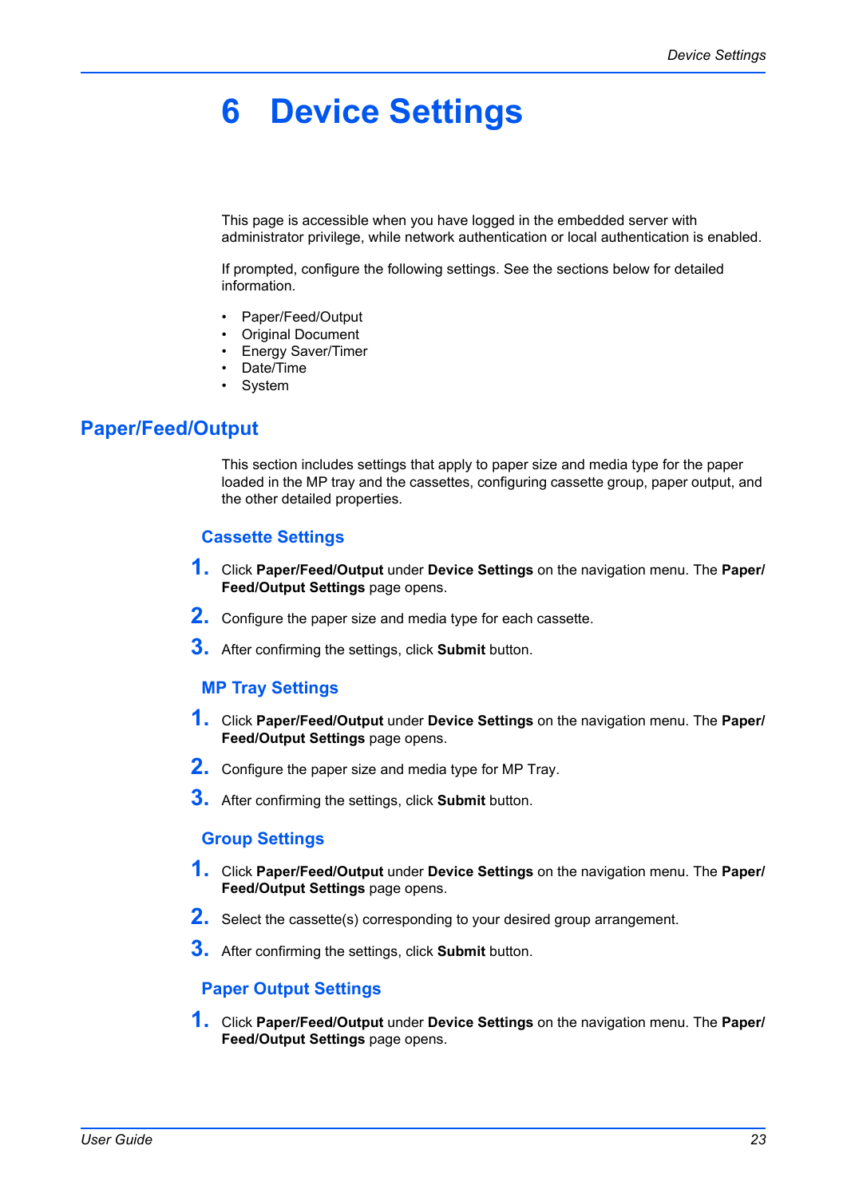# 6 Device Settings

This page is accessible when you have logged in the embedded server with administrator privilege, while network authentication or local authentication is enabled.

If prompted, configure the following settings. See the sections below for detailed information.

- Paper/Feed/Output
- Original Document
- Energy Saver/Timer
- Date/Time
- System

## Paper/Feed/Output

This section includes settings that apply to paper size and media type for the paper loaded in the MP tray and the cassettes, configuring cassette group, paper output, and the other detailed properties.

### Cassette Settings

1. Click **Paper/Feed/Output** under **Device Settings** on the navigation menu. The **Paper/Feed/Output Settings** page opens.
2. Configure the paper size and media type for each cassette.
3. After confirming the settings, click **Submit** button.

### MP Tray Settings

1. Click **Paper/Feed/Output** under **Device Settings** on the navigation menu. The **Paper/Feed/Output Settings** page opens.
2. Configure the paper size and media type for MP Tray.
3. After confirming the settings, click **Submit** button.

### Group Settings

1. Click **Paper/Feed/Output** under **Device Settings** on the navigation menu. The **Paper/Feed/Output Settings** page opens.
2. Select the cassette(s) corresponding to your desired group arrangement.
3. After confirming the settings, click **Submit** button.

### Paper Output Settings

1. Click **Paper/Feed/Output** under **Device Settings** on the navigation menu. The **Paper/Feed/Output Settings** page opens.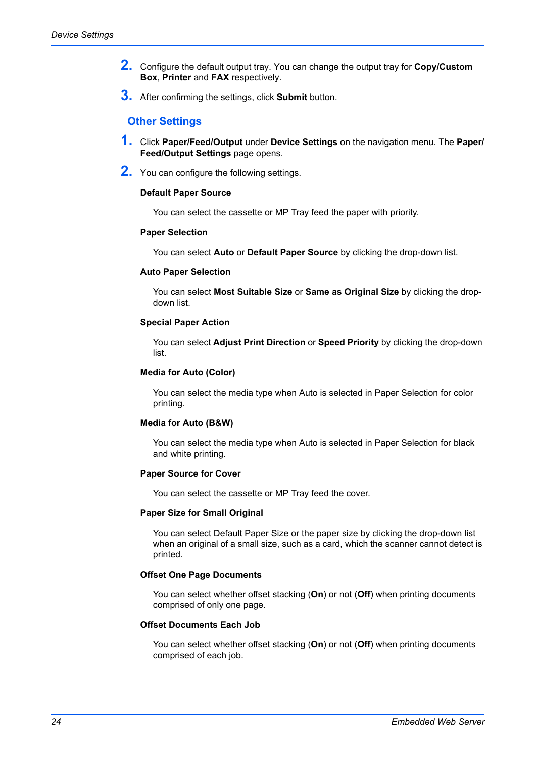2. Configure the default output tray. You can change the output tray for **Copy/Custom Box**, **Printer** and **FAX** respectively.

3. After confirming the settings, click **Submit** button.

## Other Settings

1. Click **Paper/Feed/Output** under **Device Settings** on the navigation menu. The **Paper/Feed/Output Settings** page opens.

2. You can configure the following settings.

**Default Paper Source**

You can select the cassette or MP Tray feed the paper with priority.

**Paper Selection**

You can select **Auto** or **Default Paper Source** by clicking the drop-down list.

**Auto Paper Selection**

You can select **Most Suitable Size** or **Same as Original Size** by clicking the drop-down list.

**Special Paper Action**

You can select **Adjust Print Direction** or **Speed Priority** by clicking the drop-down list.

**Media for Auto (Color)**

You can select the media type when Auto is selected in Paper Selection for color printing.

**Media for Auto (B&W)**

You can select the media type when Auto is selected in Paper Selection for black and white printing.

**Paper Source for Cover**

You can select the cassette or MP Tray feed the cover.

**Paper Size for Small Original**

You can select Default Paper Size or the paper size by clicking the drop-down list when an original of a small size, such as a card, which the scanner cannot detect is printed.

**Offset One Page Documents**

You can select whether offset stacking (**On**) or not (**Off**) when printing documents comprised of only one page.

**Offset Documents Each Job**

You can select whether offset stacking (**On**) or not (**Off**) when printing documents comprised of each job.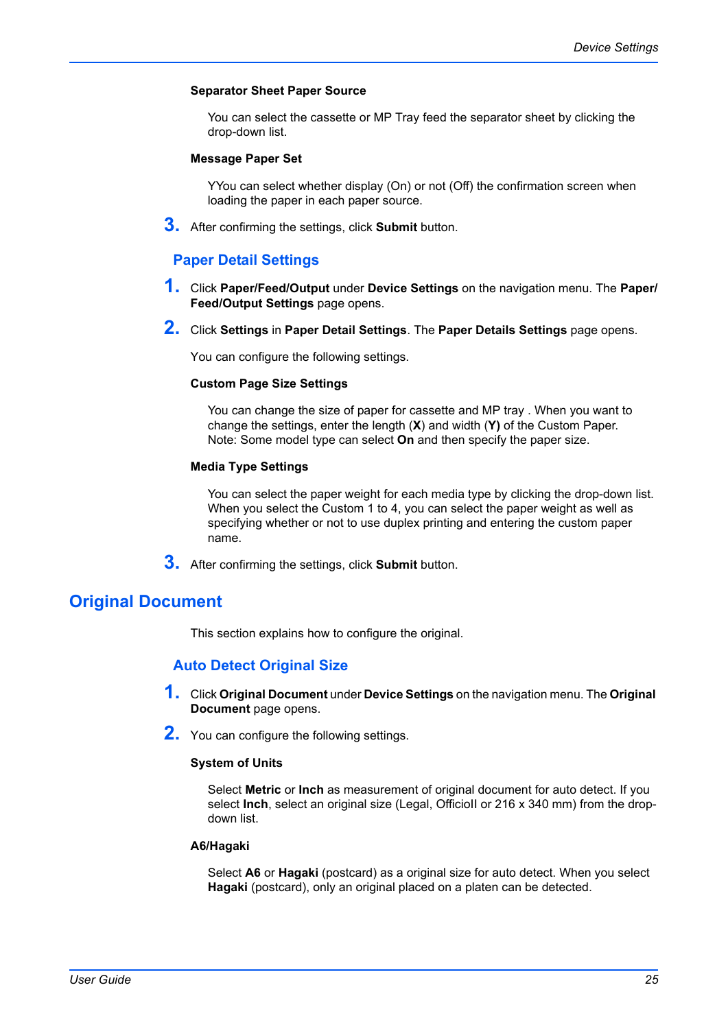**Separator Sheet Paper Source**

You can select the cassette or MP Tray feed the separator sheet by clicking the drop-down list.

**Message Paper Set**

YYou can select whether display (On) or not (Off) the confirmation screen when loading the paper in each paper source.

3. After confirming the settings, click **Submit** button.

### Paper Detail Settings

1. Click **Paper/Feed/Output** under **Device Settings** on the navigation menu. The **Paper/Feed/Output Settings** page opens.
2. Click **Settings** in **Paper Detail Settings**. The **Paper Details Settings** page opens.

   You can configure the following settings.

   **Custom Page Size Settings**

   You can change the size of paper for cassette and MP tray . When you want to change the settings, enter the length (**X**) and width (**Y)** of the Custom Paper. Note: Some model type can select **On** and then specify the paper size.

   **Media Type Settings**

   You can select the paper weight for each media type by clicking the drop-down list. When you select the Custom 1 to 4, you can select the paper weight as well as specifying whether or not to use duplex printing and entering the custom paper name.

3. After confirming the settings, click **Submit** button.

## Original Document

This section explains how to configure the original.

### Auto Detect Original Size

1. Click **Original Document** under **Device Settings** on the navigation menu. The **Original Document** page opens.
2. You can configure the following settings.

   **System of Units**

   Select **Metric** or **Inch** as measurement of original document for auto detect. If you select **Inch**, select an original size (Legal, OfficioII or 216 x 340 mm) from the drop-down list.

   **A6/Hagaki**

   Select **A6** or **Hagaki** (postcard) as a original size for auto detect. When you select **Hagaki** (postcard), only an original placed on a platen can be detected.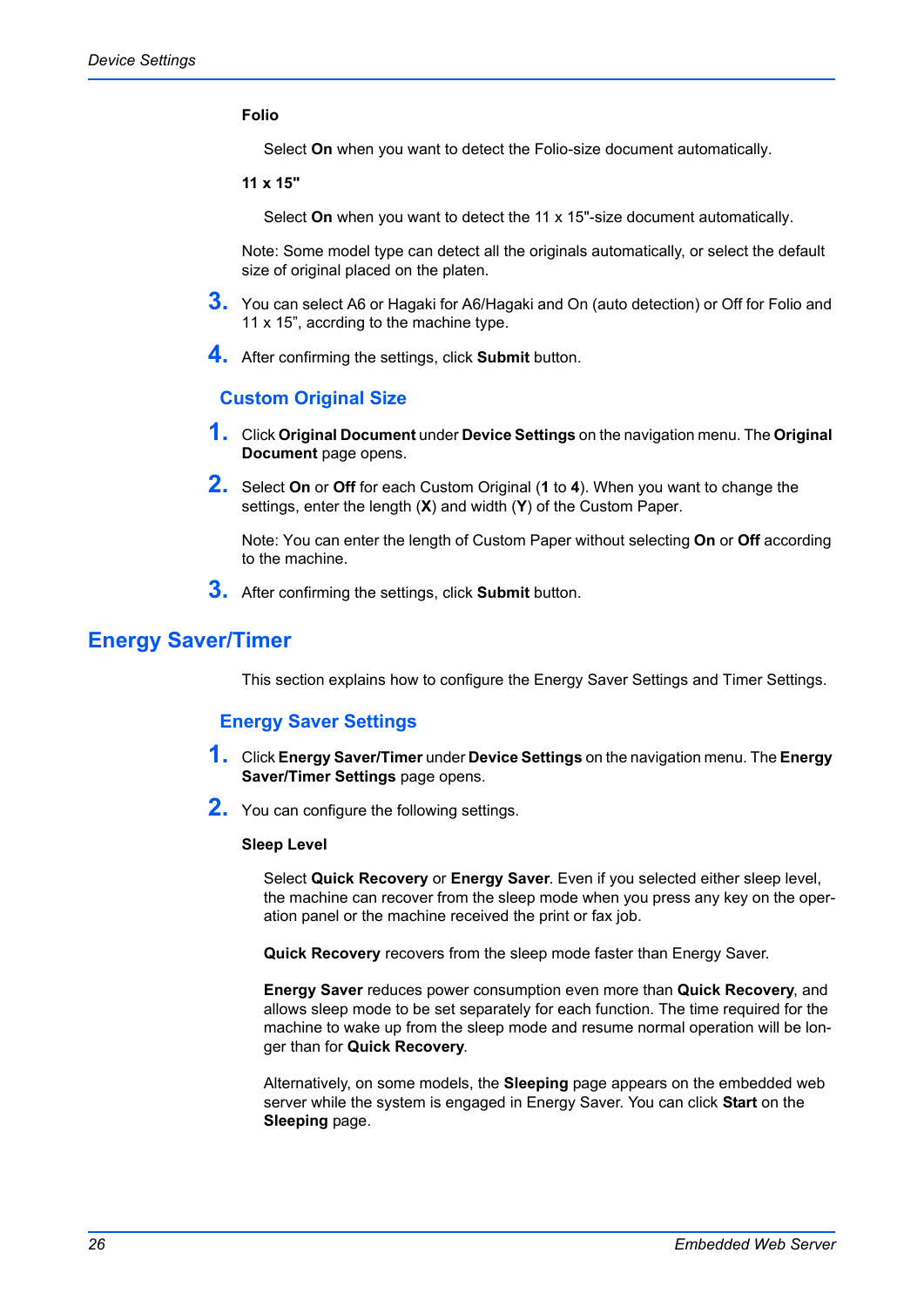**Folio**

Select **On** when you want to detect the Folio-size document automatically.

**11 x 15"**

Select **On** when you want to detect the 11 x 15"-size document automatically.

Note: Some model type can detect all the originals automatically, or select the default size of original placed on the platen.

3. You can select A6 or Hagaki for A6/Hagaki and On (auto detection) or Off for Folio and 11 x 15”, accrding to the machine type.

4. After confirming the settings, click **Submit** button.

### Custom Original Size

1. Click **Original Document** under **Device Settings** on the navigation menu. The **Original Document** page opens.

2. Select **On** or **Off** for each Custom Original (**1** to **4**). When you want to change the settings, enter the length (**X**) and width (**Y**) of the Custom Paper.

   Note: You can enter the length of Custom Paper without selecting **On** or **Off** according to the machine.

3. After confirming the settings, click **Submit** button.

## Energy Saver/Timer

This section explains how to configure the Energy Saver Settings and Timer Settings.

### Energy Saver Settings

1. Click **Energy Saver/Timer** under **Device Settings** on the navigation menu. The **Energy Saver/Timer Settings** page opens.

2. You can configure the following settings.

**Sleep Level**

Select **Quick Recovery** or **Energy Saver**. Even if you selected either sleep level, the machine can recover from the sleep mode when you press any key on the operation panel or the machine received the print or fax job.

**Quick Recovery** recovers from the sleep mode faster than Energy Saver.

**Energy Saver** reduces power consumption even more than **Quick Recovery**, and allows sleep mode to be set separately for each function. The time required for the machine to wake up from the sleep mode and resume normal operation will be longer than for **Quick Recovery**.

Alternatively, on some models, the **Sleeping** page appears on the embedded web server while the system is engaged in Energy Saver. You can click **Start** on the **Sleeping** page.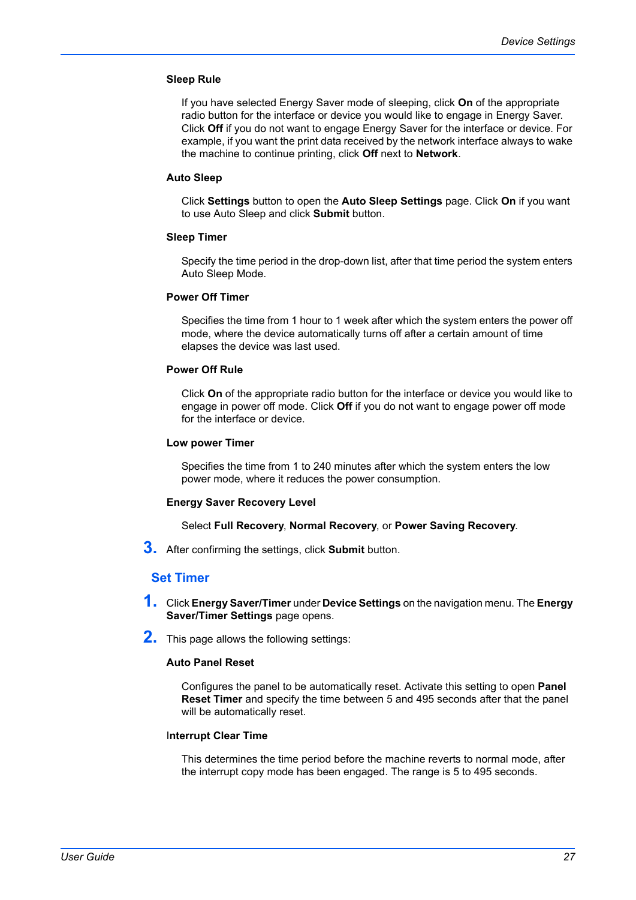**Sleep Rule**

If you have selected Energy Saver mode of sleeping, click **On** of the appropriate radio button for the interface or device you would like to engage in Energy Saver. Click **Off** if you do not want to engage Energy Saver for the interface or device. For example, if you want the print data received by the network interface always to wake the machine to continue printing, click **Off** next to **Network**.

**Auto Sleep**

Click **Settings** button to open the **Auto Sleep Settings** page. Click **On** if you want to use Auto Sleep and click **Submit** button.

**Sleep Timer**

Specify the time period in the drop-down list, after that time period the system enters Auto Sleep Mode.

**Power Off Timer**

Specifies the time from 1 hour to 1 week after which the system enters the power off mode, where the device automatically turns off after a certain amount of time elapses the device was last used.

**Power Off Rule**

Click **On** of the appropriate radio button for the interface or device you would like to engage in power off mode. Click **Off** if you do not want to engage power off mode for the interface or device.

**Low power Timer**

Specifies the time from 1 to 240 minutes after which the system enters the low power mode, where it reduces the power consumption.

**Energy Saver Recovery Level**

Select **Full Recovery**, **Normal Recovery**, or **Power Saving Recovery**.

3. After confirming the settings, click **Submit** button.

## Set Timer

1. Click **Energy Saver/Timer** under **Device Settings** on the navigation menu. The **Energy Saver/Timer Settings** page opens.

2. This page allows the following settings:

**Auto Panel Reset**

Configures the panel to be automatically reset. Activate this setting to open **Panel Reset Timer** and specify the time between 5 and 495 seconds after that the panel will be automatically reset.

**Interrupt Clear Time**

This determines the time period before the machine reverts to normal mode, after the interrupt copy mode has been engaged. The range is 5 to 495 seconds.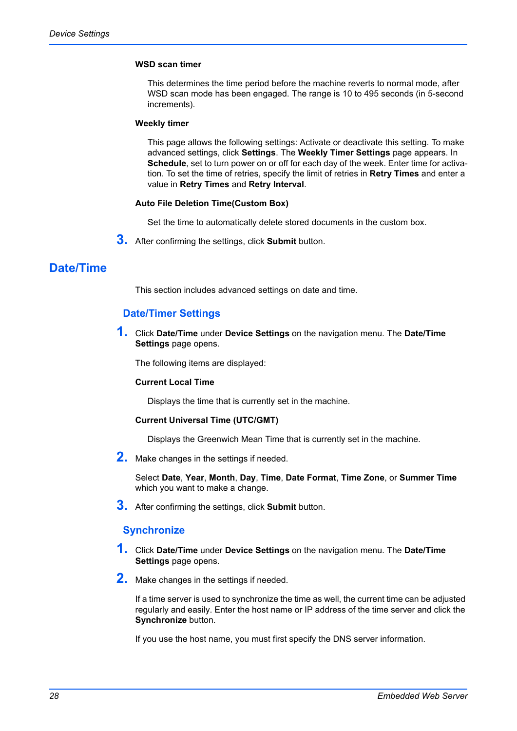**WSD scan timer**

This determines the time period before the machine reverts to normal mode, after WSD scan mode has been engaged. The range is 10 to 495 seconds (in 5-second increments).

**Weekly timer**

This page allows the following settings: Activate or deactivate this setting. To make advanced settings, click **Settings**. The **Weekly Timer Settings** page appears. In **Schedule**, set to turn power on or off for each day of the week. Enter time for activation. To set the time of retries, specify the limit of retries in **Retry Times** and enter a value in **Retry Times** and **Retry Interval**.

**Auto File Deletion Time(Custom Box)**

Set the time to automatically delete stored documents in the custom box.

3. After confirming the settings, click **Submit** button.

# Date/Time

This section includes advanced settings on date and time.

## Date/Timer Settings

1. Click **Date/Time** under **Device Settings** on the navigation menu. The **Date/Time Settings** page opens.

   The following items are displayed:

   **Current Local Time**

   Displays the time that is currently set in the machine.

   **Current Universal Time (UTC/GMT)**

   Displays the Greenwich Mean Time that is currently set in the machine.

2. Make changes in the settings if needed.

   Select **Date**, **Year**, **Month**, **Day**, **Time**, **Date Format**, **Time Zone**, or **Summer Time** which you want to make a change.

3. After confirming the settings, click **Submit** button.

## Synchronize

1. Click **Date/Time** under **Device Settings** on the navigation menu. The **Date/Time Settings** page opens.

2. Make changes in the settings if needed.

   If a time server is used to synchronize the time as well, the current time can be adjusted regularly and easily. Enter the host name or IP address of the time server and click the **Synchronize** button.

   If you use the host name, you must first specify the DNS server information.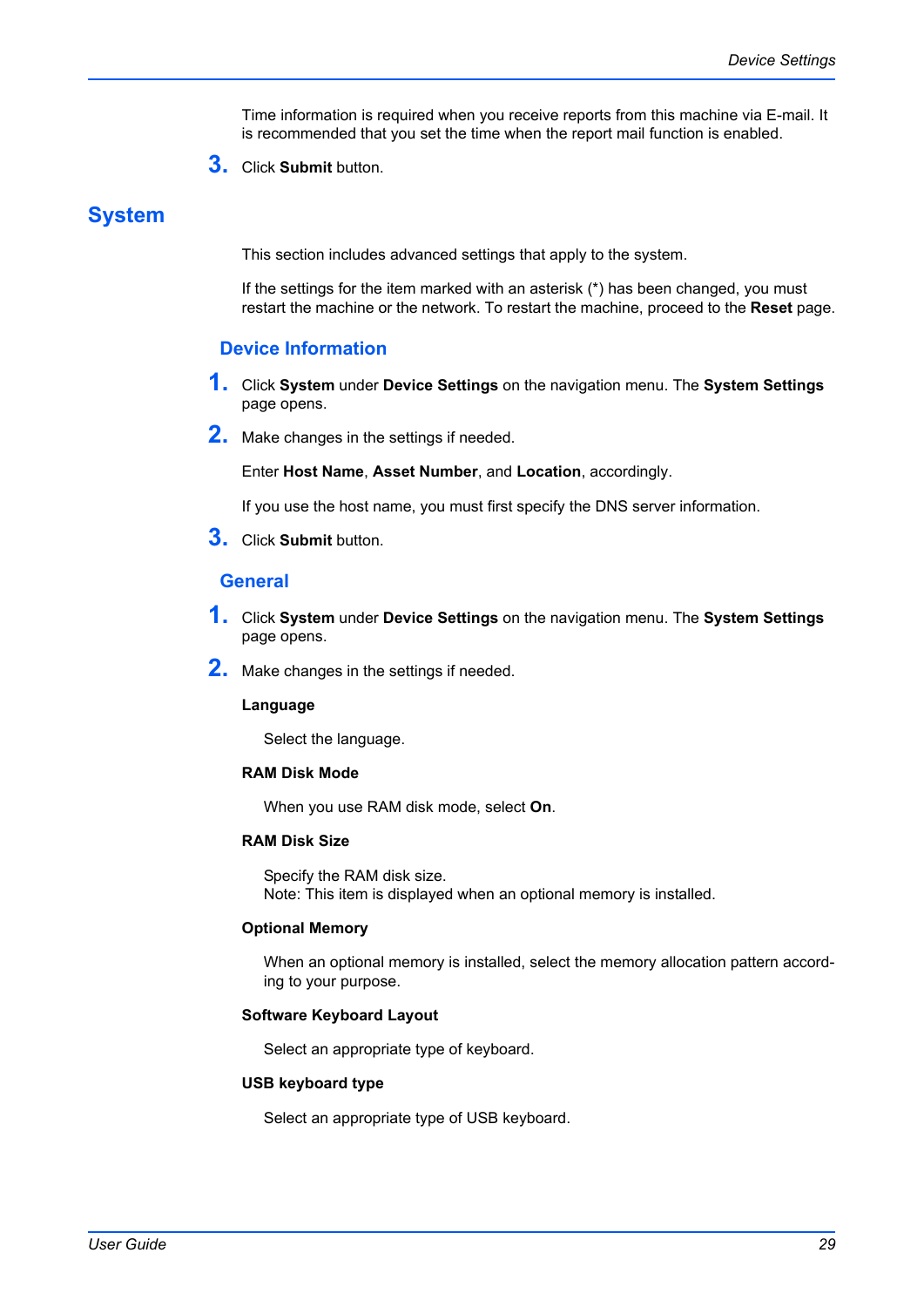Time information is required when you receive reports from this machine via E-mail. It is recommended that you set the time when the report mail function is enabled.

3. Click **Submit** button.

# System

This section includes advanced settings that apply to the system.

If the settings for the item marked with an asterisk (*) has been changed, you must restart the machine or the network. To restart the machine, proceed to the **Reset** page.

## Device Information

1. Click **System** under **Device Settings** on the navigation menu. The **System Settings** page opens.
2. Make changes in the settings if needed.

   Enter **Host Name**, **Asset Number**, and **Location**, accordingly.

   If you use the host name, you must first specify the DNS server information.
3. Click **Submit** button.

## General

1. Click **System** under **Device Settings** on the navigation menu. The **System Settings** page opens.
2. Make changes in the settings if needed.

   **Language**

   Select the language.

   **RAM Disk Mode**

   When you use RAM disk mode, select **On**.

   **RAM Disk Size**

   Specify the RAM disk size.
   Note: This item is displayed when an optional memory is installed.

   **Optional Memory**

   When an optional memory is installed, select the memory allocation pattern according to your purpose.

   **Software Keyboard Layout**

   Select an appropriate type of keyboard.

   **USB keyboard type**

   Select an appropriate type of USB keyboard.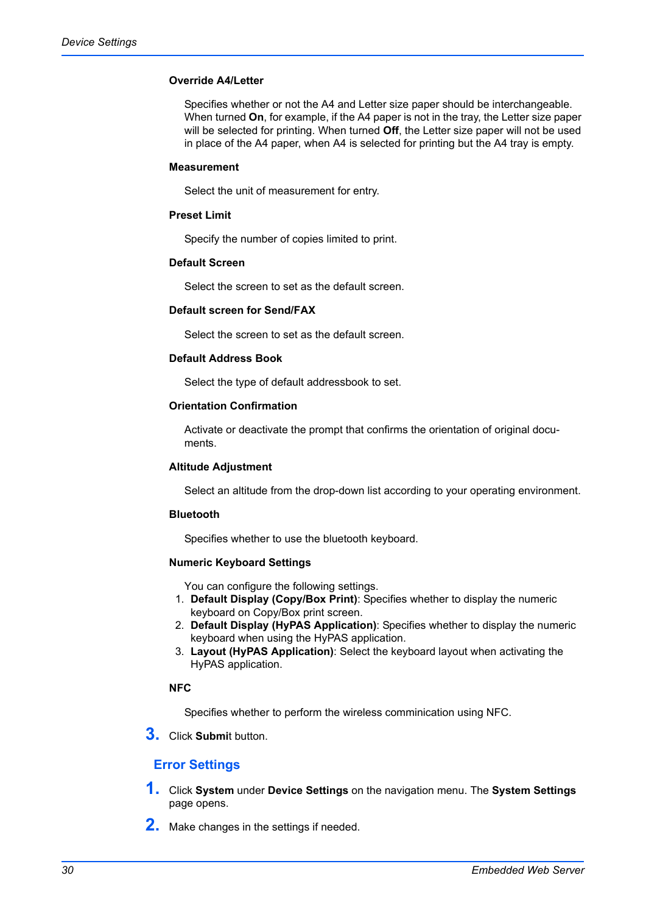**Override A4/Letter**

Specifies whether or not the A4 and Letter size paper should be interchangeable. When turned **On**, for example, if the A4 paper is not in the tray, the Letter size paper will be selected for printing. When turned **Off**, the Letter size paper will not be used in place of the A4 paper, when A4 is selected for printing but the A4 tray is empty.

**Measurement**

Select the unit of measurement for entry.

**Preset Limit**

Specify the number of copies limited to print.

**Default Screen**

Select the screen to set as the default screen.

**Default screen for Send/FAX**

Select the screen to set as the default screen.

**Default Address Book**

Select the type of default addressbook to set.

**Orientation Confirmation**

Activate or deactivate the prompt that confirms the orientation of original documents.

**Altitude Adjustment**

Select an altitude from the drop-down list according to your operating environment.

**Bluetooth**

Specifies whether to use the bluetooth keyboard.

**Numeric Keyboard Settings**

You can configure the following settings.

1. **Default Display (Copy/Box Print)**: Specifies whether to display the numeric keyboard on Copy/Box print screen.
2. **Default Display (HyPAS Application)**: Specifies whether to display the numeric keyboard when using the HyPAS application.
3. **Layout (HyPAS Application)**: Select the keyboard layout when activating the HyPAS application.

**NFC**

Specifies whether to perform the wireless comminication using NFC.

3. Click **Submi**t button.

## Error Settings

1. Click **System** under **Device Settings** on the navigation menu. The **System Settings** page opens.

2. Make changes in the settings if needed.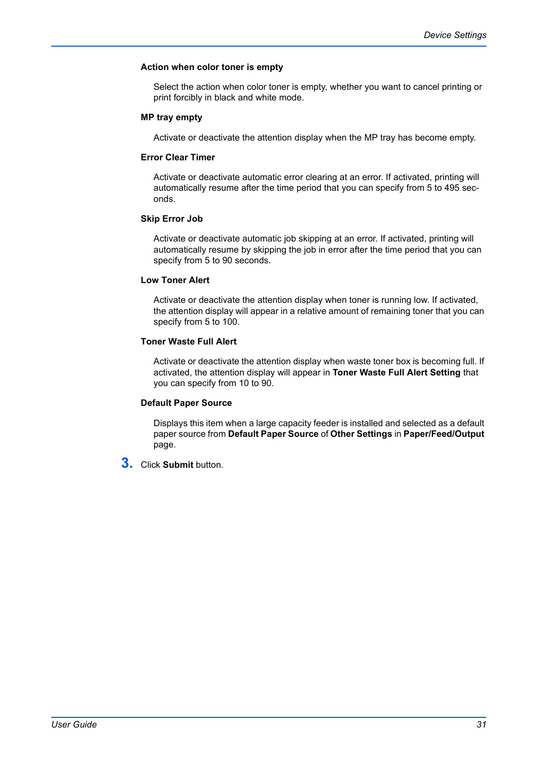#### Action when color toner is empty

Select the action when color toner is empty, whether you want to cancel printing or print forcibly in black and white mode.

#### MP tray empty

Activate or deactivate the attention display when the MP tray has become empty.

#### Error Clear Timer

Activate or deactivate automatic error clearing at an error. If activated, printing will automatically resume after the time period that you can specify from 5 to 495 seconds.

#### Skip Error Job

Activate or deactivate automatic job skipping at an error. If activated, printing will automatically resume by skipping the job in error after the time period that you can specify from 5 to 90 seconds.

#### Low Toner Alert

Activate or deactivate the attention display when toner is running low. If activated, the attention display will appear in a relative amount of remaining toner that you can specify from 5 to 100.

#### Toner Waste Full Alert

Activate or deactivate the attention display when waste toner box is becoming full. If activated, the attention display will appear in **Toner Waste Full Alert Setting** that you can specify from 10 to 90.

#### Default Paper Source

Displays this item when a large capacity feeder is installed and selected as a default paper source from **Default Paper Source** of **Other Settings** in **Paper/Feed/Output** page.

3. Click **Submit** button.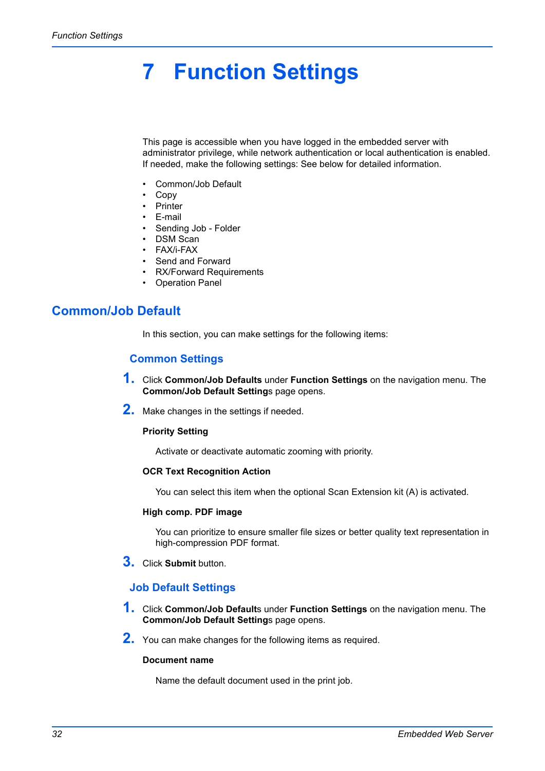# 7 Function Settings

This page is accessible when you have logged in the embedded server with administrator privilege, while network authentication or local authentication is enabled. If needed, make the following settings: See below for detailed information.

- Common/Job Default
- Copy
- Printer
- E-mail
- Sending Job - Folder
- DSM Scan
- FAX/i-FAX
- Send and Forward
- RX/Forward Requirements
- Operation Panel

## Common/Job Default

In this section, you can make settings for the following items:

### Common Settings

1. Click **Common/Job Defaults** under **Function Settings** on the navigation menu. The **Common/Job Default Setting**s page opens.

2. Make changes in the settings if needed.

   **Priority Setting**

   Activate or deactivate automatic zooming with priority.

   **OCR Text Recognition Action**

   You can select this item when the optional Scan Extension kit (A) is activated.

   **High comp. PDF image**

   You can prioritize to ensure smaller file sizes or better quality text representation in high-compression PDF format.

3. Click **Submit** button.

### Job Default Settings

1. Click **Common/Job Default**s under **Function Settings** on the navigation menu. The **Common/Job Default Setting**s page opens.

2. You can make changes for the following items as required.

   **Document name**

   Name the default document used in the print job.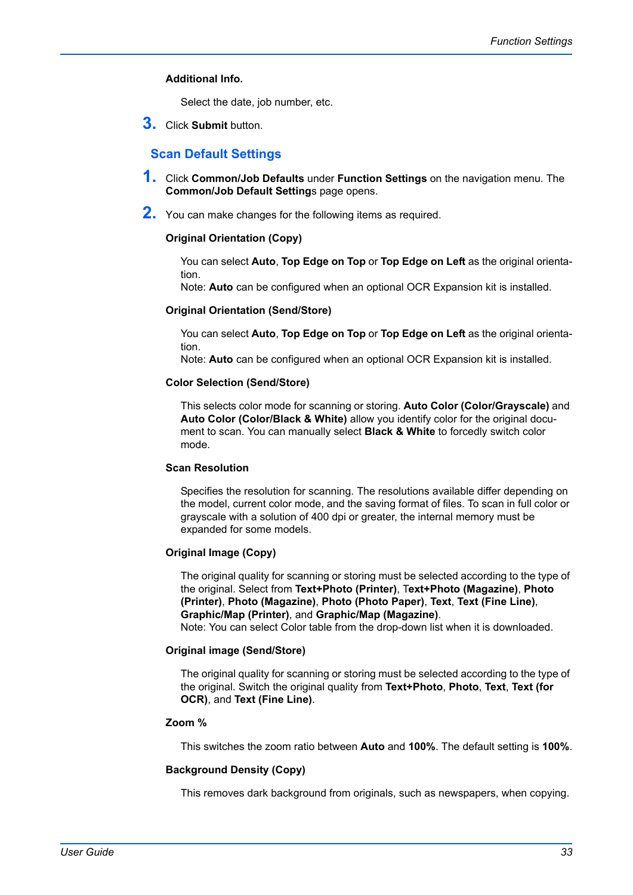**Additional Info.**

Select the date, job number, etc.

3. Click **Submit** button.

## Scan Default Settings

1. Click **Common/Job Defaults** under **Function Settings** on the navigation menu. The **Common/Job Default Setting**s page opens.

2. You can make changes for the following items as required.

**Original Orientation (Copy)**

You can select **Auto**, **Top Edge on Top** or **Top Edge on Left** as the original orientation.
Note: **Auto** can be configured when an optional OCR Expansion kit is installed.

**Original Orientation (Send/Store)**

You can select **Auto**, **Top Edge on Top** or **Top Edge on Left** as the original orientation.
Note: **Auto** can be configured when an optional OCR Expansion kit is installed.

**Color Selection (Send/Store)**

This selects color mode for scanning or storing. **Auto Color (Color/Grayscale)** and **Auto Color (Color/Black & White)** allow you identify color for the original document to scan. You can manually select **Black & White** to forcedly switch color mode.

**Scan Resolution**

Specifies the resolution for scanning. The resolutions available differ depending on the model, current color mode, and the saving format of files. To scan in full color or grayscale with a solution of 400 dpi or greater, the internal memory must be expanded for some models.

**Original Image (Copy)**

The original quality for scanning or storing must be selected according to the type of the original. Select from **Text+Photo (Printer)**, T**ext+Photo (Magazine)**, **Photo (Printer)**, **Photo (Magazine)**, **Photo (Photo Paper)**, **Text**, **Text (Fine Line)**, **Graphic/Map (Printer)**, and **Graphic/Map (Magazine)**.
Note: You can select Color table from the drop-down list when it is downloaded.

**Original image (Send/Store)**

The original quality for scanning or storing must be selected according to the type of the original. Switch the original quality from **Text+Photo**, **Photo**, **Text**, **Text (for OCR)**, and **Text (Fine Line)**.

**Zoom %**

This switches the zoom ratio between **Auto** and **100%**. The default setting is **100%**.

**Background Density (Copy)**

This removes dark background from originals, such as newspapers, when copying.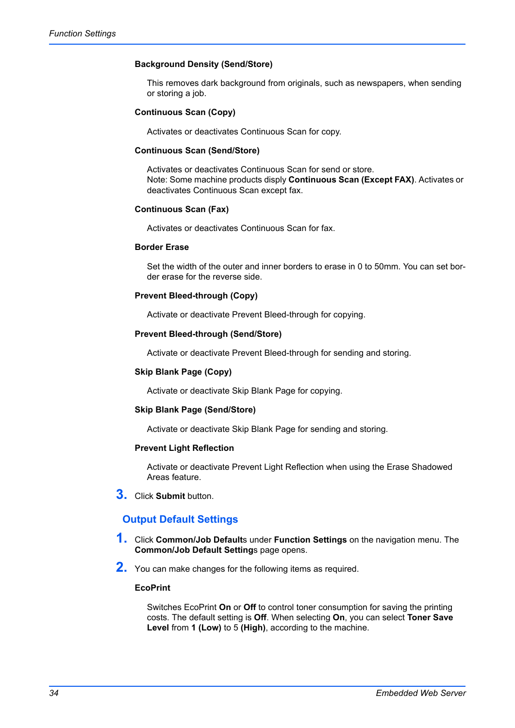**Background Density (Send/Store)**

This removes dark background from originals, such as newspapers, when sending or storing a job.

**Continuous Scan (Copy)**

Activates or deactivates Continuous Scan for copy.

**Continuous Scan (Send/Store)**

Activates or deactivates Continuous Scan for send or store.
Note: Some machine products disply **Continuous Scan (Except FAX)**. Activates or deactivates Continuous Scan except fax.

**Continuous Scan (Fax)**

Activates or deactivates Continuous Scan for fax.

**Border Erase**

Set the width of the outer and inner borders to erase in 0 to 50mm. You can set border erase for the reverse side.

**Prevent Bleed-through (Copy)**

Activate or deactivate Prevent Bleed-through for copying.

**Prevent Bleed-through (Send/Store)**

Activate or deactivate Prevent Bleed-through for sending and storing.

**Skip Blank Page (Copy)**

Activate or deactivate Skip Blank Page for copying.

**Skip Blank Page (Send/Store)**

Activate or deactivate Skip Blank Page for sending and storing.

**Prevent Light Reflection**

Activate or deactivate Prevent Light Reflection when using the Erase Shadowed Areas feature.

3. Click **Submit** button.

## Output Default Settings

1. Click **Common/Job Default**s under **Function Settings** on the navigation menu. The **Common/Job Default Setting**s page opens.

2. You can make changes for the following items as required.

**EcoPrint**

Switches EcoPrint **On** or **Off** to control toner consumption for saving the printing costs. The default setting is **Off**. When selecting **On**, you can select **Toner Save Level** from **1 (Low)** to 5 **(High)**, according to the machine.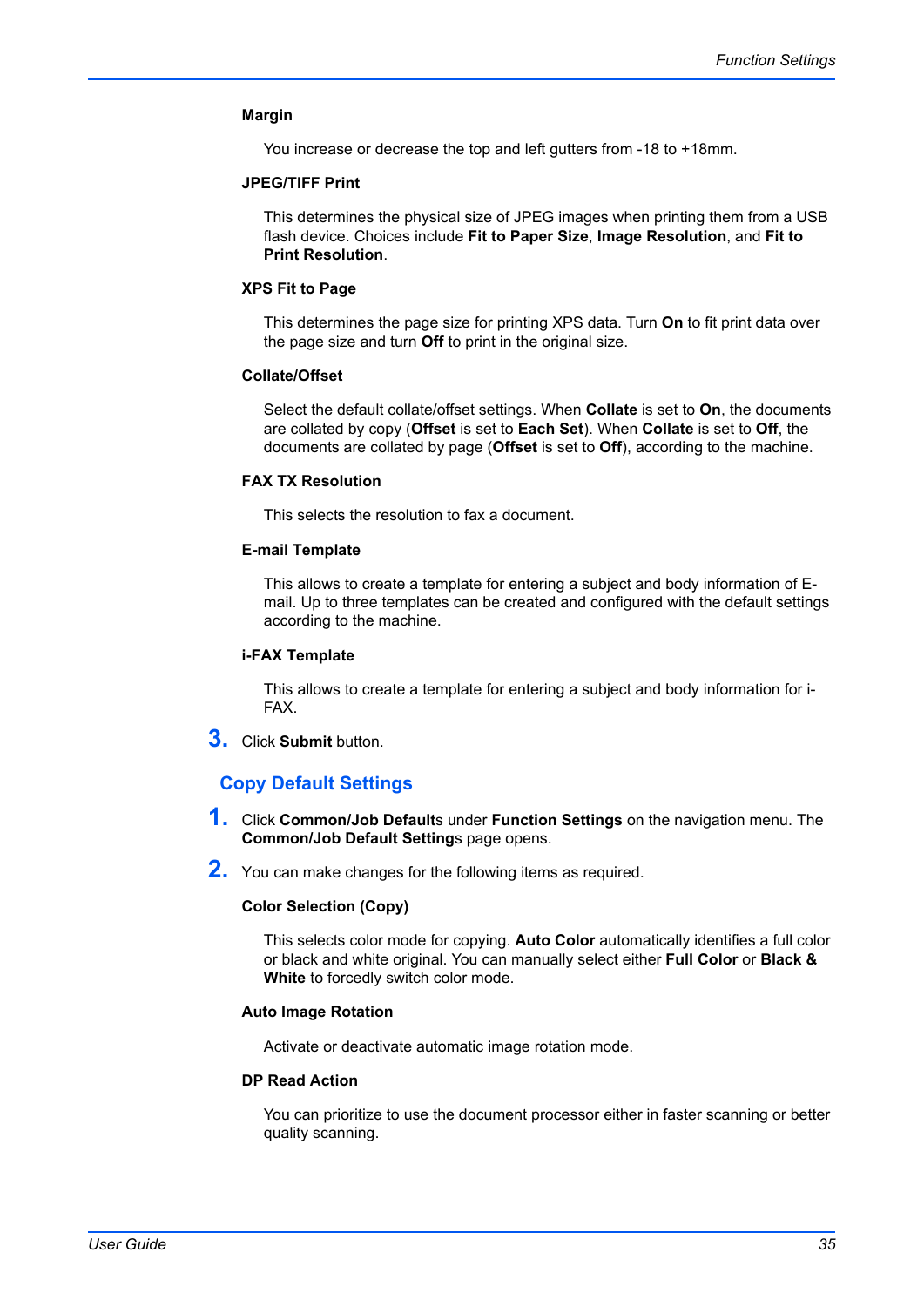**Margin**

You increase or decrease the top and left gutters from -18 to +18mm.

**JPEG/TIFF Print**

This determines the physical size of JPEG images when printing them from a USB flash device. Choices include **Fit to Paper Size**, **Image Resolution**, and **Fit to Print Resolution**.

**XPS Fit to Page**

This determines the page size for printing XPS data. Turn **On** to fit print data over the page size and turn **Off** to print in the original size.

**Collate/Offset**

Select the default collate/offset settings. When **Collate** is set to **On**, the documents are collated by copy (**Offset** is set to **Each Set**). When **Collate** is set to **Off**, the documents are collated by page (**Offset** is set to **Off**), according to the machine.

**FAX TX Resolution**

This selects the resolution to fax a document.

**E-mail Template**

This allows to create a template for entering a subject and body information of E-mail. Up to three templates can be created and configured with the default settings according to the machine.

**i-FAX Template**

This allows to create a template for entering a subject and body information for i-FAX.

3. Click **Submit** button.

## Copy Default Settings

1. Click **Common/Job Default**s under **Function Settings** on the navigation menu. The **Common/Job Default Setting**s page opens.

2. You can make changes for the following items as required.

**Color Selection (Copy)**

This selects color mode for copying. **Auto Color** automatically identifies a full color or black and white original. You can manually select either **Full Color** or **Black & White** to forcedly switch color mode.

**Auto Image Rotation**

Activate or deactivate automatic image rotation mode.

**DP Read Action**

You can prioritize to use the document processor either in faster scanning or better quality scanning.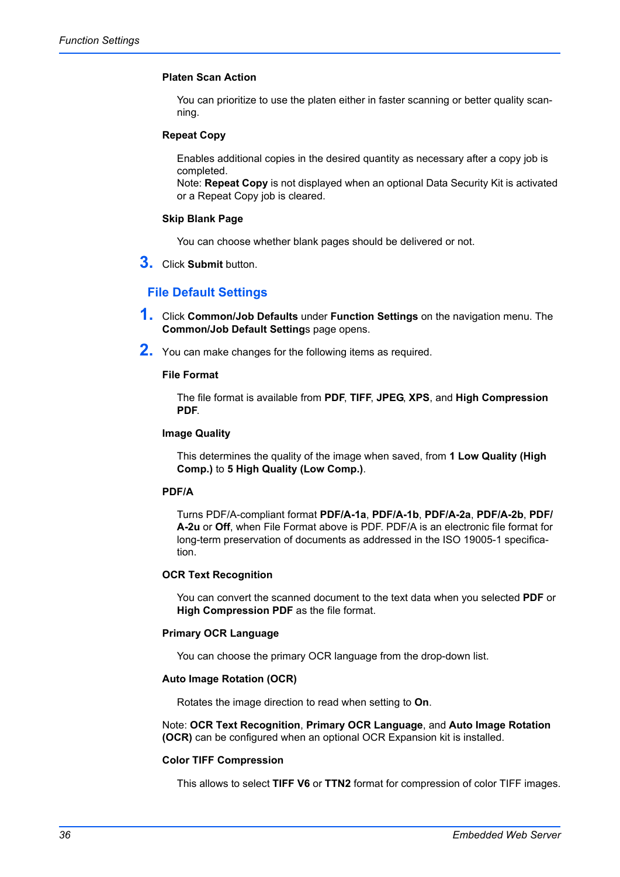**Platen Scan Action**

You can prioritize to use the platen either in faster scanning or better quality scanning.

**Repeat Copy**

Enables additional copies in the desired quantity as necessary after a copy job is completed.
Note: **Repeat Copy** is not displayed when an optional Data Security Kit is activated or a Repeat Copy job is cleared.

**Skip Blank Page**

You can choose whether blank pages should be delivered or not.

3. Click **Submit** button.

## File Default Settings

1. Click **Common/Job Defaults** under **Function Settings** on the navigation menu. The **Common/Job Default Setting**s page opens.
2. You can make changes for the following items as required.

**File Format**

The file format is available from **PDF**, **TIFF**, **JPEG**, **XPS**, and **High Compression PDF**.

**Image Quality**

This determines the quality of the image when saved, from **1 Low Quality (High Comp.)** to **5 High Quality (Low Comp.)**.

**PDF/A**

Turns PDF/A-compliant format **PDF/A-1a**, **PDF/A-1b**, **PDF/A-2a**, **PDF/A-2b**, **PDF/A-2u** or **Off**, when File Format above is PDF. PDF/A is an electronic file format for long-term preservation of documents as addressed in the ISO 19005-1 specification.

**OCR Text Recognition**

You can convert the scanned document to the text data when you selected **PDF** or **High Compression PDF** as the file format.

**Primary OCR Language**

You can choose the primary OCR language from the drop-down list.

**Auto Image Rotation (OCR)**

Rotates the image direction to read when setting to **On**.

Note: **OCR Text Recognition**, **Primary OCR Language**, and **Auto Image Rotation (OCR)** can be configured when an optional OCR Expansion kit is installed.

**Color TIFF Compression**

This allows to select **TIFF V6** or **TTN2** format for compression of color TIFF images.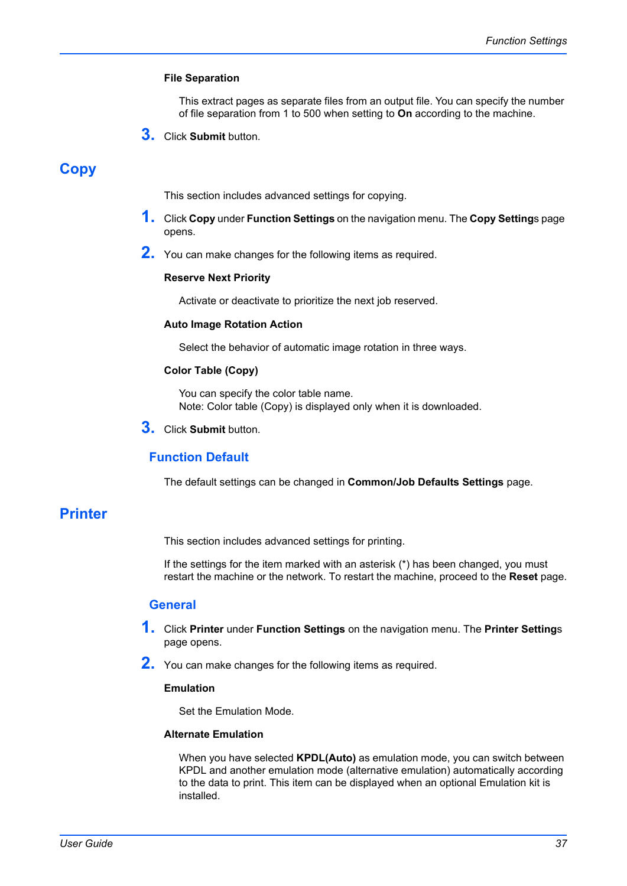**File Separation**

This extract pages as separate files from an output file. You can specify the number of file separation from 1 to 500 when setting to **On** according to the machine.

3. Click **Submit** button.

# Copy

This section includes advanced settings for copying.

1. Click **Copy** under **Function Settings** on the navigation menu. The **Copy Settings** page opens.

2. You can make changes for the following items as required.

**Reserve Next Priority**

Activate or deactivate to prioritize the next job reserved.

**Auto Image Rotation Action**

Select the behavior of automatic image rotation in three ways.

**Color Table (Copy)**

You can specify the color table name.
Note: Color table (Copy) is displayed only when it is downloaded.

3. Click **Submit** button.

## Function Default

The default settings can be changed in **Common/Job Defaults Settings** page.

# Printer

This section includes advanced settings for printing.

If the settings for the item marked with an asterisk (*) has been changed, you must restart the machine or the network. To restart the machine, proceed to the **Reset** page.

## General

1. Click **Printer** under **Function Settings** on the navigation menu. The **Printer Settings** page opens.

2. You can make changes for the following items as required.

**Emulation**

Set the Emulation Mode.

**Alternate Emulation**

When you have selected **KPDL(Auto)** as emulation mode, you can switch between KPDL and another emulation mode (alternative emulation) automatically according to the data to print. This item can be displayed when an optional Emulation kit is installed.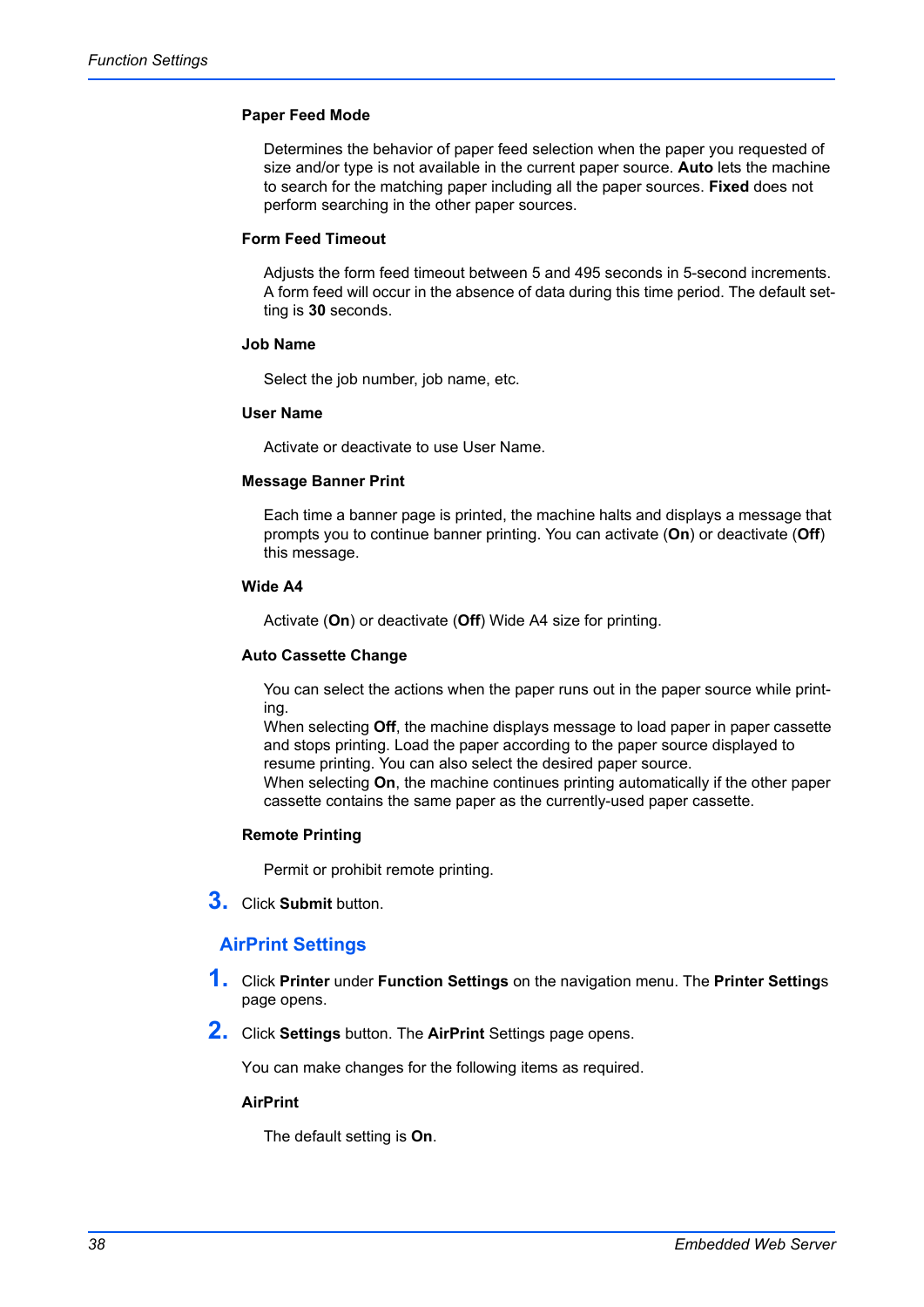**Paper Feed Mode**

Determines the behavior of paper feed selection when the paper you requested of size and/or type is not available in the current paper source. **Auto** lets the machine to search for the matching paper including all the paper sources. **Fixed** does not perform searching in the other paper sources.

**Form Feed Timeout**

Adjusts the form feed timeout between 5 and 495 seconds in 5-second increments. A form feed will occur in the absence of data during this time period. The default setting is **30** seconds.

**Job Name**

Select the job number, job name, etc.

**User Name**

Activate or deactivate to use User Name.

**Message Banner Print**

Each time a banner page is printed, the machine halts and displays a message that prompts you to continue banner printing. You can activate (**On**) or deactivate (**Off**) this message.

**Wide A4**

Activate (**On**) or deactivate (**Off**) Wide A4 size for printing.

**Auto Cassette Change**

You can select the actions when the paper runs out in the paper source while printing.
When selecting **Off**, the machine displays message to load paper in paper cassette and stops printing. Load the paper according to the paper source displayed to resume printing. You can also select the desired paper source.
When selecting **On**, the machine continues printing automatically if the other paper cassette contains the same paper as the currently-used paper cassette.

**Remote Printing**

Permit or prohibit remote printing.

3. Click **Submit** button.

## AirPrint Settings

1. Click **Printer** under **Function Settings** on the navigation menu. The **Printer Setting**s page opens.
2. Click **Settings** button. The **AirPrint** Settings page opens.

   You can make changes for the following items as required.

**AirPrint**

The default setting is **On**.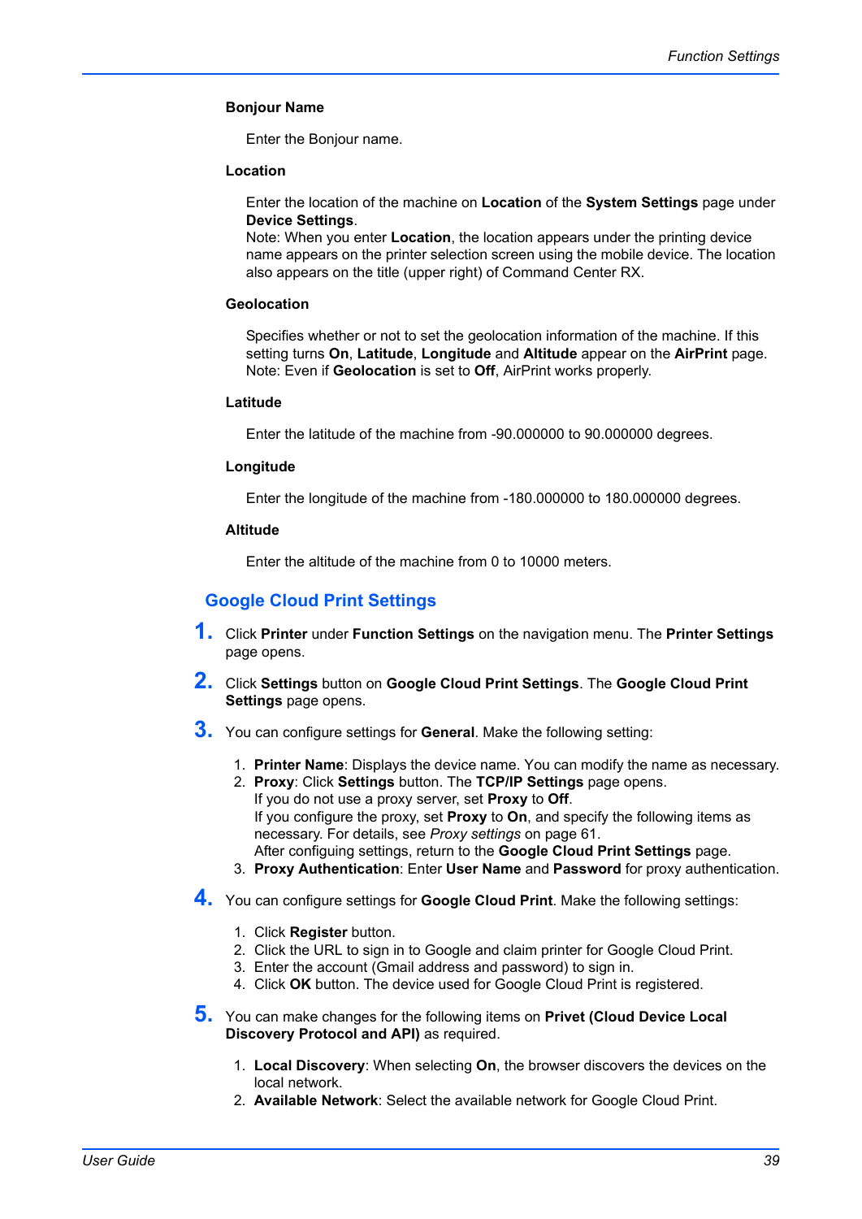**Bonjour Name**

Enter the Bonjour name.

**Location**

Enter the location of the machine on **Location** of the **System Settings** page under **Device Settings**.
Note: When you enter **Location**, the location appears under the printing device name appears on the printer selection screen using the mobile device. The location also appears on the title (upper right) of Command Center RX.

**Geolocation**

Specifies whether or not to set the geolocation information of the machine. If this setting turns **On**, **Latitude**, **Longitude** and **Altitude** appear on the **AirPrint** page.
Note: Even if **Geolocation** is set to **Off**, AirPrint works properly.

**Latitude**

Enter the latitude of the machine from -90.000000 to 90.000000 degrees.

**Longitude**

Enter the longitude of the machine from -180.000000 to 180.000000 degrees.

**Altitude**

Enter the altitude of the machine from 0 to 10000 meters.

## Google Cloud Print Settings

1. Click **Printer** under **Function Settings** on the navigation menu. The **Printer Settings** page opens.

2. Click **Settings** button on **Google Cloud Print Settings**. The **Google Cloud Print Settings** page opens.

3. You can configure settings for **General**. Make the following setting:

   1. **Printer Name**: Displays the device name. You can modify the name as necessary.
   2. **Proxy**: Click **Settings** button. The **TCP/IP Settings** page opens.
      If you do not use a proxy server, set **Proxy** to **Off**.
      If you configure the proxy, set **Proxy** to **On**, and specify the following items as necessary. For details, see *Proxy settings* on page 61.
      After configuing settings, return to the **Google Cloud Print Settings** page.
   3. **Proxy Authentication**: Enter **User Name** and **Password** for proxy authentication.

4. You can configure settings for **Google Cloud Print**. Make the following settings:

   1. Click **Register** button.
   2. Click the URL to sign in to Google and claim printer for Google Cloud Print.
   3. Enter the account (Gmail address and password) to sign in.
   4. Click **OK** button. The device used for Google Cloud Print is registered.

5. You can make changes for the following items on **Privet (Cloud Device Local Discovery Protocol and API)** as required.

   1. **Local Discovery**: When selecting **On**, the browser discovers the devices on the local network.
   2. **Available Network**: Select the available network for Google Cloud Print.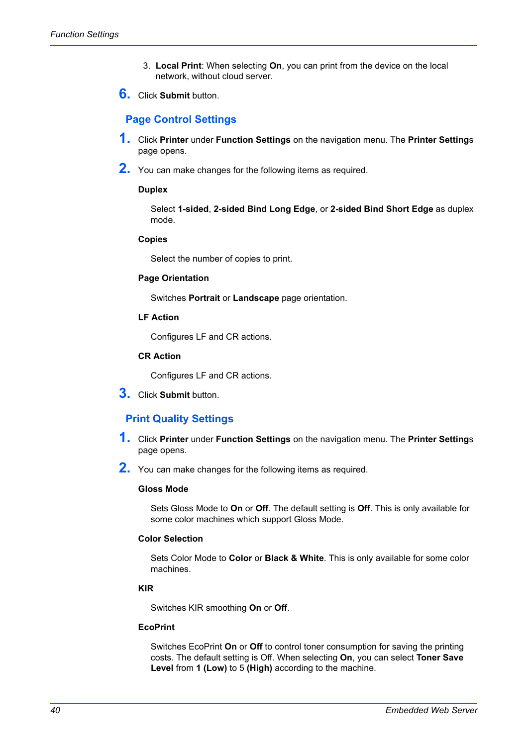3. **Local Print**: When selecting **On**, you can print from the device on the local network, without cloud server.

6. Click **Submit** button.

## Page Control Settings

1. Click **Printer** under **Function Settings** on the navigation menu. The **Printer Settings** page opens.

2. You can make changes for the following items as required.

   **Duplex**

   Select **1-sided**, **2-sided Bind Long Edge**, or **2-sided Bind Short Edge** as duplex mode.

   **Copies**

   Select the number of copies to print.

   **Page Orientation**

   Switches **Portrait** or **Landscape** page orientation.

   **LF Action**

   Configures LF and CR actions.

   **CR Action**

   Configures LF and CR actions.

3. Click **Submit** button.

## Print Quality Settings

1. Click **Printer** under **Function Settings** on the navigation menu. The **Printer Settings** page opens.

2. You can make changes for the following items as required.

   **Gloss Mode**

   Sets Gloss Mode to **On** or **Off**. The default setting is **Off**. This is only available for some color machines which support Gloss Mode.

   **Color Selection**

   Sets Color Mode to **Color** or **Black & White**. This is only available for some color machines.

   **KIR**

   Switches KIR smoothing **On** or **Off**.

   **EcoPrint**

   Switches EcoPrint **On** or **Off** to control toner consumption for saving the printing costs. The default setting is Off. When selecting **On**, you can select **Toner Save Level** from **1 (Low)** to 5 **(High)** according to the machine.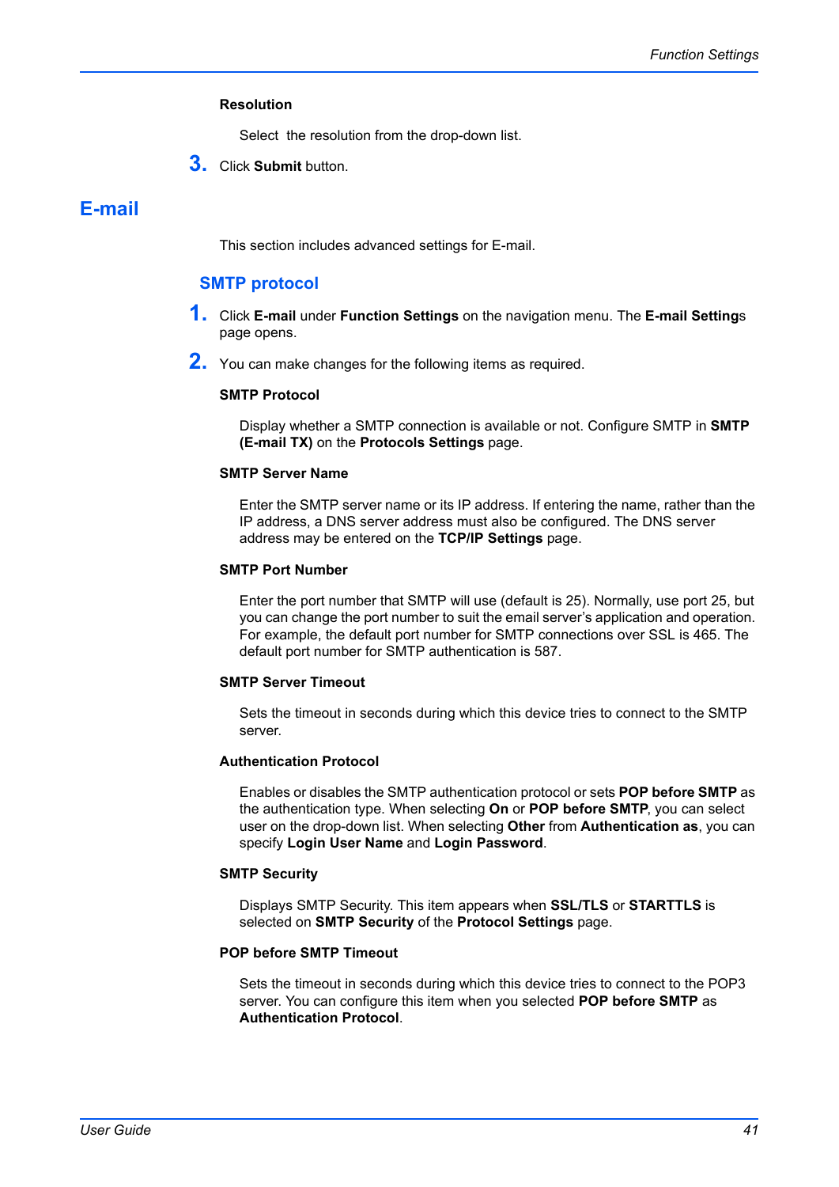**Resolution**

Select the resolution from the drop-down list.

3. Click **Submit** button.

# E-mail

This section includes advanced settings for E-mail.

## SMTP protocol

1. Click **E-mail** under **Function Settings** on the navigation menu. The **E-mail Settings** page opens.
2. You can make changes for the following items as required.

**SMTP Protocol**

Display whether a SMTP connection is available or not. Configure SMTP in **SMTP (E-mail TX)** on the **Protocols Settings** page.

**SMTP Server Name**

Enter the SMTP server name or its IP address. If entering the name, rather than the IP address, a DNS server address must also be configured. The DNS server address may be entered on the **TCP/IP Settings** page.

**SMTP Port Number**

Enter the port number that SMTP will use (default is 25). Normally, use port 25, but you can change the port number to suit the email server's application and operation. For example, the default port number for SMTP connections over SSL is 465. The default port number for SMTP authentication is 587.

**SMTP Server Timeout**

Sets the timeout in seconds during which this device tries to connect to the SMTP server.

**Authentication Protocol**

Enables or disables the SMTP authentication protocol or sets **POP before SMTP** as the authentication type. When selecting **On** or **POP before SMTP**, you can select user on the drop-down list. When selecting **Other** from **Authentication as**, you can specify **Login User Name** and **Login Password**.

**SMTP Security**

Displays SMTP Security. This item appears when **SSL/TLS** or **STARTTLS** is selected on **SMTP Security** of the **Protocol Settings** page.

**POP before SMTP Timeout**

Sets the timeout in seconds during which this device tries to connect to the POP3 server. You can configure this item when you selected **POP before SMTP** as **Authentication Protocol**.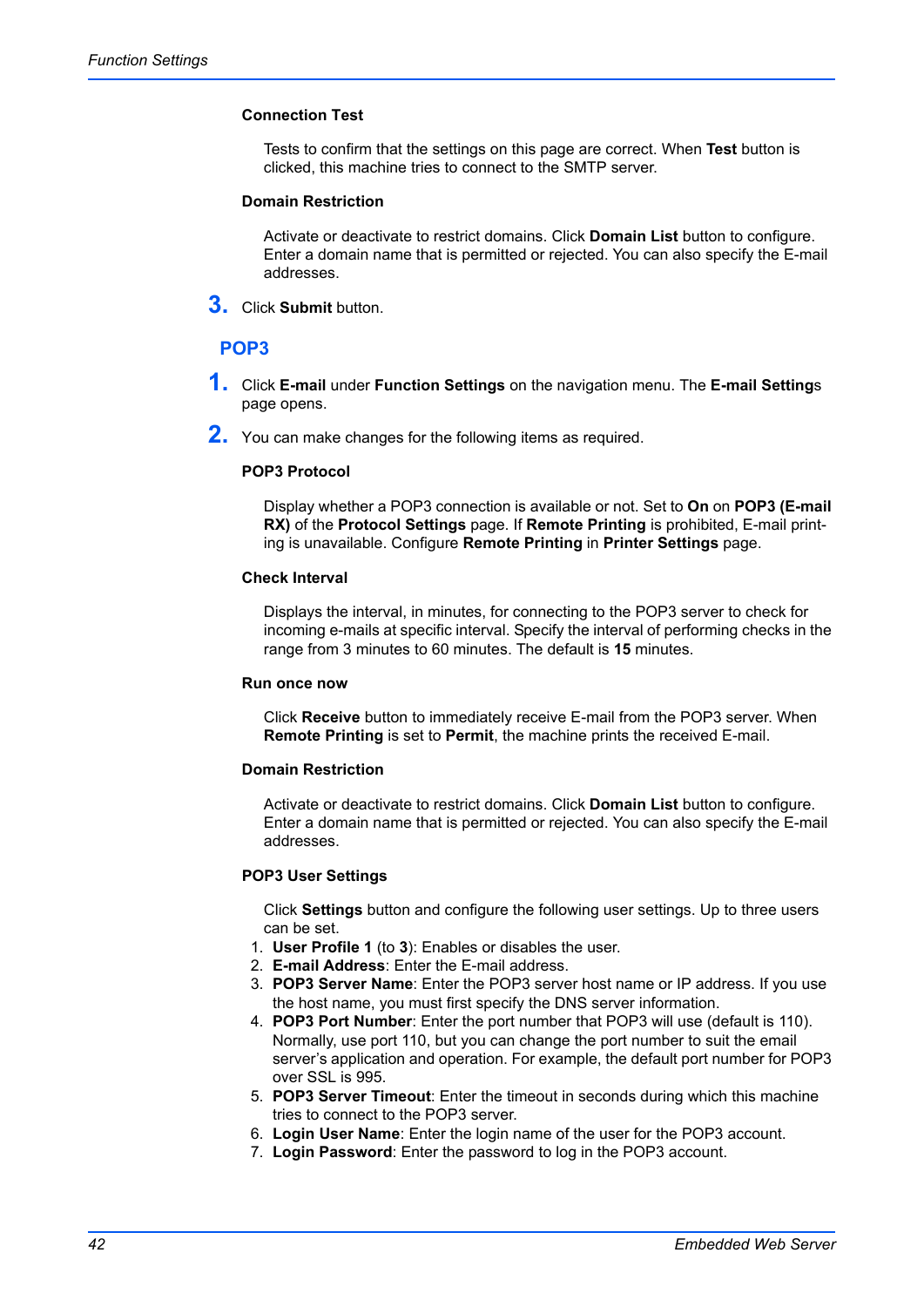#### Connection Test

Tests to confirm that the settings on this page are correct. When **Test** button is clicked, this machine tries to connect to the SMTP server.

#### Domain Restriction

Activate or deactivate to restrict domains. Click **Domain List** button to configure. Enter a domain name that is permitted or rejected. You can also specify the E-mail addresses.

3. Click **Submit** button.

## POP3

1. Click **E-mail** under **Function Settings** on the navigation menu. The **E-mail Settings** page opens.

2. You can make changes for the following items as required.

#### POP3 Protocol

Display whether a POP3 connection is available or not. Set to **On** on **POP3 (E-mail RX)** of the **Protocol Settings** page. If **Remote Printing** is prohibited, E-mail printing is unavailable. Configure **Remote Printing** in **Printer Settings** page.

#### Check Interval

Displays the interval, in minutes, for connecting to the POP3 server to check for incoming e-mails at specific interval. Specify the interval of performing checks in the range from 3 minutes to 60 minutes. The default is **15** minutes.

#### Run once now

Click **Receive** button to immediately receive E-mail from the POP3 server. When **Remote Printing** is set to **Permit**, the machine prints the received E-mail.

#### Domain Restriction

Activate or deactivate to restrict domains. Click **Domain List** button to configure. Enter a domain name that is permitted or rejected. You can also specify the E-mail addresses.

#### POP3 User Settings

Click **Settings** button and configure the following user settings. Up to three users can be set.

1. **User Profile 1** (to **3**): Enables or disables the user.
2. **E-mail Address**: Enter the E-mail address.
3. **POP3 Server Name**: Enter the POP3 server host name or IP address. If you use the host name, you must first specify the DNS server information.
4. **POP3 Port Number**: Enter the port number that POP3 will use (default is 110). Normally, use port 110, but you can change the port number to suit the email server's application and operation. For example, the default port number for POP3 over SSL is 995.
5. **POP3 Server Timeout**: Enter the timeout in seconds during which this machine tries to connect to the POP3 server.
6. **Login User Name**: Enter the login name of the user for the POP3 account.
7. **Login Password**: Enter the password to log in the POP3 account.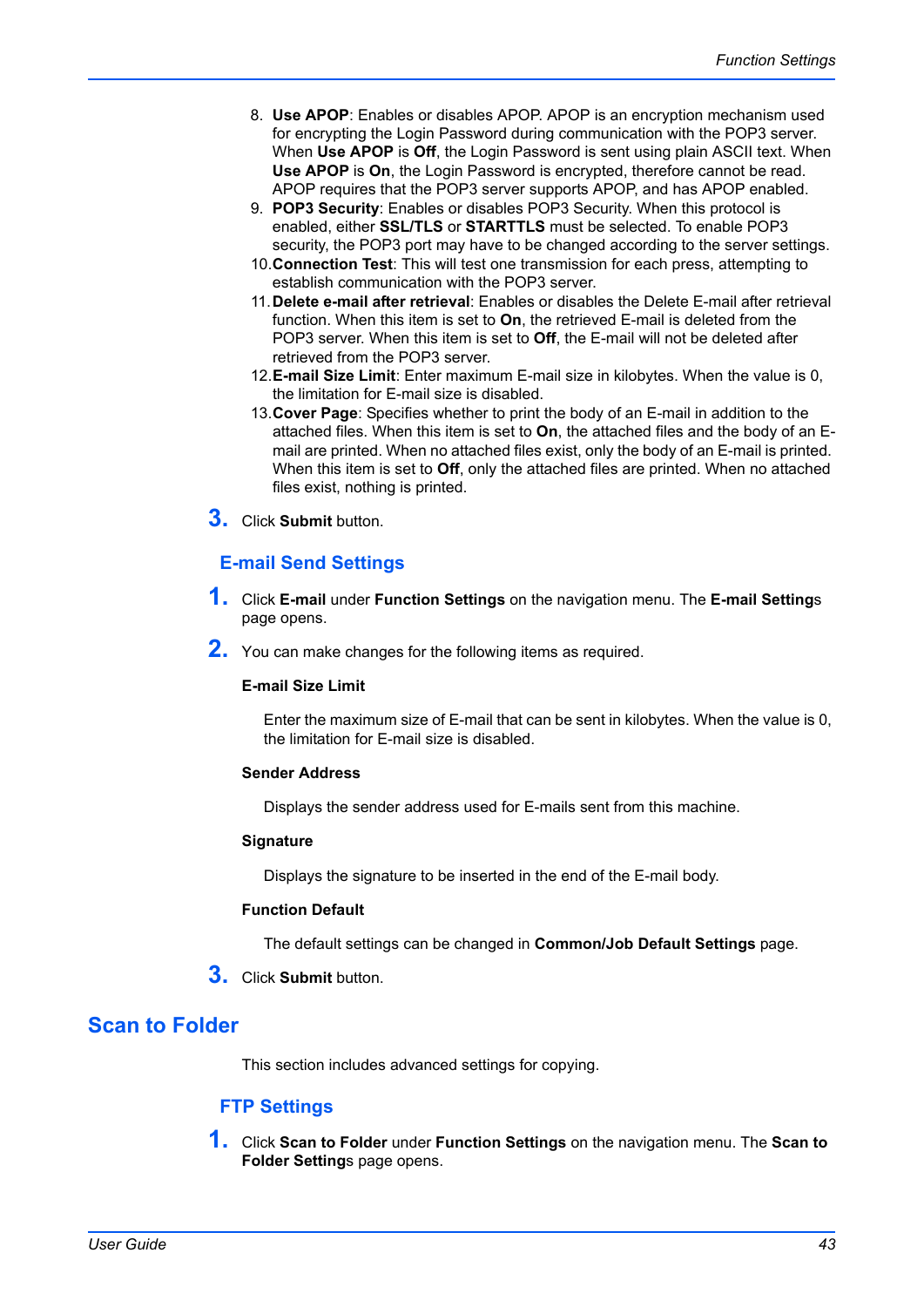8. **Use APOP**: Enables or disables APOP. APOP is an encryption mechanism used for encrypting the Login Password during communication with the POP3 server. When **Use APOP** is **Off**, the Login Password is sent using plain ASCII text. When **Use APOP** is **On**, the Login Password is encrypted, therefore cannot be read. APOP requires that the POP3 server supports APOP, and has APOP enabled.
9. **POP3 Security**: Enables or disables POP3 Security. When this protocol is enabled, either **SSL/TLS** or **STARTTLS** must be selected. To enable POP3 security, the POP3 port may have to be changed according to the server settings.
10. **Connection Test**: This will test one transmission for each press, attempting to establish communication with the POP3 server.
11. **Delete e-mail after retrieval**: Enables or disables the Delete E-mail after retrieval function. When this item is set to **On**, the retrieved E-mail is deleted from the POP3 server. When this item is set to **Off**, the E-mail will not be deleted after retrieved from the POP3 server.
12. **E-mail Size Limit**: Enter maximum E-mail size in kilobytes. When the value is 0, the limitation for E-mail size is disabled.
13. **Cover Page**: Specifies whether to print the body of an E-mail in addition to the attached files. When this item is set to **On**, the attached files and the body of an E-mail are printed. When no attached files exist, only the body of an E-mail is printed. When this item is set to **Off**, only the attached files are printed. When no attached files exist, nothing is printed.

3. Click **Submit** button.

### E-mail Send Settings

1. Click **E-mail** under **Function Settings** on the navigation menu. The **E-mail Settings** page opens.
2. You can make changes for the following items as required.

   **E-mail Size Limit**

   Enter the maximum size of E-mail that can be sent in kilobytes. When the value is 0, the limitation for E-mail size is disabled.

   **Sender Address**

   Displays the sender address used for E-mails sent from this machine.

   **Signature**

   Displays the signature to be inserted in the end of the E-mail body.

   **Function Default**

   The default settings can be changed in **Common/Job Default Settings** page.

3. Click **Submit** button.

## Scan to Folder

This section includes advanced settings for copying.

### FTP Settings

1. Click **Scan to Folder** under **Function Settings** on the navigation menu. The **Scan to Folder Settings** page opens.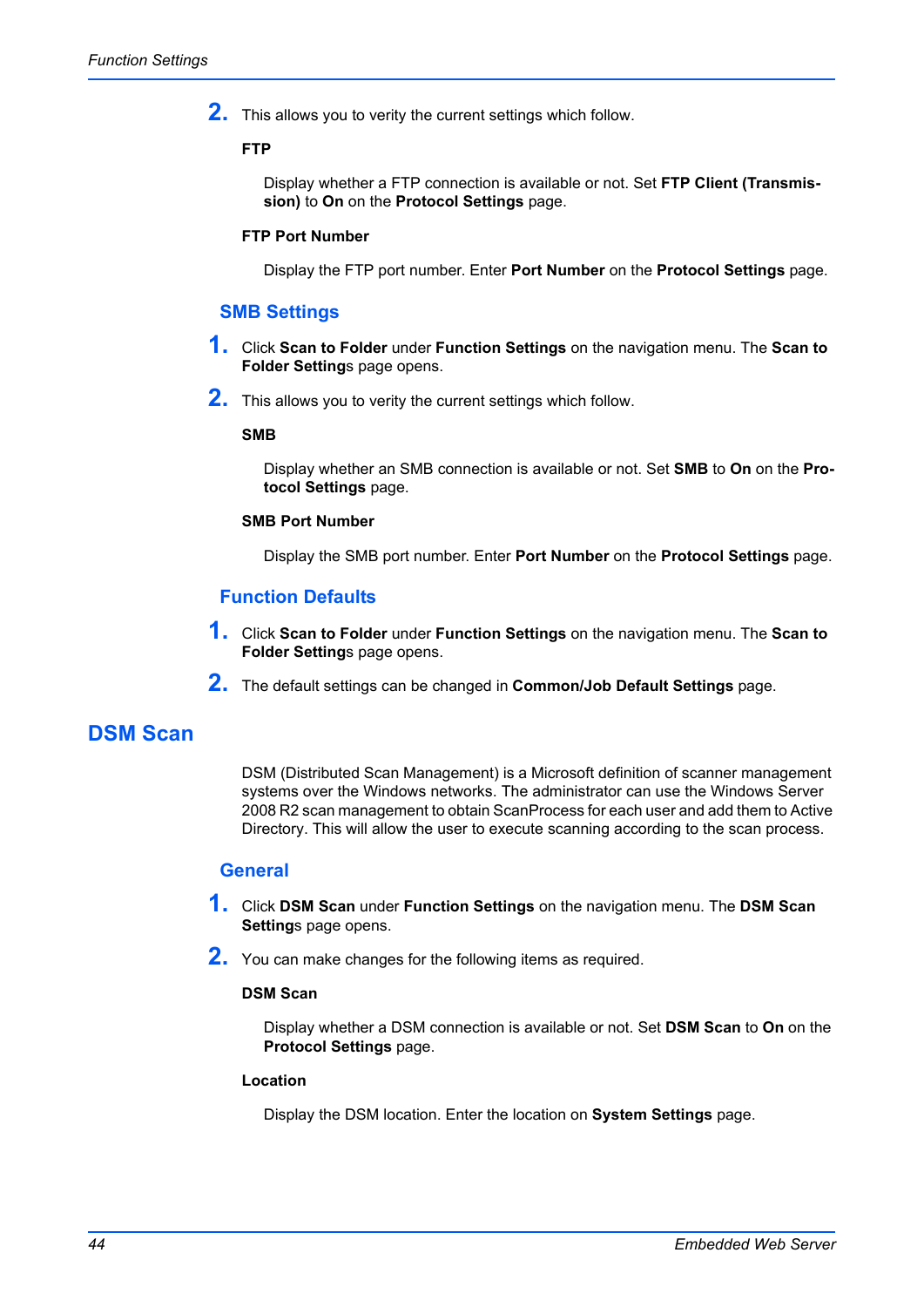2. This allows you to verity the current settings which follow.

**FTP**

Display whether a FTP connection is available or not. Set **FTP Client (Transmission)** to **On** on the **Protocol Settings** page.

**FTP Port Number**

Display the FTP port number. Enter **Port Number** on the **Protocol Settings** page.

### SMB Settings

1. Click **Scan to Folder** under **Function Settings** on the navigation menu. The **Scan to Folder Settings** page opens.
2. This allows you to verity the current settings which follow.

**SMB**

Display whether an SMB connection is available or not. Set **SMB** to **On** on the **Protocol Settings** page.

**SMB Port Number**

Display the SMB port number. Enter **Port Number** on the **Protocol Settings** page.

### Function Defaults

1. Click **Scan to Folder** under **Function Settings** on the navigation menu. The **Scan to Folder Settings** page opens.
2. The default settings can be changed in **Common/Job Default Settings** page.

## DSM Scan

DSM (Distributed Scan Management) is a Microsoft definition of scanner management systems over the Windows networks. The administrator can use the Windows Server 2008 R2 scan management to obtain ScanProcess for each user and add them to Active Directory. This will allow the user to execute scanning according to the scan process.

### General

1. Click **DSM Scan** under **Function Settings** on the navigation menu. The **DSM Scan Settings** page opens.
2. You can make changes for the following items as required.

**DSM Scan**

Display whether a DSM connection is available or not. Set **DSM Scan** to **On** on the **Protocol Settings** page.

**Location**

Display the DSM location. Enter the location on **System Settings** page.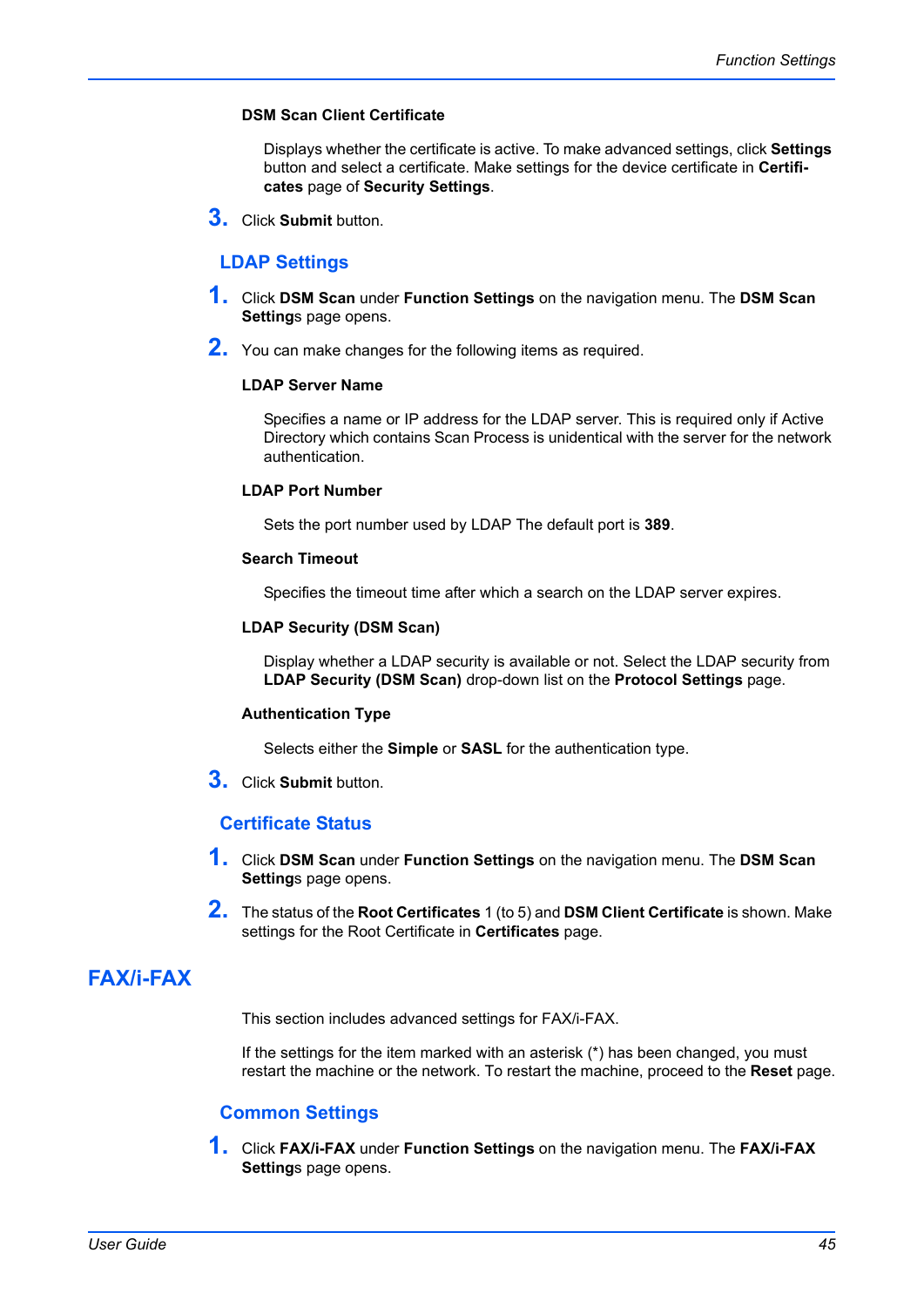**DSM Scan Client Certificate**

Displays whether the certificate is active. To make advanced settings, click **Settings** button and select a certificate. Make settings for the device certificate in **Certificates** page of **Security Settings**.

3. Click **Submit** button.

### LDAP Settings

1. Click **DSM Scan** under **Function Settings** on the navigation menu. The **DSM Scan Settings** page opens.
2. You can make changes for the following items as required.

**LDAP Server Name**

Specifies a name or IP address for the LDAP server. This is required only if Active Directory which contains Scan Process is unidentical with the server for the network authentication.

**LDAP Port Number**

Sets the port number used by LDAP The default port is **389**.

**Search Timeout**

Specifies the timeout time after which a search on the LDAP server expires.

**LDAP Security (DSM Scan)**

Display whether a LDAP security is available or not. Select the LDAP security from **LDAP Security (DSM Scan)** drop-down list on the **Protocol Settings** page.

**Authentication Type**

Selects either the **Simple** or **SASL** for the authentication type.

3. Click **Submit** button.

### Certificate Status

1. Click **DSM Scan** under **Function Settings** on the navigation menu. The **DSM Scan Settings** page opens.
2. The status of the **Root Certificates** 1 (to 5) and **DSM Client Certificate** is shown. Make settings for the Root Certificate in **Certificates** page.

## FAX/i-FAX

This section includes advanced settings for FAX/i-FAX.

If the settings for the item marked with an asterisk (*) has been changed, you must restart the machine or the network. To restart the machine, proceed to the **Reset** page.

### Common Settings

1. Click **FAX/i-FAX** under **Function Settings** on the navigation menu. The **FAX/i-FAX Settings** page opens.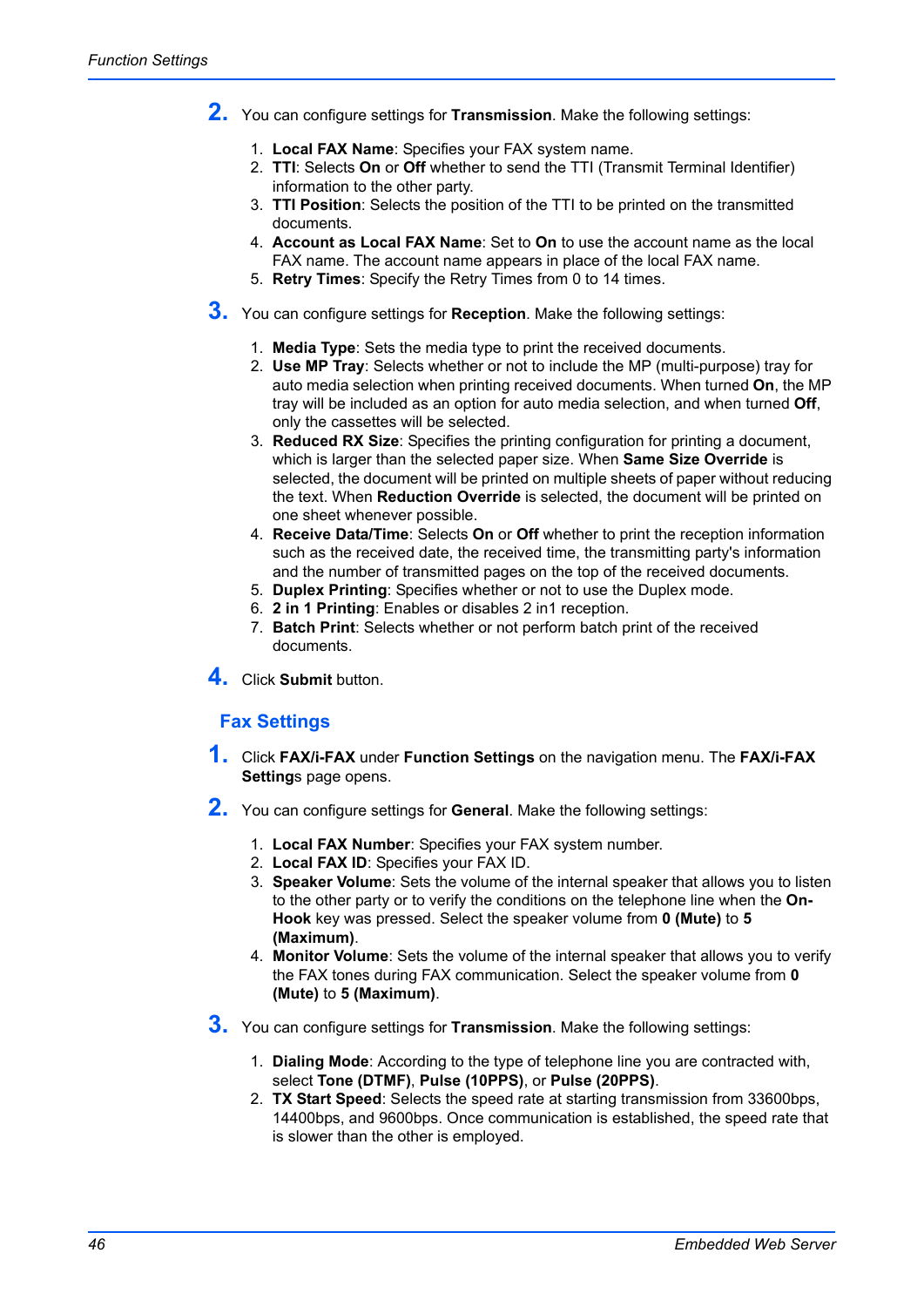2. You can configure settings for **Transmission**. Make the following settings:

   1. **Local FAX Name**: Specifies your FAX system name.
   2. **TTI**: Selects **On** or **Off** whether to send the TTI (Transmit Terminal Identifier) information to the other party.
   3. **TTI Position**: Selects the position of the TTI to be printed on the transmitted documents.
   4. **Account as Local FAX Name**: Set to **On** to use the account name as the local FAX name. The account name appears in place of the local FAX name.
   5. **Retry Times**: Specify the Retry Times from 0 to 14 times.

3. You can configure settings for **Reception**. Make the following settings:

   1. **Media Type**: Sets the media type to print the received documents.
   2. **Use MP Tray**: Selects whether or not to include the MP (multi-purpose) tray for auto media selection when printing received documents. When turned **On**, the MP tray will be included as an option for auto media selection, and when turned **Off**, only the cassettes will be selected.
   3. **Reduced RX Size**: Specifies the printing configuration for printing a document, which is larger than the selected paper size. When **Same Size Override** is selected, the document will be printed on multiple sheets of paper without reducing the text. When **Reduction Override** is selected, the document will be printed on one sheet whenever possible.
   4. **Receive Data/Time**: Selects **On** or **Off** whether to print the reception information such as the received date, the received time, the transmitting party's information and the number of transmitted pages on the top of the received documents.
   5. **Duplex Printing**: Specifies whether or not to use the Duplex mode.
   6. **2 in 1 Printing**: Enables or disables 2 in1 reception.
   7. **Batch Print**: Selects whether or not perform batch print of the received documents.

4. Click **Submit** button.

## Fax Settings

1. Click **FAX/i-FAX** under **Function Settings** on the navigation menu. The **FAX/i-FAX Setting**s page opens.

2. You can configure settings for **General**. Make the following settings:

   1. **Local FAX Number**: Specifies your FAX system number.
   2. **Local FAX ID**: Specifies your FAX ID.
   3. **Speaker Volume**: Sets the volume of the internal speaker that allows you to listen to the other party or to verify the conditions on the telephone line when the **On-Hook** key was pressed. Select the speaker volume from **0 (Mute)** to **5 (Maximum)**.
   4. **Monitor Volume**: Sets the volume of the internal speaker that allows you to verify the FAX tones during FAX communication. Select the speaker volume from **0 (Mute)** to **5 (Maximum)**.

3. You can configure settings for **Transmission**. Make the following settings:

   1. **Dialing Mode**: According to the type of telephone line you are contracted with, select **Tone (DTMF)**, **Pulse (10PPS)**, or **Pulse (20PPS)**.
   2. **TX Start Speed**: Selects the speed rate at starting transmission from 33600bps, 14400bps, and 9600bps. Once communication is established, the speed rate that is slower than the other is employed.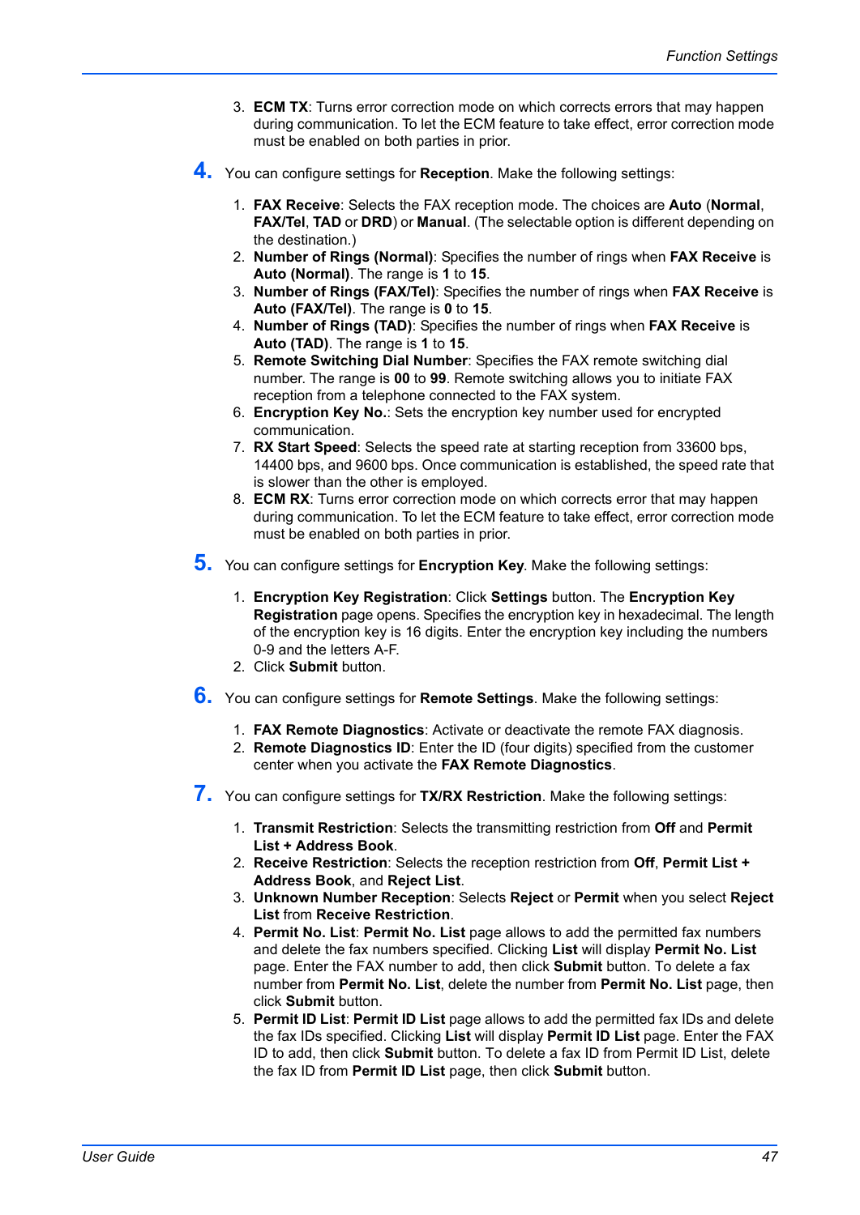3. **ECM TX**: Turns error correction mode on which corrects errors that may happen during communication. To let the ECM feature to take effect, error correction mode must be enabled on both parties in prior.

**4.** You can configure settings for **Reception**. Make the following settings:

1. **FAX Receive**: Selects the FAX reception mode. The choices are **Auto** (**Normal**, **FAX/Tel**, **TAD** or **DRD**) or **Manual**. (The selectable option is different depending on the destination.)
2. **Number of Rings (Normal)**: Specifies the number of rings when **FAX Receive** is **Auto (Normal)**. The range is **1** to **15**.
3. **Number of Rings (FAX/Tel)**: Specifies the number of rings when **FAX Receive** is **Auto (FAX/Tel)**. The range is **0** to **15**.
4. **Number of Rings (TAD)**: Specifies the number of rings when **FAX Receive** is **Auto (TAD)**. The range is **1** to **15**.
5. **Remote Switching Dial Number**: Specifies the FAX remote switching dial number. The range is **00** to **99**. Remote switching allows you to initiate FAX reception from a telephone connected to the FAX system.
6. **Encryption Key No.**: Sets the encryption key number used for encrypted communication.
7. **RX Start Speed**: Selects the speed rate at starting reception from 33600 bps, 14400 bps, and 9600 bps. Once communication is established, the speed rate that is slower than the other is employed.
8. **ECM RX**: Turns error correction mode on which corrects error that may happen during communication. To let the ECM feature to take effect, error correction mode must be enabled on both parties in prior.

**5.** You can configure settings for **Encryption Key**. Make the following settings:

1. **Encryption Key Registration**: Click **Settings** button. The **Encryption Key Registration** page opens. Specifies the encryption key in hexadecimal. The length of the encryption key is 16 digits. Enter the encryption key including the numbers 0-9 and the letters A-F.
2. Click **Submit** button.

**6.** You can configure settings for **Remote Settings**. Make the following settings:

1. **FAX Remote Diagnostics**: Activate or deactivate the remote FAX diagnosis.
2. **Remote Diagnostics ID**: Enter the ID (four digits) specified from the customer center when you activate the **FAX Remote Diagnostics**.

**7.** You can configure settings for **TX/RX Restriction**. Make the following settings:

1. **Transmit Restriction**: Selects the transmitting restriction from **Off** and **Permit List + Address Book**.
2. **Receive Restriction**: Selects the reception restriction from **Off**, **Permit List + Address Book**, and **Reject List**.
3. **Unknown Number Reception**: Selects **Reject** or **Permit** when you select **Reject List** from **Receive Restriction**.
4. **Permit No. List**: **Permit No. List** page allows to add the permitted fax numbers and delete the fax numbers specified. Clicking **List** will display **Permit No. List** page. Enter the FAX number to add, then click **Submit** button. To delete a fax number from **Permit No. List**, delete the number from **Permit No. List** page, then click **Submit** button.
5. **Permit ID List**: **Permit ID List** page allows to add the permitted fax IDs and delete the fax IDs specified. Clicking **List** will display **Permit ID List** page. Enter the FAX ID to add, then click **Submit** button. To delete a fax ID from Permit ID List, delete the fax ID from **Permit ID List** page, then click **Submit** button.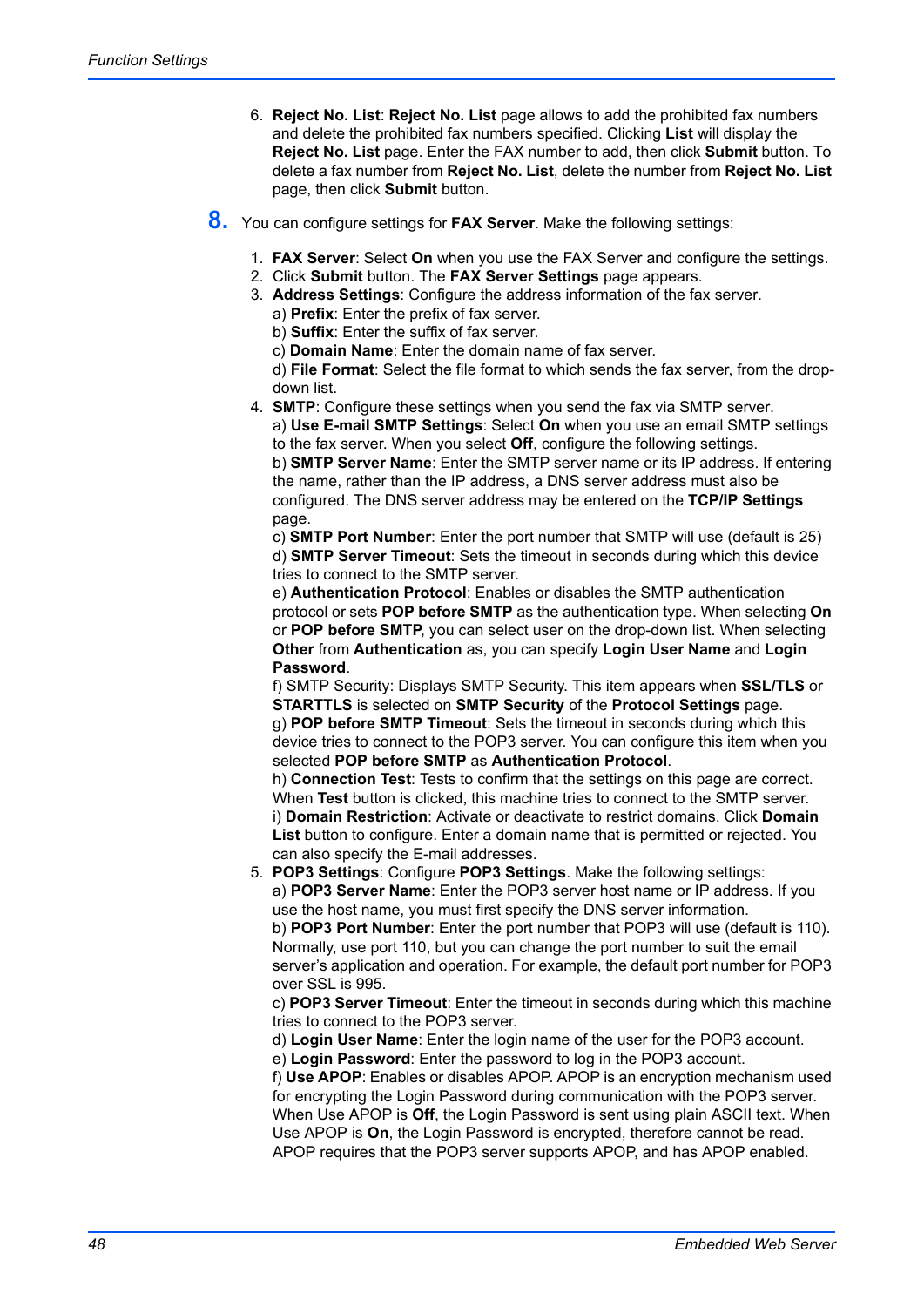6. **Reject No. List**: **Reject No. List** page allows to add the prohibited fax numbers and delete the prohibited fax numbers specified. Clicking **List** will display the **Reject No. List** page. Enter the FAX number to add, then click **Submit** button. To delete a fax number from **Reject No. List**, delete the number from **Reject No. List** page, then click **Submit** button.

**8.** You can configure settings for **FAX Server**. Make the following settings:

1. **FAX Server**: Select **On** when you use the FAX Server and configure the settings.
2. Click **Submit** button. The **FAX Server Settings** page appears.
3. **Address Settings**: Configure the address information of the fax server.
   a) **Prefix**: Enter the prefix of fax server.
   b) **Suffix**: Enter the suffix of fax server.
   c) **Domain Name**: Enter the domain name of fax server.
   d) **File Format**: Select the file format to which sends the fax server, from the drop-down list.
4. **SMTP**: Configure these settings when you send the fax via SMTP server.
   a) **Use E-mail SMTP Settings**: Select **On** when you use an email SMTP settings to the fax server. When you select **Off**, configure the following settings.
   b) **SMTP Server Name**: Enter the SMTP server name or its IP address. If entering the name, rather than the IP address, a DNS server address must also be configured. The DNS server address may be entered on the **TCP/IP Settings** page.
   c) **SMTP Port Number**: Enter the port number that SMTP will use (default is 25)
   d) **SMTP Server Timeout**: Sets the timeout in seconds during which this device tries to connect to the SMTP server.
   e) **Authentication Protocol**: Enables or disables the SMTP authentication protocol or sets **POP before SMTP** as the authentication type. When selecting **On** or **POP before SMTP**, you can select user on the drop-down list. When selecting **Other** from **Authentication** as, you can specify **Login User Name** and **Login Password**.
   f) SMTP Security: Displays SMTP Security. This item appears when **SSL/TLS** or **STARTTLS** is selected on **SMTP Security** of the **Protocol Settings** page.
   g) **POP before SMTP Timeout**: Sets the timeout in seconds during which this device tries to connect to the POP3 server. You can configure this item when you selected **POP before SMTP** as **Authentication Protocol**.
   h) **Connection Test**: Tests to confirm that the settings on this page are correct. When **Test** button is clicked, this machine tries to connect to the SMTP server.
   i) **Domain Restriction**: Activate or deactivate to restrict domains. Click **Domain List** button to configure. Enter a domain name that is permitted or rejected. You can also specify the E-mail addresses.
5. **POP3 Settings**: Configure **POP3 Settings**. Make the following settings:
   a) **POP3 Server Name**: Enter the POP3 server host name or IP address. If you use the host name, you must first specify the DNS server information.
   b) **POP3 Port Number**: Enter the port number that POP3 will use (default is 110). Normally, use port 110, but you can change the port number to suit the email server's application and operation. For example, the default port number for POP3 over SSL is 995.
   c) **POP3 Server Timeout**: Enter the timeout in seconds during which this machine tries to connect to the POP3 server.
   d) **Login User Name**: Enter the login name of the user for the POP3 account.
   e) **Login Password**: Enter the password to log in the POP3 account.
   f) **Use APOP**: Enables or disables APOP. APOP is an encryption mechanism used for encrypting the Login Password during communication with the POP3 server. When Use APOP is **Off**, the Login Password is sent using plain ASCII text. When Use APOP is **On**, the Login Password is encrypted, therefore cannot be read. APOP requires that the POP3 server supports APOP, and has APOP enabled.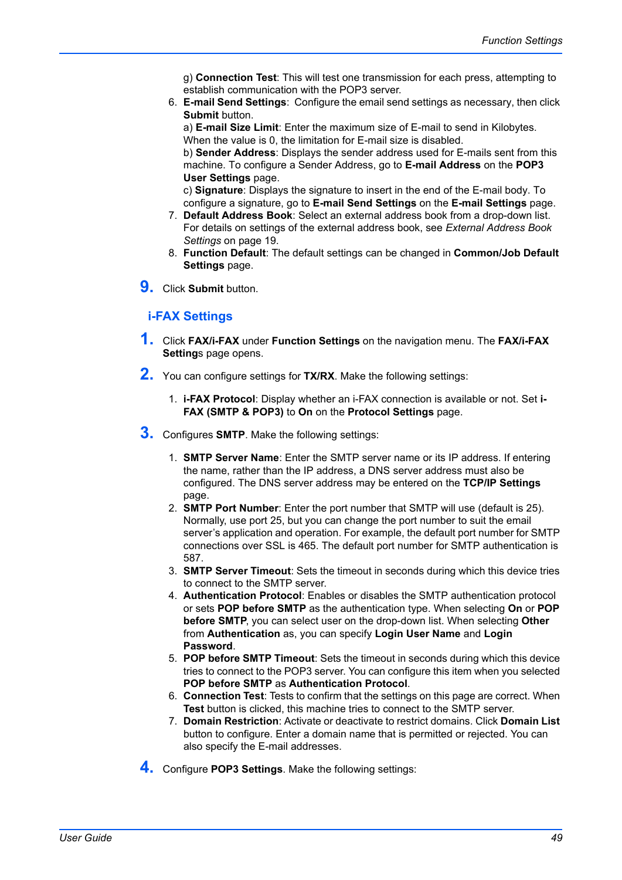g) **Connection Test**: This will test one transmission for each press, attempting to establish communication with the POP3 server.

6. **E-mail Send Settings**: Configure the email send settings as necessary, then click **Submit** button.
   a) **E-mail Size Limit**: Enter the maximum size of E-mail to send in Kilobytes. When the value is 0, the limitation for E-mail size is disabled.
   b) **Sender Address**: Displays the sender address used for E-mails sent from this machine. To configure a Sender Address, go to **E-mail Address** on the **POP3 User Settings** page.
   c) **Signature**: Displays the signature to insert in the end of the E-mail body. To configure a signature, go to **E-mail Send Settings** on the **E-mail Settings** page.
7. **Default Address Book**: Select an external address book from a drop-down list. For details on settings of the external address book, see *External Address Book Settings* on page 19.
8. **Function Default**: The default settings can be changed in **Common/Job Default Settings** page.

9. Click **Submit** button.

## i-FAX Settings

1. Click **FAX/i-FAX** under **Function Settings** on the navigation menu. The **FAX/i-FAX Setting**s page opens.

2. You can configure settings for **TX/RX**. Make the following settings:

   1. **i-FAX Protocol**: Display whether an i-FAX connection is available or not. Set **i-FAX (SMTP & POP3)** to **On** on the **Protocol Settings** page.

3. Configures **SMTP**. Make the following settings:

   1. **SMTP Server Name**: Enter the SMTP server name or its IP address. If entering the name, rather than the IP address, a DNS server address must also be configured. The DNS server address may be entered on the **TCP/IP Settings** page.
   2. **SMTP Port Number**: Enter the port number that SMTP will use (default is 25). Normally, use port 25, but you can change the port number to suit the email server's application and operation. For example, the default port number for SMTP connections over SSL is 465. The default port number for SMTP authentication is 587.
   3. **SMTP Server Timeout**: Sets the timeout in seconds during which this device tries to connect to the SMTP server.
   4. **Authentication Protocol**: Enables or disables the SMTP authentication protocol or sets **POP before SMTP** as the authentication type. When selecting **On** or **POP before SMTP**, you can select user on the drop-down list. When selecting **Other** from **Authentication** as, you can specify **Login User Name** and **Login Password**.
   5. **POP before SMTP Timeout**: Sets the timeout in seconds during which this device tries to connect to the POP3 server. You can configure this item when you selected **POP before SMTP** as **Authentication Protocol**.
   6. **Connection Test**: Tests to confirm that the settings on this page are correct. When **Test** button is clicked, this machine tries to connect to the SMTP server.
   7. **Domain Restriction**: Activate or deactivate to restrict domains. Click **Domain List** button to configure. Enter a domain name that is permitted or rejected. You can also specify the E-mail addresses.

4. Configure **POP3 Settings**. Make the following settings: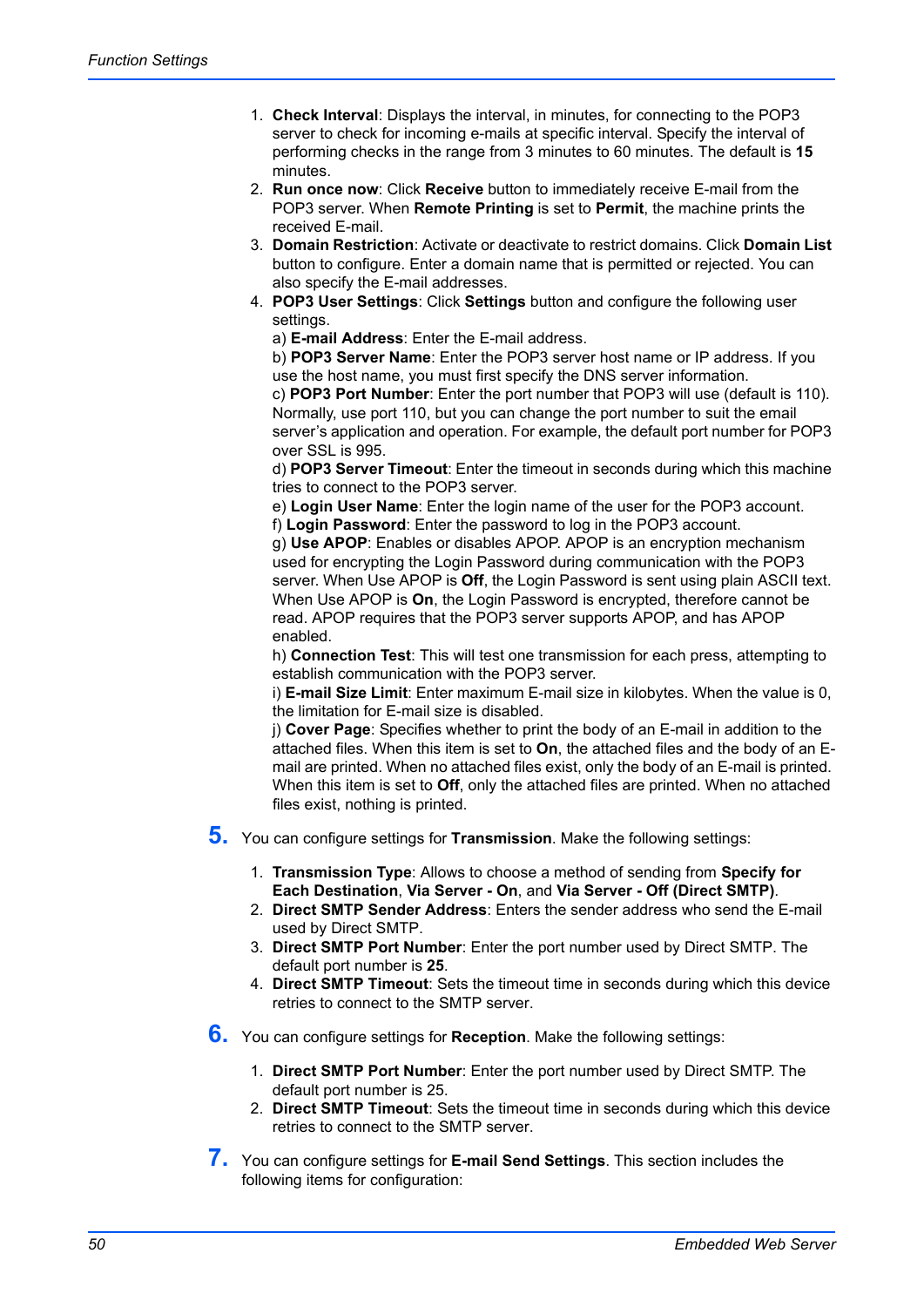1. **Check Interval**: Displays the interval, in minutes, for connecting to the POP3 server to check for incoming e-mails at specific interval. Specify the interval of performing checks in the range from 3 minutes to 60 minutes. The default is **15** minutes.
2. **Run once now**: Click **Receive** button to immediately receive E-mail from the POP3 server. When **Remote Printing** is set to **Permit**, the machine prints the received E-mail.
3. **Domain Restriction**: Activate or deactivate to restrict domains. Click **Domain List** button to configure. Enter a domain name that is permitted or rejected. You can also specify the E-mail addresses.
4. **POP3 User Settings**: Click **Settings** button and configure the following user settings.
   a) **E-mail Address**: Enter the E-mail address.
   b) **POP3 Server Name**: Enter the POP3 server host name or IP address. If you use the host name, you must first specify the DNS server information.
   c) **POP3 Port Number**: Enter the port number that POP3 will use (default is 110). Normally, use port 110, but you can change the port number to suit the email server's application and operation. For example, the default port number for POP3 over SSL is 995.
   d) **POP3 Server Timeout**: Enter the timeout in seconds during which this machine tries to connect to the POP3 server.
   e) **Login User Name**: Enter the login name of the user for the POP3 account.
   f) **Login Password**: Enter the password to log in the POP3 account.
   g) **Use APOP**: Enables or disables APOP. APOP is an encryption mechanism used for encrypting the Login Password during communication with the POP3 server. When Use APOP is **Off**, the Login Password is sent using plain ASCII text. When Use APOP is **On**, the Login Password is encrypted, therefore cannot be read. APOP requires that the POP3 server supports APOP, and has APOP enabled.
   h) **Connection Test**: This will test one transmission for each press, attempting to establish communication with the POP3 server.
   i) **E-mail Size Limit**: Enter maximum E-mail size in kilobytes. When the value is 0, the limitation for E-mail size is disabled.
   j) **Cover Page**: Specifies whether to print the body of an E-mail in addition to the attached files. When this item is set to **On**, the attached files and the body of an E-mail are printed. When no attached files exist, only the body of an E-mail is printed. When this item is set to **Off**, only the attached files are printed. When no attached files exist, nothing is printed.

**5.** You can configure settings for **Transmission**. Make the following settings:

1. **Transmission Type**: Allows to choose a method of sending from **Specify for Each Destination**, **Via Server - On**, and **Via Server - Off (Direct SMTP)**.
2. **Direct SMTP Sender Address**: Enters the sender address who send the E-mail used by Direct SMTP.
3. **Direct SMTP Port Number**: Enter the port number used by Direct SMTP. The default port number is **25**.
4. **Direct SMTP Timeout**: Sets the timeout time in seconds during which this device retries to connect to the SMTP server.

**6.** You can configure settings for **Reception**. Make the following settings:

1. **Direct SMTP Port Number**: Enter the port number used by Direct SMTP. The default port number is 25.
2. **Direct SMTP Timeout**: Sets the timeout time in seconds during which this device retries to connect to the SMTP server.

**7.** You can configure settings for **E-mail Send Settings**. This section includes the following items for configuration: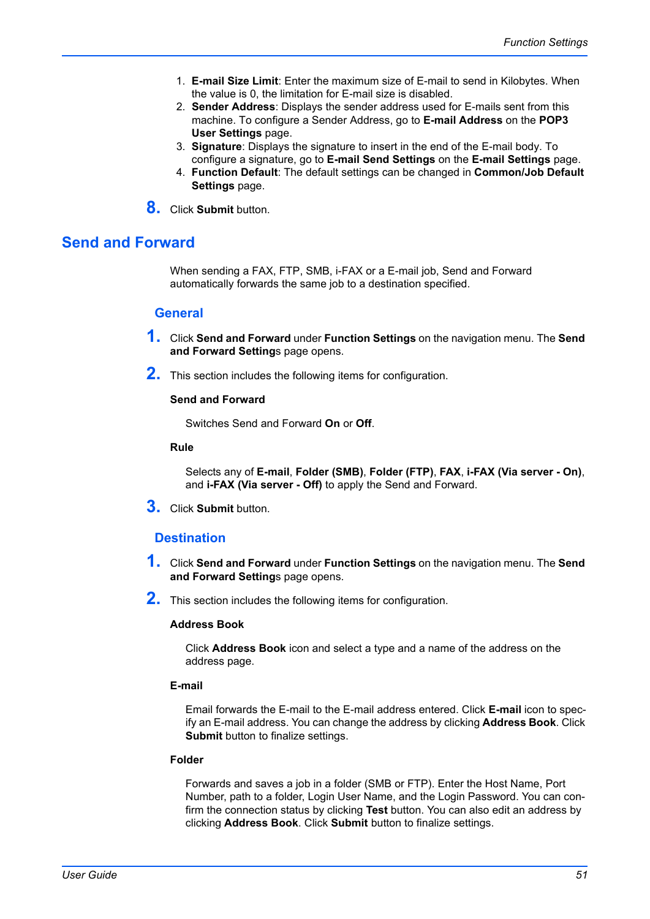1. **E-mail Size Limit**: Enter the maximum size of E-mail to send in Kilobytes. When the value is 0, the limitation for E-mail size is disabled.
2. **Sender Address**: Displays the sender address used for E-mails sent from this machine. To configure a Sender Address, go to **E-mail Address** on the **POP3 User Settings** page.
3. **Signature**: Displays the signature to insert in the end of the E-mail body. To configure a signature, go to **E-mail Send Settings** on the **E-mail Settings** page.
4. **Function Default**: The default settings can be changed in **Common/Job Default Settings** page.

**8.** Click **Submit** button.

## Send and Forward

When sending a FAX, FTP, SMB, i-FAX or a E-mail job, Send and Forward automatically forwards the same job to a destination specified.

### General

**1.** Click **Send and Forward** under **Function Settings** on the navigation menu. The **Send and Forward Setting**s page opens.

**2.** This section includes the following items for configuration.

**Send and Forward**

Switches Send and Forward **On** or **Off**.

**Rule**

Selects any of **E-mail**, **Folder (SMB)**, **Folder (FTP)**, **FAX**, **i-FAX (Via server - On)**, and **i-FAX (Via server - Off)** to apply the Send and Forward.

**3.** Click **Submit** button.

### Destination

**1.** Click **Send and Forward** under **Function Settings** on the navigation menu. The **Send and Forward Setting**s page opens.

**2.** This section includes the following items for configuration.

**Address Book**

Click **Address Book** icon and select a type and a name of the address on the address page.

**E-mail**

Email forwards the E-mail to the E-mail address entered. Click **E-mail** icon to specify an E-mail address. You can change the address by clicking **Address Book**. Click **Submit** button to finalize settings.

**Folder**

Forwards and saves a job in a folder (SMB or FTP). Enter the Host Name, Port Number, path to a folder, Login User Name, and the Login Password. You can confirm the connection status by clicking **Test** button. You can also edit an address by clicking **Address Book**. Click **Submit** button to finalize settings.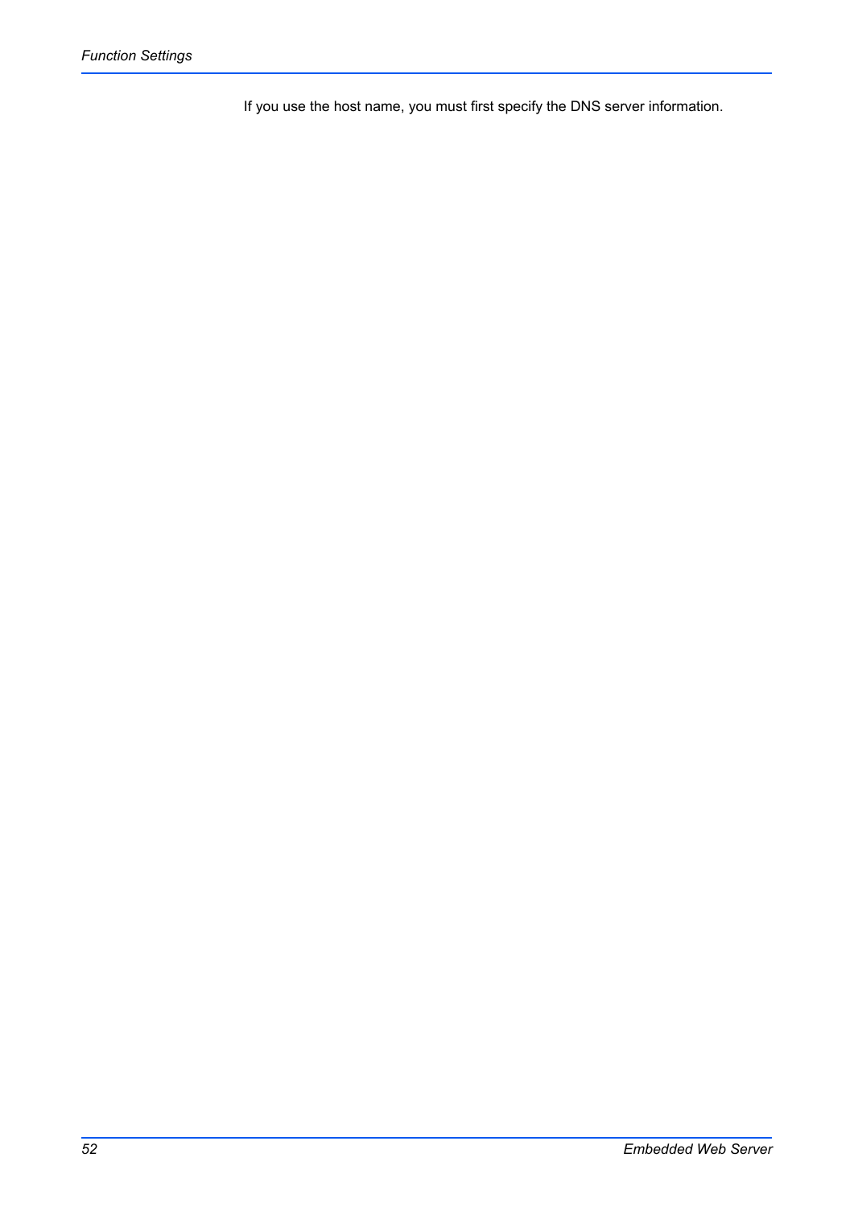If you use the host name, you must first specify the DNS server information.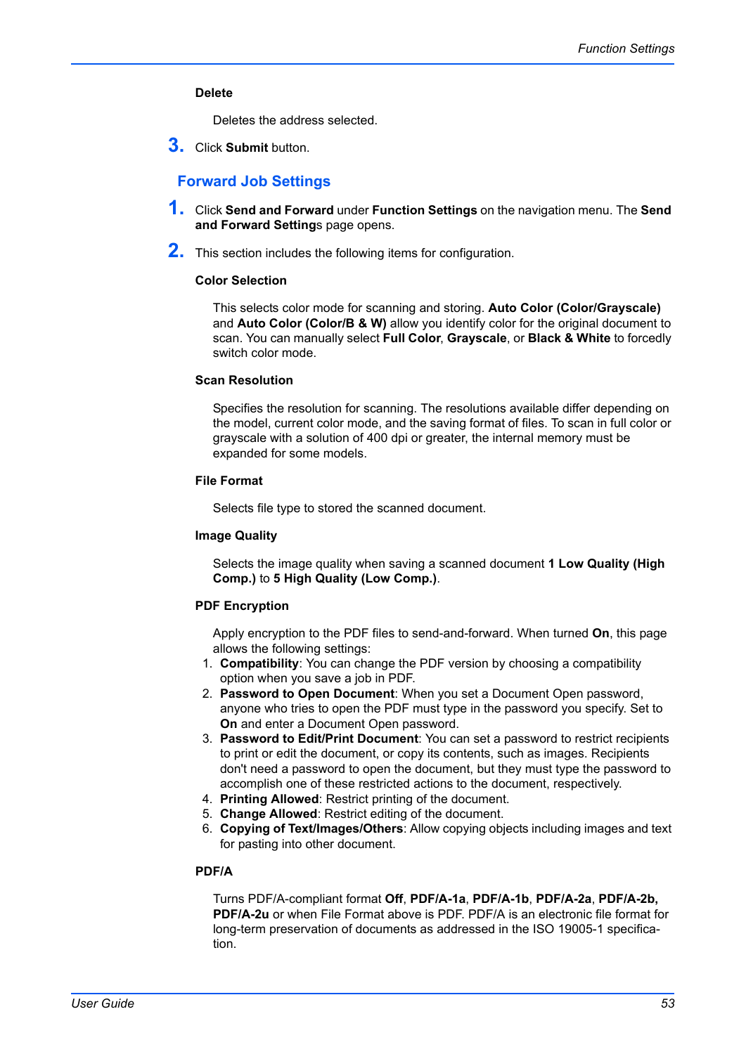**Delete**

Deletes the address selected.

3. Click **Submit** button.

## Forward Job Settings

1. Click **Send and Forward** under **Function Settings** on the navigation menu. The **Send and Forward Setting**s page opens.
2. This section includes the following items for configuration.

**Color Selection**

This selects color mode for scanning and storing. **Auto Color (Color/Grayscale)** and **Auto Color (Color/B & W)** allow you identify color for the original document to scan. You can manually select **Full Color**, **Grayscale**, or **Black & White** to forcedly switch color mode.

**Scan Resolution**

Specifies the resolution for scanning. The resolutions available differ depending on the model, current color mode, and the saving format of files. To scan in full color or grayscale with a solution of 400 dpi or greater, the internal memory must be expanded for some models.

**File Format**

Selects file type to stored the scanned document.

**Image Quality**

Selects the image quality when saving a scanned document **1 Low Quality (High Comp.)** to **5 High Quality (Low Comp.)**.

**PDF Encryption**

Apply encryption to the PDF files to send-and-forward. When turned **On**, this page allows the following settings:

1. **Compatibility**: You can change the PDF version by choosing a compatibility option when you save a job in PDF.
2. **Password to Open Document**: When you set a Document Open password, anyone who tries to open the PDF must type in the password you specify. Set to **On** and enter a Document Open password.
3. **Password to Edit/Print Document**: You can set a password to restrict recipients to print or edit the document, or copy its contents, such as images. Recipients don't need a password to open the document, but they must type the password to accomplish one of these restricted actions to the document, respectively.
4. **Printing Allowed**: Restrict printing of the document.
5. **Change Allowed**: Restrict editing of the document.
6. **Copying of Text/Images/Others**: Allow copying objects including images and text for pasting into other document.

**PDF/A**

Turns PDF/A-compliant format **Off**, **PDF/A-1a**, **PDF/A-1b**, **PDF/A-2a**, **PDF/A-2b, PDF/A-2u** or when File Format above is PDF. PDF/A is an electronic file format for long-term preservation of documents as addressed in the ISO 19005-1 specification.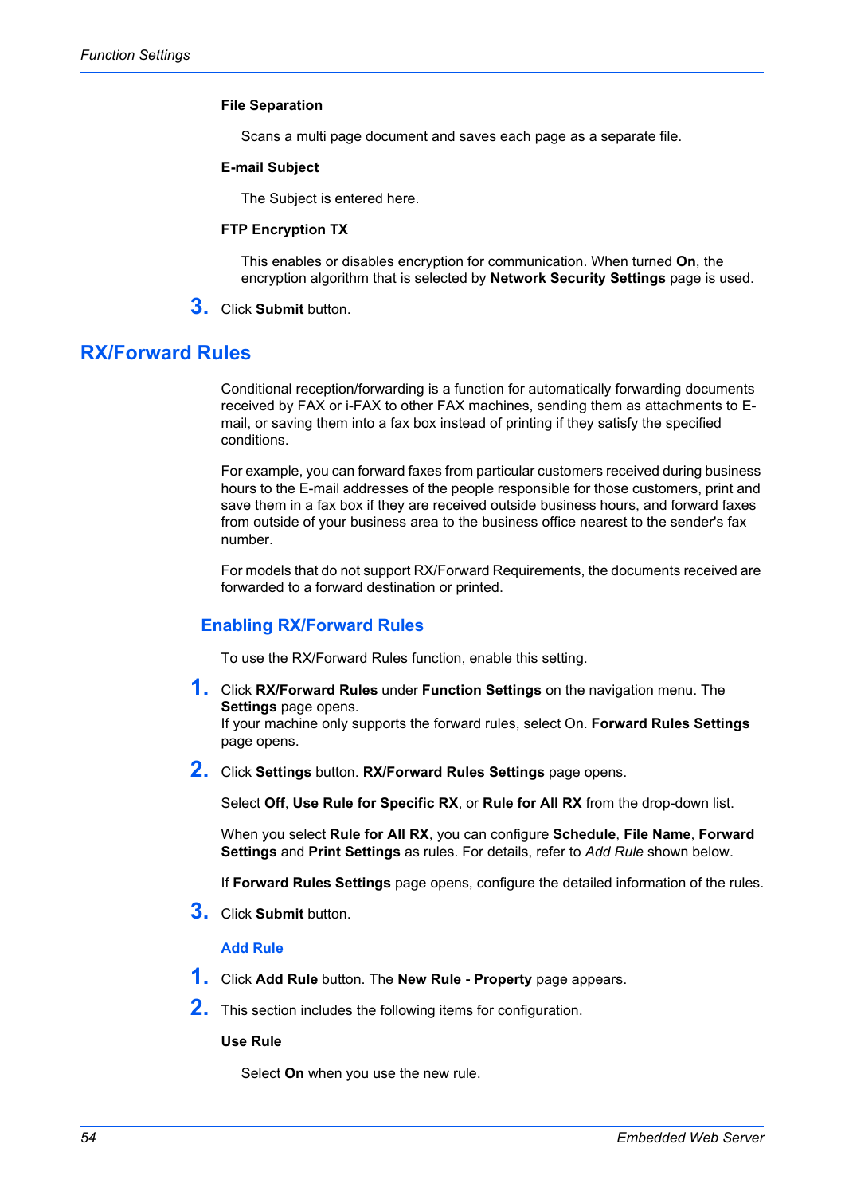**File Separation**

Scans a multi page document and saves each page as a separate file.

**E-mail Subject**

The Subject is entered here.

**FTP Encryption TX**

This enables or disables encryption for communication. When turned **On**, the encryption algorithm that is selected by **Network Security Settings** page is used.

3. Click **Submit** button.

## RX/Forward Rules

Conditional reception/forwarding is a function for automatically forwarding documents received by FAX or i-FAX to other FAX machines, sending them as attachments to E-mail, or saving them into a fax box instead of printing if they satisfy the specified conditions.

For example, you can forward faxes from particular customers received during business hours to the E-mail addresses of the people responsible for those customers, print and save them in a fax box if they are received outside business hours, and forward faxes from outside of your business area to the business office nearest to the sender's fax number.

For models that do not support RX/Forward Requirements, the documents received are forwarded to a forward destination or printed.

### Enabling RX/Forward Rules

To use the RX/Forward Rules function, enable this setting.

1. Click **RX/Forward Rules** under **Function Settings** on the navigation menu. The **Settings** page opens.
   If your machine only supports the forward rules, select On. **Forward Rules Settings** page opens.
2. Click **Settings** button. **RX/Forward Rules Settings** page opens.

   Select **Off**, **Use Rule for Specific RX**, or **Rule for All RX** from the drop-down list.

   When you select **Rule for All RX**, you can configure **Schedule**, **File Name**, **Forward Settings** and **Print Settings** as rules. For details, refer to *Add Rule* shown below.

   If **Forward Rules Settings** page opens, configure the detailed information of the rules.
3. Click **Submit** button.

#### Add Rule

1. Click **Add Rule** button. The **New Rule - Property** page appears.
2. This section includes the following items for configuration.

**Use Rule**

Select **On** when you use the new rule.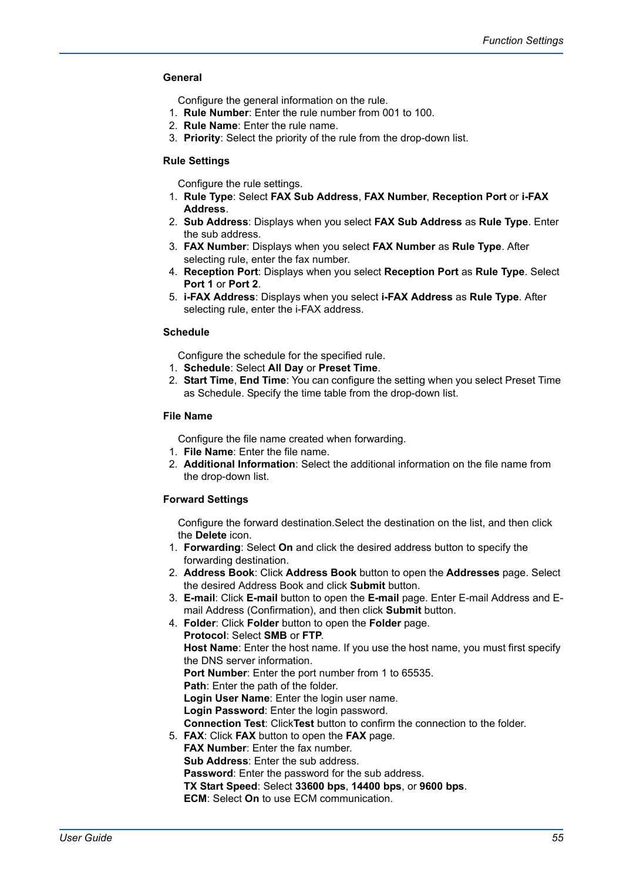### General

Configure the general information on the rule.

1. **Rule Number**: Enter the rule number from 001 to 100.
2. **Rule Name**: Enter the rule name.
3. **Priority**: Select the priority of the rule from the drop-down list.

### Rule Settings

Configure the rule settings.

1. **Rule Type**: Select **FAX Sub Address**, **FAX Number**, **Reception Port** or **i-FAX Address**.
2. **Sub Address**: Displays when you select **FAX Sub Address** as **Rule Type**. Enter the sub address.
3. **FAX Number**: Displays when you select **FAX Number** as **Rule Type**. After selecting rule, enter the fax number.
4. **Reception Port**: Displays when you select **Reception Port** as **Rule Type**. Select **Port 1** or **Port 2**.
5. **i-FAX Address**: Displays when you select **i-FAX Address** as **Rule Type**. After selecting rule, enter the i-FAX address.

### Schedule

Configure the schedule for the specified rule.

1. **Schedule**: Select **All Day** or **Preset Time**.
2. **Start Time**, **End Time**: You can configure the setting when you select Preset Time as Schedule. Specify the time table from the drop-down list.

### File Name

Configure the file name created when forwarding.

1. **File Name**: Enter the file name.
2. **Additional Information**: Select the additional information on the file name from the drop-down list.

### Forward Settings

Configure the forward destination.Select the destination on the list, and then click the **Delete** icon.

1. **Forwarding**: Select **On** and click the desired address button to specify the forwarding destination.
2. **Address Book**: Click **Address Book** button to open the **Addresses** page. Select the desired Address Book and click **Submit** button.
3. **E-mail**: Click **E-mail** button to open the **E-mail** page. Enter E-mail Address and E-mail Address (Confirmation), and then click **Submit** button.
4. **Folder**: Click **Folder** button to open the **Folder** page.
   **Protocol**: Select **SMB** or **FTP**.
   **Host Name**: Enter the host name. If you use the host name, you must first specify the DNS server information.
   **Port Number**: Enter the port number from 1 to 65535.
   **Path**: Enter the path of the folder.
   **Login User Name**: Enter the login user name.
   **Login Password**: Enter the login password.
   **Connection Test**: Click**Test** button to confirm the connection to the folder.
5. **FAX**: Click **FAX** button to open the **FAX** page.
   **FAX Number**: Enter the fax number.
   **Sub Address**: Enter the sub address.
   **Password**: Enter the password for the sub address.
   **TX Start Speed**: Select **33600 bps**, **14400 bps**, or **9600 bps**.
   **ECM**: Select **On** to use ECM communication.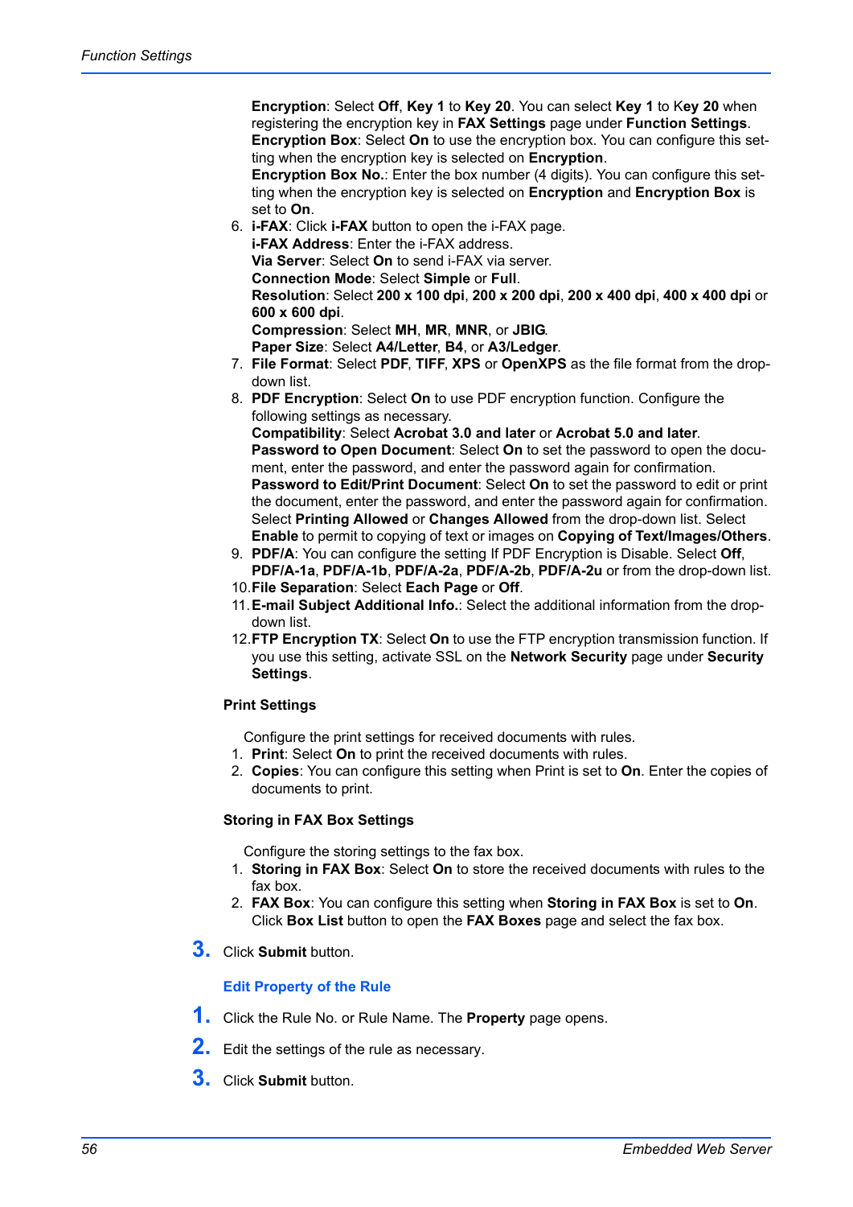**Encryption**: Select **Off**, **Key 1** to **Key 20**. You can select **Key 1** to **Key 20** when registering the encryption key in **FAX Settings** page under **Function Settings**.
**Encryption Box**: Select **On** to use the encryption box. You can configure this setting when the encryption key is selected on **Encryption**.
**Encryption Box No.**: Enter the box number (4 digits). You can configure this setting when the encryption key is selected on **Encryption** and **Encryption Box** is set to **On**.

6. **i-FAX**: Click **i-FAX** button to open the i-FAX page.
   **i-FAX Address**: Enter the i-FAX address.
   **Via Server**: Select **On** to send i-FAX via server.
   **Connection Mode**: Select **Simple** or **Full**.
   **Resolution**: Select **200 x 100 dpi**, **200 x 200 dpi**, **200 x 400 dpi**, **400 x 400 dpi** or **600 x 600 dpi**.
   **Compression**: Select **MH**, **MR**, **MNR**, or **JBIG**.
   **Paper Size**: Select **A4/Letter**, **B4**, or **A3/Ledger**.
7. **File Format**: Select **PDF**, **TIFF**, **XPS** or **OpenXPS** as the file format from the drop-down list.
8. **PDF Encryption**: Select **On** to use PDF encryption function. Configure the following settings as necessary.
   **Compatibility**: Select **Acrobat 3.0 and later** or **Acrobat 5.0 and later**.
   **Password to Open Document**: Select **On** to set the password to open the document, enter the password, and enter the password again for confirmation.
   **Password to Edit/Print Document**: Select **On** to set the password to edit or print the document, enter the password, and enter the password again for confirmation. Select **Printing Allowed** or **Changes Allowed** from the drop-down list. Select **Enable** to permit to copying of text or images on **Copying of Text/Images/Others**.
9. **PDF/A**: You can configure the setting If PDF Encryption is Disable. Select **Off**, **PDF/A-1a**, **PDF/A-1b**, **PDF/A-2a**, **PDF/A-2b**, **PDF/A-2u** or from the drop-down list.
10. **File Separation**: Select **Each Page** or **Off**.
11. **E-mail Subject Additional Info.**: Select the additional information from the drop-down list.
12. **FTP Encryption TX**: Select **On** to use the FTP encryption transmission function. If you use this setting, activate SSL on the **Network Security** page under **Security Settings**.

**Print Settings**

Configure the print settings for received documents with rules.

1. **Print**: Select **On** to print the received documents with rules.
2. **Copies**: You can configure this setting when Print is set to **On**. Enter the copies of documents to print.

**Storing in FAX Box Settings**

Configure the storing settings to the fax box.

1. **Storing in FAX Box**: Select **On** to store the received documents with rules to the fax box.
2. **FAX Box**: You can configure this setting when **Storing in FAX Box** is set to **On**. Click **Box List** button to open the **FAX Boxes** page and select the fax box.

3. Click **Submit** button.

### Edit Property of the Rule

1. Click the Rule No. or Rule Name. The **Property** page opens.
2. Edit the settings of the rule as necessary.
3. Click **Submit** button.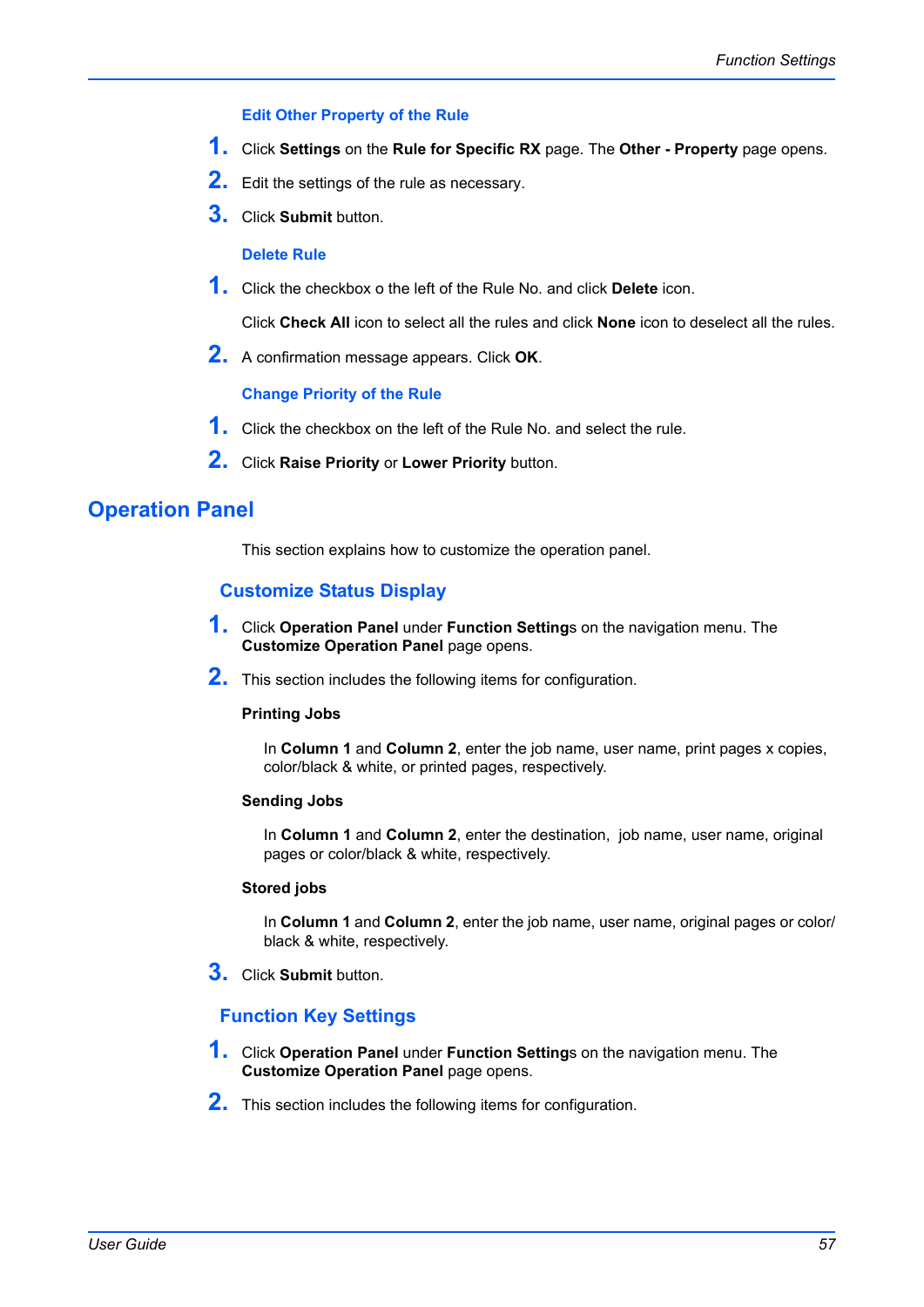#### Edit Other Property of the Rule

1. Click **Settings** on the **Rule for Specific RX** page. The **Other - Property** page opens.
2. Edit the settings of the rule as necessary.
3. Click **Submit** button.

#### Delete Rule

1. Click the checkbox o the left of the Rule No. and click **Delete** icon.

   Click **Check All** icon to select all the rules and click **None** icon to deselect all the rules.
2. A confirmation message appears. Click **OK**.

#### Change Priority of the Rule

1. Click the checkbox on the left of the Rule No. and select the rule.
2. Click **Raise Priority** or **Lower Priority** button.

## Operation Panel

This section explains how to customize the operation panel.

### Customize Status Display

1. Click **Operation Panel** under **Function Setting**s on the navigation menu. The **Customize Operation Panel** page opens.
2. This section includes the following items for configuration.

   **Printing Jobs**

   In **Column 1** and **Column 2**, enter the job name, user name, print pages x copies, color/black & white, or printed pages, respectively.

   **Sending Jobs**

   In **Column 1** and **Column 2**, enter the destination, job name, user name, original pages or color/black & white, respectively.

   **Stored jobs**

   In **Column 1** and **Column 2**, enter the job name, user name, original pages or color/black & white, respectively.
3. Click **Submit** button.

### Function Key Settings

1. Click **Operation Panel** under **Function Setting**s on the navigation menu. The **Customize Operation Panel** page opens.
2. This section includes the following items for configuration.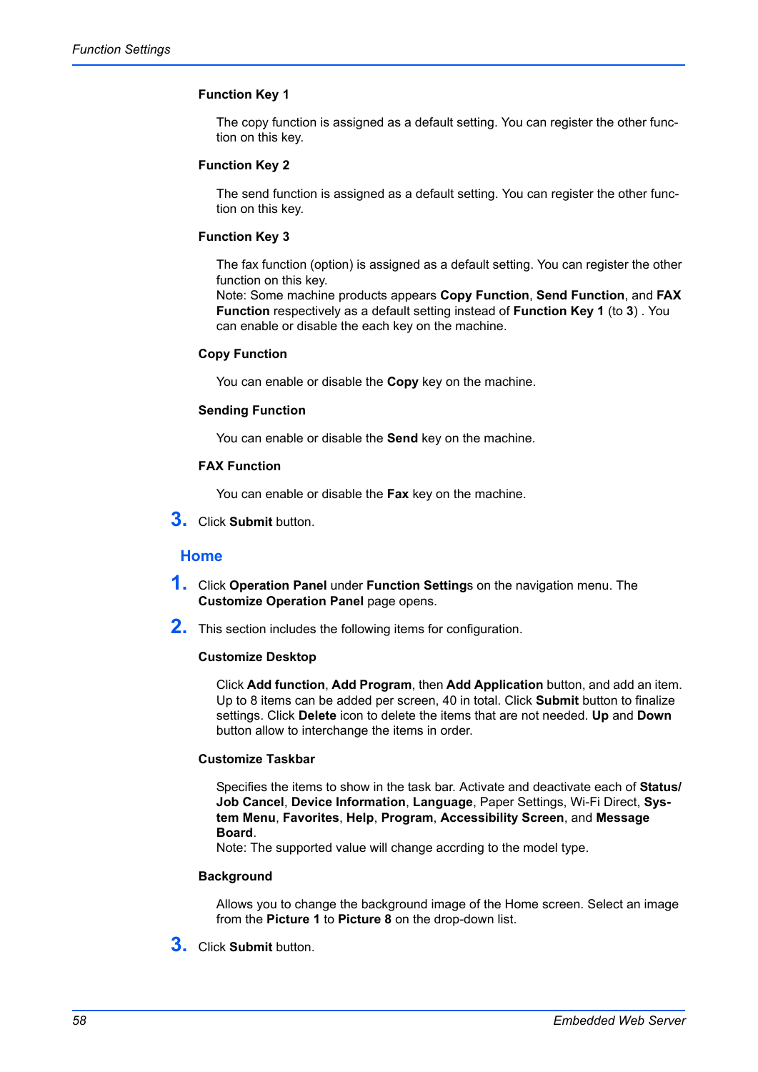**Function Key 1**

The copy function is assigned as a default setting. You can register the other function on this key.

**Function Key 2**

The send function is assigned as a default setting. You can register the other function on this key.

**Function Key 3**

The fax function (option) is assigned as a default setting. You can register the other function on this key.
Note: Some machine products appears **Copy Function**, **Send Function**, and **FAX Function** respectively as a default setting instead of **Function Key 1** (to **3**) . You can enable or disable the each key on the machine.

**Copy Function**

You can enable or disable the **Copy** key on the machine.

**Sending Function**

You can enable or disable the **Send** key on the machine.

**FAX Function**

You can enable or disable the **Fax** key on the machine.

3. Click **Submit** button.

## Home

1. Click **Operation Panel** under **Function Setting**s on the navigation menu. The **Customize Operation Panel** page opens.
2. This section includes the following items for configuration.

**Customize Desktop**

Click **Add function**, **Add Program**, then **Add Application** button, and add an item. Up to 8 items can be added per screen, 40 in total. Click **Submit** button to finalize settings. Click **Delete** icon to delete the items that are not needed. **Up** and **Down** button allow to interchange the items in order.

**Customize Taskbar**

Specifies the items to show in the task bar. Activate and deactivate each of **Status/Job Cancel**, **Device Information**, **Language**, Paper Settings, Wi-Fi Direct, **System Menu**, **Favorites**, **Help**, **Program**, **Accessibility Screen**, and **Message Board**.
Note: The supported value will change accrding to the model type.

**Background**

Allows you to change the background image of the Home screen. Select an image from the **Picture 1** to **Picture 8** on the drop-down list.

3. Click **Submit** button.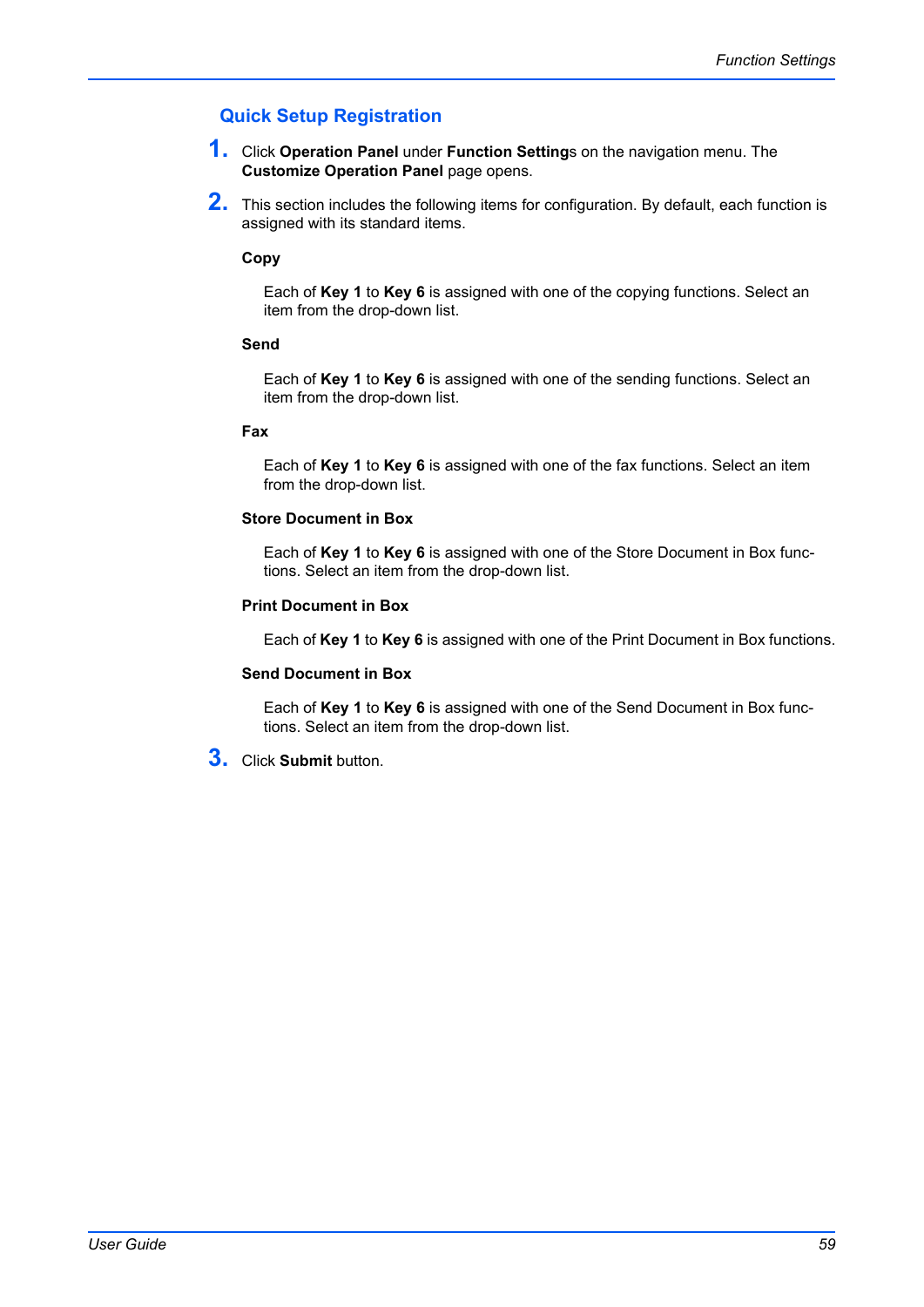## Quick Setup Registration

1. Click **Operation Panel** under **Function Setting**s on the navigation menu. The **Customize Operation Panel** page opens.

2. This section includes the following items for configuration. By default, each function is assigned with its standard items.

   **Copy**

   Each of **Key 1** to **Key 6** is assigned with one of the copying functions. Select an item from the drop-down list.

   **Send**

   Each of **Key 1** to **Key 6** is assigned with one of the sending functions. Select an item from the drop-down list.

   **Fax**

   Each of **Key 1** to **Key 6** is assigned with one of the fax functions. Select an item from the drop-down list.

   **Store Document in Box**

   Each of **Key 1** to **Key 6** is assigned with one of the Store Document in Box functions. Select an item from the drop-down list.

   **Print Document in Box**

   Each of **Key 1** to **Key 6** is assigned with one of the Print Document in Box functions.

   **Send Document in Box**

   Each of **Key 1** to **Key 6** is assigned with one of the Send Document in Box functions. Select an item from the drop-down list.

3. Click **Submit** button.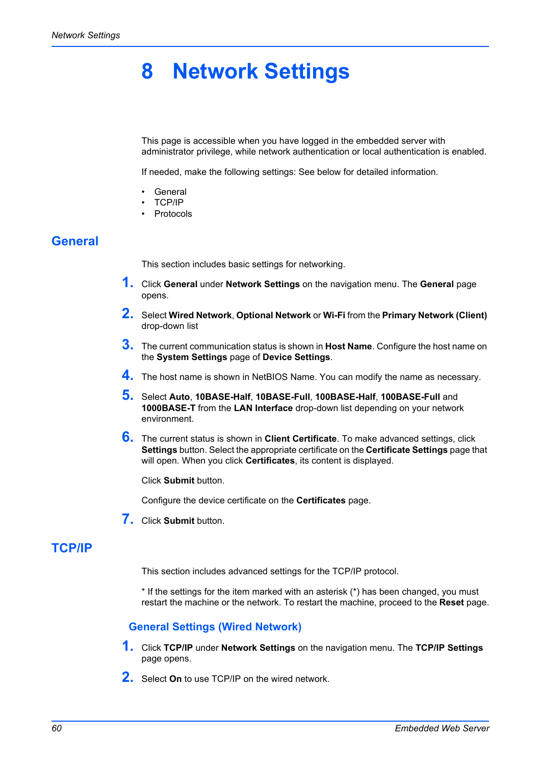# 8 Network Settings

This page is accessible when you have logged in the embedded server with administrator privilege, while network authentication or local authentication is enabled.

If needed, make the following settings: See below for detailed information.

- General
- TCP/IP
- Protocols

## General

This section includes basic settings for networking.

1. Click **General** under **Network Settings** on the navigation menu. The **General** page opens.
2. Select **Wired Network**, **Optional Network** or **Wi-Fi** from the **Primary Network (Client)** drop-down list
3. The current communication status is shown in **Host Name**. Configure the host name on the **System Settings** page of **Device Settings**.
4. The host name is shown in NetBIOS Name. You can modify the name as necessary.
5. Select **Auto**, **10BASE-Half**, **10BASE-Full**, **100BASE-Half**, **100BASE-Full** and **1000BASE-T** from the **LAN Interface** drop-down list depending on your network environment.
6. The current status is shown in **Client Certificate**. To make advanced settings, click **Settings** button. Select the appropriate certificate on the **Certificate Settings** page that will open. When you click **Certificates**, its content is displayed.

   Click **Submit** button.

   Configure the device certificate on the **Certificates** page.
7. Click **Submit** button.

## TCP/IP

This section includes advanced settings for the TCP/IP protocol.

* If the settings for the item marked with an asterisk (*) has been changed, you must restart the machine or the network. To restart the machine, proceed to the **Reset** page.

### General Settings (Wired Network)

1. Click **TCP/IP** under **Network Settings** on the navigation menu. The **TCP/IP Settings** page opens.
2. Select **On** to use TCP/IP on the wired network.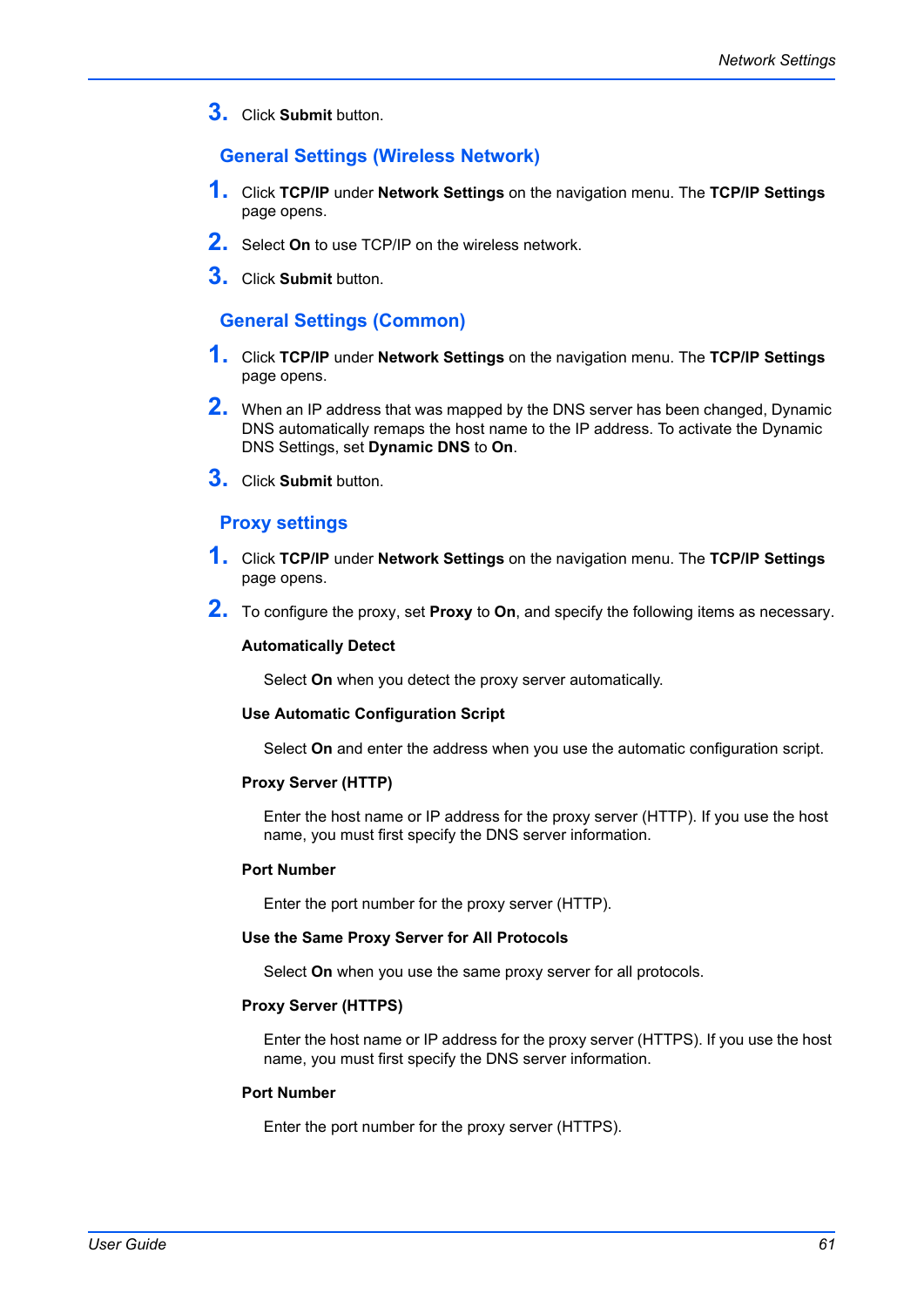3. Click **Submit** button.

### General Settings (Wireless Network)

1. Click **TCP/IP** under **Network Settings** on the navigation menu. The **TCP/IP Settings** page opens.
2. Select **On** to use TCP/IP on the wireless network.
3. Click **Submit** button.

### General Settings (Common)

1. Click **TCP/IP** under **Network Settings** on the navigation menu. The **TCP/IP Settings** page opens.
2. When an IP address that was mapped by the DNS server has been changed, Dynamic DNS automatically remaps the host name to the IP address. To activate the Dynamic DNS Settings, set **Dynamic DNS** to **On**.
3. Click **Submit** button.

### Proxy settings

1. Click **TCP/IP** under **Network Settings** on the navigation menu. The **TCP/IP Settings** page opens.
2. To configure the proxy, set **Proxy** to **On**, and specify the following items as necessary.

   **Automatically Detect**

   Select **On** when you detect the proxy server automatically.

   **Use Automatic Configuration Script**

   Select **On** and enter the address when you use the automatic configuration script.

   **Proxy Server (HTTP)**

   Enter the host name or IP address for the proxy server (HTTP). If you use the host name, you must first specify the DNS server information.

   **Port Number**

   Enter the port number for the proxy server (HTTP).

   **Use the Same Proxy Server for All Protocols**

   Select **On** when you use the same proxy server for all protocols.

   **Proxy Server (HTTPS)**

   Enter the host name or IP address for the proxy server (HTTPS). If you use the host name, you must first specify the DNS server information.

   **Port Number**

   Enter the port number for the proxy server (HTTPS).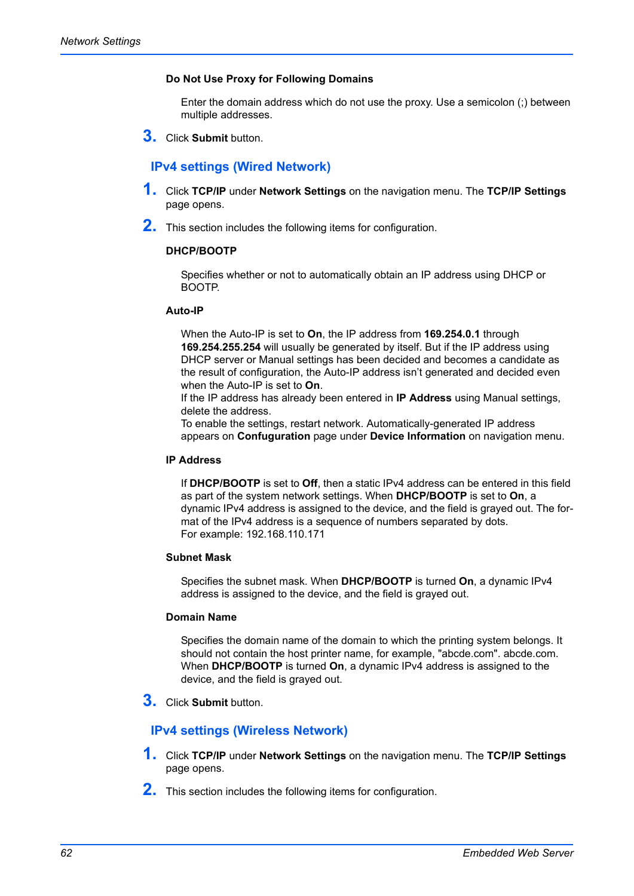**Do Not Use Proxy for Following Domains**

Enter the domain address which do not use the proxy. Use a semicolon (;) between multiple addresses.

3. Click **Submit** button.

## IPv4 settings (Wired Network)

1. Click **TCP/IP** under **Network Settings** on the navigation menu. The **TCP/IP Settings** page opens.
2. This section includes the following items for configuration.

**DHCP/BOOTP**

Specifies whether or not to automatically obtain an IP address using DHCP or BOOTP.

**Auto-IP**

When the Auto-IP is set to **On**, the IP address from **169.254.0.1** through **169.254.255.254** will usually be generated by itself. But if the IP address using DHCP server or Manual settings has been decided and becomes a candidate as the result of configuration, the Auto-IP address isn't generated and decided even when the Auto-IP is set to **On**.
If the IP address has already been entered in **IP Address** using Manual settings, delete the address.
To enable the settings, restart network. Automatically-generated IP address appears on **Confuguration** page under **Device Information** on navigation menu.

**IP Address**

If **DHCP/BOOTP** is set to **Off**, then a static IPv4 address can be entered in this field as part of the system network settings. When **DHCP/BOOTP** is set to **On**, a dynamic IPv4 address is assigned to the device, and the field is grayed out. The format of the IPv4 address is a sequence of numbers separated by dots.
For example: 192.168.110.171

**Subnet Mask**

Specifies the subnet mask. When **DHCP/BOOTP** is turned **On**, a dynamic IPv4 address is assigned to the device, and the field is grayed out.

**Domain Name**

Specifies the domain name of the domain to which the printing system belongs. It should not contain the host printer name, for example, "abcde.com". abcde.com. When **DHCP/BOOTP** is turned **On**, a dynamic IPv4 address is assigned to the device, and the field is grayed out.

3. Click **Submit** button.

## IPv4 settings (Wireless Network)

1. Click **TCP/IP** under **Network Settings** on the navigation menu. The **TCP/IP Settings** page opens.
2. This section includes the following items for configuration.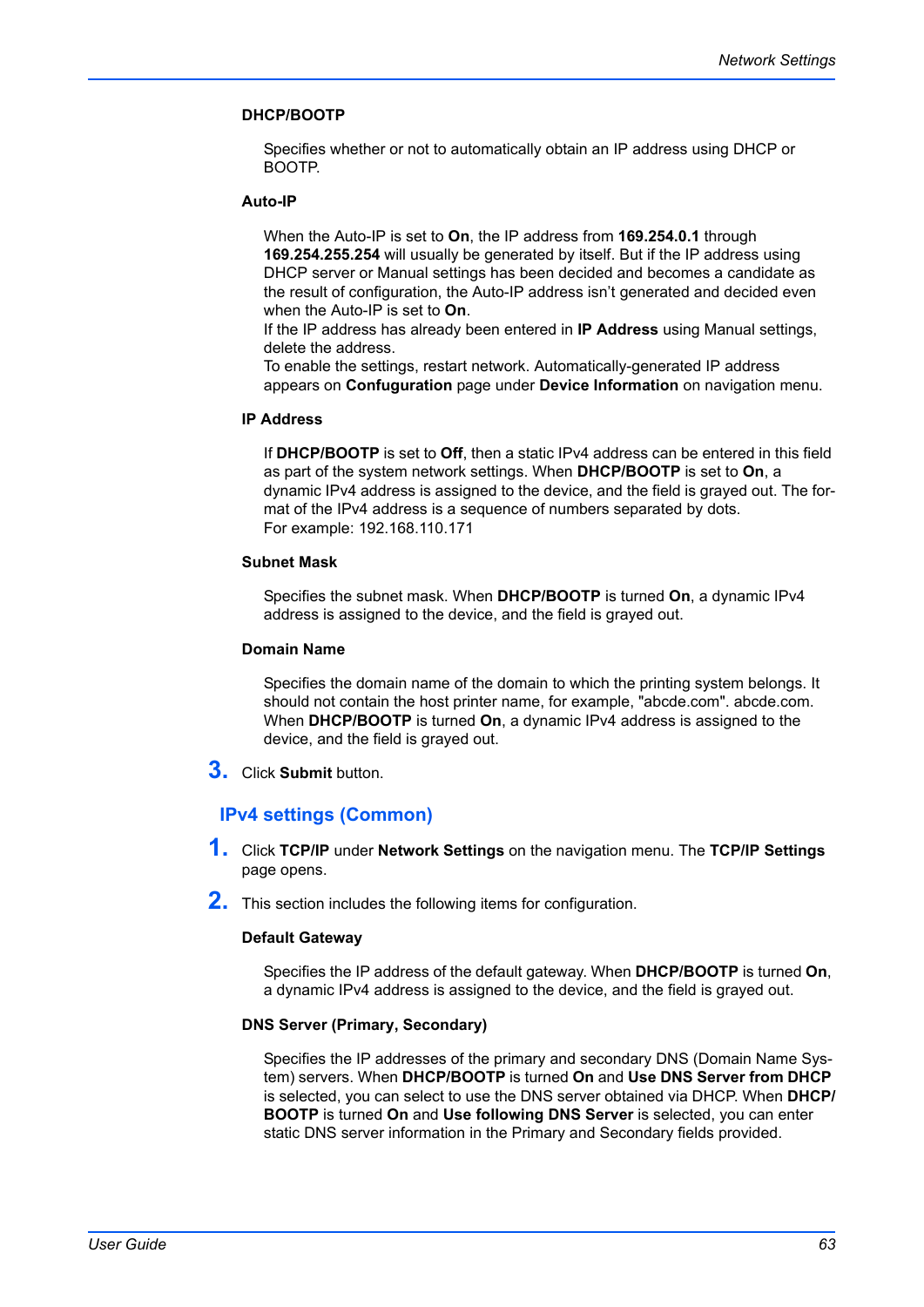**DHCP/BOOTP**

Specifies whether or not to automatically obtain an IP address using DHCP or BOOTP.

**Auto-IP**

When the Auto-IP is set to **On**, the IP address from **169.254.0.1** through **169.254.255.254** will usually be generated by itself. But if the IP address using DHCP server or Manual settings has been decided and becomes a candidate as the result of configuration, the Auto-IP address isn't generated and decided even when the Auto-IP is set to **On**.
If the IP address has already been entered in **IP Address** using Manual settings, delete the address.
To enable the settings, restart network. Automatically-generated IP address appears on **Confuguration** page under **Device Information** on navigation menu.

**IP Address**

If **DHCP/BOOTP** is set to **Off**, then a static IPv4 address can be entered in this field as part of the system network settings. When **DHCP/BOOTP** is set to **On**, a dynamic IPv4 address is assigned to the device, and the field is grayed out. The format of the IPv4 address is a sequence of numbers separated by dots.
For example: 192.168.110.171

**Subnet Mask**

Specifies the subnet mask. When **DHCP/BOOTP** is turned **On**, a dynamic IPv4 address is assigned to the device, and the field is grayed out.

**Domain Name**

Specifies the domain name of the domain to which the printing system belongs. It should not contain the host printer name, for example, "abcde.com". abcde.com. When **DHCP/BOOTP** is turned **On**, a dynamic IPv4 address is assigned to the device, and the field is grayed out.

3. Click **Submit** button.

## IPv4 settings (Common)

1. Click **TCP/IP** under **Network Settings** on the navigation menu. The **TCP/IP Settings** page opens.

2. This section includes the following items for configuration.

**Default Gateway**

Specifies the IP address of the default gateway. When **DHCP/BOOTP** is turned **On**, a dynamic IPv4 address is assigned to the device, and the field is grayed out.

**DNS Server (Primary, Secondary)**

Specifies the IP addresses of the primary and secondary DNS (Domain Name System) servers. When **DHCP/BOOTP** is turned **On** and **Use DNS Server from DHCP** is selected, you can select to use the DNS server obtained via DHCP. When **DHCP/BOOTP** is turned **On** and **Use following DNS Server** is selected, you can enter static DNS server information in the Primary and Secondary fields provided.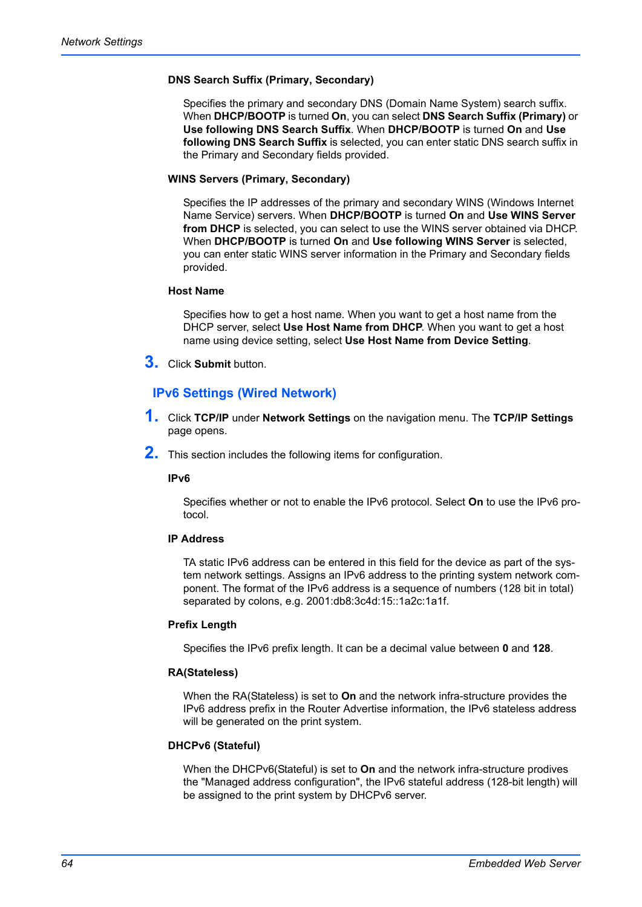**DNS Search Suffix (Primary, Secondary)**

Specifies the primary and secondary DNS (Domain Name System) search suffix. When **DHCP/BOOTP** is turned **On**, you can select **DNS Search Suffix (Primary)** or **Use following DNS Search Suffix**. When **DHCP/BOOTP** is turned **On** and **Use following DNS Search Suffix** is selected, you can enter static DNS search suffix in the Primary and Secondary fields provided.

**WINS Servers (Primary, Secondary)**

Specifies the IP addresses of the primary and secondary WINS (Windows Internet Name Service) servers. When **DHCP/BOOTP** is turned **On** and **Use WINS Server from DHCP** is selected, you can select to use the WINS server obtained via DHCP. When **DHCP/BOOTP** is turned **On** and **Use following WINS Server** is selected, you can enter static WINS server information in the Primary and Secondary fields provided.

**Host Name**

Specifies how to get a host name. When you want to get a host name from the DHCP server, select **Use Host Name from DHCP**. When you want to get a host name using device setting, select **Use Host Name from Device Setting**.

3. Click **Submit** button.

## IPv6 Settings (Wired Network)

1. Click **TCP/IP** under **Network Settings** on the navigation menu. The **TCP/IP Settings** page opens.

2. This section includes the following items for configuration.

**IPv6**

Specifies whether or not to enable the IPv6 protocol. Select **On** to use the IPv6 protocol.

**IP Address**

TA static IPv6 address can be entered in this field for the device as part of the system network settings. Assigns an IPv6 address to the printing system network component. The format of the IPv6 address is a sequence of numbers (128 bit in total) separated by colons, e.g. 2001:db8:3c4d:15::1a2c:1a1f.

**Prefix Length**

Specifies the IPv6 prefix length. It can be a decimal value between **0** and **128**.

**RA(Stateless)**

When the RA(Stateless) is set to **On** and the network infra-structure provides the IPv6 address prefix in the Router Advertise information, the IPv6 stateless address will be generated on the print system.

**DHCPv6 (Stateful)**

When the DHCPv6(Stateful) is set to **On** and the network infra-structure prodives the "Managed address configuration", the IPv6 stateful address (128-bit length) will be assigned to the print system by DHCPv6 server.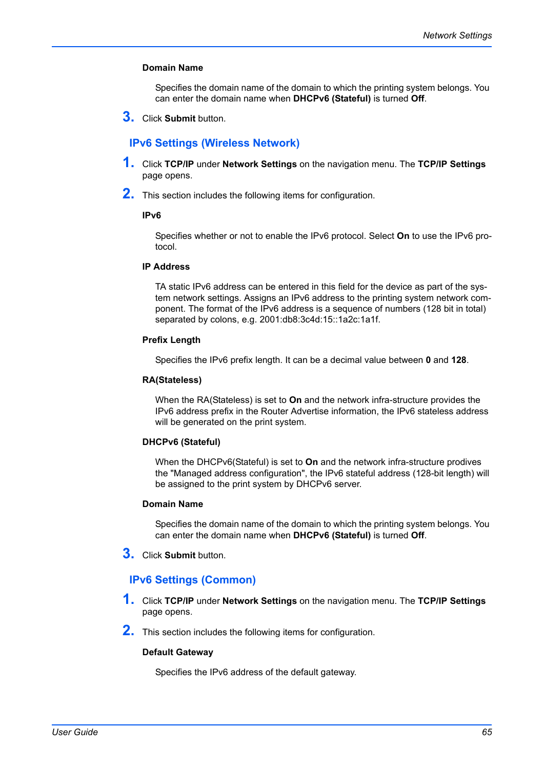#### Domain Name

Specifies the domain name of the domain to which the printing system belongs. You can enter the domain name when **DHCPv6 (Stateful)** is turned **Off**.

3. Click **Submit** button.

## IPv6 Settings (Wireless Network)

1. Click **TCP/IP** under **Network Settings** on the navigation menu. The **TCP/IP Settings** page opens.

2. This section includes the following items for configuration.

#### IPv6

Specifies whether or not to enable the IPv6 protocol. Select **On** to use the IPv6 protocol.

#### IP Address

TA static IPv6 address can be entered in this field for the device as part of the system network settings. Assigns an IPv6 address to the printing system network component. The format of the IPv6 address is a sequence of numbers (128 bit in total) separated by colons, e.g. 2001:db8:3c4d:15::1a2c:1a1f.

#### Prefix Length

Specifies the IPv6 prefix length. It can be a decimal value between **0** and **128**.

#### RA(Stateless)

When the RA(Stateless) is set to **On** and the network infra-structure provides the IPv6 address prefix in the Router Advertise information, the IPv6 stateless address will be generated on the print system.

#### DHCPv6 (Stateful)

When the DHCPv6(Stateful) is set to **On** and the network infra-structure prodives the "Managed address configuration", the IPv6 stateful address (128-bit length) will be assigned to the print system by DHCPv6 server.

#### Domain Name

Specifies the domain name of the domain to which the printing system belongs. You can enter the domain name when **DHCPv6 (Stateful)** is turned **Off**.

3. Click **Submit** button.

## IPv6 Settings (Common)

1. Click **TCP/IP** under **Network Settings** on the navigation menu. The **TCP/IP Settings** page opens.

2. This section includes the following items for configuration.

#### Default Gateway

Specifies the IPv6 address of the default gateway.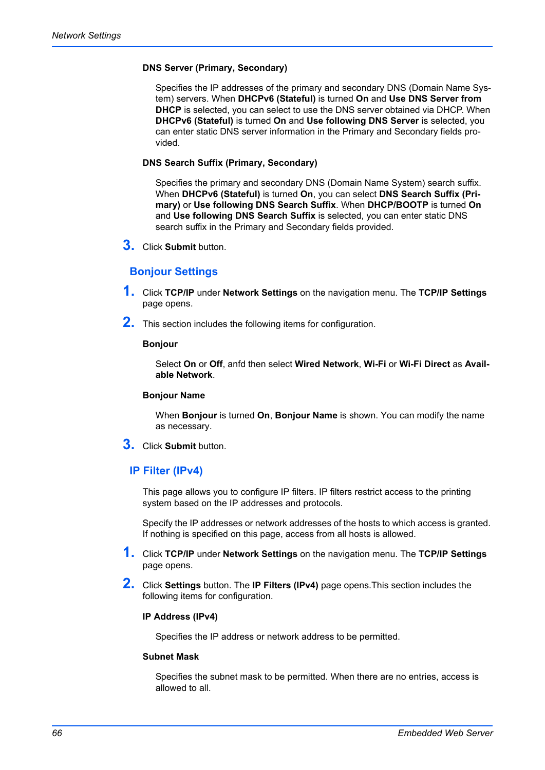**DNS Server (Primary, Secondary)**

Specifies the IP addresses of the primary and secondary DNS (Domain Name System) servers. When **DHCPv6 (Stateful)** is turned **On** and **Use DNS Server from DHCP** is selected, you can select to use the DNS server obtained via DHCP. When **DHCPv6 (Stateful)** is turned **On** and **Use following DNS Server** is selected, you can enter static DNS server information in the Primary and Secondary fields provided.

**DNS Search Suffix (Primary, Secondary)**

Specifies the primary and secondary DNS (Domain Name System) search suffix. When **DHCPv6 (Stateful)** is turned **On**, you can select **DNS Search Suffix (Primary)** or **Use following DNS Search Suffix**. When **DHCP/BOOTP** is turned **On** and **Use following DNS Search Suffix** is selected, you can enter static DNS search suffix in the Primary and Secondary fields provided.

3. Click **Submit** button.

## Bonjour Settings

1. Click **TCP/IP** under **Network Settings** on the navigation menu. The **TCP/IP Settings** page opens.
2. This section includes the following items for configuration.

**Bonjour**

Select **On** or **Off**, anfd then select **Wired Network**, **Wi-Fi** or **Wi-Fi Direct** as **Available Network**.

**Bonjour Name**

When **Bonjour** is turned **On**, **Bonjour Name** is shown. You can modify the name as necessary.

3. Click **Submit** button.

## IP Filter (IPv4)

This page allows you to configure IP filters. IP filters restrict access to the printing system based on the IP addresses and protocols.

Specify the IP addresses or network addresses of the hosts to which access is granted. If nothing is specified on this page, access from all hosts is allowed.

1. Click **TCP/IP** under **Network Settings** on the navigation menu. The **TCP/IP Settings** page opens.
2. Click **Settings** button. The **IP Filters (IPv4)** page opens.This section includes the following items for configuration.

**IP Address (IPv4)**

Specifies the IP address or network address to be permitted.

**Subnet Mask**

Specifies the subnet mask to be permitted. When there are no entries, access is allowed to all.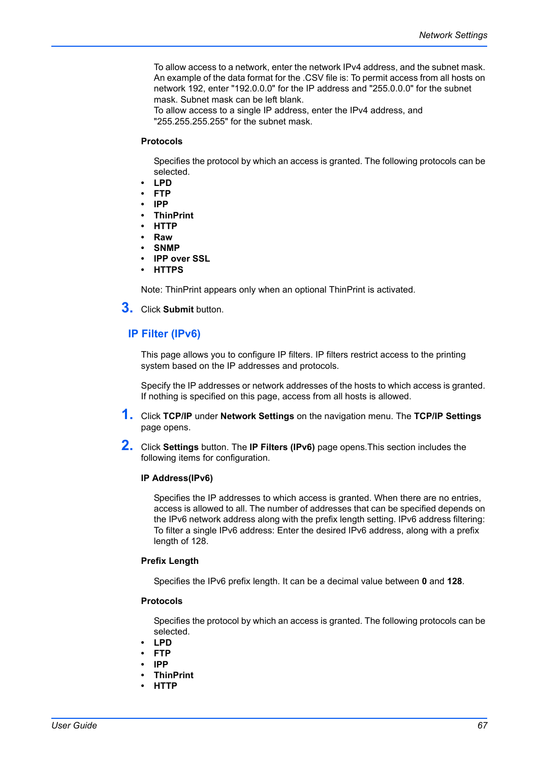To allow access to a network, enter the network IPv4 address, and the subnet mask. An example of the data format for the .CSV file is: To permit access from all hosts on network 192, enter "192.0.0.0" for the IP address and "255.0.0.0" for the subnet mask. Subnet mask can be left blank.
To allow access to a single IP address, enter the IPv4 address, and "255.255.255.255" for the subnet mask.

**Protocols**

Specifies the protocol by which an access is granted. The following protocols can be selected.

- **LPD**
- **FTP**
- **IPP**
- **ThinPrint**
- **HTTP**
- **Raw**
- **SNMP**
- **IPP over SSL**
- **HTTPS**

Note: ThinPrint appears only when an optional ThinPrint is activated.

3. Click **Submit** button.

## IP Filter (IPv6)

This page allows you to configure IP filters. IP filters restrict access to the printing system based on the IP addresses and protocols.

Specify the IP addresses or network addresses of the hosts to which access is granted. If nothing is specified on this page, access from all hosts is allowed.

1. Click **TCP/IP** under **Network Settings** on the navigation menu. The **TCP/IP Settings** page opens.

2. Click **Settings** button. The **IP Filters (IPv6)** page opens.This section includes the following items for configuration.

**IP Address(IPv6)**

Specifies the IP addresses to which access is granted. When there are no entries, access is allowed to all. The number of addresses that can be specified depends on the IPv6 network address along with the prefix length setting. IPv6 address filtering: To filter a single IPv6 address: Enter the desired IPv6 address, along with a prefix length of 128.

**Prefix Length**

Specifies the IPv6 prefix length. It can be a decimal value between **0** and **128**.

**Protocols**

Specifies the protocol by which an access is granted. The following protocols can be selected.

- **LPD**
- **FTP**
- **IPP**
- **ThinPrint**
- **HTTP**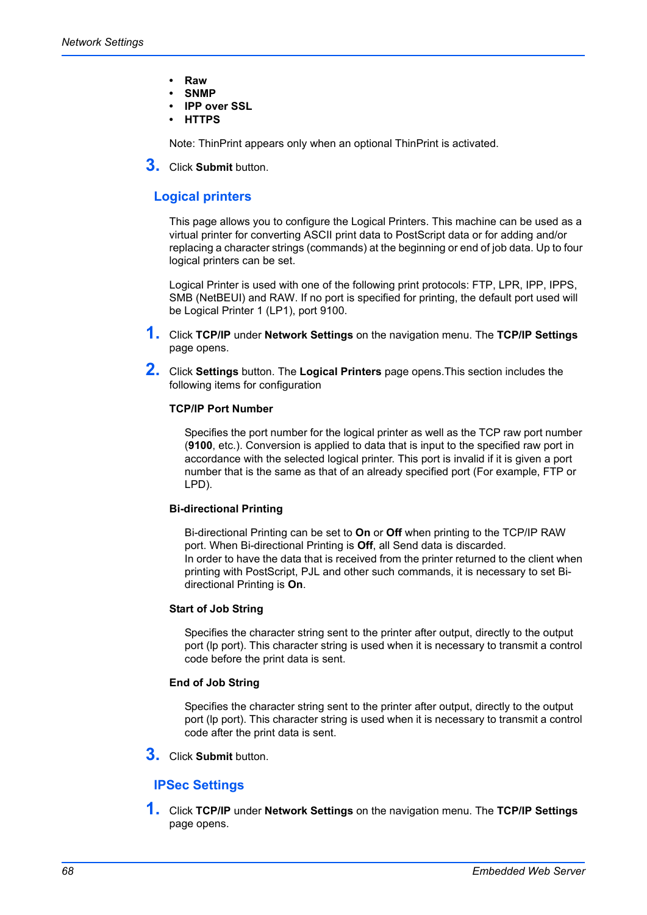- **Raw**
- **SNMP**
- **IPP over SSL**
- **HTTPS**

Note: ThinPrint appears only when an optional ThinPrint is activated.

3. Click **Submit** button.

## Logical printers

This page allows you to configure the Logical Printers. This machine can be used as a virtual printer for converting ASCII print data to PostScript data or for adding and/or replacing a character strings (commands) at the beginning or end of job data. Up to four logical printers can be set.

Logical Printer is used with one of the following print protocols: FTP, LPR, IPP, IPPS, SMB (NetBEUI) and RAW. If no port is specified for printing, the default port used will be Logical Printer 1 (LP1), port 9100.

1. Click **TCP/IP** under **Network Settings** on the navigation menu. The **TCP/IP Settings** page opens.

2. Click **Settings** button. The **Logical Printers** page opens.This section includes the following items for configuration

   **TCP/IP Port Number**

   Specifies the port number for the logical printer as well as the TCP raw port number (**9100**, etc.). Conversion is applied to data that is input to the specified raw port in accordance with the selected logical printer. This port is invalid if it is given a port number that is the same as that of an already specified port (For example, FTP or LPD).

   **Bi-directional Printing**

   Bi-directional Printing can be set to **On** or **Off** when printing to the TCP/IP RAW port. When Bi-directional Printing is **Off**, all Send data is discarded.
   In order to have the data that is received from the printer returned to the client when printing with PostScript, PJL and other such commands, it is necessary to set Bi-directional Printing is **On**.

   **Start of Job String**

   Specifies the character string sent to the printer after output, directly to the output port (lp port). This character string is used when it is necessary to transmit a control code before the print data is sent.

   **End of Job String**

   Specifies the character string sent to the printer after output, directly to the output port (lp port). This character string is used when it is necessary to transmit a control code after the print data is sent.

3. Click **Submit** button.

## IPSec Settings

1. Click **TCP/IP** under **Network Settings** on the navigation menu. The **TCP/IP Settings** page opens.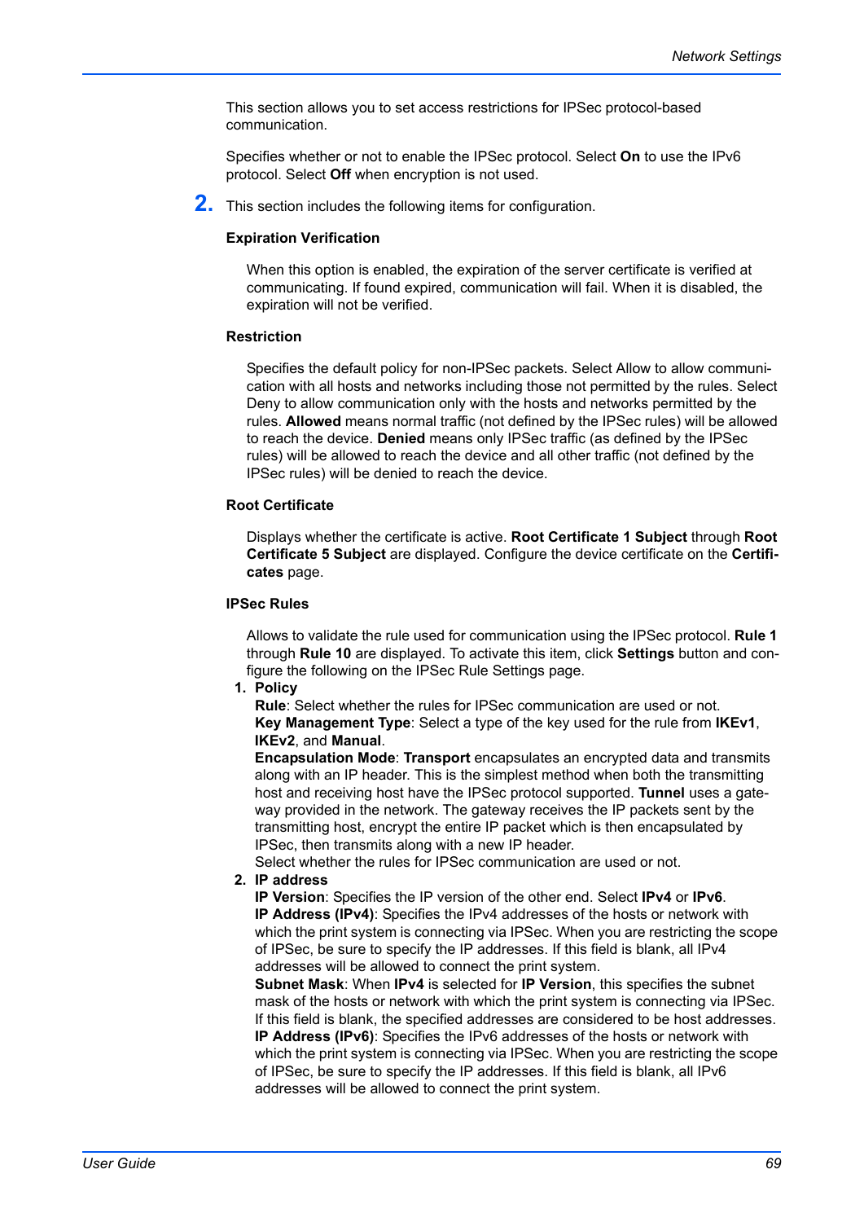This section allows you to set access restrictions for IPSec protocol-based communication.

Specifies whether or not to enable the IPSec protocol. Select **On** to use the IPv6 protocol. Select **Off** when encryption is not used.

2. This section includes the following items for configuration.

**Expiration Verification**

When this option is enabled, the expiration of the server certificate is verified at communicating. If found expired, communication will fail. When it is disabled, the expiration will not be verified.

**Restriction**

Specifies the default policy for non-IPSec packets. Select Allow to allow communication with all hosts and networks including those not permitted by the rules. Select Deny to allow communication only with the hosts and networks permitted by the rules. **Allowed** means normal traffic (not defined by the IPSec rules) will be allowed to reach the device. **Denied** means only IPSec traffic (as defined by the IPSec rules) will be allowed to reach the device and all other traffic (not defined by the IPSec rules) will be denied to reach the device.

**Root Certificate**

Displays whether the certificate is active. **Root Certificate 1 Subject** through **Root Certificate 5 Subject** are displayed. Configure the device certificate on the **Certificates** page.

**IPSec Rules**

Allows to validate the rule used for communication using the IPSec protocol. **Rule 1** through **Rule 10** are displayed. To activate this item, click **Settings** button and configure the following on the IPSec Rule Settings page.

1. **Policy**
   **Rule**: Select whether the rules for IPSec communication are used or not.
   **Key Management Type**: Select a type of the key used for the rule from **IKEv1**, **IKEv2**, and **Manual**.
   **Encapsulation Mode**: **Transport** encapsulates an encrypted data and transmits along with an IP header. This is the simplest method when both the transmitting host and receiving host have the IPSec protocol supported. **Tunnel** uses a gateway provided in the network. The gateway receives the IP packets sent by the transmitting host, encrypt the entire IP packet which is then encapsulated by IPSec, then transmits along with a new IP header.
   Select whether the rules for IPSec communication are used or not.
2. **IP address**
   **IP Version**: Specifies the IP version of the other end. Select **IPv4** or **IPv6**.
   **IP Address (IPv4)**: Specifies the IPv4 addresses of the hosts or network with which the print system is connecting via IPSec. When you are restricting the scope of IPSec, be sure to specify the IP addresses. If this field is blank, all IPv4 addresses will be allowed to connect the print system.
   **Subnet Mask**: When **IPv4** is selected for **IP Version**, this specifies the subnet mask of the hosts or network with which the print system is connecting via IPSec. If this field is blank, the specified addresses are considered to be host addresses.
   **IP Address (IPv6)**: Specifies the IPv6 addresses of the hosts or network with which the print system is connecting via IPSec. When you are restricting the scope of IPSec, be sure to specify the IP addresses. If this field is blank, all IPv6 addresses will be allowed to connect the print system.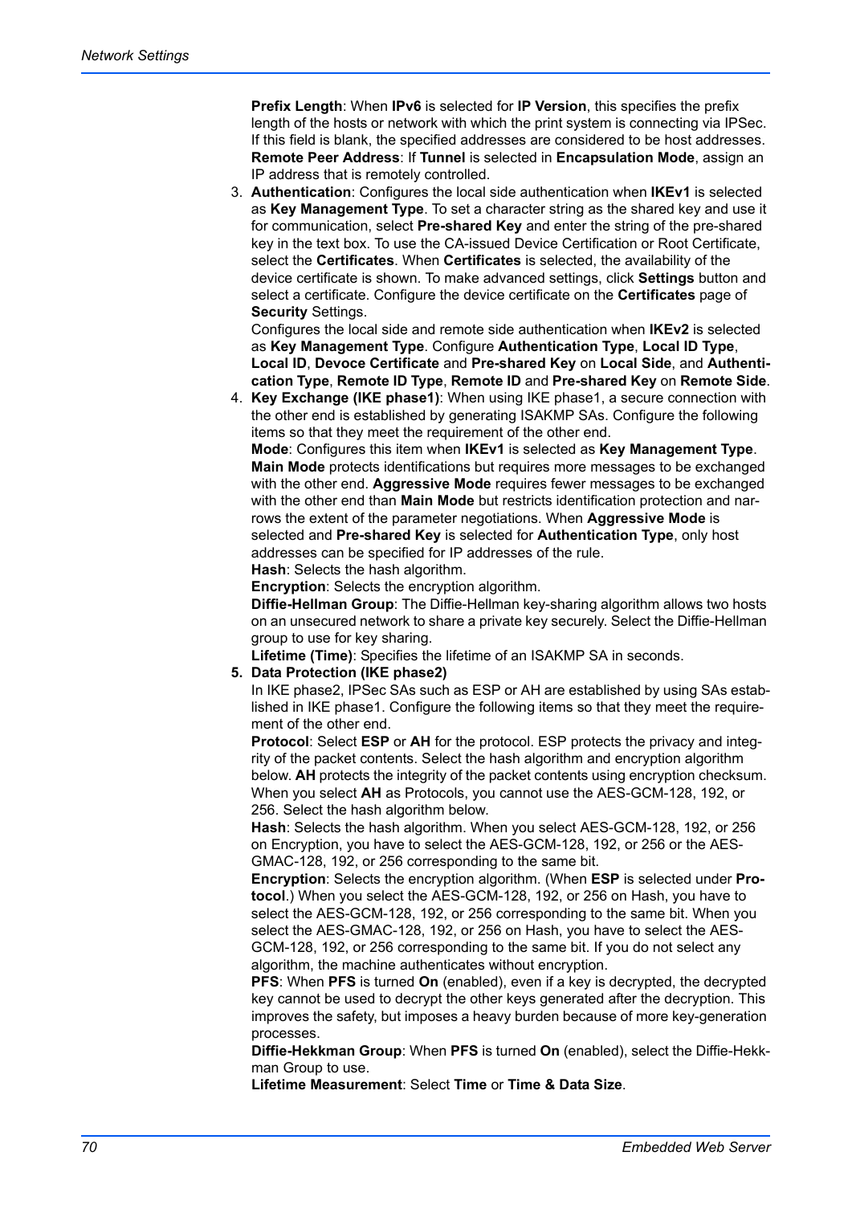**Prefix Length**: When **IPv6** is selected for **IP Version**, this specifies the prefix length of the hosts or network with which the print system is connecting via IPSec. If this field is blank, the specified addresses are considered to be host addresses.
**Remote Peer Address**: If **Tunnel** is selected in **Encapsulation Mode**, assign an IP address that is remotely controlled.

3. **Authentication**: Configures the local side authentication when **IKEv1** is selected as **Key Management Type**. To set a character string as the shared key and use it for communication, select **Pre-shared Key** and enter the string of the pre-shared key in the text box. To use the CA-issued Device Certification or Root Certificate, select the **Certificates**. When **Certificates** is selected, the availability of the device certificate is shown. To make advanced settings, click **Settings** button and select a certificate. Configure the device certificate on the **Certificates** page of **Security** Settings.
   Configures the local side and remote side authentication when **IKEv2** is selected as **Key Management Type**. Configure **Authentication Type**, **Local ID Type**, **Local ID**, **Devoce Certificate** and **Pre-shared Key** on **Local Side**, and **Authentication Type**, **Remote ID Type**, **Remote ID** and **Pre-shared Key** on **Remote Side**.
4. **Key Exchange (IKE phase1)**: When using IKE phase1, a secure connection with the other end is established by generating ISAKMP SAs. Configure the following items so that they meet the requirement of the other end.
   **Mode**: Configures this item when **IKEv1** is selected as **Key Management Type**. **Main Mode** protects identifications but requires more messages to be exchanged with the other end. **Aggressive Mode** requires fewer messages to be exchanged with the other end than **Main Mode** but restricts identification protection and narrows the extent of the parameter negotiations. When **Aggressive Mode** is selected and **Pre-shared Key** is selected for **Authentication Type**, only host addresses can be specified for IP addresses of the rule.
   **Hash**: Selects the hash algorithm.
   **Encryption**: Selects the encryption algorithm.
   **Diffie-Hellman Group**: The Diffie-Hellman key-sharing algorithm allows two hosts on an unsecured network to share a private key securely. Select the Diffie-Hellman group to use for key sharing.
   **Lifetime (Time)**: Specifies the lifetime of an ISAKMP SA in seconds.
5. **Data Protection (IKE phase2)**
   In IKE phase2, IPSec SAs such as ESP or AH are established by using SAs established in IKE phase1. Configure the following items so that they meet the requirement of the other end.
   **Protocol**: Select **ESP** or **AH** for the protocol. ESP protects the privacy and integrity of the packet contents. Select the hash algorithm and encryption algorithm below. **AH** protects the integrity of the packet contents using encryption checksum. When you select **AH** as Protocols, you cannot use the AES-GCM-128, 192, or 256. Select the hash algorithm below.
   **Hash**: Selects the hash algorithm. When you select AES-GCM-128, 192, or 256 on Encryption, you have to select the AES-GCM-128, 192, or 256 or the AES-GMAC-128, 192, or 256 corresponding to the same bit.
   **Encryption**: Selects the encryption algorithm. (When **ESP** is selected under **Protocol**.) When you select the AES-GCM-128, 192, or 256 on Hash, you have to select the AES-GCM-128, 192, or 256 corresponding to the same bit. When you select the AES-GMAC-128, 192, or 256 on Hash, you have to select the AES-GCM-128, 192, or 256 corresponding to the same bit. If you do not select any algorithm, the machine authenticates without encryption.
   **PFS**: When **PFS** is turned **On** (enabled), even if a key is decrypted, the decrypted key cannot be used to decrypt the other keys generated after the decryption. This improves the safety, but imposes a heavy burden because of more key-generation processes.
   **Diffie-Hekkman Group**: When **PFS** is turned **On** (enabled), select the Diffie-Hekkman Group to use.
   **Lifetime Measurement**: Select **Time** or **Time & Data Size**.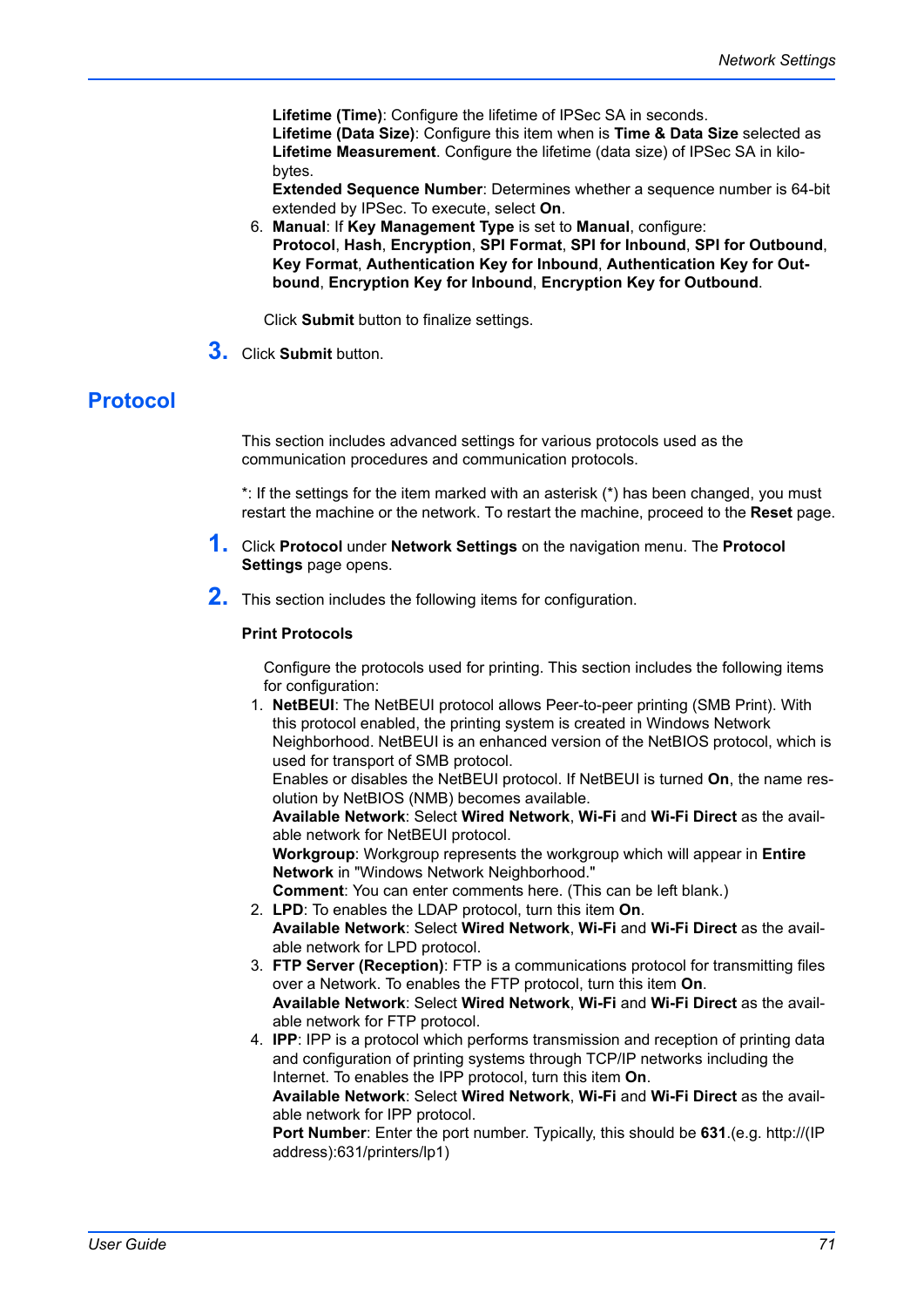**Lifetime (Time)**: Configure the lifetime of IPSec SA in seconds.
**Lifetime (Data Size)**: Configure this item when is **Time & Data Size** selected as **Lifetime Measurement**. Configure the lifetime (data size) of IPSec SA in kilobytes.
**Extended Sequence Number**: Determines whether a sequence number is 64-bit extended by IPSec. To execute, select **On**.

6. **Manual**: If **Key Management Type** is set to **Manual**, configure: **Protocol**, **Hash**, **Encryption**, **SPI Format**, **SPI for Inbound**, **SPI for Outbound**, **Key Format**, **Authentication Key for Inbound**, **Authentication Key for Outbound**, **Encryption Key for Inbound**, **Encryption Key for Outbound**.

Click **Submit** button to finalize settings.

**3.** Click **Submit** button.

## Protocol

This section includes advanced settings for various protocols used as the communication procedures and communication protocols.

*: If the settings for the item marked with an asterisk (*) has been changed, you must restart the machine or the network. To restart the machine, proceed to the **Reset** page.

**1.** Click **Protocol** under **Network Settings** on the navigation menu. The **Protocol Settings** page opens.

**2.** This section includes the following items for configuration.

**Print Protocols**

Configure the protocols used for printing. This section includes the following items for configuration:

1. **NetBEUI**: The NetBEUI protocol allows Peer-to-peer printing (SMB Print). With this protocol enabled, the printing system is created in Windows Network Neighborhood. NetBEUI is an enhanced version of the NetBIOS protocol, which is used for transport of SMB protocol.
   Enables or disables the NetBEUI protocol. If NetBEUI is turned **On**, the name resolution by NetBIOS (NMB) becomes available.
   **Available Network**: Select **Wired Network**, **Wi-Fi** and **Wi-Fi Direct** as the available network for NetBEUI protocol.
   **Workgroup**: Workgroup represents the workgroup which will appear in **Entire Network** in "Windows Network Neighborhood."
   **Comment**: You can enter comments here. (This can be left blank.)
2. **LPD**: To enables the LDAP protocol, turn this item **On**.
   **Available Network**: Select **Wired Network**, **Wi-Fi** and **Wi-Fi Direct** as the available network for LPD protocol.
3. **FTP Server (Reception)**: FTP is a communications protocol for transmitting files over a Network. To enables the FTP protocol, turn this item **On**.
   **Available Network**: Select **Wired Network**, **Wi-Fi** and **Wi-Fi Direct** as the available network for FTP protocol.
4. **IPP**: IPP is a protocol which performs transmission and reception of printing data and configuration of printing systems through TCP/IP networks including the Internet. To enables the IPP protocol, turn this item **On**.
   **Available Network**: Select **Wired Network**, **Wi-Fi** and **Wi-Fi Direct** as the available network for IPP protocol.
   **Port Number**: Enter the port number. Typically, this should be **631**.(e.g. http://(IP address):631/printers/lp1)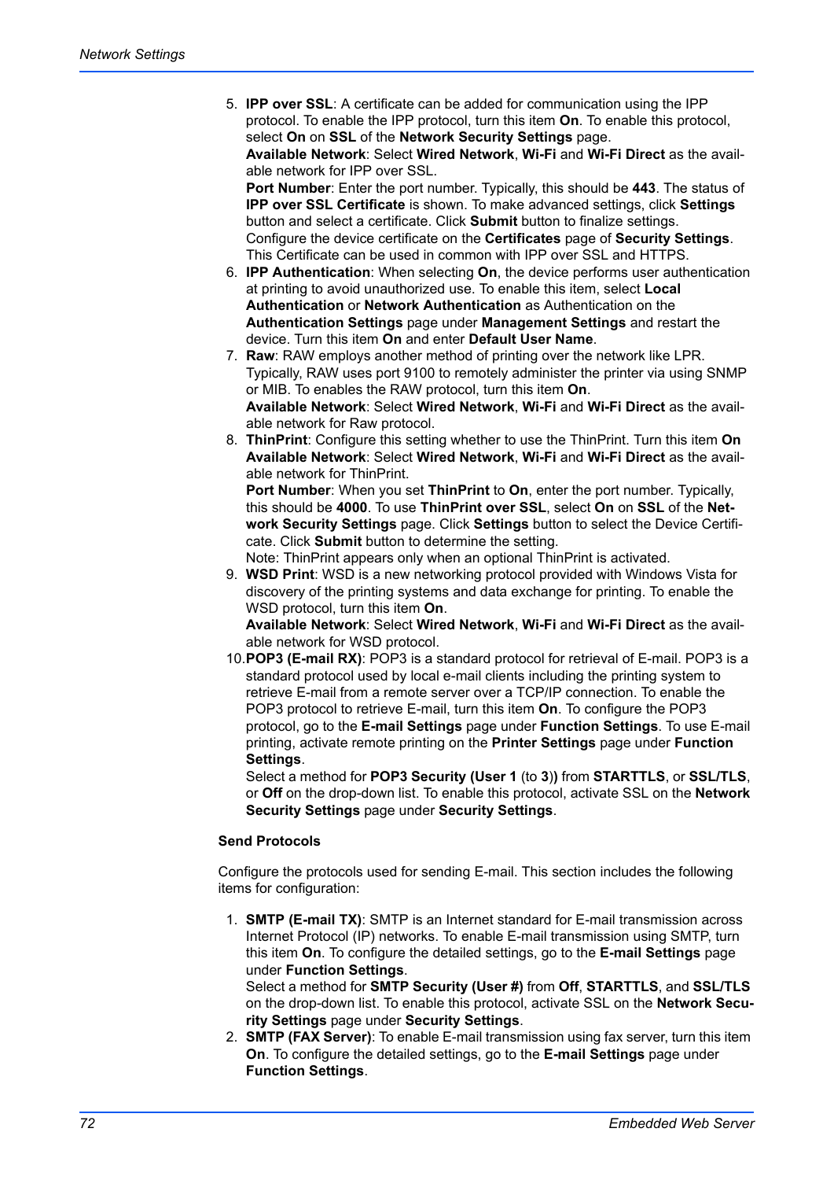5. **IPP over SSL**: A certificate can be added for communication using the IPP protocol. To enable the IPP protocol, turn this item **On**. To enable this protocol, select **On** on **SSL** of the **Network Security Settings** page.
   **Available Network**: Select **Wired Network**, **Wi-Fi** and **Wi-Fi Direct** as the available network for IPP over SSL.
   **Port Number**: Enter the port number. Typically, this should be **443**. The status of **IPP over SSL Certificate** is shown. To make advanced settings, click **Settings** button and select a certificate. Click **Submit** button to finalize settings.
   Configure the device certificate on the **Certificates** page of **Security Settings**. This Certificate can be used in common with IPP over SSL and HTTPS.
6. **IPP Authentication**: When selecting **On**, the device performs user authentication at printing to avoid unauthorized use. To enable this item, select **Local Authentication** or **Network Authentication** as Authentication on the **Authentication Settings** page under **Management Settings** and restart the device. Turn this item **On** and enter **Default User Name**.
7. **Raw**: RAW employs another method of printing over the network like LPR. Typically, RAW uses port 9100 to remotely administer the printer via using SNMP or MIB. To enables the RAW protocol, turn this item **On**.
   **Available Network**: Select **Wired Network**, **Wi-Fi** and **Wi-Fi Direct** as the available network for Raw protocol.
8. **ThinPrint**: Configure this setting whether to use the ThinPrint. Turn this item **On**
   **Available Network**: Select **Wired Network**, **Wi-Fi** and **Wi-Fi Direct** as the available network for ThinPrint.
   **Port Number**: When you set **ThinPrint** to **On**, enter the port number. Typically, this should be **4000**. To use **ThinPrint over SSL**, select **On** on **SSL** of the **Network Security Settings** page. Click **Settings** button to select the Device Certificate. Click **Submit** button to determine the setting.
   Note: ThinPrint appears only when an optional ThinPrint is activated.
9. **WSD Print**: WSD is a new networking protocol provided with Windows Vista for discovery of the printing systems and data exchange for printing. To enable the WSD protocol, turn this item **On**.
   **Available Network**: Select **Wired Network**, **Wi-Fi** and **Wi-Fi Direct** as the available network for WSD protocol.
10. **POP3 (E-mail RX)**: POP3 is a standard protocol for retrieval of E-mail. POP3 is a standard protocol used by local e-mail clients including the printing system to retrieve E-mail from a remote server over a TCP/IP connection. To enable the POP3 protocol to retrieve E-mail, turn this item **On**. To configure the POP3 protocol, go to the **E-mail Settings** page under **Function Settings**. To use E-mail printing, activate remote printing on the **Printer Settings** page under **Function Settings**.
    Select a method for **POP3 Security (User 1** (to **3**)) from **STARTTLS**, or **SSL/TLS**, or **Off** on the drop-down list. To enable this protocol, activate SSL on the **Network Security Settings** page under **Security Settings**.

**Send Protocols**

Configure the protocols used for sending E-mail. This section includes the following items for configuration:

1. **SMTP (E-mail TX)**: SMTP is an Internet standard for E-mail transmission across Internet Protocol (IP) networks. To enable E-mail transmission using SMTP, turn this item **On**. To configure the detailed settings, go to the **E-mail Settings** page under **Function Settings**.
   Select a method for **SMTP Security (User #)** from **Off**, **STARTTLS**, and **SSL/TLS** on the drop-down list. To enable this protocol, activate SSL on the **Network Security Settings** page under **Security Settings**.
2. **SMTP (FAX Server)**: To enable E-mail transmission using fax server, turn this item **On**. To configure the detailed settings, go to the **E-mail Settings** page under **Function Settings**.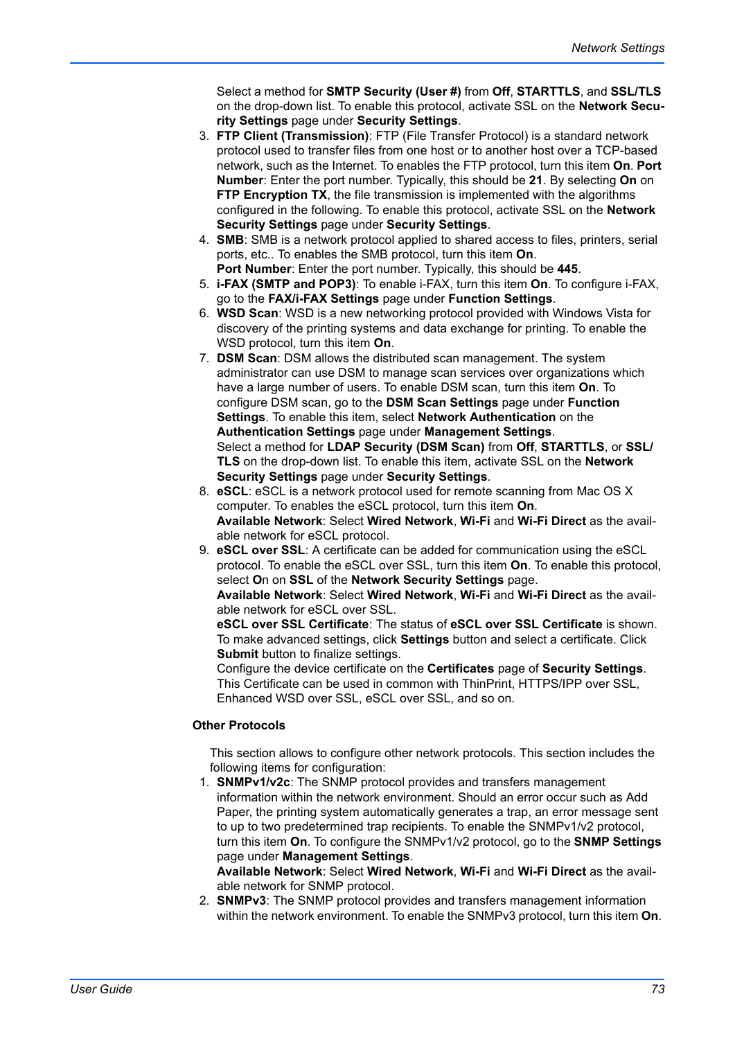Select a method for **SMTP Security (User #)** from **Off**, **STARTTLS**, and **SSL/TLS** on the drop-down list. To enable this protocol, activate SSL on the **Network Security Settings** page under **Security Settings**.

3. **FTP Client (Transmission)**: FTP (File Transfer Protocol) is a standard network protocol used to transfer files from one host or to another host over a TCP-based network, such as the Internet. To enables the FTP protocol, turn this item **On**. **Port Number**: Enter the port number. Typically, this should be **21**. By selecting **On** on **FTP Encryption TX**, the file transmission is implemented with the algorithms configured in the following. To enable this protocol, activate SSL on the **Network Security Settings** page under **Security Settings**.
4. **SMB**: SMB is a network protocol applied to shared access to files, printers, serial ports, etc.. To enables the SMB protocol, turn this item **On**.
   **Port Number**: Enter the port number. Typically, this should be **445**.
5. **i-FAX (SMTP and POP3)**: To enable i-FAX, turn this item **On**. To configure i-FAX, go to the **FAX/i-FAX Settings** page under **Function Settings**.
6. **WSD Scan**: WSD is a new networking protocol provided with Windows Vista for discovery of the printing systems and data exchange for printing. To enable the WSD protocol, turn this item **On**.
7. **DSM Scan**: DSM allows the distributed scan management. The system administrator can use DSM to manage scan services over organizations which have a large number of users. To enable DSM scan, turn this item **On**. To configure DSM scan, go to the **DSM Scan Settings** page under **Function Settings**. To enable this item, select **Network Authentication** on the **Authentication Settings** page under **Management Settings**.
   Select a method for **LDAP Security (DSM Scan)** from **Off**, **STARTTLS**, or **SSL/TLS** on the drop-down list. To enable this item, activate SSL on the **Network Security Settings** page under **Security Settings**.
8. **eSCL**: eSCL is a network protocol used for remote scanning from Mac OS X computer. To enables the eSCL protocol, turn this item **On**.
   **Available Network**: Select **Wired Network**, **Wi-Fi** and **Wi-Fi Direct** as the available network for eSCL protocol.
9. **eSCL over SSL**: A certificate can be added for communication using the eSCL protocol. To enable the eSCL over SSL, turn this item **On**. To enable this protocol, select **O**n on **SSL** of the **Network Security Settings** page.
   **Available Network**: Select **Wired Network**, **Wi-Fi** and **Wi-Fi Direct** as the available network for eSCL over SSL.
   **eSCL over SSL Certificate**: The status of **eSCL over SSL Certificate** is shown. To make advanced settings, click **Settings** button and select a certificate. Click **Submit** button to finalize settings.
   Configure the device certificate on the **Certificates** page of **Security Settings**. This Certificate can be used in common with ThinPrint, HTTPS/IPP over SSL, Enhanced WSD over SSL, eSCL over SSL, and so on.

**Other Protocols**

This section allows to configure other network protocols. This section includes the following items for configuration:

1. **SNMPv1/v2c**: The SNMP protocol provides and transfers management information within the network environment. Should an error occur such as Add Paper, the printing system automatically generates a trap, an error message sent to up to two predetermined trap recipients. To enable the SNMPv1/v2 protocol, turn this item **On**. To configure the SNMPv1/v2 protocol, go to the **SNMP Settings** page under **Management Settings**.
   **Available Network**: Select **Wired Network**, **Wi-Fi** and **Wi-Fi Direct** as the available network for SNMP protocol.
2. **SNMPv3**: The SNMP protocol provides and transfers management information within the network environment. To enable the SNMPv3 protocol, turn this item **On**.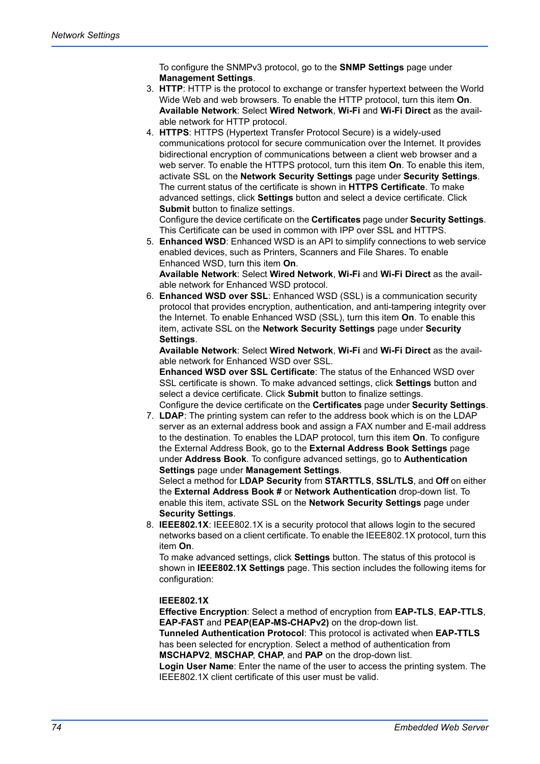To configure the SNMPv3 protocol, go to the **SNMP Settings** page under **Management Settings**.

3. **HTTP**: HTTP is the protocol to exchange or transfer hypertext between the World Wide Web and web browsers. To enable the HTTP protocol, turn this item **On**.
   **Available Network**: Select **Wired Network**, **Wi-Fi** and **Wi-Fi Direct** as the available network for HTTP protocol.
4. **HTTPS**: HTTPS (Hypertext Transfer Protocol Secure) is a widely-used communications protocol for secure communication over the Internet. It provides bidirectional encryption of communications between a client web browser and a web server. To enable the HTTPS protocol, turn this item **On**. To enable this item, activate SSL on the **Network Security Settings** page under **Security Settings**. The current status of the certificate is shown in **HTTPS Certificate**. To make advanced settings, click **Settings** button and select a device certificate. Click **Submit** button to finalize settings.
   Configure the device certificate on the **Certificates** page under **Security Settings**. This Certificate can be used in common with IPP over SSL and HTTPS.
5. **Enhanced WSD**: Enhanced WSD is an API to simplify connections to web service enabled devices, such as Printers, Scanners and File Shares. To enable Enhanced WSD, turn this item **On**.
   **Available Network**: Select **Wired Network**, **Wi-Fi** and **Wi-Fi Direct** as the available network for Enhanced WSD protocol.
6. **Enhanced WSD over SSL**: Enhanced WSD (SSL) is a communication security protocol that provides encryption, authentication, and anti-tampering integrity over the Internet. To enable Enhanced WSD (SSL), turn this item **On**. To enable this item, activate SSL on the **Network Security Settings** page under **Security Settings**.
   **Available Network**: Select **Wired Network**, **Wi-Fi** and **Wi-Fi Direct** as the available network for Enhanced WSD over SSL.
   **Enhanced WSD over SSL Certificate**: The status of the Enhanced WSD over SSL certificate is shown. To make advanced settings, click **Settings** button and select a device certificate. Click **Submit** button to finalize settings.
   Configure the device certificate on the **Certificates** page under **Security Settings**.
7. **LDAP**: The printing system can refer to the address book which is on the LDAP server as an external address book and assign a FAX number and E-mail address to the destination. To enables the LDAP protocol, turn this item **On**. To configure the External Address Book, go to the **External Address Book Settings** page under **Address Book**. To configure advanced settings, go to **Authentication Settings** page under **Management Settings**.
   Select a method for **LDAP Security** from **STARTTLS**, **SSL/TLS**, and **Off** on either the **External Address Book #** or **Network Authentication** drop-down list. To enable this item, activate SSL on the **Network Security Settings** page under **Security Settings**.
8. **IEEE802.1X**: IEEE802.1X is a security protocol that allows login to the secured networks based on a client certificate. To enable the IEEE802.1X protocol, turn this item **On**.
   To make advanced settings, click **Settings** button. The status of this protocol is shown in **IEEE802.1X Settings** page. This section includes the following items for configuration:

   **IEEE802.1X**
   **Effective Encryption**: Select a method of encryption from **EAP-TLS**, **EAP-TTLS**, **EAP-FAST** and **PEAP(EAP-MS-CHAPv2)** on the drop-down list.
   **Tunneled Authentication Protocol**: This protocol is activated when **EAP-TTLS** has been selected for encryption. Select a method of authentication from **MSCHAPV2**, **MSCHAP**, **CHAP**, and **PAP** on the drop-down list.
   **Login User Name**: Enter the name of the user to access the printing system. The IEEE802.1X client certificate of this user must be valid.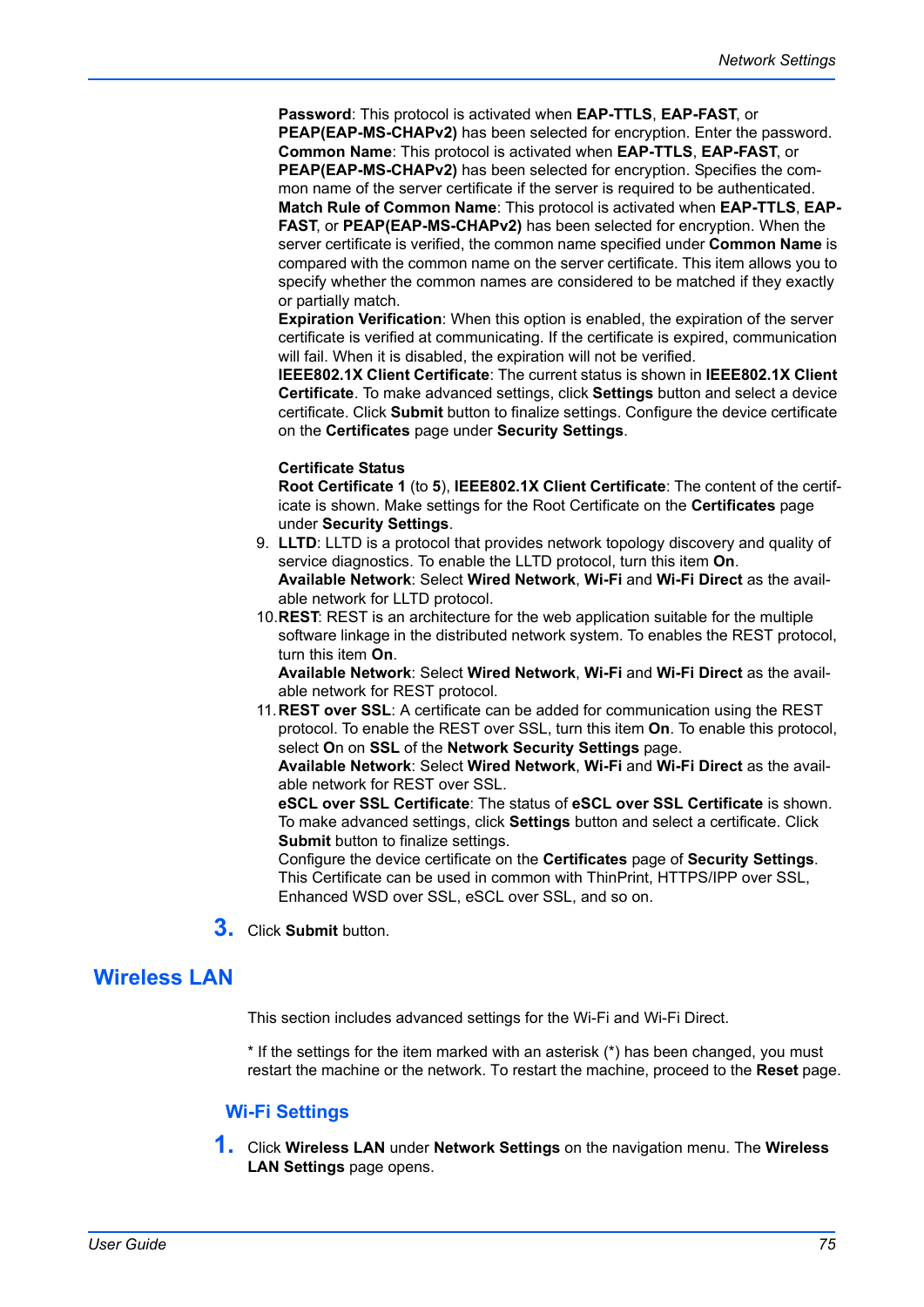**Password**: This protocol is activated when **EAP-TTLS**, **EAP-FAST**, or **PEAP(EAP-MS-CHAPv2)** has been selected for encryption. Enter the password.
**Common Name**: This protocol is activated when **EAP-TTLS**, **EAP-FAST**, or **PEAP(EAP-MS-CHAPv2)** has been selected for encryption. Specifies the common name of the server certificate if the server is required to be authenticated.
**Match Rule of Common Name**: This protocol is activated when **EAP-TTLS**, **EAP-FAST**, or **PEAP(EAP-MS-CHAPv2)** has been selected for encryption. When the server certificate is verified, the common name specified under **Common Name** is compared with the common name on the server certificate. This item allows you to specify whether the common names are considered to be matched if they exactly or partially match.
**Expiration Verification**: When this option is enabled, the expiration of the server certificate is verified at communicating. If the certificate is expired, communication will fail. When it is disabled, the expiration will not be verified.
**IEEE802.1X Client Certificate**: The current status is shown in **IEEE802.1X Client Certificate**. To make advanced settings, click **Settings** button and select a device certificate. Click **Submit** button to finalize settings. Configure the device certificate on the **Certificates** page under **Security Settings**.

**Certificate Status**
**Root Certificate 1** (to **5**), **IEEE802.1X Client Certificate**: The content of the certificate is shown. Make settings for the Root Certificate on the **Certificates** page under **Security Settings**.

9. **LLTD**: LLTD is a protocol that provides network topology discovery and quality of service diagnostics. To enable the LLTD protocol, turn this item **On**.
   **Available Network**: Select **Wired Network**, **Wi-Fi** and **Wi-Fi Direct** as the available network for LLTD protocol.
10. **REST**: REST is an architecture for the web application suitable for the multiple software linkage in the distributed network system. To enables the REST protocol, turn this item **On**.
    **Available Network**: Select **Wired Network**, **Wi-Fi** and **Wi-Fi Direct** as the available network for REST protocol.
11. **REST over SSL**: A certificate can be added for communication using the REST protocol. To enable the REST over SSL, turn this item **On**. To enable this protocol, select **O**n on **SSL** of the **Network Security Settings** page.
    **Available Network**: Select **Wired Network**, **Wi-Fi** and **Wi-Fi Direct** as the available network for REST over SSL.
    **eSCL over SSL Certificate**: The status of **eSCL over SSL Certificate** is shown. To make advanced settings, click **Settings** button and select a certificate. Click **Submit** button to finalize settings.
    Configure the device certificate on the **Certificates** page of **Security Settings**. This Certificate can be used in common with ThinPrint, HTTPS/IPP over SSL, Enhanced WSD over SSL, eSCL over SSL, and so on.

3. Click **Submit** button.

## Wireless LAN

This section includes advanced settings for the Wi-Fi and Wi-Fi Direct.

* If the settings for the item marked with an asterisk (*) has been changed, you must restart the machine or the network. To restart the machine, proceed to the **Reset** page.

### Wi-Fi Settings

1. Click **Wireless LAN** under **Network Settings** on the navigation menu. The **Wireless LAN Settings** page opens.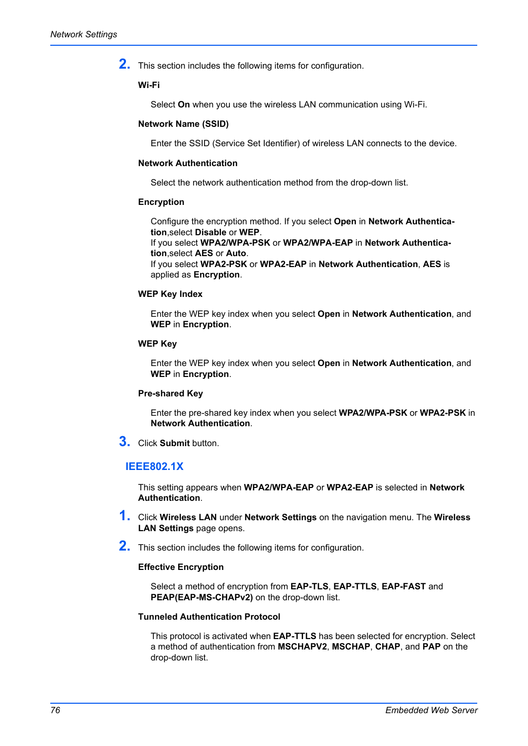2. This section includes the following items for configuration.

**Wi-Fi**

Select **On** when you use the wireless LAN communication using Wi-Fi.

**Network Name (SSID)**

Enter the SSID (Service Set Identifier) of wireless LAN connects to the device.

**Network Authentication**

Select the network authentication method from the drop-down list.

**Encryption**

Configure the encryption method. If you select **Open** in **Network Authentication**,select **Disable** or **WEP**.
If you select **WPA2/WPA-PSK** or **WPA2/WPA-EAP** in **Network Authentication**,select **AES** or **Auto**.
If you select **WPA2-PSK** or **WPA2-EAP** in **Network Authentication**, **AES** is applied as **Encryption**.

**WEP Key Index**

Enter the WEP key index when you select **Open** in **Network Authentication**, and **WEP** in **Encryption**.

**WEP Key**

Enter the WEP key index when you select **Open** in **Network Authentication**, and **WEP** in **Encryption**.

**Pre-shared Key**

Enter the pre-shared key index when you select **WPA2/WPA-PSK** or **WPA2-PSK** in **Network Authentication**.

3. Click **Submit** button.

## IEEE802.1X

This setting appears when **WPA2/WPA-EAP** or **WPA2-EAP** is selected in **Network Authentication**.

1. Click **Wireless LAN** under **Network Settings** on the navigation menu. The **Wireless LAN Settings** page opens.

2. This section includes the following items for configuration.

**Effective Encryption**

Select a method of encryption from **EAP-TLS**, **EAP-TTLS**, **EAP-FAST** and **PEAP(EAP-MS-CHAPv2)** on the drop-down list.

**Tunneled Authentication Protocol**

This protocol is activated when **EAP-TTLS** has been selected for encryption. Select a method of authentication from **MSCHAPV2**, **MSCHAP**, **CHAP**, and **PAP** on the drop-down list.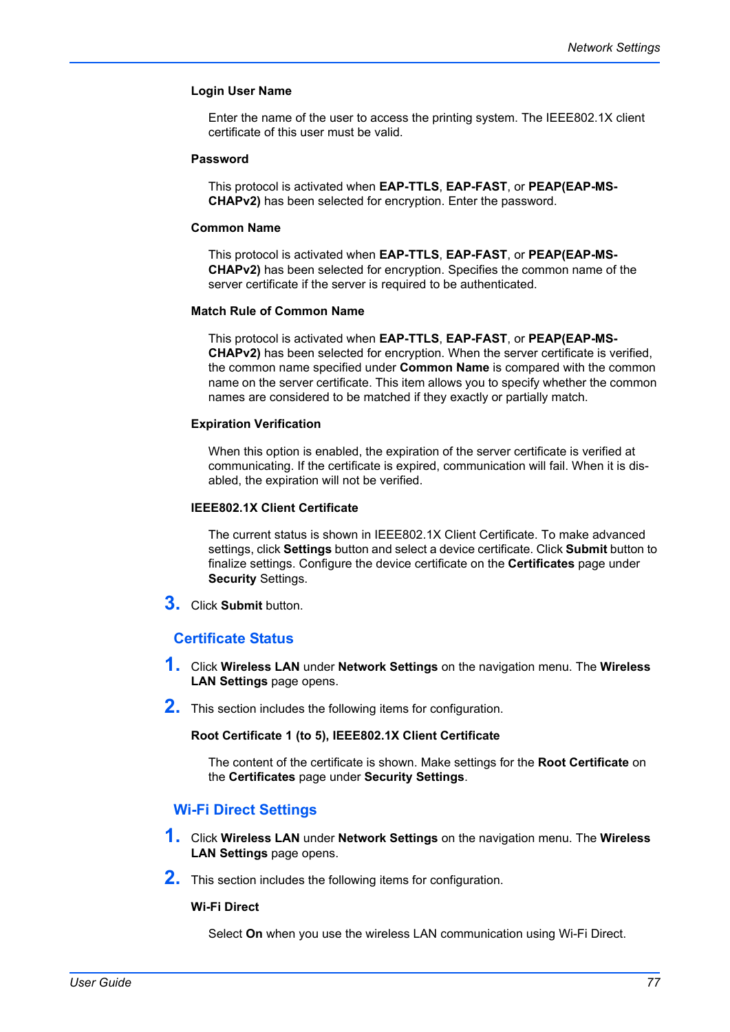#### Login User Name

Enter the name of the user to access the printing system. The IEEE802.1X client certificate of this user must be valid.

#### Password

This protocol is activated when **EAP-TTLS**, **EAP-FAST**, or **PEAP(EAP-MS-CHAPv2)** has been selected for encryption. Enter the password.

#### Common Name

This protocol is activated when **EAP-TTLS**, **EAP-FAST**, or **PEAP(EAP-MS-CHAPv2)** has been selected for encryption. Specifies the common name of the server certificate if the server is required to be authenticated.

#### Match Rule of Common Name

This protocol is activated when **EAP-TTLS**, **EAP-FAST**, or **PEAP(EAP-MS-CHAPv2)** has been selected for encryption. When the server certificate is verified, the common name specified under **Common Name** is compared with the common name on the server certificate. This item allows you to specify whether the common names are considered to be matched if they exactly or partially match.

#### Expiration Verification

When this option is enabled, the expiration of the server certificate is verified at communicating. If the certificate is expired, communication will fail. When it is disabled, the expiration will not be verified.

#### IEEE802.1X Client Certificate

The current status is shown in IEEE802.1X Client Certificate. To make advanced settings, click **Settings** button and select a device certificate. Click **Submit** button to finalize settings. Configure the device certificate on the **Certificates** page under **Security** Settings.

3. Click **Submit** button.

## Certificate Status

1. Click **Wireless LAN** under **Network Settings** on the navigation menu. The **Wireless LAN Settings** page opens.
2. This section includes the following items for configuration.

#### Root Certificate 1 (to 5), IEEE802.1X Client Certificate

The content of the certificate is shown. Make settings for the **Root Certificate** on the **Certificates** page under **Security Settings**.

## Wi-Fi Direct Settings

1. Click **Wireless LAN** under **Network Settings** on the navigation menu. The **Wireless LAN Settings** page opens.
2. This section includes the following items for configuration.

#### Wi-Fi Direct

Select **On** when you use the wireless LAN communication using Wi-Fi Direct.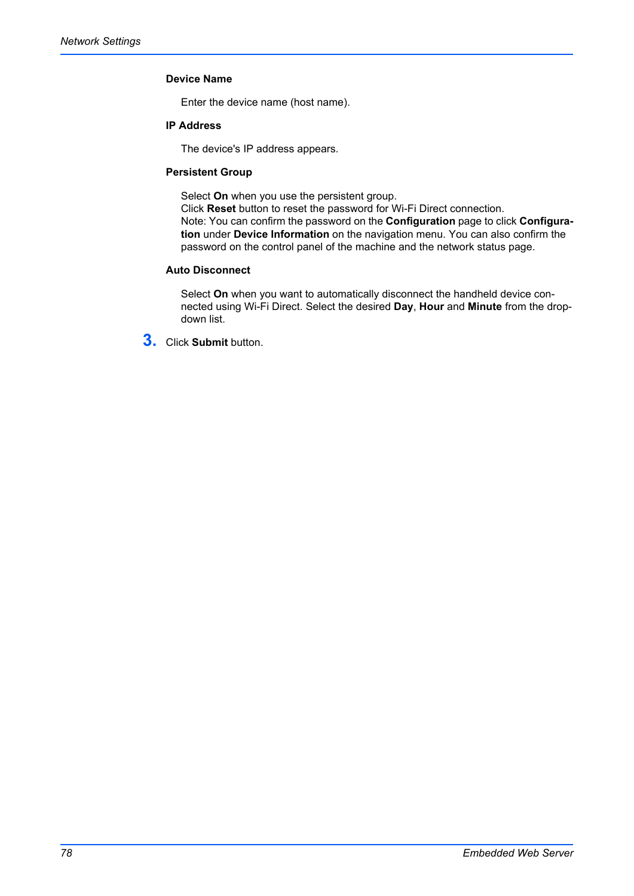**Device Name**

Enter the device name (host name).

**IP Address**

The device's IP address appears.

**Persistent Group**

Select **On** when you use the persistent group.
Click **Reset** button to reset the password for Wi-Fi Direct connection.
Note: You can confirm the password on the **Configuration** page to click **Configuration** under **Device Information** on the navigation menu. You can also confirm the password on the control panel of the machine and the network status page.

**Auto Disconnect**

Select **On** when you want to automatically disconnect the handheld device connected using Wi-Fi Direct. Select the desired **Day**, **Hour** and **Minute** from the drop-down list.

3. Click **Submit** button.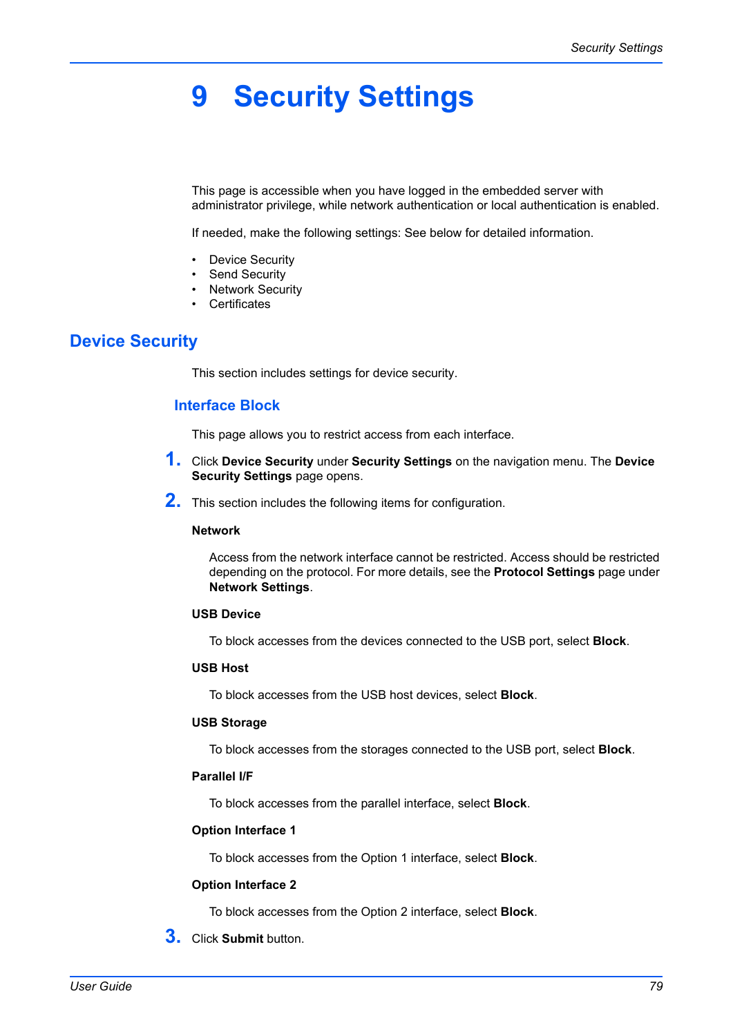# 9 Security Settings

This page is accessible when you have logged in the embedded server with administrator privilege, while network authentication or local authentication is enabled.

If needed, make the following settings: See below for detailed information.

- Device Security
- Send Security
- Network Security
- Certificates

## Device Security

This section includes settings for device security.

### Interface Block

This page allows you to restrict access from each interface.

1. Click **Device Security** under **Security Settings** on the navigation menu. The **Device Security Settings** page opens.

2. This section includes the following items for configuration.

   **Network**

   Access from the network interface cannot be restricted. Access should be restricted depending on the protocol. For more details, see the **Protocol Settings** page under **Network Settings**.

   **USB Device**

   To block accesses from the devices connected to the USB port, select **Block**.

   **USB Host**

   To block accesses from the USB host devices, select **Block**.

   **USB Storage**

   To block accesses from the storages connected to the USB port, select **Block**.

   **Parallel I/F**

   To block accesses from the parallel interface, select **Block**.

   **Option Interface 1**

   To block accesses from the Option 1 interface, select **Block**.

   **Option Interface 2**

   To block accesses from the Option 2 interface, select **Block**.

3. Click **Submit** button.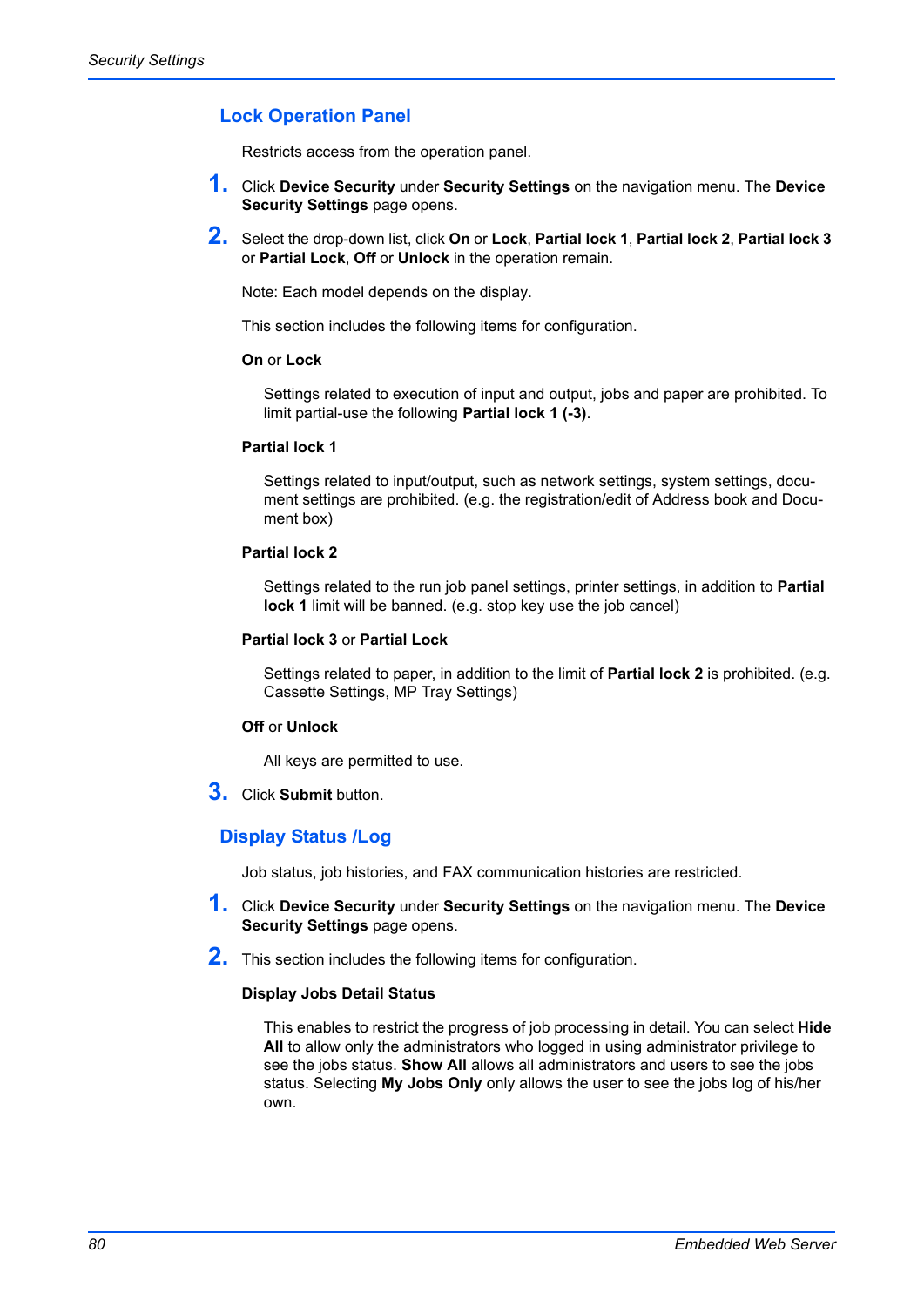## Lock Operation Panel

Restricts access from the operation panel.

1. Click **Device Security** under **Security Settings** on the navigation menu. The **Device Security Settings** page opens.

2. Select the drop-down list, click **On** or **Lock**, **Partial lock 1**, **Partial lock 2**, **Partial lock 3** or **Partial Lock**, **Off** or **Unlock** in the operation remain.

   Note: Each model depends on the display.

   This section includes the following items for configuration.

   **On** or **Lock**

   Settings related to execution of input and output, jobs and paper are prohibited. To limit partial-use the following **Partial lock 1 (-3)**.

   **Partial lock 1**

   Settings related to input/output, such as network settings, system settings, document settings are prohibited. (e.g. the registration/edit of Address book and Document box)

   **Partial lock 2**

   Settings related to the run job panel settings, printer settings, in addition to **Partial lock 1** limit will be banned. (e.g. stop key use the job cancel)

   **Partial lock 3** or **Partial Lock**

   Settings related to paper, in addition to the limit of **Partial lock 2** is prohibited. (e.g. Cassette Settings, MP Tray Settings)

   **Off** or **Unlock**

   All keys are permitted to use.

3. Click **Submit** button.

## Display Status /Log

Job status, job histories, and FAX communication histories are restricted.

1. Click **Device Security** under **Security Settings** on the navigation menu. The **Device Security Settings** page opens.

2. This section includes the following items for configuration.

   **Display Jobs Detail Status**

   This enables to restrict the progress of job processing in detail. You can select **Hide All** to allow only the administrators who logged in using administrator privilege to see the jobs status. **Show All** allows all administrators and users to see the jobs status. Selecting **My Jobs Only** only allows the user to see the jobs log of his/her own.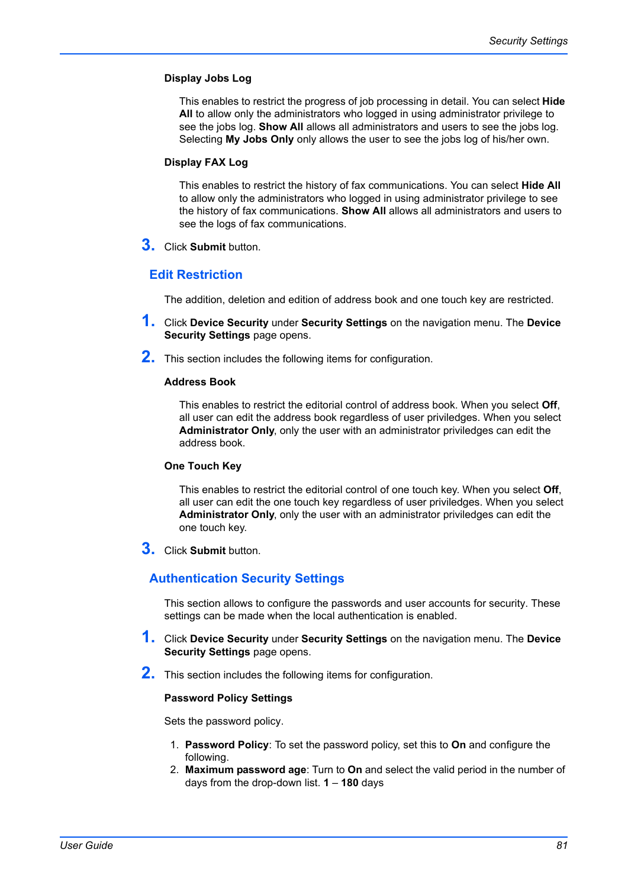**Display Jobs Log**

This enables to restrict the progress of job processing in detail. You can select **Hide All** to allow only the administrators who logged in using administrator privilege to see the jobs log. **Show All** allows all administrators and users to see the jobs log. Selecting **My Jobs Only** only allows the user to see the jobs log of his/her own.

**Display FAX Log**

This enables to restrict the history of fax communications. You can select **Hide All** to allow only the administrators who logged in using administrator privilege to see the history of fax communications. **Show All** allows all administrators and users to see the logs of fax communications.

3. Click **Submit** button.

## Edit Restriction

The addition, deletion and edition of address book and one touch key are restricted.

1. Click **Device Security** under **Security Settings** on the navigation menu. The **Device Security Settings** page opens.

2. This section includes the following items for configuration.

**Address Book**

This enables to restrict the editorial control of address book. When you select **Off**, all user can edit the address book regardless of user priviledges. When you select **Administrator Only**, only the user with an administrator priviledges can edit the address book.

**One Touch Key**

This enables to restrict the editorial control of one touch key. When you select **Off**, all user can edit the one touch key regardless of user priviledges. When you select **Administrator Only**, only the user with an administrator priviledges can edit the one touch key.

3. Click **Submit** button.

## Authentication Security Settings

This section allows to configure the passwords and user accounts for security. These settings can be made when the local authentication is enabled.

1. Click **Device Security** under **Security Settings** on the navigation menu. The **Device Security Settings** page opens.

2. This section includes the following items for configuration.

**Password Policy Settings**

Sets the password policy.

1. **Password Policy**: To set the password policy, set this to **On** and configure the following.
2. **Maximum password age**: Turn to **On** and select the valid period in the number of days from the drop-down list. **1** – **180** days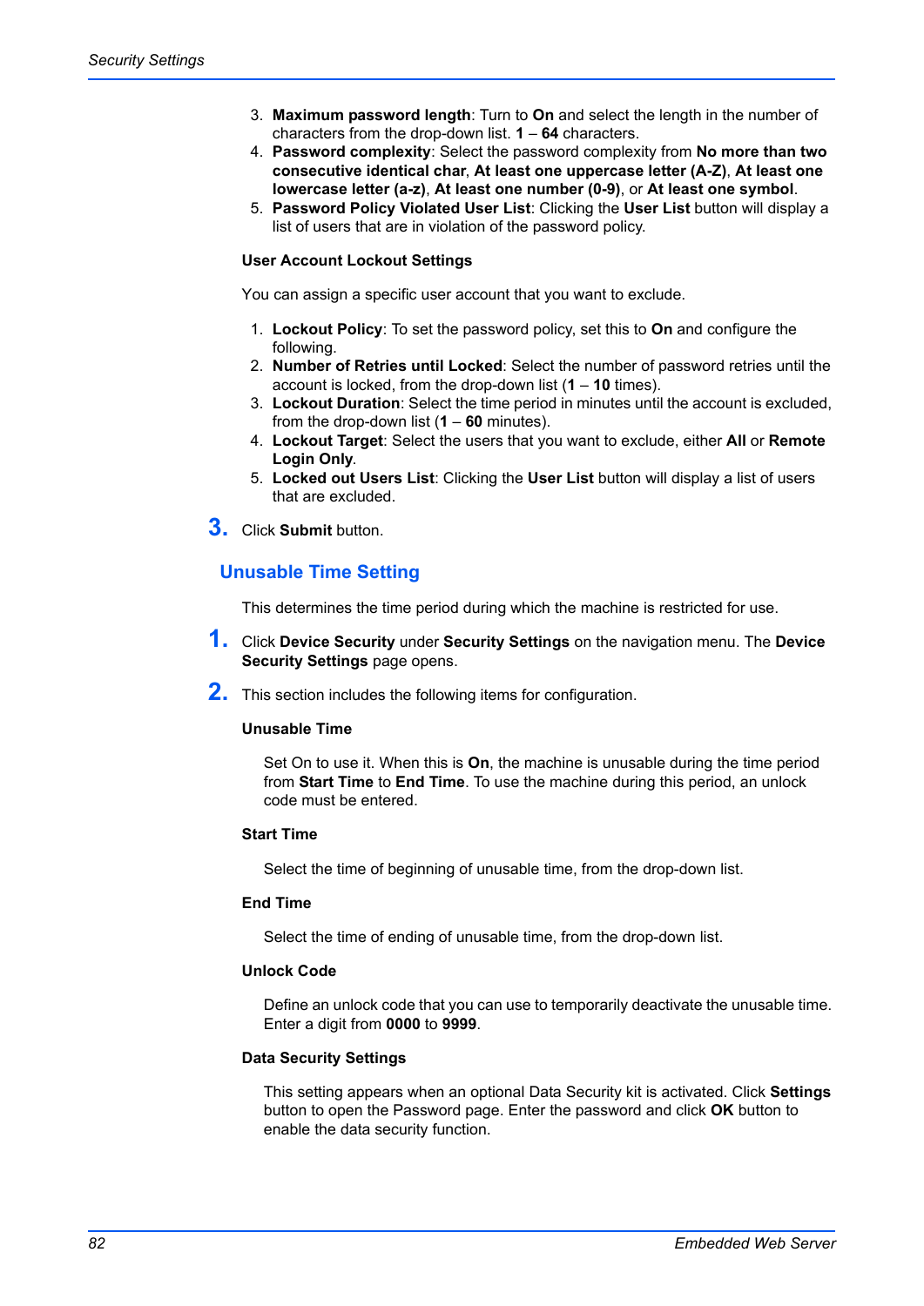3. **Maximum password length**: Turn to **On** and select the length in the number of characters from the drop-down list. **1** – **64** characters.
4. **Password complexity**: Select the password complexity from **No more than two consecutive identical char**, **At least one uppercase letter (A-Z)**, **At least one lowercase letter (a-z)**, **At least one number (0-9)**, or **At least one symbol**.
5. **Password Policy Violated User List**: Clicking the **User List** button will display a list of users that are in violation of the password policy.

**User Account Lockout Settings**

You can assign a specific user account that you want to exclude.

1. **Lockout Policy**: To set the password policy, set this to **On** and configure the following.
2. **Number of Retries until Locked**: Select the number of password retries until the account is locked, from the drop-down list (**1** – **10** times).
3. **Lockout Duration**: Select the time period in minutes until the account is excluded, from the drop-down list (**1** – **60** minutes).
4. **Lockout Target**: Select the users that you want to exclude, either **All** or **Remote Login Only**.
5. **Locked out Users List**: Clicking the **User List** button will display a list of users that are excluded.

**3.** Click **Submit** button.

## Unusable Time Setting

This determines the time period during which the machine is restricted for use.

**1.** Click **Device Security** under **Security Settings** on the navigation menu. The **Device Security Settings** page opens.

**2.** This section includes the following items for configuration.

**Unusable Time**

Set On to use it. When this is **On**, the machine is unusable during the time period from **Start Time** to **End Time**. To use the machine during this period, an unlock code must be entered.

**Start Time**

Select the time of beginning of unusable time, from the drop-down list.

**End Time**

Select the time of ending of unusable time, from the drop-down list.

**Unlock Code**

Define an unlock code that you can use to temporarily deactivate the unusable time. Enter a digit from **0000** to **9999**.

**Data Security Settings**

This setting appears when an optional Data Security kit is activated. Click **Settings** button to open the Password page. Enter the password and click **OK** button to enable the data security function.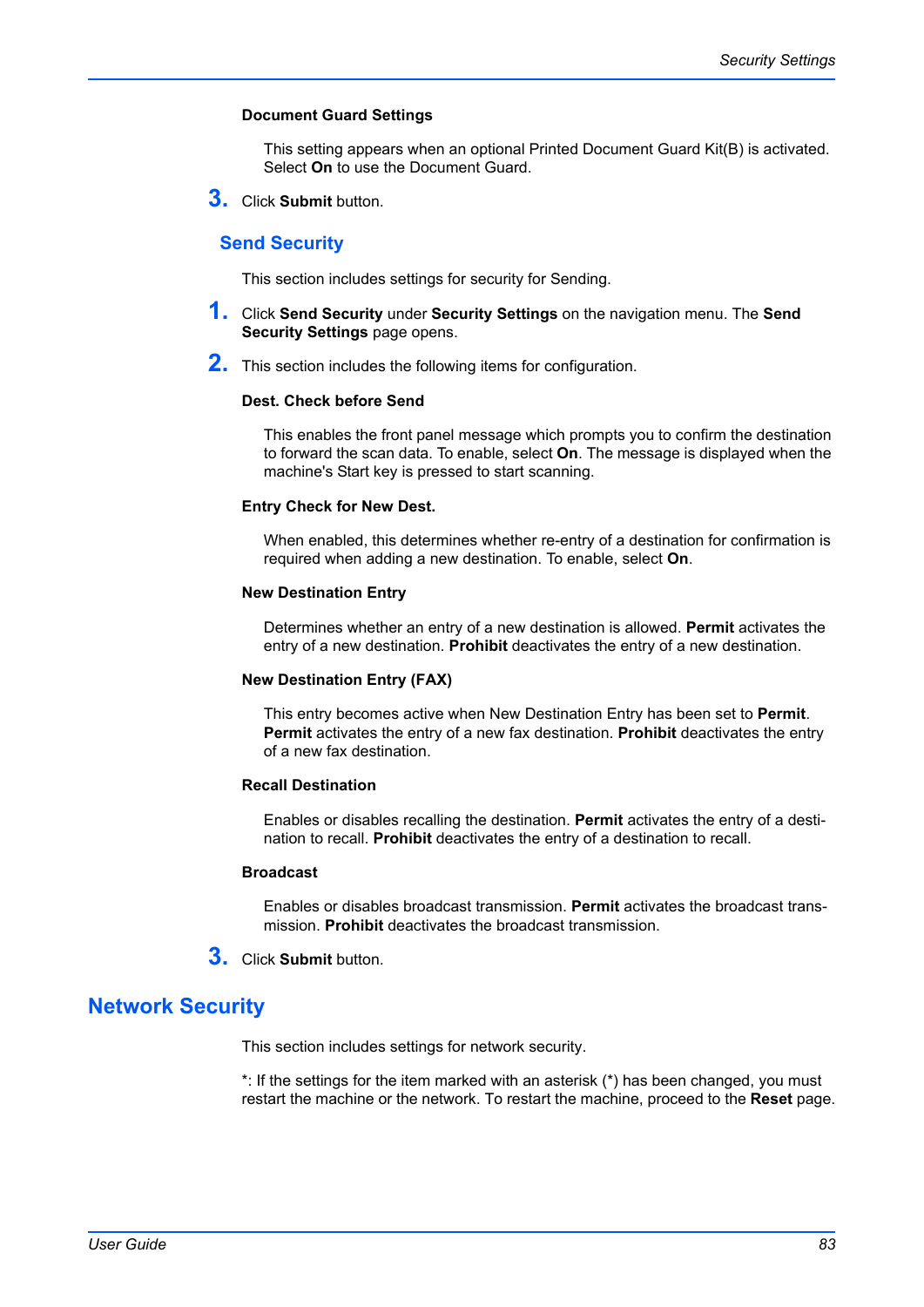**Document Guard Settings**

This setting appears when an optional Printed Document Guard Kit(B) is activated. Select **On** to use the Document Guard.

3. Click **Submit** button.

### Send Security

This section includes settings for security for Sending.

1. Click **Send Security** under **Security Settings** on the navigation menu. The **Send Security Settings** page opens.
2. This section includes the following items for configuration.

**Dest. Check before Send**

This enables the front panel message which prompts you to confirm the destination to forward the scan data. To enable, select **On**. The message is displayed when the machine's Start key is pressed to start scanning.

**Entry Check for New Dest.**

When enabled, this determines whether re-entry of a destination for confirmation is required when adding a new destination. To enable, select **On**.

**New Destination Entry**

Determines whether an entry of a new destination is allowed. **Permit** activates the entry of a new destination. **Prohibit** deactivates the entry of a new destination.

**New Destination Entry (FAX)**

This entry becomes active when New Destination Entry has been set to **Permit**. **Permit** activates the entry of a new fax destination. **Prohibit** deactivates the entry of a new fax destination.

**Recall Destination**

Enables or disables recalling the destination. **Permit** activates the entry of a destination to recall. **Prohibit** deactivates the entry of a destination to recall.

**Broadcast**

Enables or disables broadcast transmission. **Permit** activates the broadcast transmission. **Prohibit** deactivates the broadcast transmission.

3. Click **Submit** button.

## Network Security

This section includes settings for network security.

*: If the settings for the item marked with an asterisk (*) has been changed, you must restart the machine or the network. To restart the machine, proceed to the **Reset** page.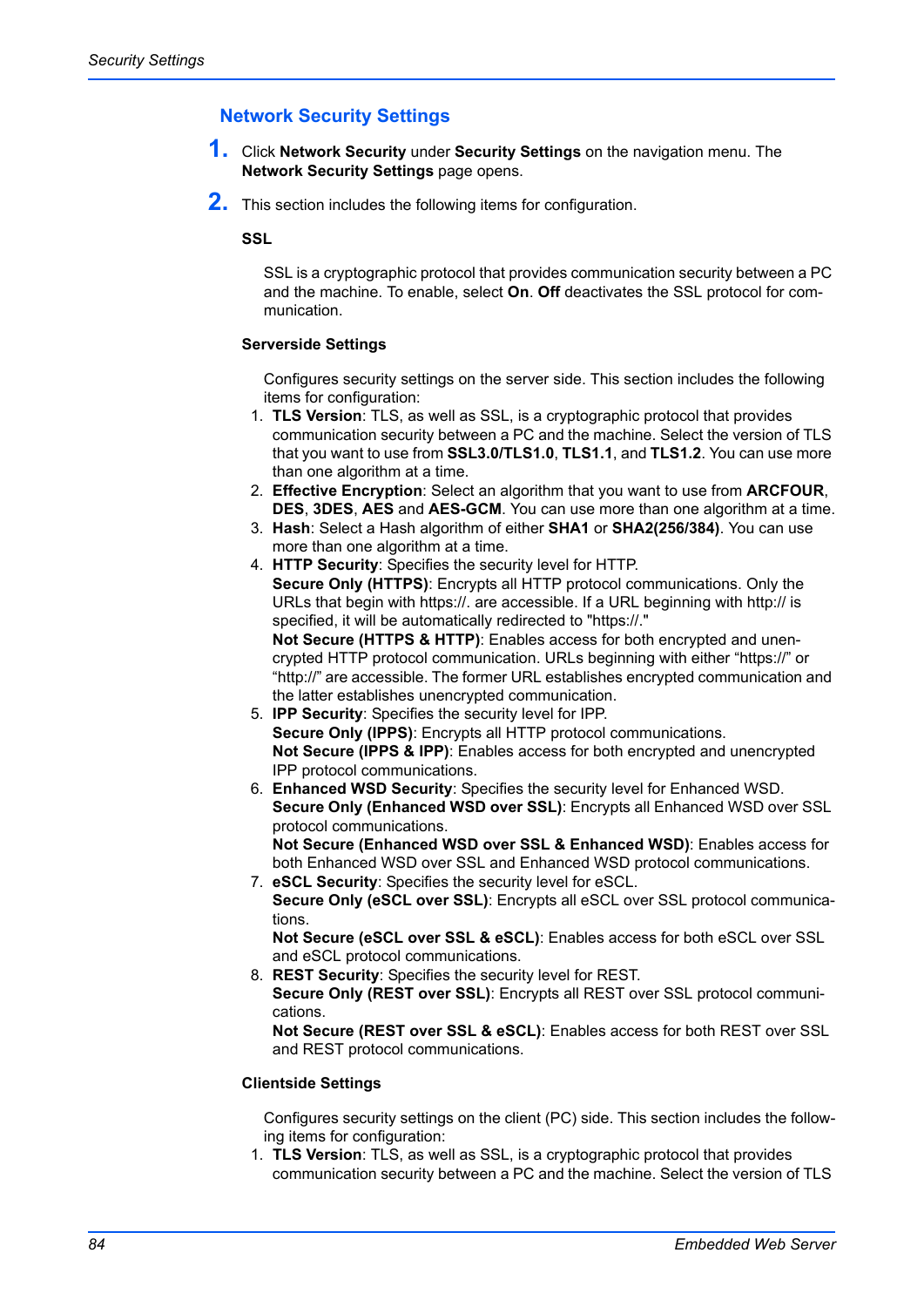## Network Security Settings

1. Click **Network Security** under **Security Settings** on the navigation menu. The **Network Security Settings** page opens.

2. This section includes the following items for configuration.

**SSL**

SSL is a cryptographic protocol that provides communication security between a PC and the machine. To enable, select **On**. **Off** deactivates the SSL protocol for communication.

**Serverside Settings**

Configures security settings on the server side. This section includes the following items for configuration:

1. **TLS Version**: TLS, as well as SSL, is a cryptographic protocol that provides communication security between a PC and the machine. Select the version of TLS that you want to use from **SSL3.0/TLS1.0**, **TLS1.1**, and **TLS1.2**. You can use more than one algorithm at a time.
2. **Effective Encryption**: Select an algorithm that you want to use from **ARCFOUR**, **DES**, **3DES**, **AES** and **AES-GCM**. You can use more than one algorithm at a time.
3. **Hash**: Select a Hash algorithm of either **SHA1** or **SHA2(256/384)**. You can use more than one algorithm at a time.
4. **HTTP Security**: Specifies the security level for HTTP.
   **Secure Only (HTTPS)**: Encrypts all HTTP protocol communications. Only the URLs that begin with https://. are accessible. If a URL beginning with http:// is specified, it will be automatically redirected to "https://."
   **Not Secure (HTTPS & HTTP)**: Enables access for both encrypted and unencrypted HTTP protocol communication. URLs beginning with either "https://" or "http://" are accessible. The former URL establishes encrypted communication and the latter establishes unencrypted communication.
5. **IPP Security**: Specifies the security level for IPP.
   **Secure Only (IPPS)**: Encrypts all HTTP protocol communications.
   **Not Secure (IPPS & IPP)**: Enables access for both encrypted and unencrypted IPP protocol communications.
6. **Enhanced WSD Security**: Specifies the security level for Enhanced WSD.
   **Secure Only (Enhanced WSD over SSL)**: Encrypts all Enhanced WSD over SSL protocol communications.
   **Not Secure (Enhanced WSD over SSL & Enhanced WSD)**: Enables access for both Enhanced WSD over SSL and Enhanced WSD protocol communications.
7. **eSCL Security**: Specifies the security level for eSCL.
   **Secure Only (eSCL over SSL)**: Encrypts all eSCL over SSL protocol communications.
   **Not Secure (eSCL over SSL & eSCL)**: Enables access for both eSCL over SSL and eSCL protocol communications.
8. **REST Security**: Specifies the security level for REST.
   **Secure Only (REST over SSL)**: Encrypts all REST over SSL protocol communications.
   **Not Secure (REST over SSL & eSCL)**: Enables access for both REST over SSL and REST protocol communications.

**Clientside Settings**

Configures security settings on the client (PC) side. This section includes the following items for configuration:

1. **TLS Version**: TLS, as well as SSL, is a cryptographic protocol that provides communication security between a PC and the machine. Select the version of TLS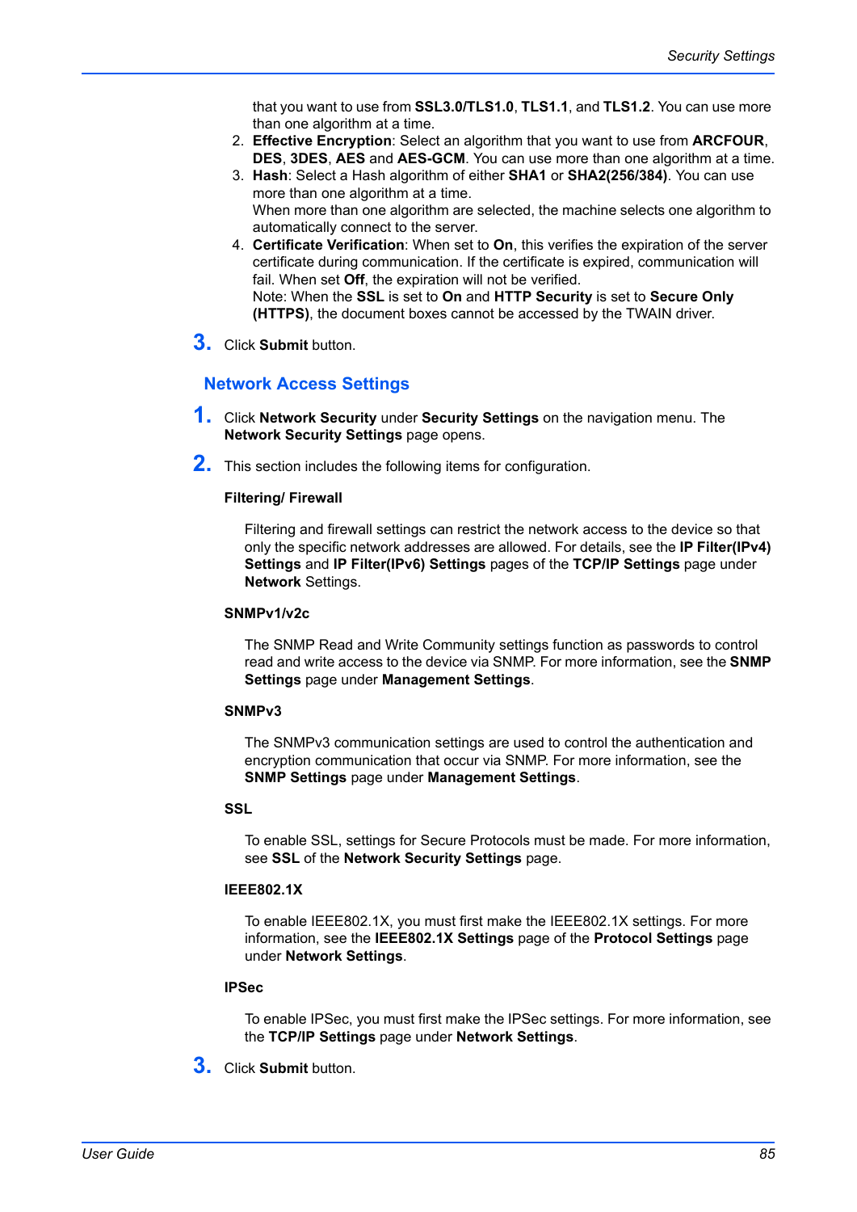that you want to use from **SSL3.0/TLS1.0**, **TLS1.1**, and **TLS1.2**. You can use more than one algorithm at a time.

2. **Effective Encryption**: Select an algorithm that you want to use from **ARCFOUR**, **DES**, **3DES**, **AES** and **AES-GCM**. You can use more than one algorithm at a time.
3. **Hash**: Select a Hash algorithm of either **SHA1** or **SHA2(256/384)**. You can use more than one algorithm at a time.
   When more than one algorithm are selected, the machine selects one algorithm to automatically connect to the server.
4. **Certificate Verification**: When set to **On**, this verifies the expiration of the server certificate during communication. If the certificate is expired, communication will fail. When set **Off**, the expiration will not be verified.
   Note: When the **SSL** is set to **On** and **HTTP Security** is set to **Secure Only (HTTPS)**, the document boxes cannot be accessed by the TWAIN driver.

**3.** Click **Submit** button.

## Network Access Settings

**1.** Click **Network Security** under **Security Settings** on the navigation menu. The **Network Security Settings** page opens.

**2.** This section includes the following items for configuration.

**Filtering/ Firewall**

Filtering and firewall settings can restrict the network access to the device so that only the specific network addresses are allowed. For details, see the **IP Filter(IPv4) Settings** and **IP Filter(IPv6) Settings** pages of the **TCP/IP Settings** page under **Network** Settings.

**SNMPv1/v2c**

The SNMP Read and Write Community settings function as passwords to control read and write access to the device via SNMP. For more information, see the **SNMP Settings** page under **Management Settings**.

**SNMPv3**

The SNMPv3 communication settings are used to control the authentication and encryption communication that occur via SNMP. For more information, see the **SNMP Settings** page under **Management Settings**.

**SSL**

To enable SSL, settings for Secure Protocols must be made. For more information, see **SSL** of the **Network Security Settings** page.

**IEEE802.1X**

To enable IEEE802.1X, you must first make the IEEE802.1X settings. For more information, see the **IEEE802.1X Settings** page of the **Protocol Settings** page under **Network Settings**.

**IPSec**

To enable IPSec, you must first make the IPSec settings. For more information, see the **TCP/IP Settings** page under **Network Settings**.

**3.** Click **Submit** button.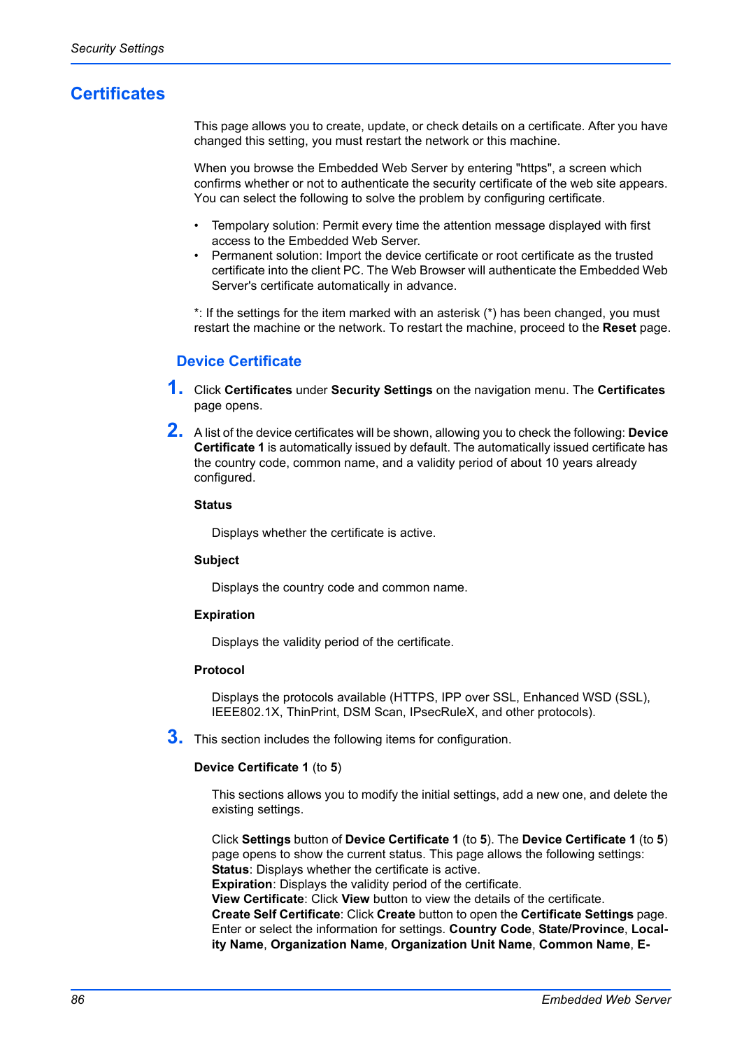# Certificates

This page allows you to create, update, or check details on a certificate. After you have changed this setting, you must restart the network or this machine.

When you browse the Embedded Web Server by entering "https", a screen which confirms whether or not to authenticate the security certificate of the web site appears. You can select the following to solve the problem by configuring certificate.

- Tempolary solution: Permit every time the attention message displayed with first access to the Embedded Web Server.
- Permanent solution: Import the device certificate or root certificate as the trusted certificate into the client PC. The Web Browser will authenticate the Embedded Web Server's certificate automatically in advance.

*: If the settings for the item marked with an asterisk (*) has been changed, you must restart the machine or the network. To restart the machine, proceed to the **Reset** page.

## Device Certificate

1. Click **Certificates** under **Security Settings** on the navigation menu. The **Certificates** page opens.

2. A list of the device certificates will be shown, allowing you to check the following: **Device Certificate 1** is automatically issued by default. The automatically issued certificate has the country code, common name, and a validity period of about 10 years already configured.

   **Status**

   Displays whether the certificate is active.

   **Subject**

   Displays the country code and common name.

   **Expiration**

   Displays the validity period of the certificate.

   **Protocol**

   Displays the protocols available (HTTPS, IPP over SSL, Enhanced WSD (SSL), IEEE802.1X, ThinPrint, DSM Scan, IPsecRuleX, and other protocols).

3. This section includes the following items for configuration.

   **Device Certificate 1** (to **5**)

   This sections allows you to modify the initial settings, add a new one, and delete the existing settings.

   Click **Settings** button of **Device Certificate 1** (to **5**). The **Device Certificate 1** (to **5**) page opens to show the current status. This page allows the following settings:
   **Status**: Displays whether the certificate is active.
   **Expiration**: Displays the validity period of the certificate.
   **View Certificate**: Click **View** button to view the details of the certificate.
   **Create Self Certificate**: Click **Create** button to open the **Certificate Settings** page. Enter or select the information for settings. **Country Code**, **State/Province**, **Locality Name**, **Organization Name**, **Organization Unit Name**, **Common Name**, **E-**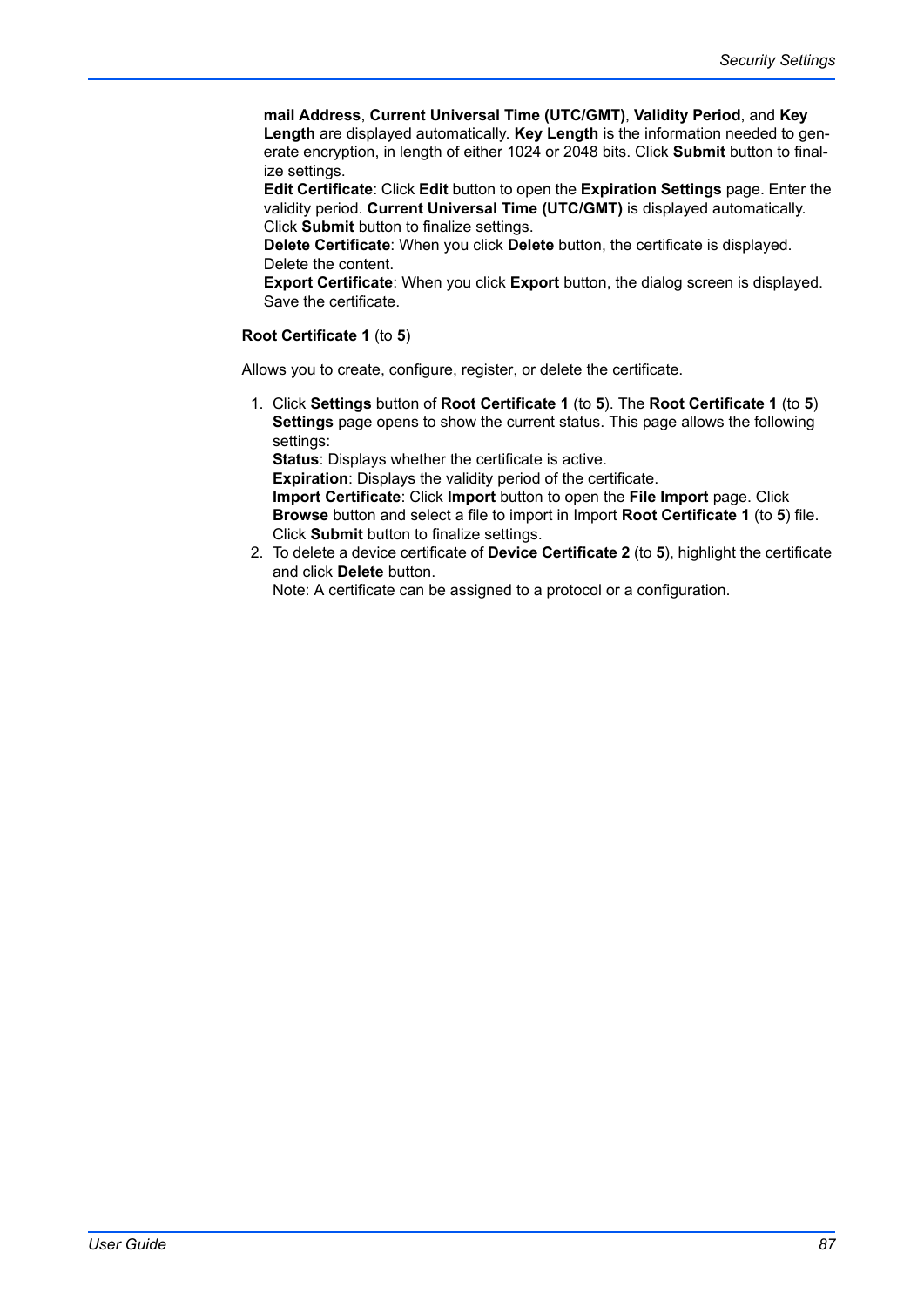**mail Address**, **Current Universal Time (UTC/GMT)**, **Validity Period**, and **Key Length** are displayed automatically. **Key Length** is the information needed to generate encryption, in length of either 1024 or 2048 bits. Click **Submit** button to finalize settings.
**Edit Certificate**: Click **Edit** button to open the **Expiration Settings** page. Enter the validity period. **Current Universal Time (UTC/GMT)** is displayed automatically. Click **Submit** button to finalize settings.
**Delete Certificate**: When you click **Delete** button, the certificate is displayed. Delete the content.
**Export Certificate**: When you click **Export** button, the dialog screen is displayed. Save the certificate.

**Root Certificate 1** (to **5**)

Allows you to create, configure, register, or delete the certificate.

1. Click **Settings** button of **Root Certificate 1** (to **5**). The **Root Certificate 1** (to **5**) **Settings** page opens to show the current status. This page allows the following settings:
   **Status**: Displays whether the certificate is active.
   **Expiration**: Displays the validity period of the certificate.
   **Import Certificate**: Click **Import** button to open the **File Import** page. Click **Browse** button and select a file to import in Import **Root Certificate 1** (to **5**) file. Click **Submit** button to finalize settings.
2. To delete a device certificate of **Device Certificate 2** (to **5**), highlight the certificate and click **Delete** button.
   Note: A certificate can be assigned to a protocol or a configuration.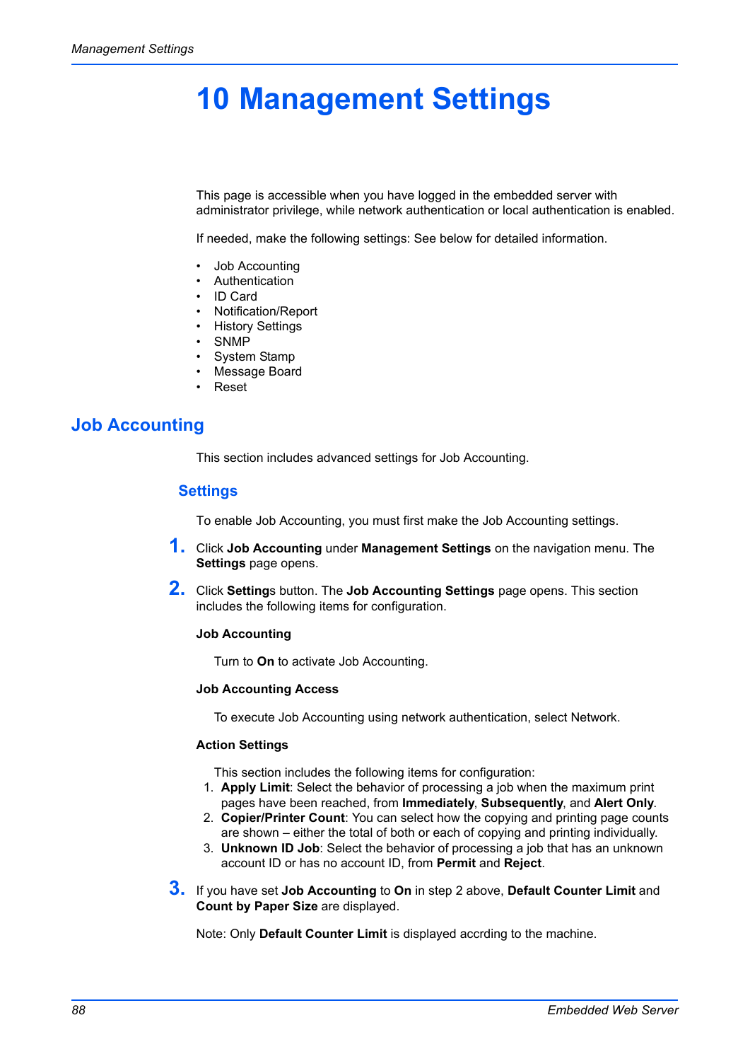# 10 Management Settings

This page is accessible when you have logged in the embedded server with administrator privilege, while network authentication or local authentication is enabled.

If needed, make the following settings: See below for detailed information.

- Job Accounting
- Authentication
- ID Card
- Notification/Report
- History Settings
- SNMP
- System Stamp
- Message Board
- Reset

## Job Accounting

This section includes advanced settings for Job Accounting.

### Settings

To enable Job Accounting, you must first make the Job Accounting settings.

1. Click **Job Accounting** under **Management Settings** on the navigation menu. The **Settings** page opens.

2. Click **Setting**s button. The **Job Accounting Settings** page opens. This section includes the following items for configuration.

   **Job Accounting**

   Turn to **On** to activate Job Accounting.

   **Job Accounting Access**

   To execute Job Accounting using network authentication, select Network.

   **Action Settings**

   This section includes the following items for configuration:
   1. **Apply Limit**: Select the behavior of processing a job when the maximum print pages have been reached, from **Immediately**, **Subsequently**, and **Alert Only**.
   2. **Copier/Printer Count**: You can select how the copying and printing page counts are shown – either the total of both or each of copying and printing individually.
   3. **Unknown ID Job**: Select the behavior of processing a job that has an unknown account ID or has no account ID, from **Permit** and **Reject**.

3. If you have set **Job Accounting** to **On** in step 2 above, **Default Counter Limit** and **Count by Paper Size** are displayed.

   Note: Only **Default Counter Limit** is displayed accrding to the machine.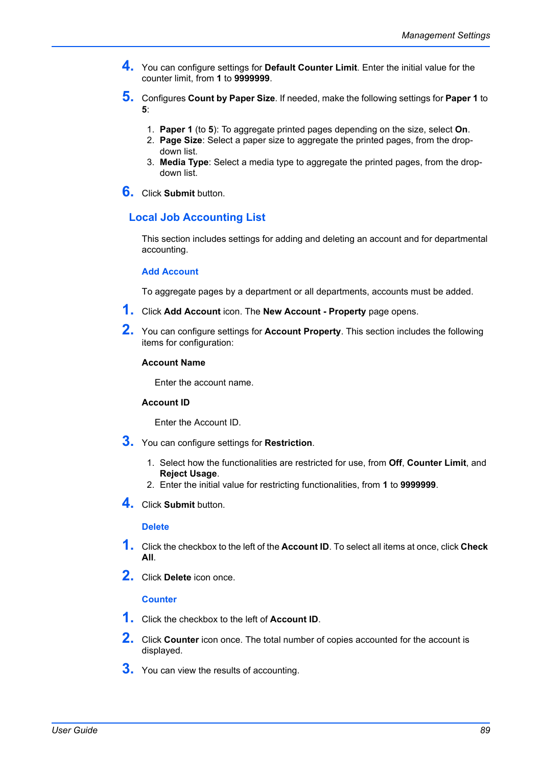4. You can configure settings for **Default Counter Limit**. Enter the initial value for the counter limit, from **1** to **9999999**.

5. Configures **Count by Paper Size**. If needed, make the following settings for **Paper 1** to **5**:

   1. **Paper 1** (to **5**): To aggregate printed pages depending on the size, select **On**.
   2. **Page Size**: Select a paper size to aggregate the printed pages, from the drop-down list.
   3. **Media Type**: Select a media type to aggregate the printed pages, from the drop-down list.

6. Click **Submit** button.

## Local Job Accounting List

This section includes settings for adding and deleting an account and for departmental accounting.

### Add Account

To aggregate pages by a department or all departments, accounts must be added.

1. Click **Add Account** icon. The **New Account - Property** page opens.

2. You can configure settings for **Account Property**. This section includes the following items for configuration:

   **Account Name**

   Enter the account name.

   **Account ID**

   Enter the Account ID.

3. You can configure settings for **Restriction**.

   1. Select how the functionalities are restricted for use, from **Off**, **Counter Limit**, and **Reject Usage**.
   2. Enter the initial value for restricting functionalities, from **1** to **9999999**.

4. Click **Submit** button.

### Delete

1. Click the checkbox to the left of the **Account ID**. To select all items at once, click **Check All**.

2. Click **Delete** icon once.

### Counter

1. Click the checkbox to the left of **Account ID**.

2. Click **Counter** icon once. The total number of copies accounted for the account is displayed.

3. You can view the results of accounting.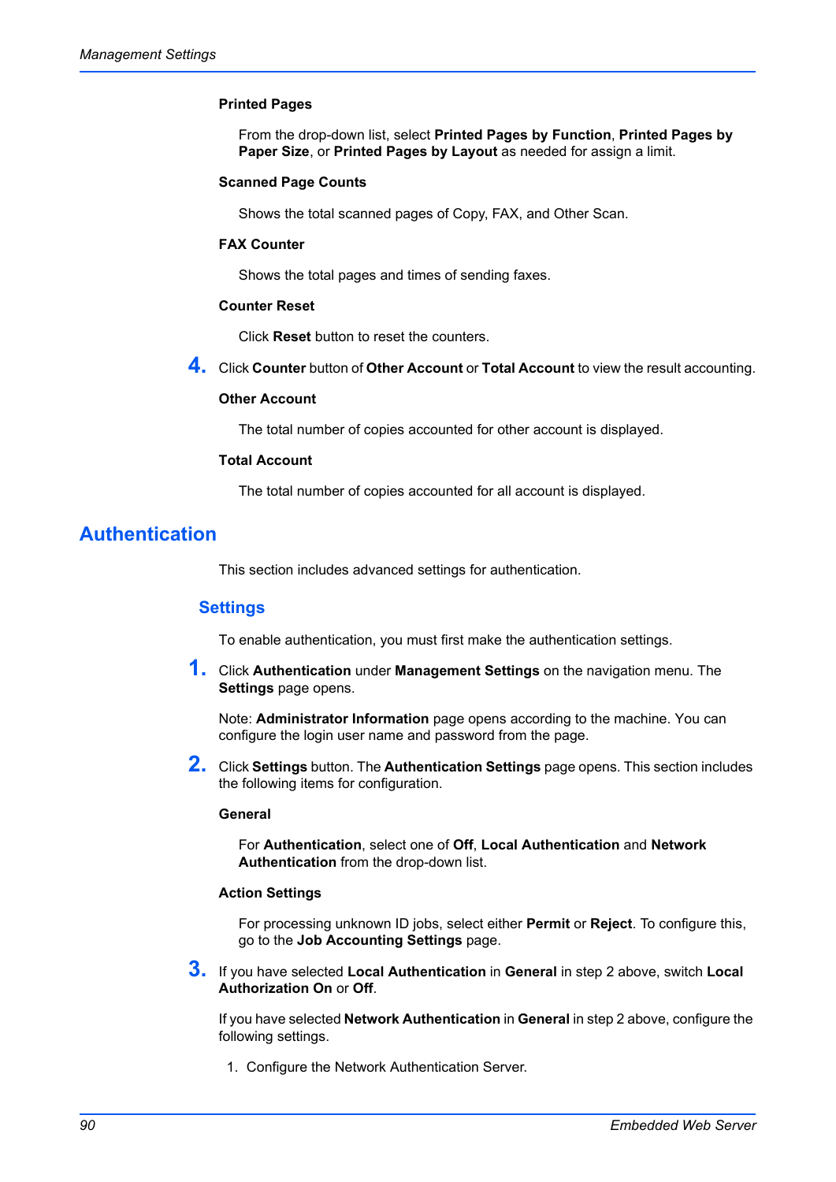**Printed Pages**

From the drop-down list, select **Printed Pages by Function**, **Printed Pages by Paper Size**, or **Printed Pages by Layout** as needed for assign a limit.

**Scanned Page Counts**

Shows the total scanned pages of Copy, FAX, and Other Scan.

**FAX Counter**

Shows the total pages and times of sending faxes.

**Counter Reset**

Click **Reset** button to reset the counters.

4. Click **Counter** button of **Other Account** or **Total Account** to view the result accounting.

**Other Account**

The total number of copies accounted for other account is displayed.

**Total Account**

The total number of copies accounted for all account is displayed.

# Authentication

This section includes advanced settings for authentication.

## Settings

To enable authentication, you must first make the authentication settings.

1. Click **Authentication** under **Management Settings** on the navigation menu. The **Settings** page opens.

   Note: **Administrator Information** page opens according to the machine. You can configure the login user name and password from the page.

2. Click **Settings** button. The **Authentication Settings** page opens. This section includes the following items for configuration.

   **General**

   For **Authentication**, select one of **Off**, **Local Authentication** and **Network Authentication** from the drop-down list.

   **Action Settings**

   For processing unknown ID jobs, select either **Permit** or **Reject**. To configure this, go to the **Job Accounting Settings** page.

3. If you have selected **Local Authentication** in **General** in step 2 above, switch **Local Authorization On** or **Off**.

   If you have selected **Network Authentication** in **General** in step 2 above, configure the following settings.

   1. Configure the Network Authentication Server.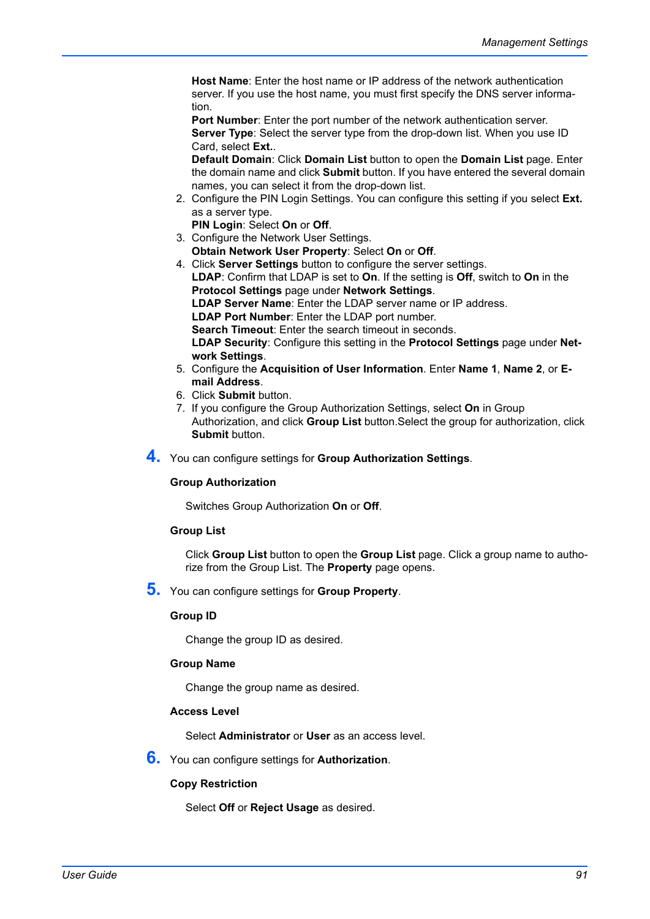**Host Name**: Enter the host name or IP address of the network authentication server. If you use the host name, you must first specify the DNS server information.
**Port Number**: Enter the port number of the network authentication server.
**Server Type**: Select the server type from the drop-down list. When you use ID Card, select **Ext.**.
**Default Domain**: Click **Domain List** button to open the **Domain List** page. Enter the domain name and click **Submit** button. If you have entered the several domain names, you can select it from the drop-down list.

2. Configure the PIN Login Settings. You can configure this setting if you select **Ext.** as a server type.
   **PIN Login**: Select **On** or **Off**.
3. Configure the Network User Settings.
   **Obtain Network User Property**: Select **On** or **Off**.
4. Click **Server Settings** button to configure the server settings.
   **LDAP**: Confirm that LDAP is set to **On**. If the setting is **Off**, switch to **On** in the **Protocol Settings** page under **Network Settings**.
   **LDAP Server Name**: Enter the LDAP server name or IP address.
   **LDAP Port Number**: Enter the LDAP port number.
   **Search Timeout**: Enter the search timeout in seconds.
   **LDAP Security**: Configure this setting in the **Protocol Settings** page under **Network Settings**.
5. Configure the **Acquisition of User Information**. Enter **Name 1**, **Name 2**, or **E-mail Address**.
6. Click **Submit** button.
7. If you configure the Group Authorization Settings, select **On** in Group Authorization, and click **Group List** button.Select the group for authorization, click **Submit** button.

**4.** You can configure settings for **Group Authorization Settings**.

**Group Authorization**

Switches Group Authorization **On** or **Off**.

**Group List**

Click **Group List** button to open the **Group List** page. Click a group name to authorize from the Group List. The **Property** page opens.

**5.** You can configure settings for **Group Property**.

**Group ID**

Change the group ID as desired.

**Group Name**

Change the group name as desired.

**Access Level**

Select **Administrator** or **User** as an access level.

**6.** You can configure settings for **Authorization**.

**Copy Restriction**

Select **Off** or **Reject Usage** as desired.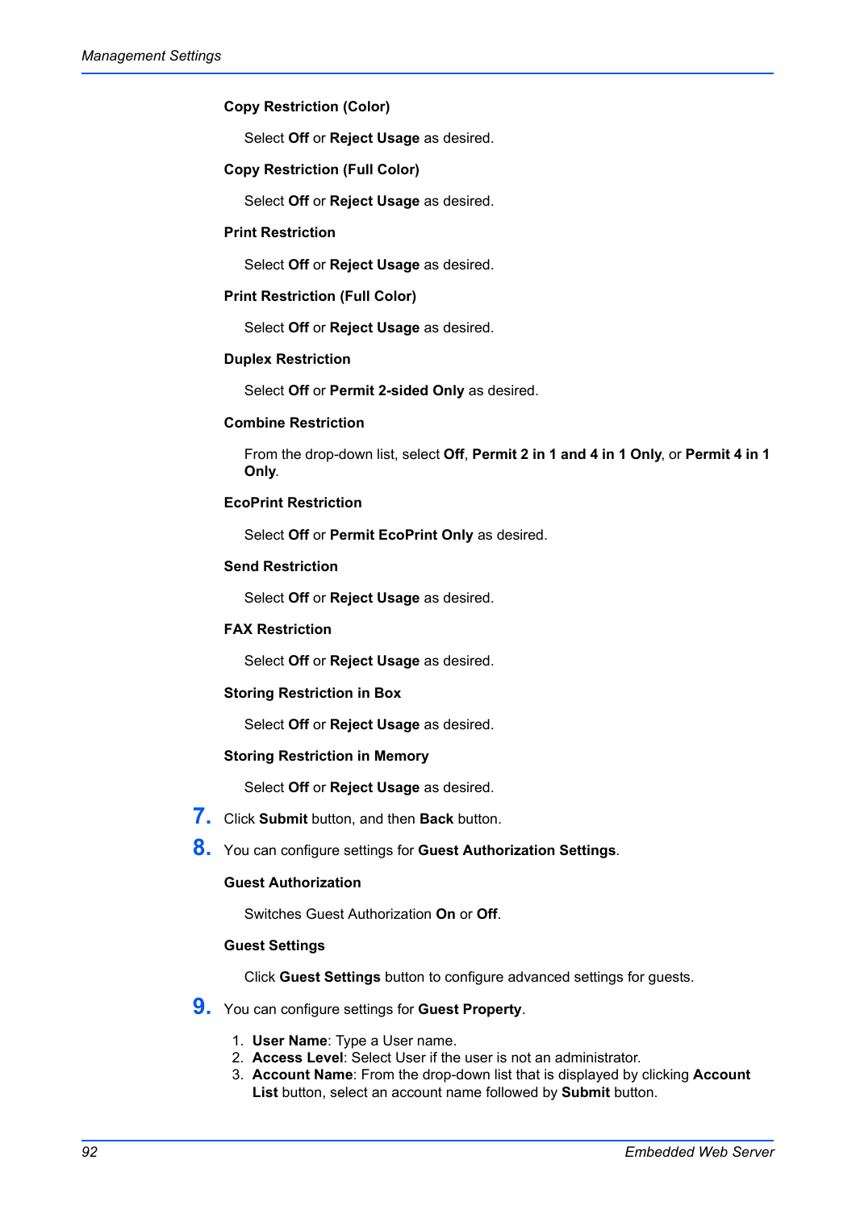**Copy Restriction (Color)**

Select **Off** or **Reject Usage** as desired.

**Copy Restriction (Full Color)**

Select **Off** or **Reject Usage** as desired.

**Print Restriction**

Select **Off** or **Reject Usage** as desired.

**Print Restriction (Full Color)**

Select **Off** or **Reject Usage** as desired.

**Duplex Restriction**

Select **Off** or **Permit 2-sided Only** as desired.

**Combine Restriction**

From the drop-down list, select **Off**, **Permit 2 in 1 and 4 in 1 Only**, or **Permit 4 in 1 Only**.

**EcoPrint Restriction**

Select **Off** or **Permit EcoPrint Only** as desired.

**Send Restriction**

Select **Off** or **Reject Usage** as desired.

**FAX Restriction**

Select **Off** or **Reject Usage** as desired.

**Storing Restriction in Box**

Select **Off** or **Reject Usage** as desired.

**Storing Restriction in Memory**

Select **Off** or **Reject Usage** as desired.

7. Click **Submit** button, and then **Back** button.

8. You can configure settings for **Guest Authorization Settings**.

   **Guest Authorization**

   Switches Guest Authorization **On** or **Off**.

   **Guest Settings**

   Click **Guest Settings** button to configure advanced settings for guests.

9. You can configure settings for **Guest Property**.

   1. **User Name**: Type a User name.
   2. **Access Level**: Select User if the user is not an administrator.
   3. **Account Name**: From the drop-down list that is displayed by clicking **Account List** button, select an account name followed by **Submit** button.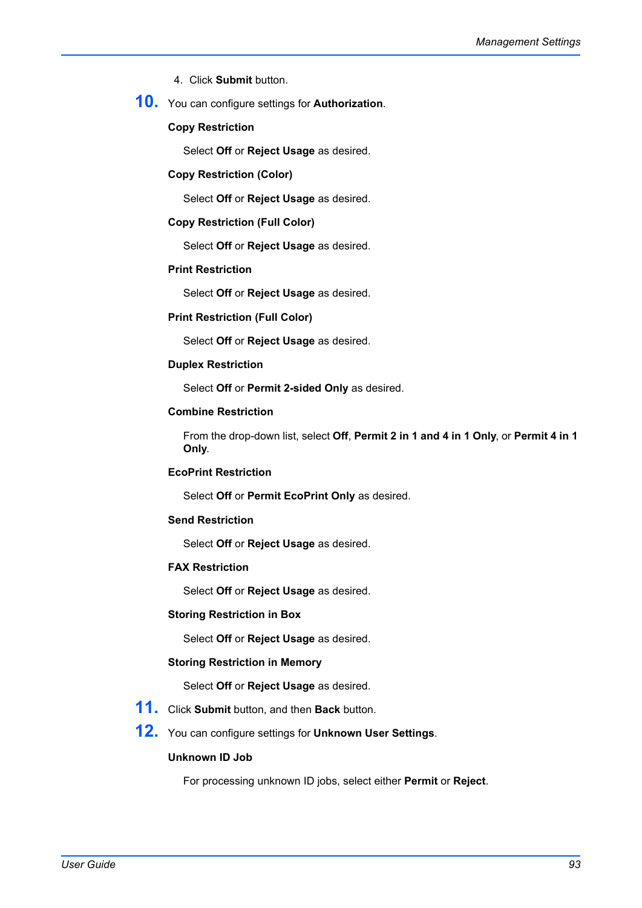4. Click **Submit** button.

10. You can configure settings for **Authorization**.

    **Copy Restriction**

    Select **Off** or **Reject Usage** as desired.

    **Copy Restriction (Color)**

    Select **Off** or **Reject Usage** as desired.

    **Copy Restriction (Full Color)**

    Select **Off** or **Reject Usage** as desired.

    **Print Restriction**

    Select **Off** or **Reject Usage** as desired.

    **Print Restriction (Full Color)**

    Select **Off** or **Reject Usage** as desired.

    **Duplex Restriction**

    Select **Off** or **Permit 2-sided Only** as desired.

    **Combine Restriction**

    From the drop-down list, select **Off**, **Permit 2 in 1 and 4 in 1 Only**, or **Permit 4 in 1 Only**.

    **EcoPrint Restriction**

    Select **Off** or **Permit EcoPrint Only** as desired.

    **Send Restriction**

    Select **Off** or **Reject Usage** as desired.

    **FAX Restriction**

    Select **Off** or **Reject Usage** as desired.

    **Storing Restriction in Box**

    Select **Off** or **Reject Usage** as desired.

    **Storing Restriction in Memory**

    Select **Off** or **Reject Usage** as desired.

11. Click **Submit** button, and then **Back** button.

12. You can configure settings for **Unknown User Settings**.

    **Unknown ID Job**

    For processing unknown ID jobs, select either **Permit** or **Reject**.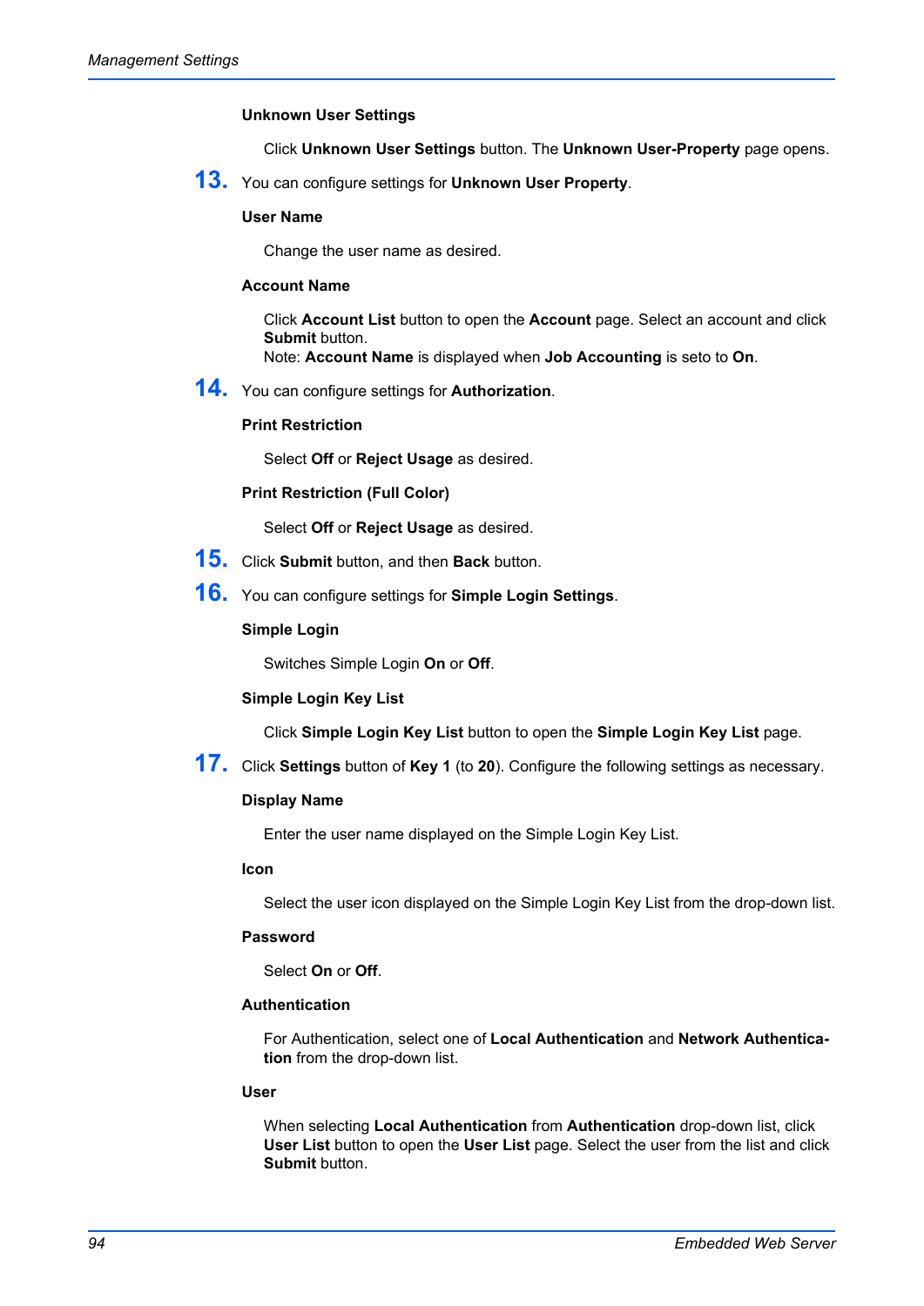**Unknown User Settings**

Click **Unknown User Settings** button. The **Unknown User-Property** page opens.

13. You can configure settings for **Unknown User Property**.

**User Name**

Change the user name as desired.

**Account Name**

Click **Account List** button to open the **Account** page. Select an account and click **Submit** button.
Note: **Account Name** is displayed when **Job Accounting** is seto to **On**.

14. You can configure settings for **Authorization**.

**Print Restriction**

Select **Off** or **Reject Usage** as desired.

**Print Restriction (Full Color)**

Select **Off** or **Reject Usage** as desired.

15. Click **Submit** button, and then **Back** button.

16. You can configure settings for **Simple Login Settings**.

**Simple Login**

Switches Simple Login **On** or **Off**.

**Simple Login Key List**

Click **Simple Login Key List** button to open the **Simple Login Key List** page.

17. Click **Settings** button of **Key 1** (to **20**). Configure the following settings as necessary.

**Display Name**

Enter the user name displayed on the Simple Login Key List.

**Icon**

Select the user icon displayed on the Simple Login Key List from the drop-down list.

**Password**

Select **On** or **Off**.

**Authentication**

For Authentication, select one of **Local Authentication** and **Network Authentication** from the drop-down list.

**User**

When selecting **Local Authentication** from **Authentication** drop-down list, click **User List** button to open the **User List** page. Select the user from the list and click **Submit** button.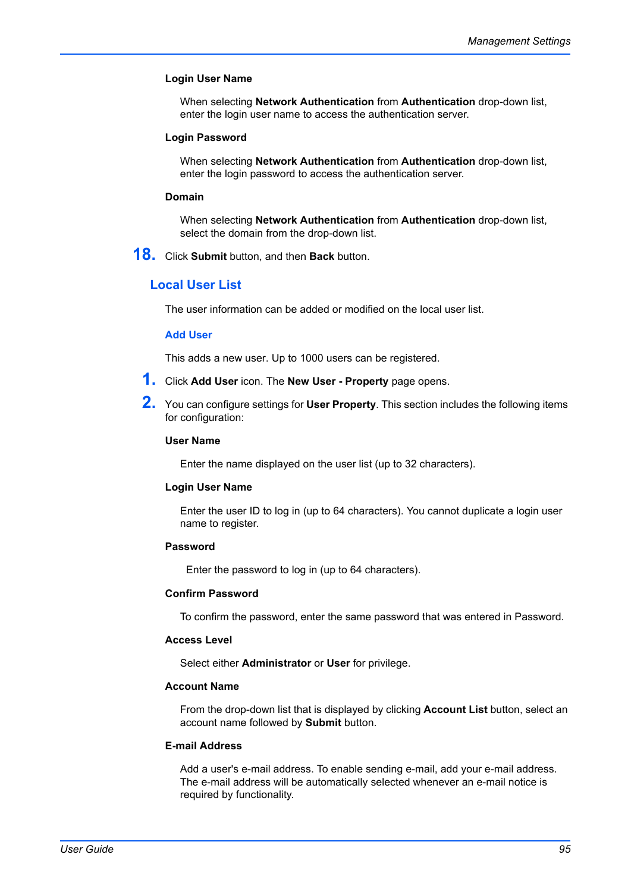**Login User Name**

When selecting **Network Authentication** from **Authentication** drop-down list, enter the login user name to access the authentication server.

**Login Password**

When selecting **Network Authentication** from **Authentication** drop-down list, enter the login password to access the authentication server.

**Domain**

When selecting **Network Authentication** from **Authentication** drop-down list, select the domain from the drop-down list.

18. Click **Submit** button, and then **Back** button.

## Local User List

The user information can be added or modified on the local user list.

### Add User

This adds a new user. Up to 1000 users can be registered.

1. Click **Add User** icon. The **New User - Property** page opens.
2. You can configure settings for **User Property**. This section includes the following items for configuration:

**User Name**

Enter the name displayed on the user list (up to 32 characters).

**Login User Name**

Enter the user ID to log in (up to 64 characters). You cannot duplicate a login user name to register.

**Password**

Enter the password to log in (up to 64 characters).

**Confirm Password**

To confirm the password, enter the same password that was entered in Password.

**Access Level**

Select either **Administrator** or **User** for privilege.

**Account Name**

From the drop-down list that is displayed by clicking **Account List** button, select an account name followed by **Submit** button.

**E-mail Address**

Add a user's e-mail address. To enable sending e-mail, add your e-mail address. The e-mail address will be automatically selected whenever an e-mail notice is required by functionality.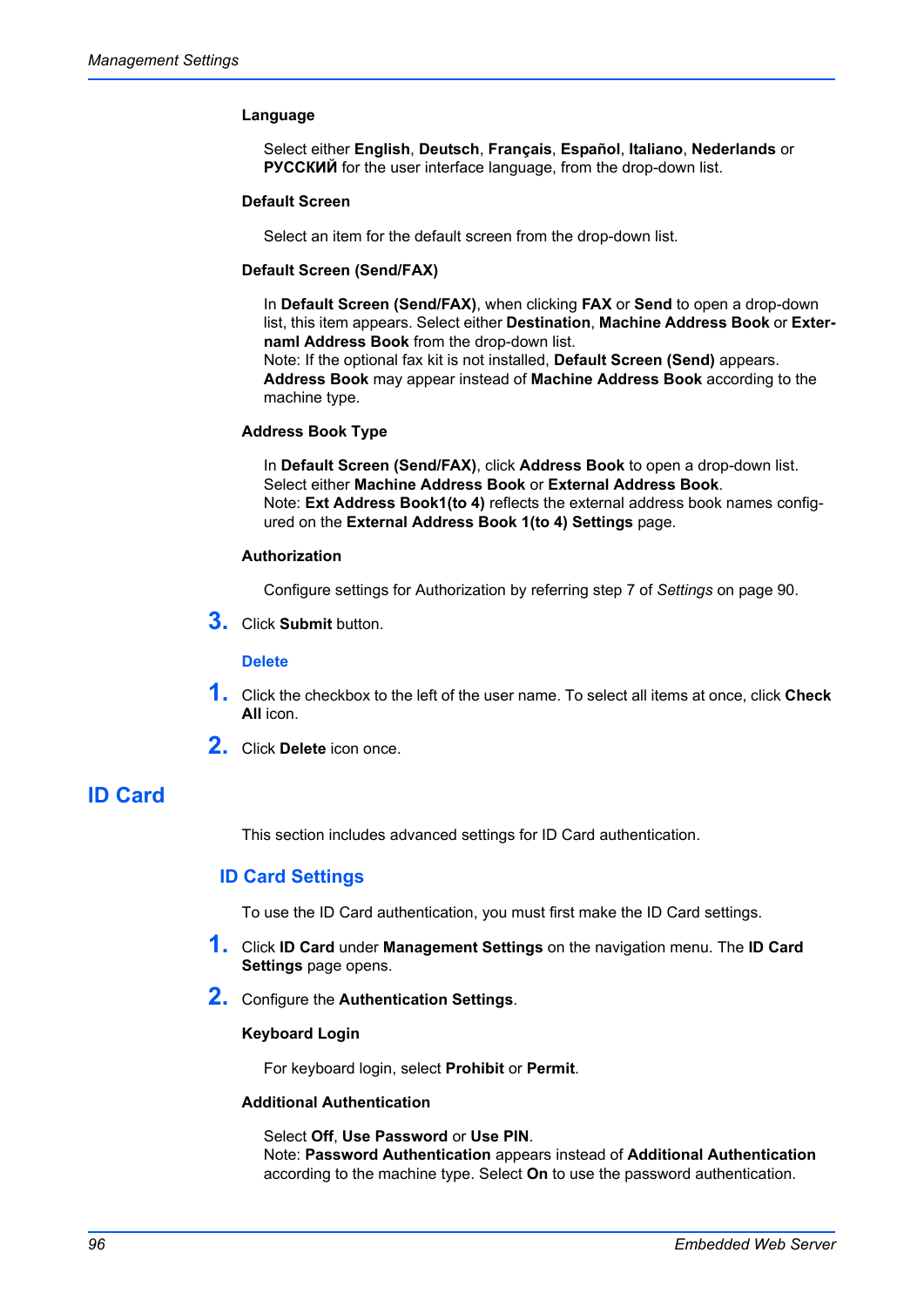**Language**

Select either **English**, **Deutsch**, **Français**, **Español**, **Italiano**, **Nederlands** or **РУССКИЙ** for the user interface language, from the drop-down list.

**Default Screen**

Select an item for the default screen from the drop-down list.

**Default Screen (Send/FAX)**

In **Default Screen (Send/FAX)**, when clicking **FAX** or **Send** to open a drop-down list, this item appears. Select either **Destination**, **Machine Address Book** or **Exter-naml Address Book** from the drop-down list.
Note: If the optional fax kit is not installed, **Default Screen (Send)** appears. **Address Book** may appear instead of **Machine Address Book** according to the machine type.

**Address Book Type**

In **Default Screen (Send/FAX)**, click **Address Book** to open a drop-down list. Select either **Machine Address Book** or **External Address Book**.
Note: **Ext Address Book1(to 4)** reflects the external address book names config-ured on the **External Address Book 1(to 4) Settings** page.

**Authorization**

Configure settings for Authorization by referring step 7 of *Settings* on page 90.

3. Click **Submit** button.

### Delete

1. Click the checkbox to the left of the user name. To select all items at once, click **Check All** icon.
2. Click **Delete** icon once.

# ID Card

This section includes advanced settings for ID Card authentication.

## ID Card Settings

To use the ID Card authentication, you must first make the ID Card settings.

1. Click **ID Card** under **Management Settings** on the navigation menu. The **ID Card Settings** page opens.
2. Configure the **Authentication Settings**.

**Keyboard Login**

For keyboard login, select **Prohibit** or **Permit**.

**Additional Authentication**

Select **Off**, **Use Password** or **Use PIN**.
Note: **Password Authentication** appears instead of **Additional Authentication** according to the machine type. Select **On** to use the password authentication.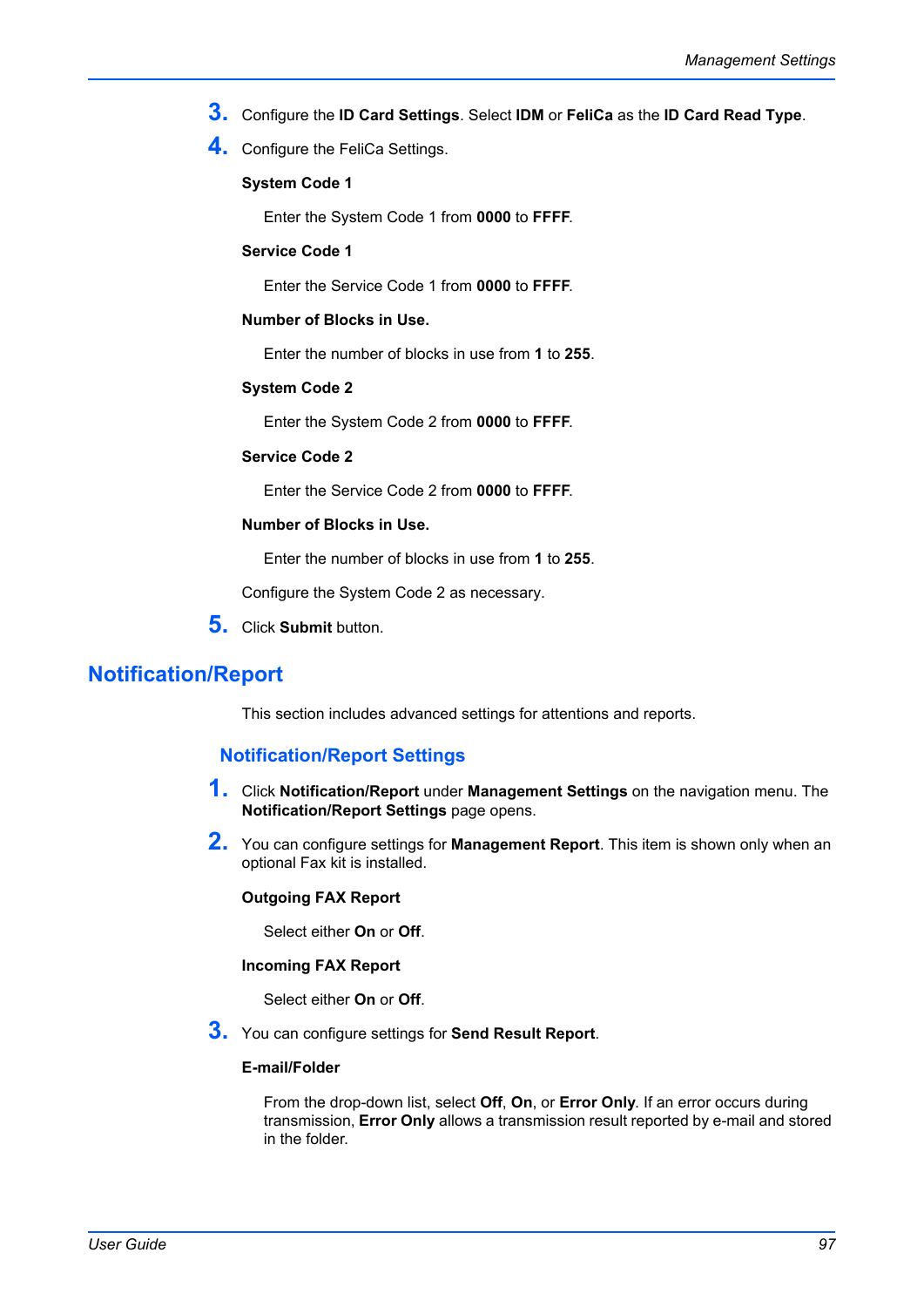3. Configure the **ID Card Settings**. Select **IDM** or **FeliCa** as the **ID Card Read Type**.

4. Configure the FeliCa Settings.

   **System Code 1**

   Enter the System Code 1 from **0000** to **FFFF**.

   **Service Code 1**

   Enter the Service Code 1 from **0000** to **FFFF**.

   **Number of Blocks in Use.**

   Enter the number of blocks in use from **1** to **255**.

   **System Code 2**

   Enter the System Code 2 from **0000** to **FFFF**.

   **Service Code 2**

   Enter the Service Code 2 from **0000** to **FFFF**.

   **Number of Blocks in Use.**

   Enter the number of blocks in use from **1** to **255**.

   Configure the System Code 2 as necessary.

5. Click **Submit** button.

## Notification/Report

This section includes advanced settings for attentions and reports.

### Notification/Report Settings

1. Click **Notification/Report** under **Management Settings** on the navigation menu. The **Notification/Report Settings** page opens.

2. You can configure settings for **Management Report**. This item is shown only when an optional Fax kit is installed.

   **Outgoing FAX Report**

   Select either **On** or **Off**.

   **Incoming FAX Report**

   Select either **On** or **Off**.

3. You can configure settings for **Send Result Report**.

   **E-mail/Folder**

   From the drop-down list, select **Off**, **On**, or **Error Only**. If an error occurs during transmission, **Error Only** allows a transmission result reported by e-mail and stored in the folder.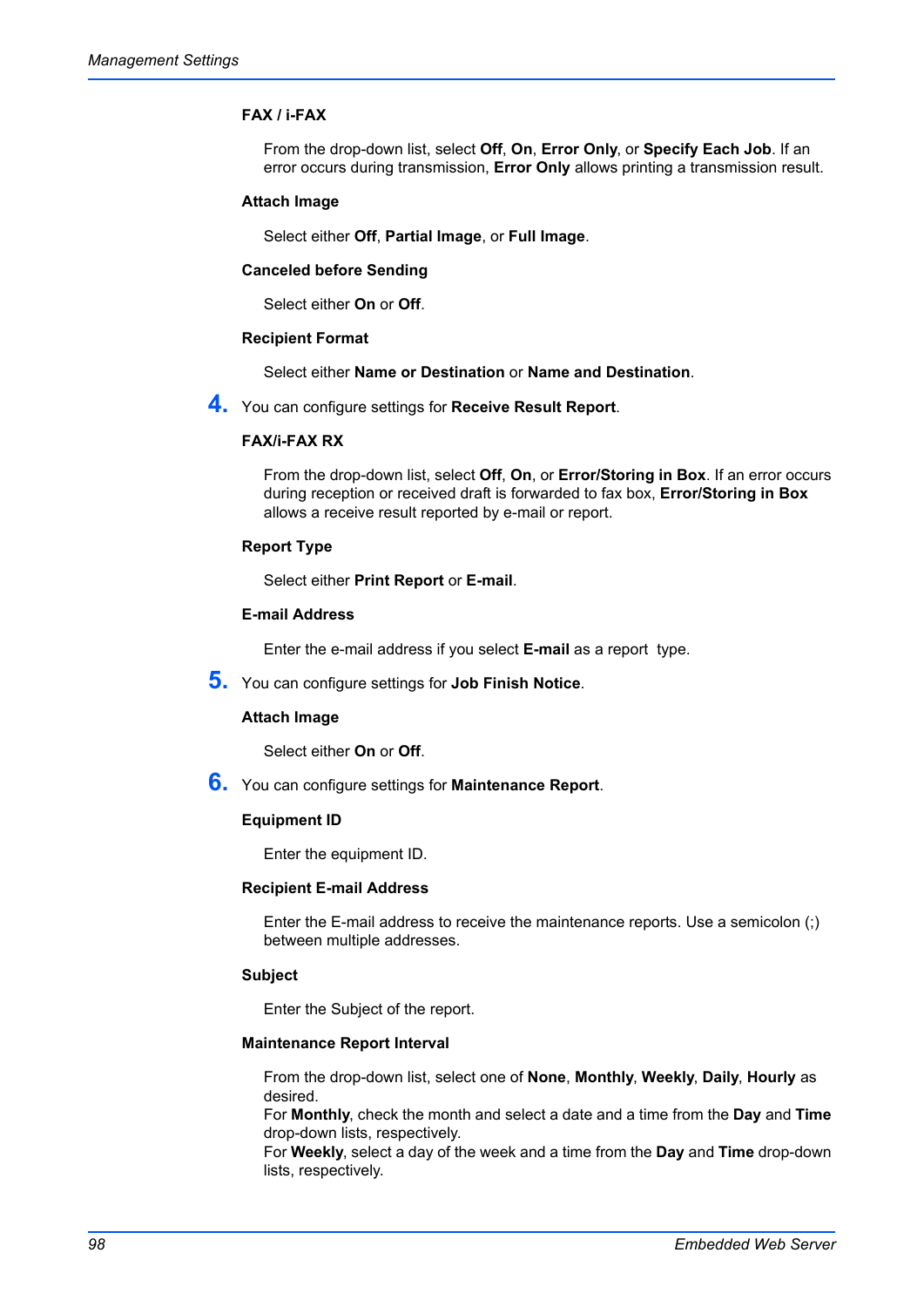**FAX / i-FAX**

From the drop-down list, select **Off**, **On**, **Error Only**, or **Specify Each Job**. If an error occurs during transmission, **Error Only** allows printing a transmission result.

**Attach Image**

Select either **Off**, **Partial Image**, or **Full Image**.

**Canceled before Sending**

Select either **On** or **Off**.

**Recipient Format**

Select either **Name or Destination** or **Name and Destination**.

4. You can configure settings for **Receive Result Report**.

**FAX/i-FAX RX**

From the drop-down list, select **Off**, **On**, or **Error/Storing in Box**. If an error occurs during reception or received draft is forwarded to fax box, **Error/Storing in Box** allows a receive result reported by e-mail or report.

**Report Type**

Select either **Print Report** or **E-mail**.

**E-mail Address**

Enter the e-mail address if you select **E-mail** as a report type.

5. You can configure settings for **Job Finish Notice**.

**Attach Image**

Select either **On** or **Off**.

6. You can configure settings for **Maintenance Report**.

**Equipment ID**

Enter the equipment ID.

**Recipient E-mail Address**

Enter the E-mail address to receive the maintenance reports. Use a semicolon (;) between multiple addresses.

**Subject**

Enter the Subject of the report.

**Maintenance Report Interval**

From the drop-down list, select one of **None**, **Monthly**, **Weekly**, **Daily**, **Hourly** as desired.
For **Monthly**, check the month and select a date and a time from the **Day** and **Time** drop-down lists, respectively.
For **Weekly**, select a day of the week and a time from the **Day** and **Time** drop-down lists, respectively.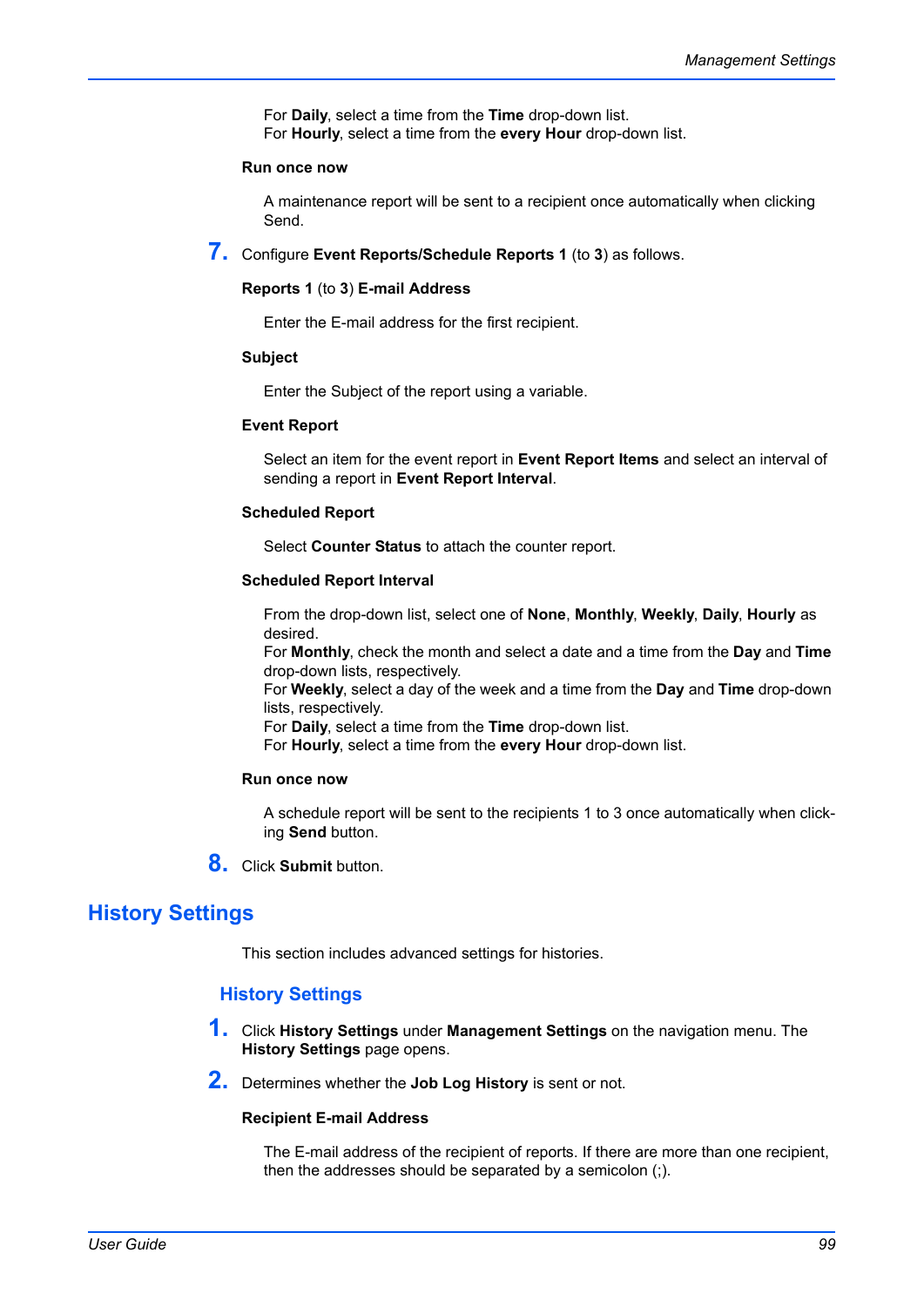For **Daily**, select a time from the **Time** drop-down list.
For **Hourly**, select a time from the **every Hour** drop-down list.

**Run once now**

A maintenance report will be sent to a recipient once automatically when clicking Send.

7. Configure **Event Reports/Schedule Reports 1** (to **3**) as follows.

**Reports 1** (to **3**) **E-mail Address**

Enter the E-mail address for the first recipient.

**Subject**

Enter the Subject of the report using a variable.

**Event Report**

Select an item for the event report in **Event Report Items** and select an interval of sending a report in **Event Report Interval**.

**Scheduled Report**

Select **Counter Status** to attach the counter report.

**Scheduled Report Interval**

From the drop-down list, select one of **None**, **Monthly**, **Weekly**, **Daily**, **Hourly** as desired.
For **Monthly**, check the month and select a date and a time from the **Day** and **Time** drop-down lists, respectively.
For **Weekly**, select a day of the week and a time from the **Day** and **Time** drop-down lists, respectively.
For **Daily**, select a time from the **Time** drop-down list.
For **Hourly**, select a time from the **every Hour** drop-down list.

**Run once now**

A schedule report will be sent to the recipients 1 to 3 once automatically when clicking **Send** button.

8. Click **Submit** button.

# History Settings

This section includes advanced settings for histories.

## History Settings

1. Click **History Settings** under **Management Settings** on the navigation menu. The **History Settings** page opens.

2. Determines whether the **Job Log History** is sent or not.

**Recipient E-mail Address**

The E-mail address of the recipient of reports. If there are more than one recipient, then the addresses should be separated by a semicolon (;).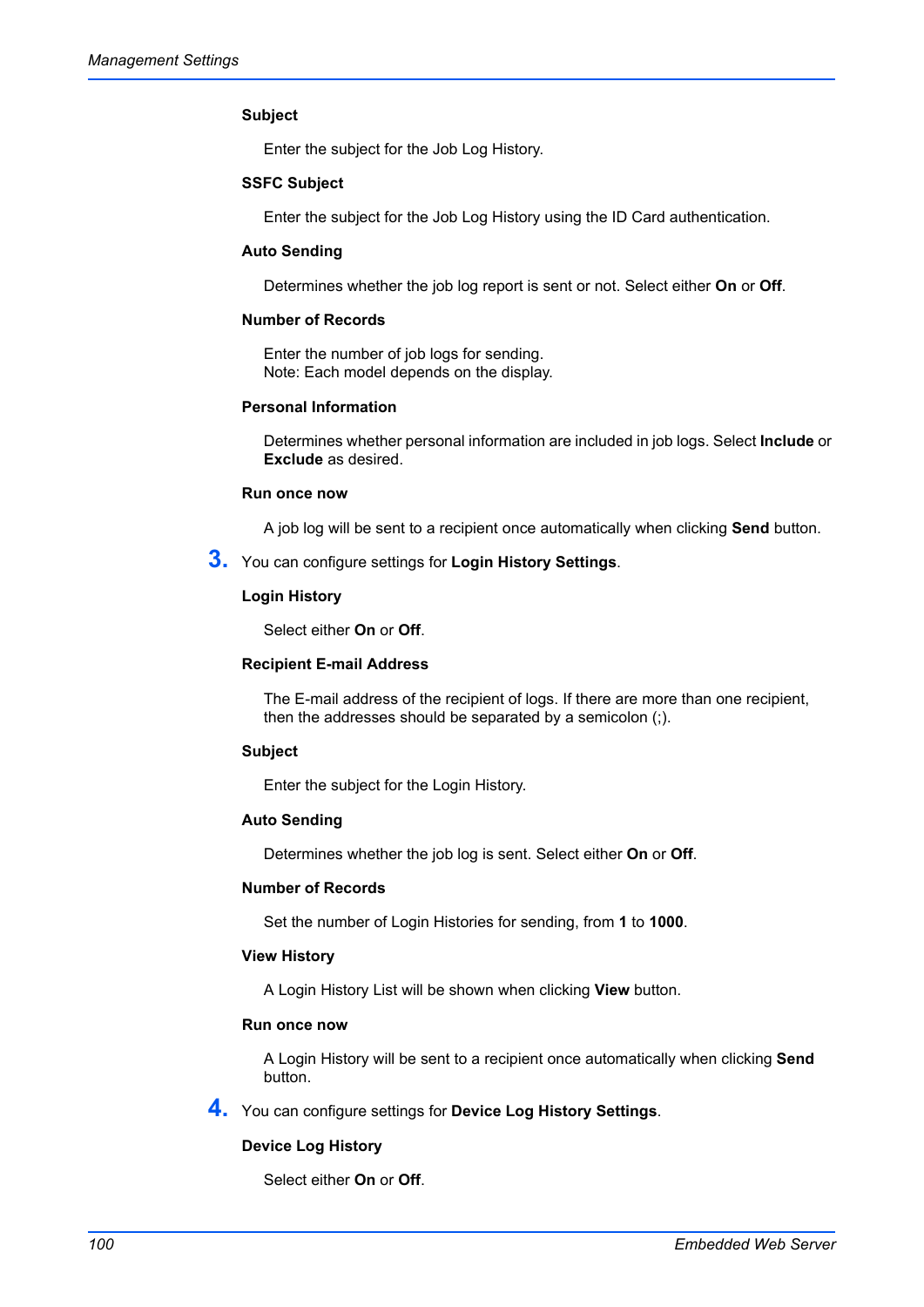**Subject**

Enter the subject for the Job Log History.

**SSFC Subject**

Enter the subject for the Job Log History using the ID Card authentication.

**Auto Sending**

Determines whether the job log report is sent or not. Select either **On** or **Off**.

**Number of Records**

Enter the number of job logs for sending.
Note: Each model depends on the display.

**Personal Information**

Determines whether personal information are included in job logs. Select **Include** or **Exclude** as desired.

**Run once now**

A job log will be sent to a recipient once automatically when clicking **Send** button.

3. You can configure settings for **Login History Settings**.

**Login History**

Select either **On** or **Off**.

**Recipient E-mail Address**

The E-mail address of the recipient of logs. If there are more than one recipient, then the addresses should be separated by a semicolon (;).

**Subject**

Enter the subject for the Login History.

**Auto Sending**

Determines whether the job log is sent. Select either **On** or **Off**.

**Number of Records**

Set the number of Login Histories for sending, from **1** to **1000**.

**View History**

A Login History List will be shown when clicking **View** button.

**Run once now**

A Login History will be sent to a recipient once automatically when clicking **Send** button.

4. You can configure settings for **Device Log History Settings**.

**Device Log History**

Select either **On** or **Off**.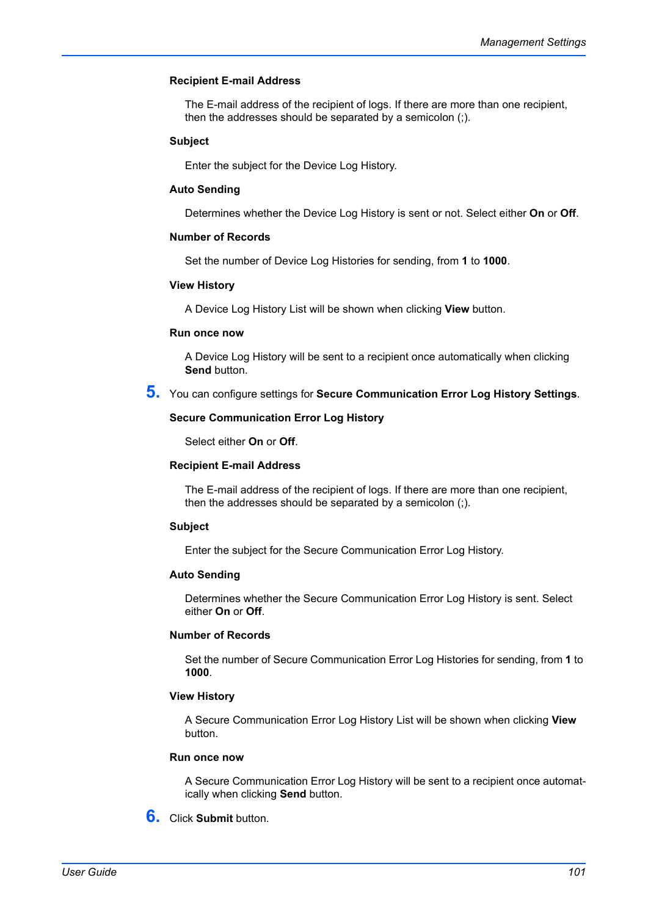**Recipient E-mail Address**

The E-mail address of the recipient of logs. If there are more than one recipient, then the addresses should be separated by a semicolon (;).

**Subject**

Enter the subject for the Device Log History.

**Auto Sending**

Determines whether the Device Log History is sent or not. Select either **On** or **Off**.

**Number of Records**

Set the number of Device Log Histories for sending, from **1** to **1000**.

**View History**

A Device Log History List will be shown when clicking **View** button.

**Run once now**

A Device Log History will be sent to a recipient once automatically when clicking **Send** button.

5. You can configure settings for **Secure Communication Error Log History Settings**.

**Secure Communication Error Log History**

Select either **On** or **Off**.

**Recipient E-mail Address**

The E-mail address of the recipient of logs. If there are more than one recipient, then the addresses should be separated by a semicolon (;).

**Subject**

Enter the subject for the Secure Communication Error Log History.

**Auto Sending**

Determines whether the Secure Communication Error Log History is sent. Select either **On** or **Off**.

**Number of Records**

Set the number of Secure Communication Error Log Histories for sending, from **1** to **1000**.

**View History**

A Secure Communication Error Log History List will be shown when clicking **View** button.

**Run once now**

A Secure Communication Error Log History will be sent to a recipient once automatically when clicking **Send** button.

6. Click **Submit** button.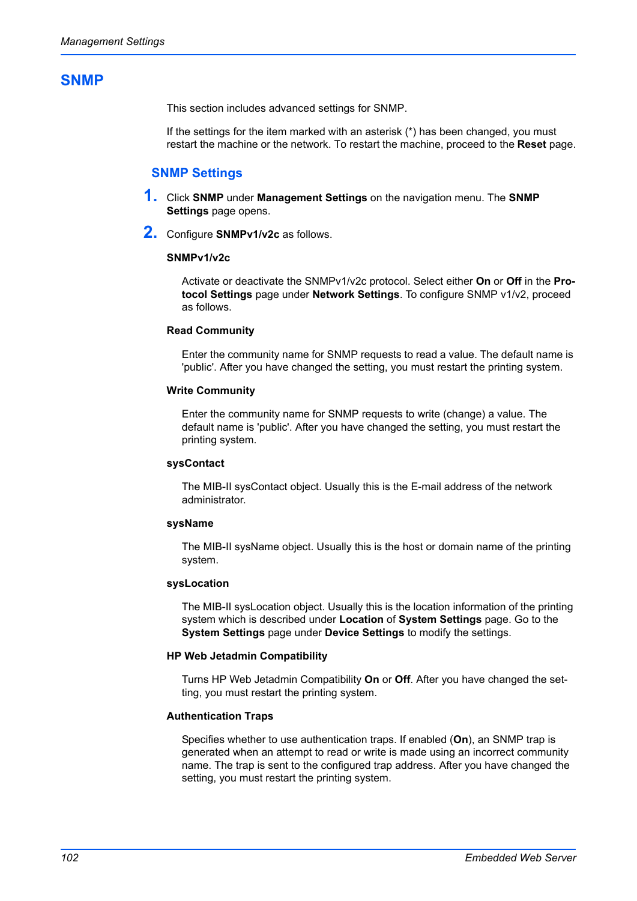# SNMP

This section includes advanced settings for SNMP.

If the settings for the item marked with an asterisk (*) has been changed, you must restart the machine or the network. To restart the machine, proceed to the **Reset** page.

## SNMP Settings

1. Click **SNMP** under **Management Settings** on the navigation menu. The **SNMP Settings** page opens.

2. Configure **SNMPv1/v2c** as follows.

**SNMPv1/v2c**

Activate or deactivate the SNMPv1/v2c protocol. Select either **On** or **Off** in the **Protocol Settings** page under **Network Settings**. To configure SNMP v1/v2, proceed as follows.

**Read Community**

Enter the community name for SNMP requests to read a value. The default name is 'public'. After you have changed the setting, you must restart the printing system.

**Write Community**

Enter the community name for SNMP requests to write (change) a value. The default name is 'public'. After you have changed the setting, you must restart the printing system.

**sysContact**

The MIB-II sysContact object. Usually this is the E-mail address of the network administrator.

**sysName**

The MIB-II sysName object. Usually this is the host or domain name of the printing system.

**sysLocation**

The MIB-II sysLocation object. Usually this is the location information of the printing system which is described under **Location** of **System Settings** page. Go to the **System Settings** page under **Device Settings** to modify the settings.

**HP Web Jetadmin Compatibility**

Turns HP Web Jetadmin Compatibility **On** or **Off**. After you have changed the setting, you must restart the printing system.

**Authentication Traps**

Specifies whether to use authentication traps. If enabled (**On**), an SNMP trap is generated when an attempt to read or write is made using an incorrect community name. The trap is sent to the configured trap address. After you have changed the setting, you must restart the printing system.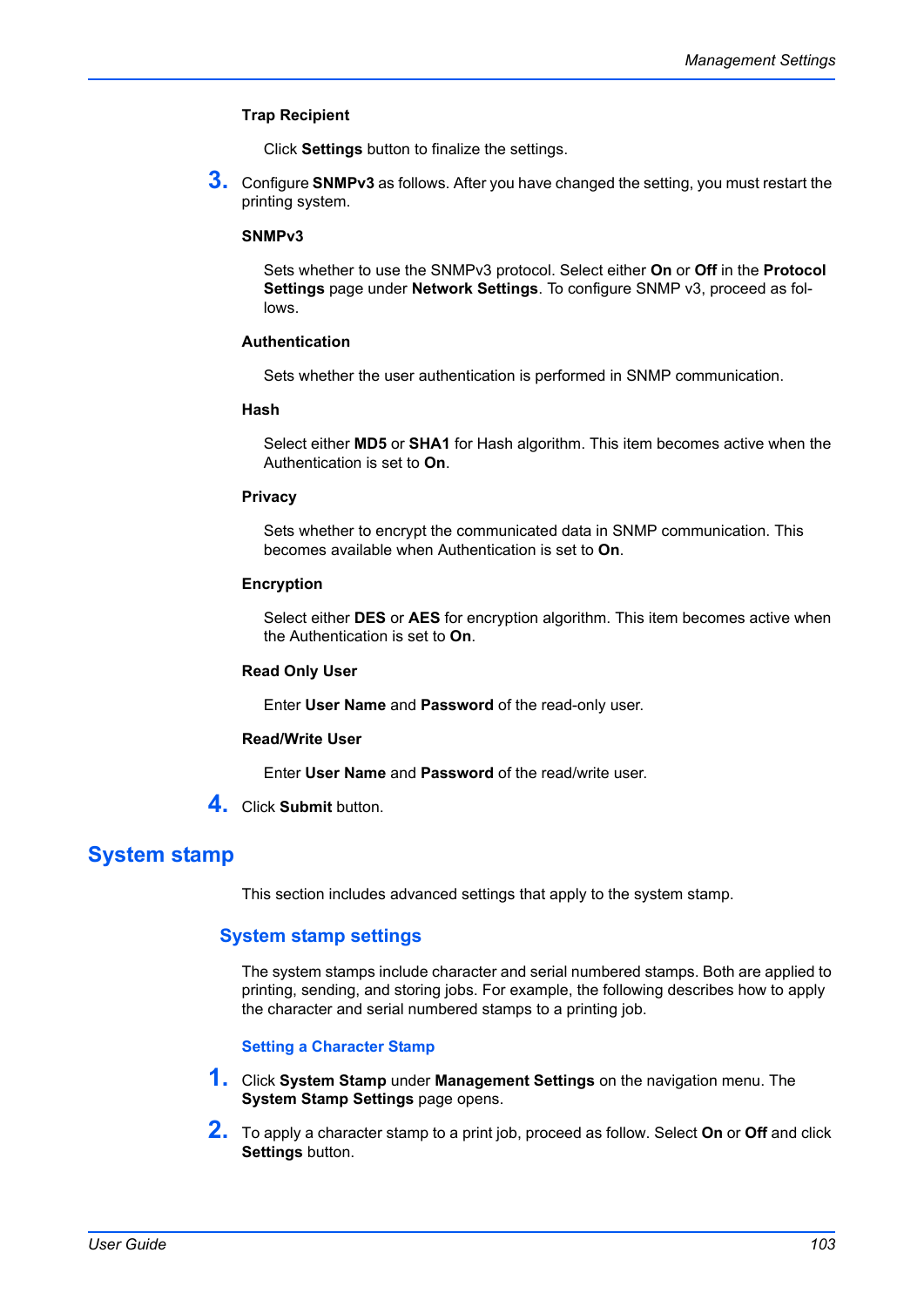**Trap Recipient**

Click **Settings** button to finalize the settings.

3. Configure **SNMPv3** as follows. After you have changed the setting, you must restart the printing system.

**SNMPv3**

Sets whether to use the SNMPv3 protocol. Select either **On** or **Off** in the **Protocol Settings** page under **Network Settings**. To configure SNMP v3, proceed as follows.

**Authentication**

Sets whether the user authentication is performed in SNMP communication.

**Hash**

Select either **MD5** or **SHA1** for Hash algorithm. This item becomes active when the Authentication is set to **On**.

**Privacy**

Sets whether to encrypt the communicated data in SNMP communication. This becomes available when Authentication is set to **On**.

**Encryption**

Select either **DES** or **AES** for encryption algorithm. This item becomes active when the Authentication is set to **On**.

**Read Only User**

Enter **User Name** and **Password** of the read-only user.

**Read/Write User**

Enter **User Name** and **Password** of the read/write user.

4. Click **Submit** button.

## System stamp

This section includes advanced settings that apply to the system stamp.

### System stamp settings

The system stamps include character and serial numbered stamps. Both are applied to printing, sending, and storing jobs. For example, the following describes how to apply the character and serial numbered stamps to a printing job.

#### Setting a Character Stamp

1. Click **System Stamp** under **Management Settings** on the navigation menu. The **System Stamp Settings** page opens.
2. To apply a character stamp to a print job, proceed as follow. Select **On** or **Off** and click **Settings** button.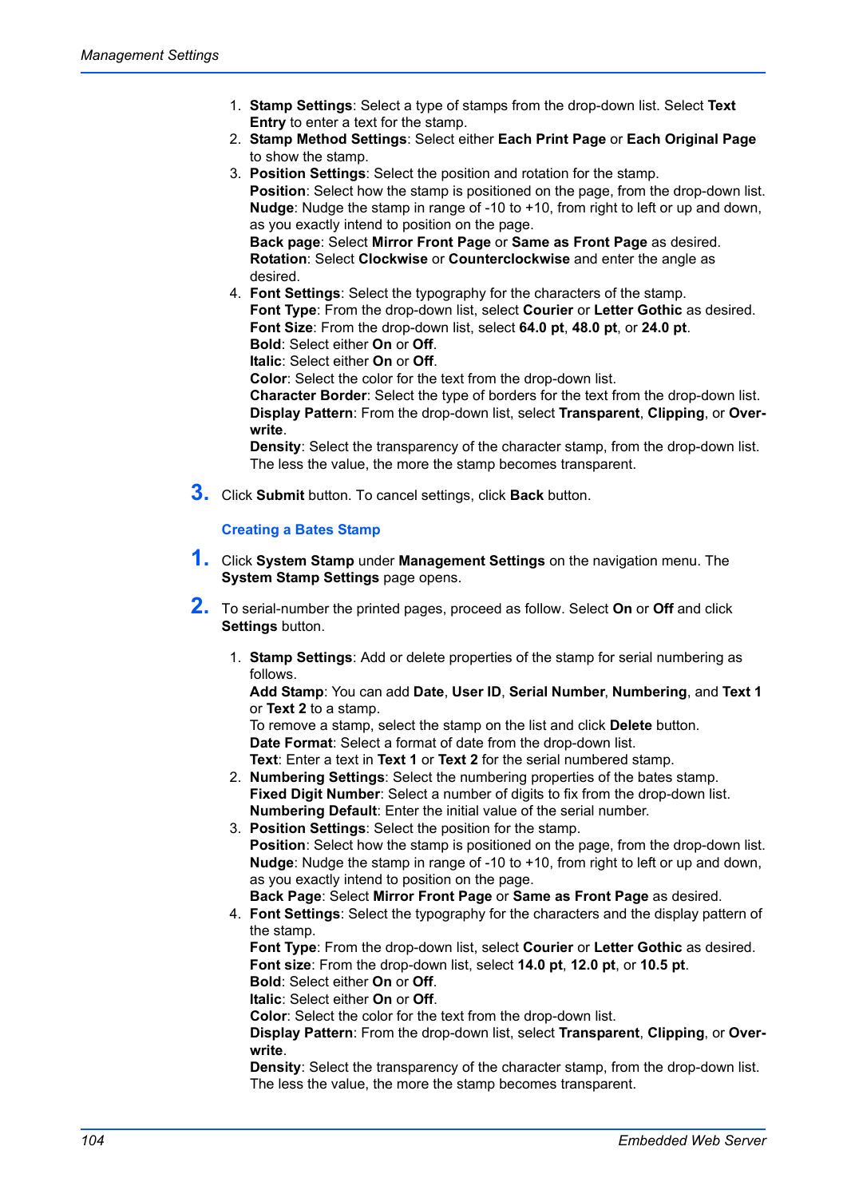1. **Stamp Settings**: Select a type of stamps from the drop-down list. Select **Text Entry** to enter a text for the stamp.
2. **Stamp Method Settings**: Select either **Each Print Page** or **Each Original Page** to show the stamp.
3. **Position Settings**: Select the position and rotation for the stamp.
   **Position**: Select how the stamp is positioned on the page, from the drop-down list.
   **Nudge**: Nudge the stamp in range of -10 to +10, from right to left or up and down, as you exactly intend to position on the page.
   **Back page**: Select **Mirror Front Page** or **Same as Front Page** as desired.
   **Rotation**: Select **Clockwise** or **Counterclockwise** and enter the angle as desired.
4. **Font Settings**: Select the typography for the characters of the stamp.
   **Font Type**: From the drop-down list, select **Courier** or **Letter Gothic** as desired.
   **Font Size**: From the drop-down list, select **64.0 pt**, **48.0 pt**, or **24.0 pt**.
   **Bold**: Select either **On** or **Off**.
   **Italic**: Select either **On** or **Off**.
   **Color**: Select the color for the text from the drop-down list.
   **Character Border**: Select the type of borders for the text from the drop-down list.
   **Display Pattern**: From the drop-down list, select **Transparent**, **Clipping**, or **Overwrite**.
   **Density**: Select the transparency of the character stamp, from the drop-down list. The less the value, the more the stamp becomes transparent.

**3.** Click **Submit** button. To cancel settings, click **Back** button.

### Creating a Bates Stamp

**1.** Click **System Stamp** under **Management Settings** on the navigation menu. The **System Stamp Settings** page opens.

**2.** To serial-number the printed pages, proceed as follow. Select **On** or **Off** and click **Settings** button.

1. **Stamp Settings**: Add or delete properties of the stamp for serial numbering as follows.
   **Add Stamp**: You can add **Date**, **User ID**, **Serial Number**, **Numbering**, and **Text 1** or **Text 2** to a stamp.
   To remove a stamp, select the stamp on the list and click **Delete** button.
   **Date Format**: Select a format of date from the drop-down list.
   **Text**: Enter a text in **Text 1** or **Text 2** for the serial numbered stamp.
2. **Numbering Settings**: Select the numbering properties of the bates stamp.
   **Fixed Digit Number**: Select a number of digits to fix from the drop-down list.
   **Numbering Default**: Enter the initial value of the serial number.
3. **Position Settings**: Select the position for the stamp.
   **Position**: Select how the stamp is positioned on the page, from the drop-down list.
   **Nudge**: Nudge the stamp in range of -10 to +10, from right to left or up and down, as you exactly intend to position on the page.
   **Back Page**: Select **Mirror Front Page** or **Same as Front Page** as desired.
4. **Font Settings**: Select the typography for the characters and the display pattern of the stamp.
   **Font Type**: From the drop-down list, select **Courier** or **Letter Gothic** as desired.
   **Font size**: From the drop-down list, select **14.0 pt**, **12.0 pt**, or **10.5 pt**.
   **Bold**: Select either **On** or **Off**.
   **Italic**: Select either **On** or **Off**.
   **Color**: Select the color for the text from the drop-down list.
   **Display Pattern**: From the drop-down list, select **Transparent**, **Clipping**, or **Overwrite**.
   **Density**: Select the transparency of the character stamp, from the drop-down list. The less the value, the more the stamp becomes transparent.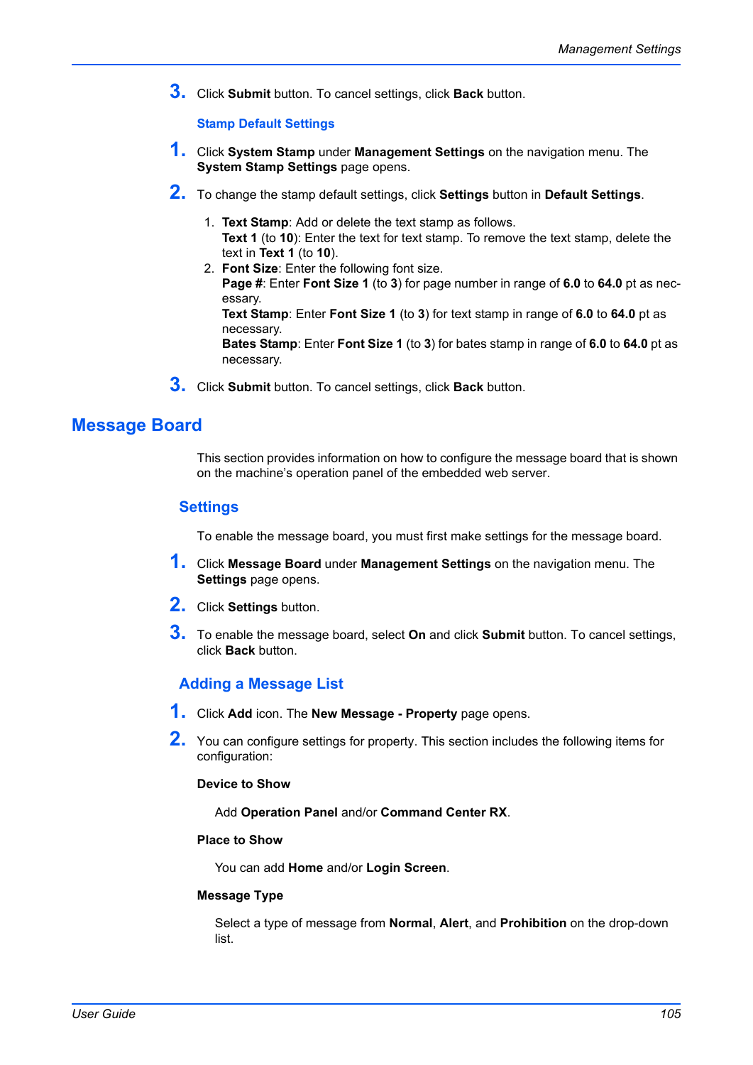3. Click **Submit** button. To cancel settings, click **Back** button.

### Stamp Default Settings

1. Click **System Stamp** under **Management Settings** on the navigation menu. The **System Stamp Settings** page opens.

2. To change the stamp default settings, click **Settings** button in **Default Settings**.

   1. **Text Stamp**: Add or delete the text stamp as follows.
      **Text 1** (to **10**): Enter the text for text stamp. To remove the text stamp, delete the text in **Text 1** (to **10**).
   2. **Font Size**: Enter the following font size.
      **Page #**: Enter **Font Size 1** (to **3**) for page number in range of **6.0** to **64.0** pt as necessary.
      **Text Stamp**: Enter **Font Size 1** (to **3**) for text stamp in range of **6.0** to **64.0** pt as necessary.
      **Bates Stamp**: Enter **Font Size 1** (to **3**) for bates stamp in range of **6.0** to **64.0** pt as necessary.

3. Click **Submit** button. To cancel settings, click **Back** button.

# Message Board

This section provides information on how to configure the message board that is shown on the machine's operation panel of the embedded web server.

## Settings

To enable the message board, you must first make settings for the message board.

1. Click **Message Board** under **Management Settings** on the navigation menu. The **Settings** page opens.

2. Click **Settings** button.

3. To enable the message board, select **On** and click **Submit** button. To cancel settings, click **Back** button.

## Adding a Message List

1. Click **Add** icon. The **New Message - Property** page opens.

2. You can configure settings for property. This section includes the following items for configuration:

**Device to Show**

Add **Operation Panel** and/or **Command Center RX**.

**Place to Show**

You can add **Home** and/or **Login Screen**.

**Message Type**

Select a type of message from **Normal**, **Alert**, and **Prohibition** on the drop-down list.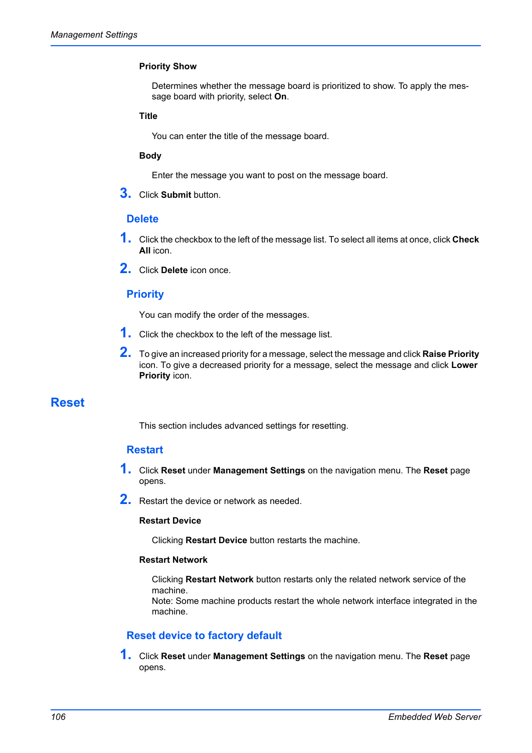**Priority Show**

Determines whether the message board is prioritized to show. To apply the message board with priority, select **On**.

**Title**

You can enter the title of the message board.

**Body**

Enter the message you want to post on the message board.

3. Click **Submit** button.

### Delete

1. Click the checkbox to the left of the message list. To select all items at once, click **Check All** icon.
2. Click **Delete** icon once.

### Priority

You can modify the order of the messages.

1. Click the checkbox to the left of the message list.
2. To give an increased priority for a message, select the message and click **Raise Priority** icon. To give a decreased priority for a message, select the message and click **Lower Priority** icon.

## Reset

This section includes advanced settings for resetting.

### Restart

1. Click **Reset** under **Management Settings** on the navigation menu. The **Reset** page opens.
2. Restart the device or network as needed.

**Restart Device**

Clicking **Restart Device** button restarts the machine.

**Restart Network**

Clicking **Restart Network** button restarts only the related network service of the machine.
Note: Some machine products restart the whole network interface integrated in the machine.

### Reset device to factory default

1. Click **Reset** under **Management Settings** on the navigation menu. The **Reset** page opens.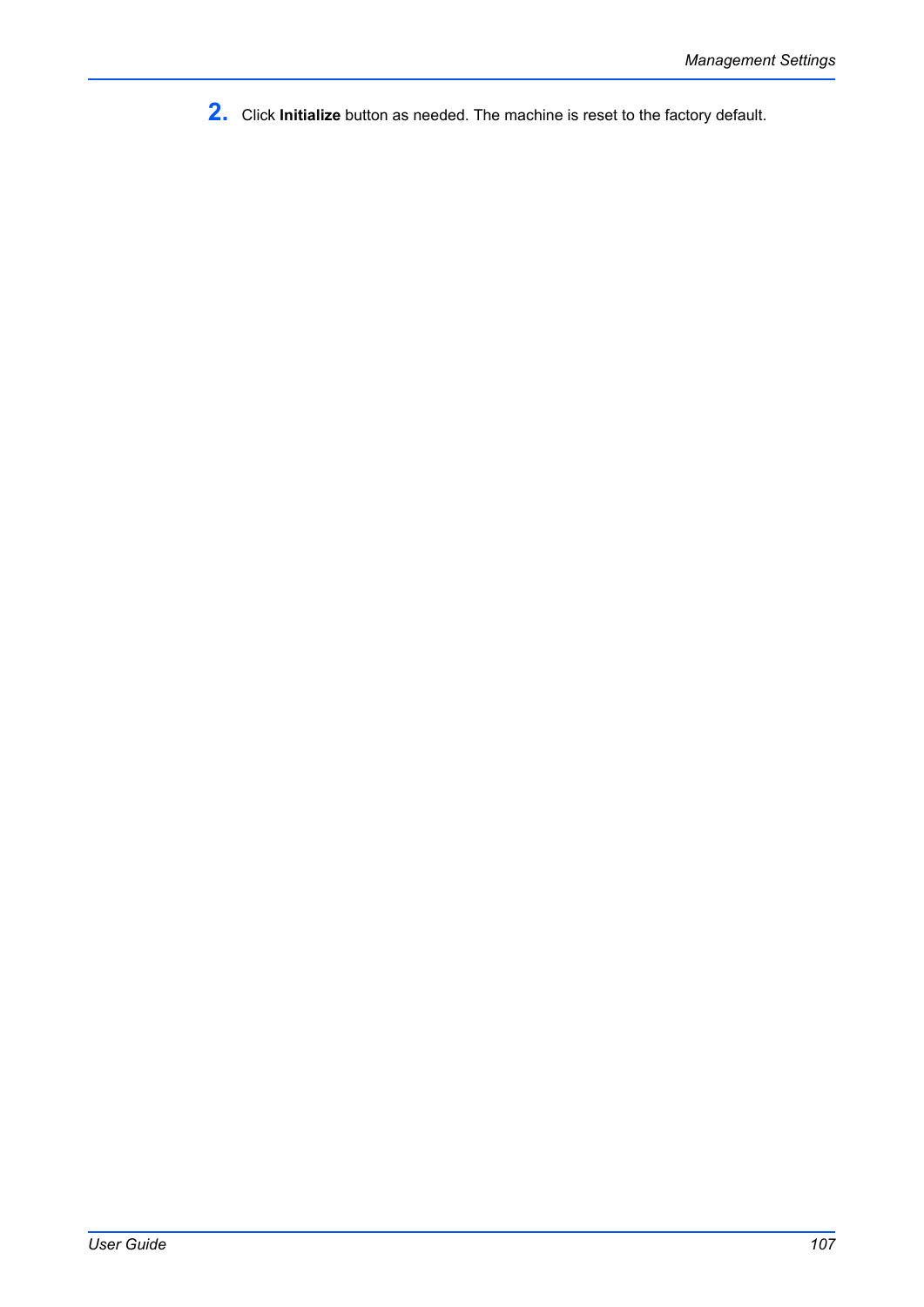2. Click **Initialize** button as needed. The machine is reset to the factory default.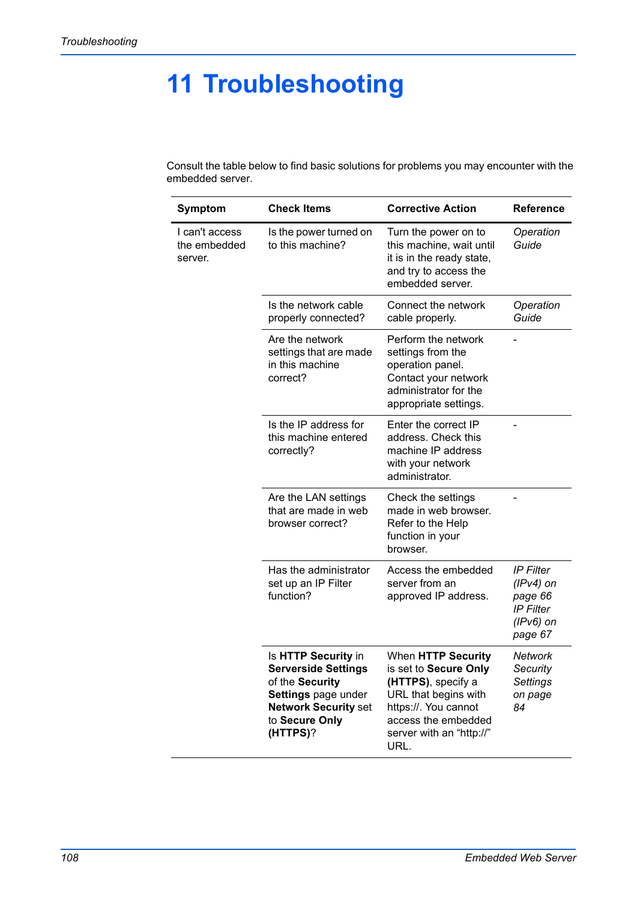# 11 Troubleshooting

Consult the table below to find basic solutions for problems you may encounter with the embedded server.

| Symptom | Check Items | Corrective Action | Reference |
|---|---|---|---|
| I can't access the embedded server. | Is the power turned on to this machine? | Turn the power on to this machine, wait until it is in the ready state, and try to access the embedded server. | *Operation Guide* |
| | Is the network cable properly connected? | Connect the network cable properly. | *Operation Guide* |
| | Are the network settings that are made in this machine correct? | Perform the network settings from the operation panel. Contact your network administrator for the appropriate settings. | - |
| | Is the IP address for this machine entered correctly? | Enter the correct IP address. Check this machine IP address with your network administrator. | - |
| | Are the LAN settings that are made in web browser correct? | Check the settings made in web browser. Refer to the Help function in your browser. | - |
| | Has the administrator set up an IP Filter function? | Access the embedded server from an approved IP address. | *IP Filter (IPv4) on page 66* *IP Filter (IPv6) on page 67* |
| | Is **HTTP Security** in **Serverside Settings** of the **Security Settings** page under **Network Security** set to **Secure Only (HTTPS)**? | When **HTTP Security** is set to **Secure Only (HTTPS)**, specify a URL that begins with https://. You cannot access the embedded server with an "http://" URL. | *Network Security Settings on page 84* |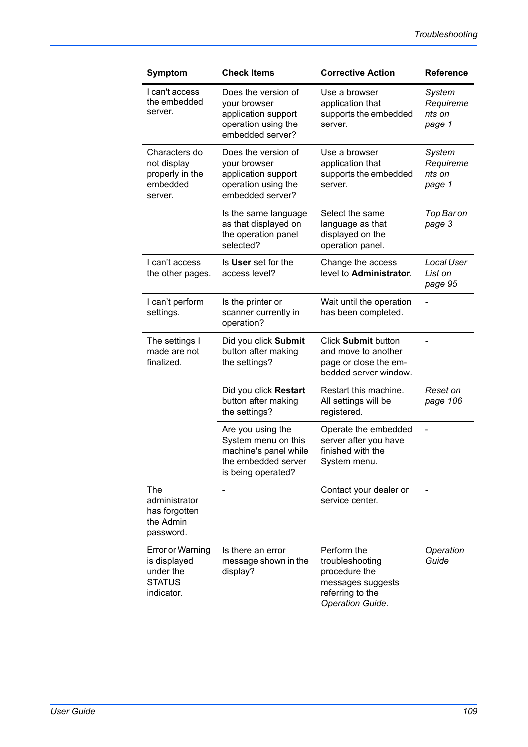| Symptom | Check Items | Corrective Action | Reference |
|---|---|---|---|
| I can't access the embedded server. | Does the version of your browser application support operation using the embedded server? | Use a browser application that supports the embedded server. | *System Requirements on page 1* |
| Characters do not display properly in the embedded server. | Does the version of your browser application support operation using the embedded server? | Use a browser application that supports the embedded server. | *System Requirements on page 1* |
| | Is the same language as that displayed on the operation panel selected? | Select the same language as that displayed on the operation panel. | *Top Bar on page 3* |
| I can't access the other pages. | Is **User** set for the access level? | Change the access level to **Administrator**. | *Local User List on page 95* |
| I can't perform settings. | Is the printer or scanner currently in operation? | Wait until the operation has been completed. | - |
| The settings I made are not finalized. | Did you click **Submit** button after making the settings? | Click **Submit** button and move to another page or close the embedded server window. | - |
| | Did you click **Restart** button after making the settings? | Restart this machine. All settings will be registered. | *Reset on page 106* |
| | Are you using the System menu on this machine's panel while the embedded server is being operated? | Operate the embedded server after you have finished with the System menu. | - |
| The administrator has forgotten the Admin password. | - | Contact your dealer or service center. | - |
| Error or Warning is displayed under the STATUS indicator. | Is there an error message shown in the display? | Perform the troubleshooting procedure the messages suggests referring to the *Operation Guide*. | *Operation Guide* |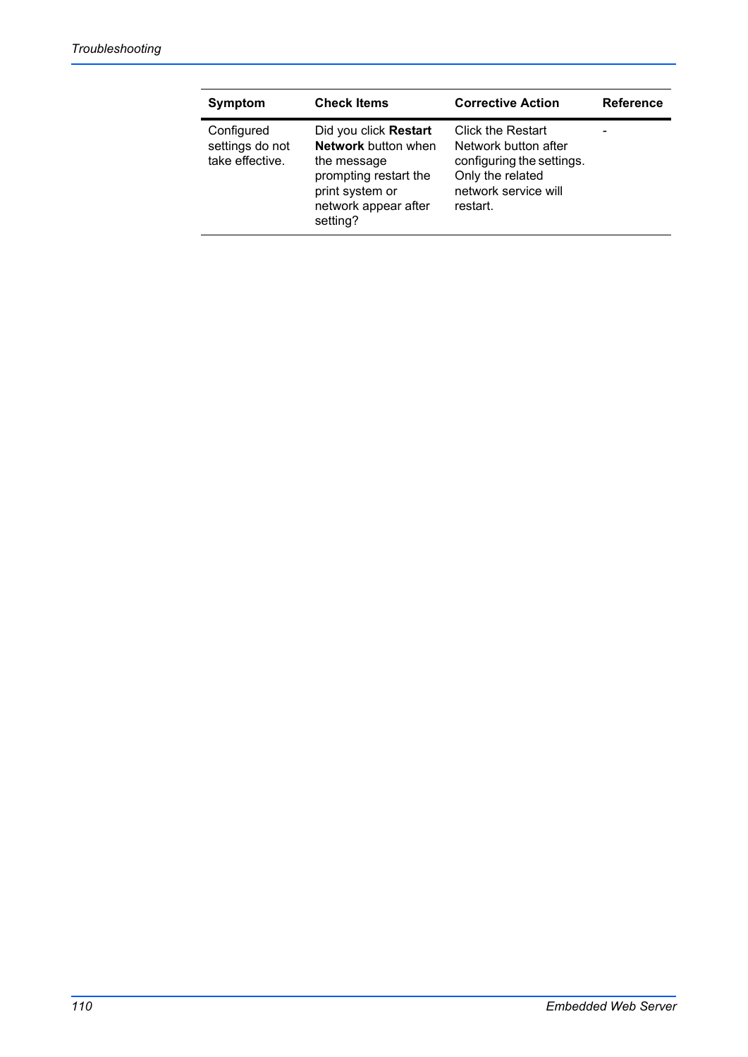| Symptom | Check Items | Corrective Action | Reference |
|---|---|---|---|
| Configured settings do not take effective. | Did you click **Restart Network** button when the message prompting restart the print system or network appear after setting? | Click the Restart Network button after configuring the settings. Only the related network service will restart. | - |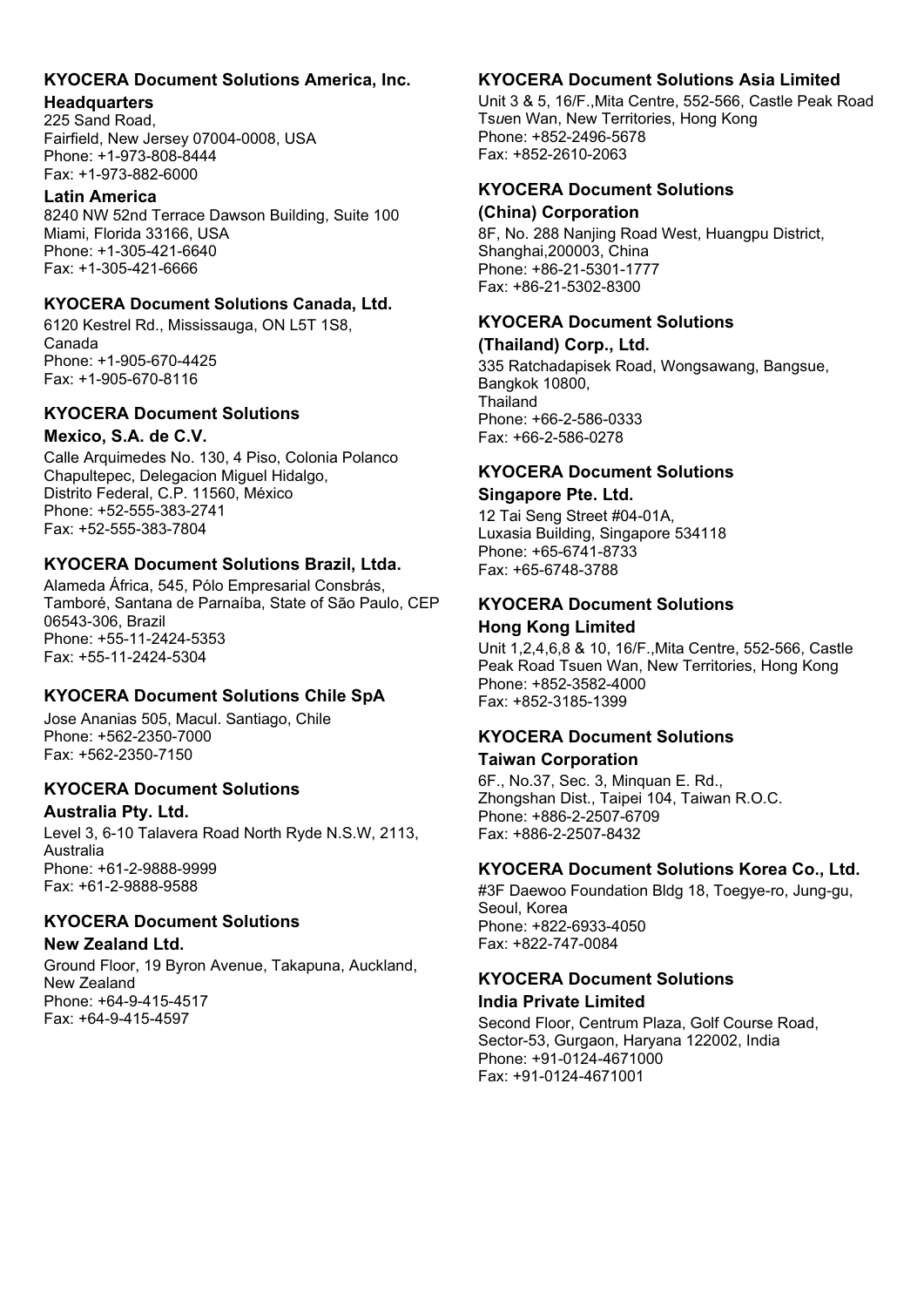**KYOCERA Document Solutions America, Inc.**

**Headquarters**
225 Sand Road,
Fairfield, New Jersey 07004-0008, USA
Phone: +1-973-808-8444
Fax: +1-973-882-6000

**Latin America**
8240 NW 52nd Terrace Dawson Building, Suite 100
Miami, Florida 33166, USA
Phone: +1-305-421-6640
Fax: +1-305-421-6666

**KYOCERA Document Solutions Canada, Ltd.**
6120 Kestrel Rd., Mississauga, ON L5T 1S8,
Canada
Phone: +1-905-670-4425
Fax: +1-905-670-8116

**KYOCERA Document Solutions Mexico, S.A. de C.V.**
Calle Arquimedes No. 130, 4 Piso, Colonia Polanco
Chapultepec, Delegacion Miguel Hidalgo,
Distrito Federal, C.P. 11560, México
Phone: +52-555-383-2741
Fax: +52-555-383-7804

**KYOCERA Document Solutions Brazil, Ltda.**
Alameda África, 545, Pólo Empresarial Consbrás,
Tamboré, Santana de Parnaíba, State of São Paulo, CEP
06543-306, Brazil
Phone: +55-11-2424-5353
Fax: +55-11-2424-5304

**KYOCERA Document Solutions Chile SpA**
Jose Ananias 505, Macul. Santiago, Chile
Phone: +562-2350-7000
Fax: +562-2350-7150

**KYOCERA Document Solutions Australia Pty. Ltd.**
Level 3, 6-10 Talavera Road North Ryde N.S.W, 2113,
Australia
Phone: +61-2-9888-9999
Fax: +61-2-9888-9588

**KYOCERA Document Solutions New Zealand Ltd.**
Ground Floor, 19 Byron Avenue, Takapuna, Auckland,
New Zealand
Phone: +64-9-415-4517
Fax: +64-9-415-4597

**KYOCERA Document Solutions Asia Limited**
Unit 3 & 5, 16/F.,Mita Centre, 552-566, Castle Peak Road
Tsuen Wan, New Territories, Hong Kong
Phone: +852-2496-5678
Fax: +852-2610-2063

**KYOCERA Document Solutions (China) Corporation**
8F, No. 288 Nanjing Road West, Huangpu District,
Shanghai,200003, China
Phone: +86-21-5301-1777
Fax: +86-21-5302-8300

**KYOCERA Document Solutions (Thailand) Corp., Ltd.**
335 Ratchadapisek Road, Wongsawang, Bangsue,
Bangkok 10800,
Thailand
Phone: +66-2-586-0333
Fax: +66-2-586-0278

**KYOCERA Document Solutions Singapore Pte. Ltd.**
12 Tai Seng Street #04-01A,
Luxasia Building, Singapore 534118
Phone: +65-6741-8733
Fax: +65-6748-3788

**KYOCERA Document Solutions Hong Kong Limited**
Unit 1,2,4,6,8 & 10, 16/F.,Mita Centre, 552-566, Castle
Peak Road Tsuen Wan, New Territories, Hong Kong
Phone: +852-3582-4000
Fax: +852-3185-1399

**KYOCERA Document Solutions Taiwan Corporation**
6F., No.37, Sec. 3, Minquan E. Rd.,
Zhongshan Dist., Taipei 104, Taiwan R.O.C.
Phone: +886-2-2507-6709
Fax: +886-2-2507-8432

**KYOCERA Document Solutions Korea Co., Ltd.**
#3F Daewoo Foundation Bldg 18, Toegye-ro, Jung-gu,
Seoul, Korea
Phone: +822-6933-4050
Fax: +822-747-0084

**KYOCERA Document Solutions India Private Limited**
Second Floor, Centrum Plaza, Golf Course Road,
Sector-53, Gurgaon, Haryana 122002, India
Phone: +91-0124-4671000
Fax: +91-0124-4671001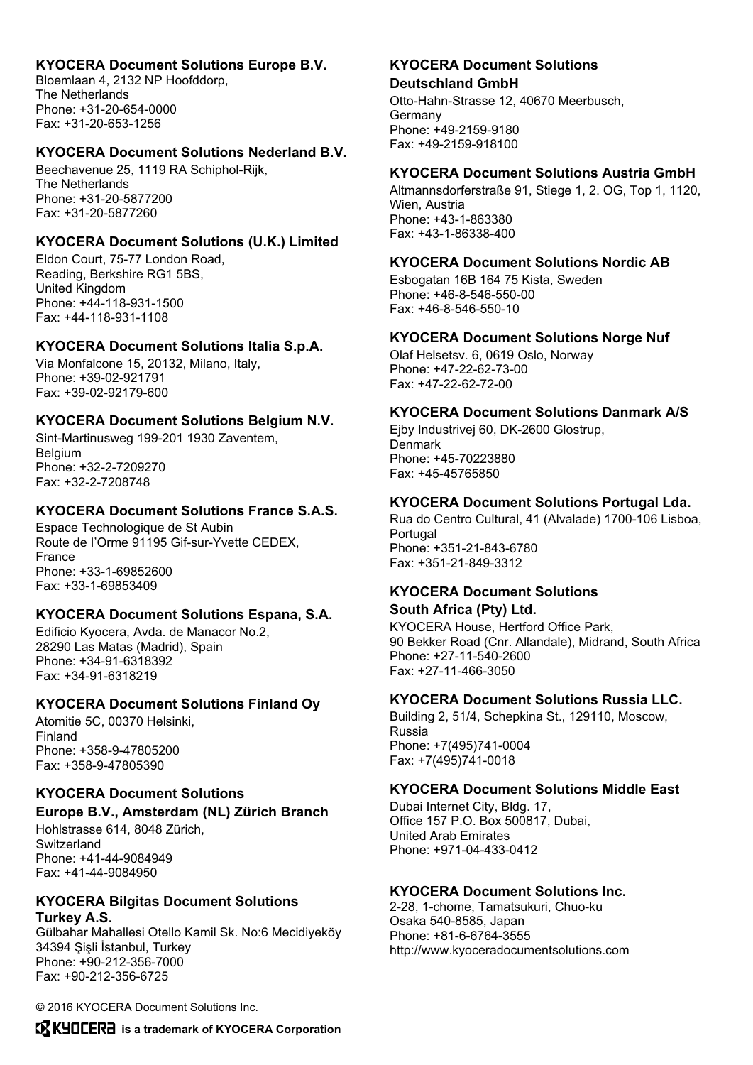**KYOCERA Document Solutions Europe B.V.**
Bloemlaan 4, 2132 NP Hoofddorp,
The Netherlands
Phone: +31-20-654-0000
Fax: +31-20-653-1256

**KYOCERA Document Solutions Nederland B.V.**
Beechavenue 25, 1119 RA Schiphol-Rijk,
The Netherlands
Phone: +31-20-5877200
Fax: +31-20-5877260

**KYOCERA Document Solutions (U.K.) Limited**
Eldon Court, 75-77 London Road,
Reading, Berkshire RG1 5BS,
United Kingdom
Phone: +44-118-931-1500
Fax: +44-118-931-1108

**KYOCERA Document Solutions Italia S.p.A.**
Via Monfalcone 15, 20132, Milano, Italy,
Phone: +39-02-921791
Fax: +39-02-92179-600

**KYOCERA Document Solutions Belgium N.V.**
Sint-Martinusweg 199-201 1930 Zaventem,
Belgium
Phone: +32-2-7209270
Fax: +32-2-7208748

**KYOCERA Document Solutions France S.A.S.**
Espace Technologique de St Aubin
Route de l'Orme 91195 Gif-sur-Yvette CEDEX,
France
Phone: +33-1-69852600
Fax: +33-1-69853409

**KYOCERA Document Solutions Espana, S.A.**
Edificio Kyocera, Avda. de Manacor No.2,
28290 Las Matas (Madrid), Spain
Phone: +34-91-6318392
Fax: +34-91-6318219

**KYOCERA Document Solutions Finland Oy**
Atomitie 5C, 00370 Helsinki,
Finland
Phone: +358-9-47805200
Fax: +358-9-47805390

**KYOCERA Document Solutions Europe B.V., Amsterdam (NL) Zürich Branch**
Hohlstrasse 614, 8048 Zürich,
Switzerland
Phone: +41-44-9084949
Fax: +41-44-9084950

**KYOCERA Bilgitas Document Solutions Turkey A.S.**
Gülbahar Mahallesi Otello Kamil Sk. No:6 Mecidiyeköy
34394 Şişli İstanbul, Turkey
Phone: +90-212-356-7000
Fax: +90-212-356-6725

**KYOCERA Document Solutions Deutschland GmbH**
Otto-Hahn-Strasse 12, 40670 Meerbusch,
Germany
Phone: +49-2159-9180
Fax: +49-2159-918100

**KYOCERA Document Solutions Austria GmbH**
Altmannsdorferstraße 91, Stiege 1, 2. OG, Top 1, 1120,
Wien, Austria
Phone: +43-1-863380
Fax: +43-1-86338-400

**KYOCERA Document Solutions Nordic AB**
Esbogatan 16B 164 75 Kista, Sweden
Phone: +46-8-546-550-00
Fax: +46-8-546-550-10

**KYOCERA Document Solutions Norge Nuf**
Olaf Helsetsv. 6, 0619 Oslo, Norway
Phone: +47-22-62-73-00
Fax: +47-22-62-72-00

**KYOCERA Document Solutions Danmark A/S**
Ejby Industrivej 60, DK-2600 Glostrup,
Denmark
Phone: +45-70223880
Fax: +45-45765850

**KYOCERA Document Solutions Portugal Lda.**
Rua do Centro Cultural, 41 (Alvalade) 1700-106 Lisboa,
Portugal
Phone: +351-21-843-6780
Fax: +351-21-849-3312

**KYOCERA Document Solutions South Africa (Pty) Ltd.**
KYOCERA House, Hertford Office Park,
90 Bekker Road (Cnr. Allandale), Midrand, South Africa
Phone: +27-11-540-2600
Fax: +27-11-466-3050

**KYOCERA Document Solutions Russia LLC.**
Building 2, 51/4, Schepkina St., 129110, Moscow,
Russia
Phone: +7(495)741-0004
Fax: +7(495)741-0018

**KYOCERA Document Solutions Middle East**
Dubai Internet City, Bldg. 17,
Office 157 P.O. Box 500817, Dubai,
United Arab Emirates
Phone: +971-04-433-0412

**KYOCERA Document Solutions Inc.**
2-28, 1-chome, Tamatsukuri, Chuo-ku
Osaka 540-8585, Japan
Phone: +81-6-6764-3555
http://www.kyoceradocumentsolutions.com

© 2016 KYOCERA Document Solutions Inc.

**KYOCERA is a trademark of KYOCERA Corporation**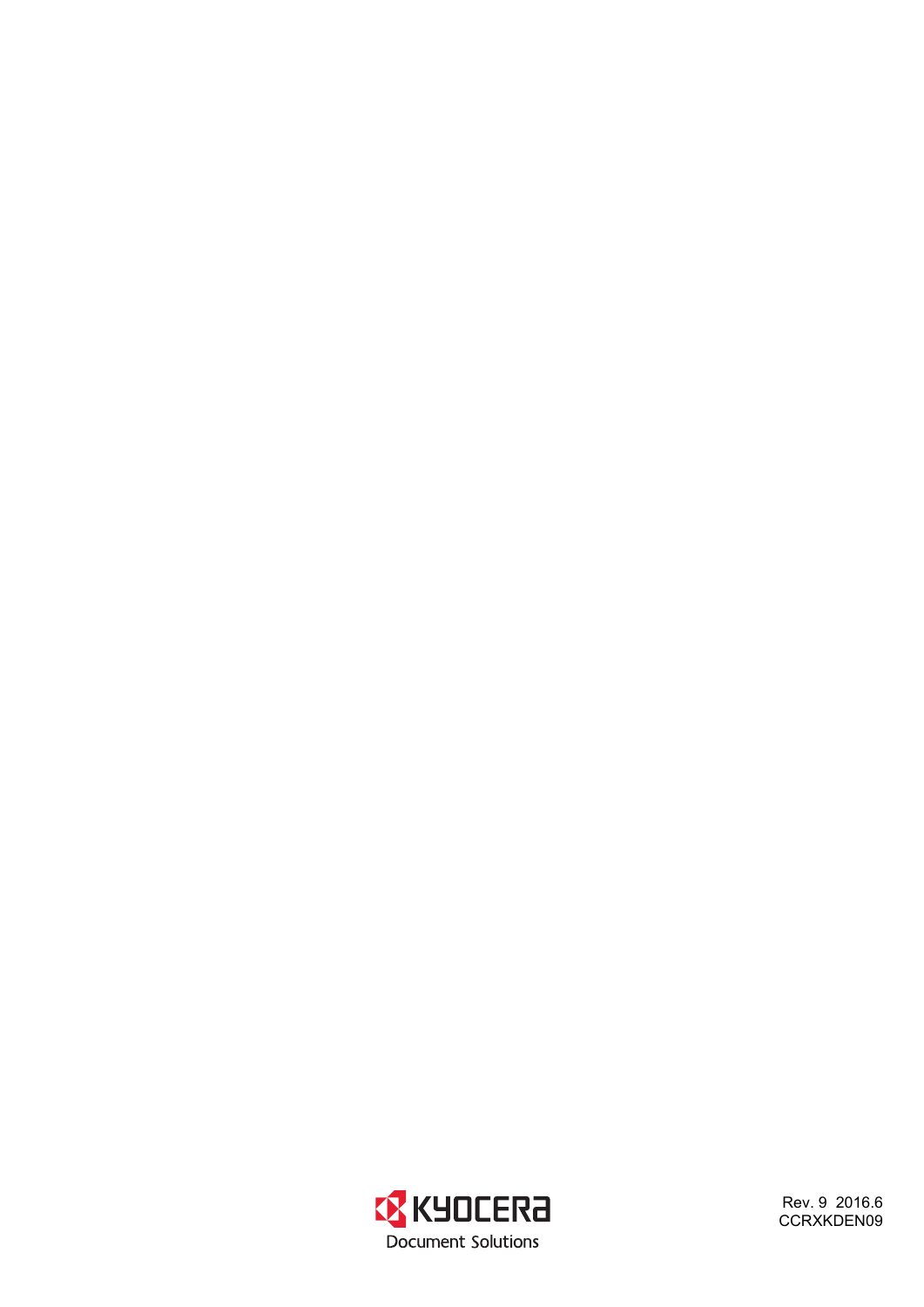KYOCERA

Document Solutions

Rev. 9 2016.6
CCRXKDEN09